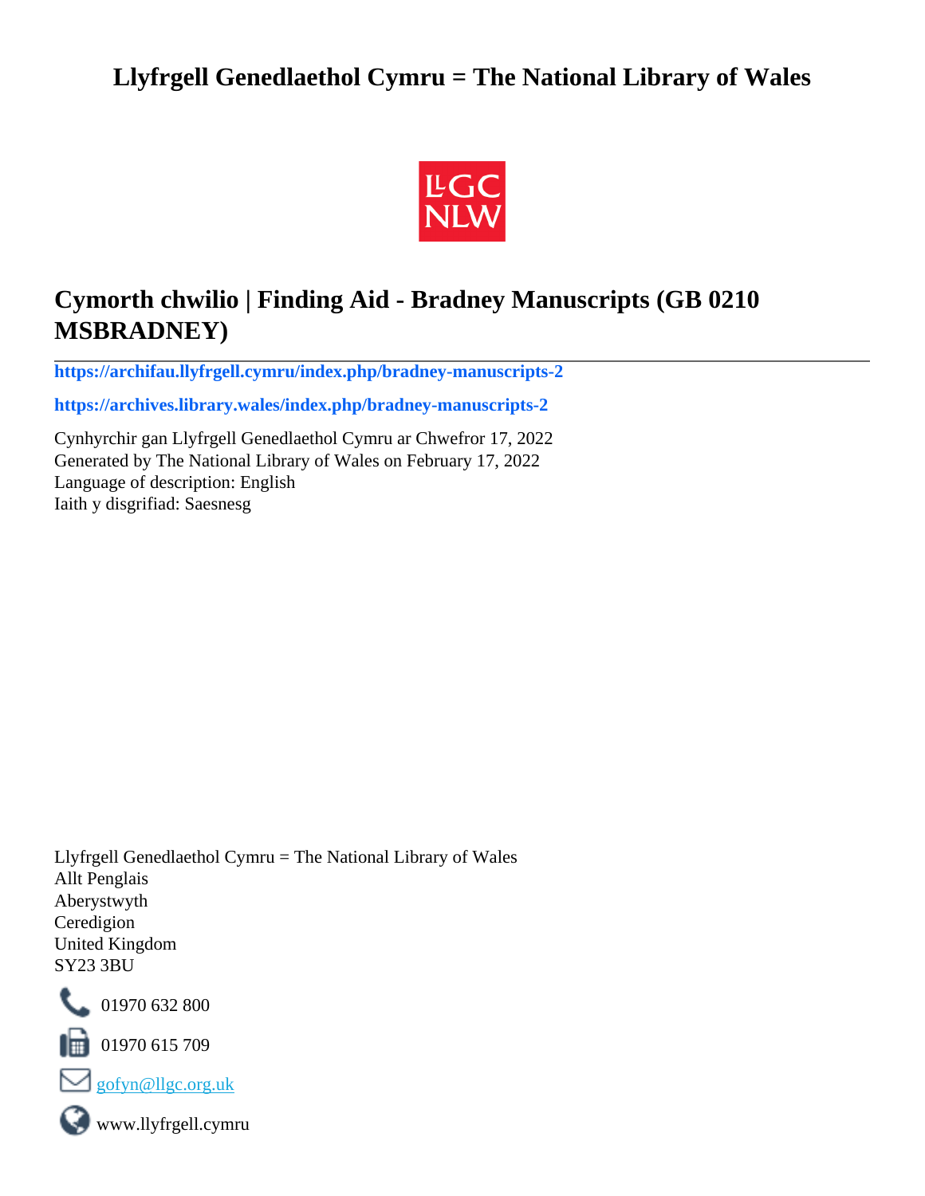# Llyfrgell Genedlaethol Cymru = The National Library of Wales

## Cymorth chwilio | Finding Aid - Bradney Manuscripts (GB 0210 MSBRADNEY)

**https://archifau.llyfrgell.cymru/index.php/bradney-manuscripts-2**

**https://archives.library.wales/index.php/bradney-manuscripts-2**

Cynhyrchir gan Llyfrgell Genedlaethol Cymru ar Chwefror 17, 2022
Generated by The National Library of Wales on February 17, 2022
Language of description: English
Iaith y disgrifiad: Saesnesg

Llyfrgell Genedlaethol Cymru = The National Library of Wales
Allt Penglais
Aberystwyth
Ceredigion
United Kingdom
SY23 3BU

01970 632 800

01970 615 709

gofyn@llgc.org.uk

www.llyfrgell.cymru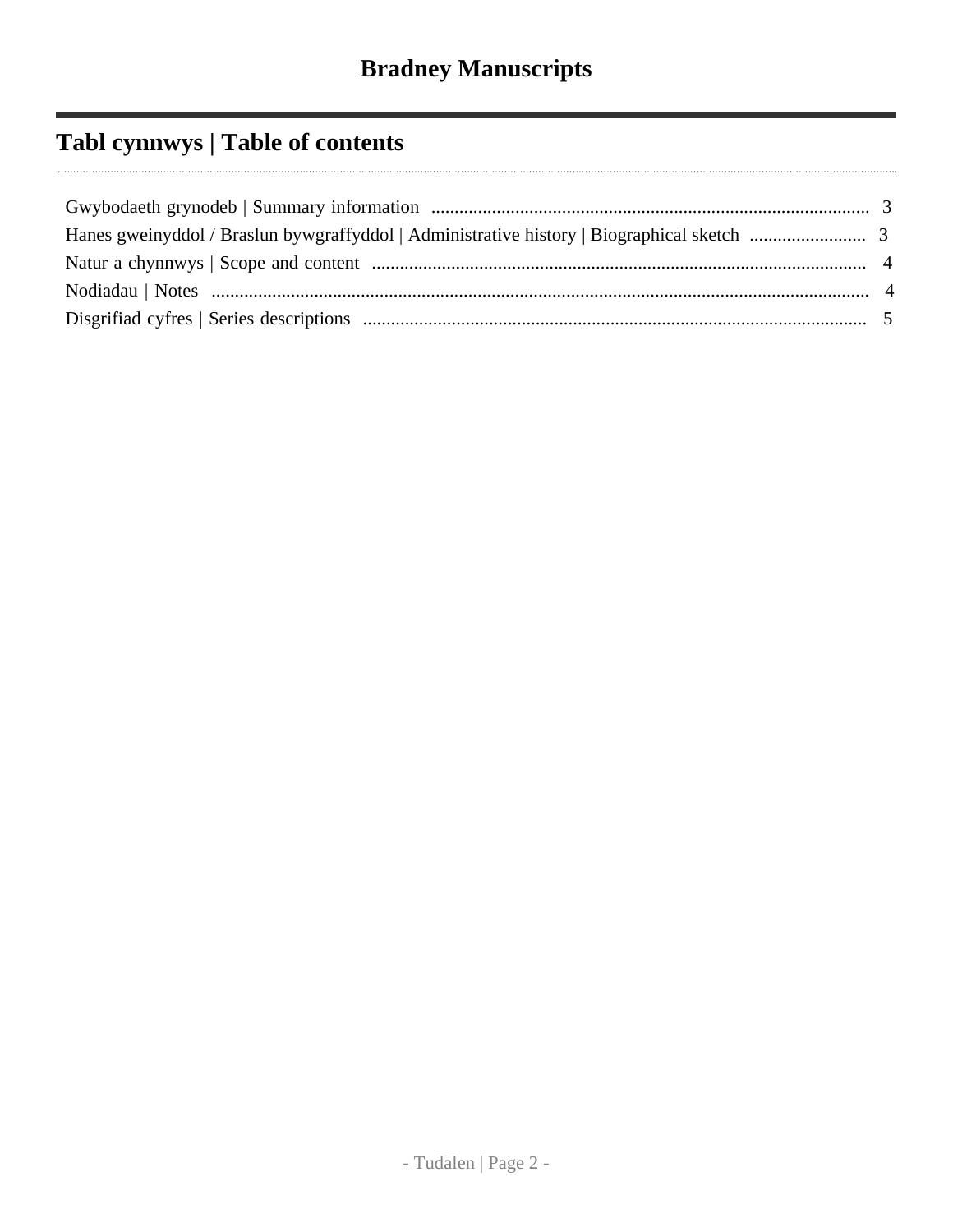# Bradney Manuscripts

## Tabl cynnwys | Table of contents

Gwybodaeth grynodeb | Summary information .......... 3

Hanes gweinyddol / Braslun bywgraffyddol | Administrative history | Biographical sketch .......... 3

Natur a chynnwys | Scope and content .......... 4

Nodiadau | Notes .......... 4

Disgrifiad cyfres | Series descriptions .......... 5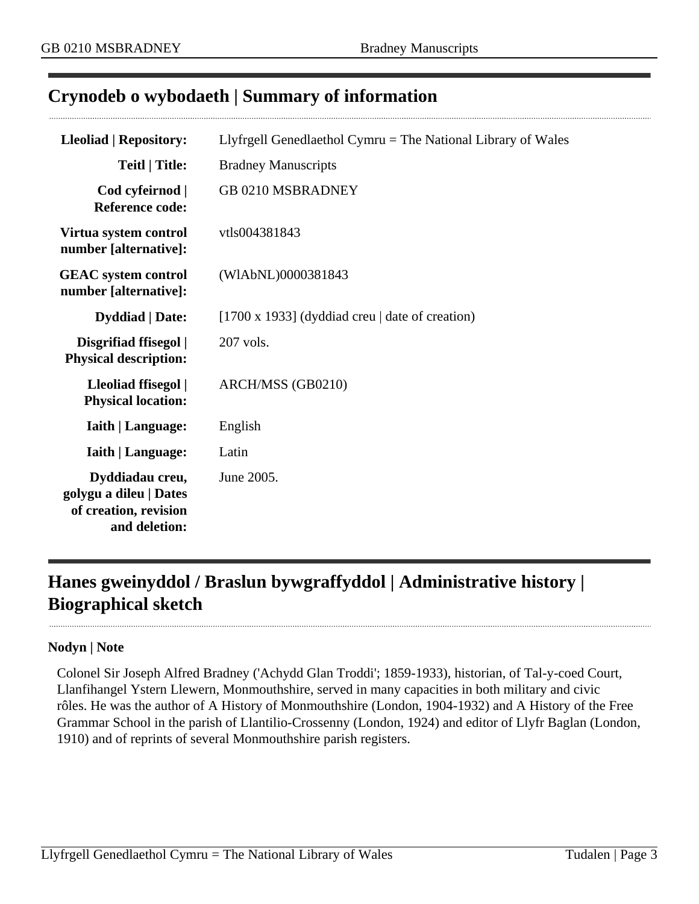## Crynodeb o wybodaeth | Summary of information

| | |
|---|---|
| **Lleoliad \| Repository:** | Llyfrgell Genedlaethol Cymru = The National Library of Wales |
| **Teitl \| Title:** | Bradney Manuscripts |
| **Cod cyfeirnod \| Reference code:** | GB 0210 MSBRADNEY |
| **Virtua system control number [alternative]:** | vtls004381843 |
| **GEAC system control number [alternative]:** | (WlAbNL)0000381843 |
| **Dyddiad \| Date:** | [1700 x 1933] (dyddiad creu \| date of creation) |
| **Disgrifiad ffisegol \| Physical description:** | 207 vols. |
| **Lleoliad ffisegol \| Physical location:** | ARCH/MSS (GB0210) |
| **Iaith \| Language:** | English |
| **Iaith \| Language:** | Latin |
| **Dyddiadau creu, golygu a dileu \| Dates of creation, revision and deletion:** | June 2005. |

## Hanes gweinyddol / Braslun bywgraffyddol | Administrative history | Biographical sketch

**Nodyn | Note**

Colonel Sir Joseph Alfred Bradney ('Achydd Glan Troddi'; 1859-1933), historian, of Tal-y-coed Court, Llanfihangel Ystern Llewern, Monmouthshire, served in many capacities in both military and civic rôles. He was the author of A History of Monmouthshire (London, 1904-1932) and A History of the Free Grammar School in the parish of Llantilio-Crossenny (London, 1924) and editor of Llyfr Baglan (London, 1910) and of reprints of several Monmouthshire parish registers.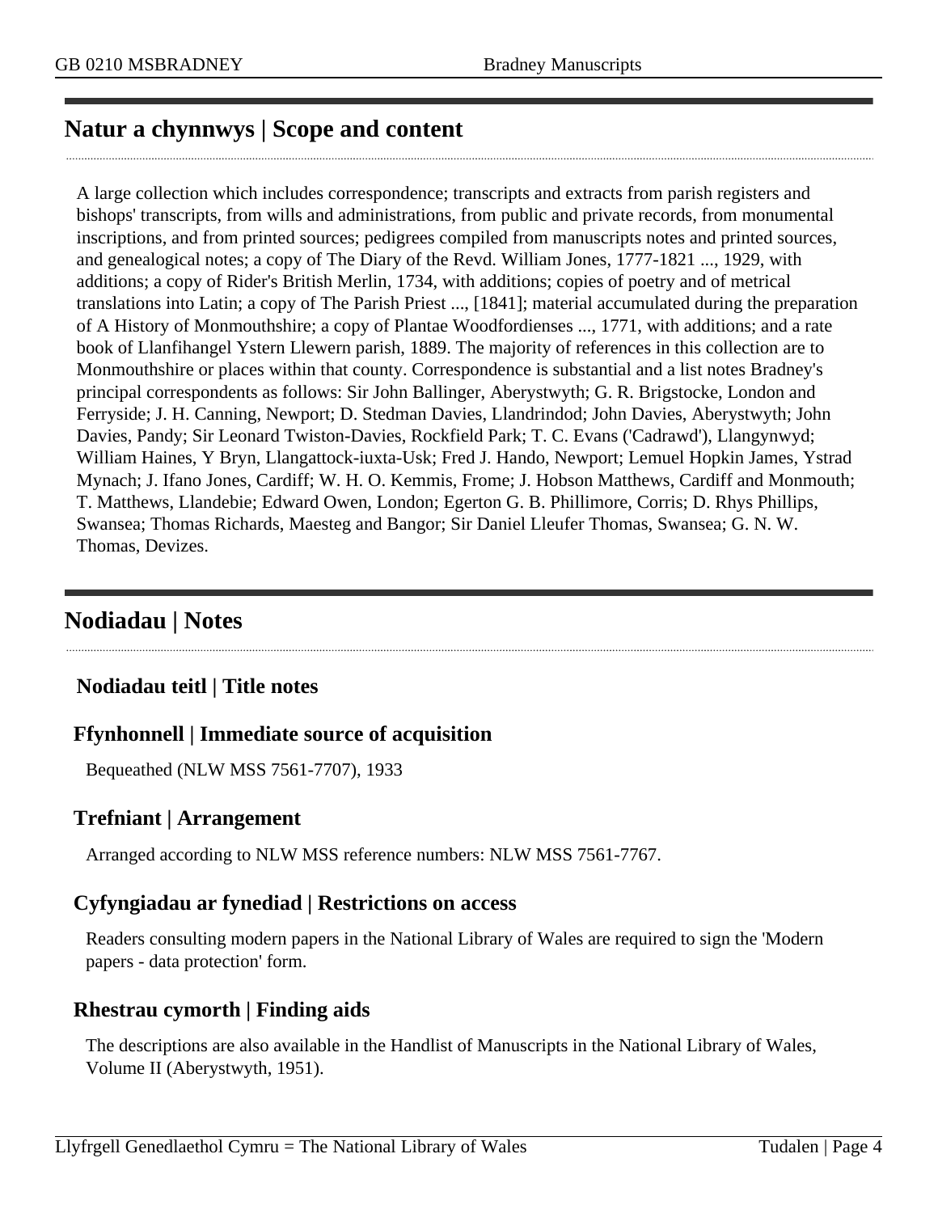## Natur a chynnwys | Scope and content

A large collection which includes correspondence; transcripts and extracts from parish registers and bishops' transcripts, from wills and administrations, from public and private records, from monumental inscriptions, and from printed sources; pedigrees compiled from manuscripts notes and printed sources, and genealogical notes; a copy of The Diary of the Revd. William Jones, 1777-1821 ..., 1929, with additions; a copy of Rider's British Merlin, 1734, with additions; copies of poetry and of metrical translations into Latin; a copy of The Parish Priest ..., [1841]; material accumulated during the preparation of A History of Monmouthshire; a copy of Plantae Woodfordienses ..., 1771, with additions; and a rate book of Llanfihangel Ystern Llewern parish, 1889. The majority of references in this collection are to Monmouthshire or places within that county. Correspondence is substantial and a list notes Bradney's principal correspondents as follows: Sir John Ballinger, Aberystwyth; G. R. Brigstocke, London and Ferryside; J. H. Canning, Newport; D. Stedman Davies, Llandrindod; John Davies, Aberystwyth; John Davies, Pandy; Sir Leonard Twiston-Davies, Rockfield Park; T. C. Evans ('Cadrawd'), Llangynwyd; William Haines, Y Bryn, Llangattock-iuxta-Usk; Fred J. Hando, Newport; Lemuel Hopkin James, Ystrad Mynach; J. Ifano Jones, Cardiff; W. H. O. Kemmis, Frome; J. Hobson Matthews, Cardiff and Monmouth; T. Matthews, Llandebie; Edward Owen, London; Egerton G. B. Phillimore, Corris; D. Rhys Phillips, Swansea; Thomas Richards, Maesteg and Bangor; Sir Daniel Lleufer Thomas, Swansea; G. N. W. Thomas, Devizes.

## Nodiadau | Notes

### Nodiadau teitl | Title notes

### Ffynhonnell | Immediate source of acquisition

Bequeathed (NLW MSS 7561-7707), 1933

### Trefniant | Arrangement

Arranged according to NLW MSS reference numbers: NLW MSS 7561-7767.

### Cyfyngiadau ar fynediad | Restrictions on access

Readers consulting modern papers in the National Library of Wales are required to sign the 'Modern papers - data protection' form.

### Rhestrau cymorth | Finding aids

The descriptions are also available in the Handlist of Manuscripts in the National Library of Wales, Volume II (Aberystwyth, 1951).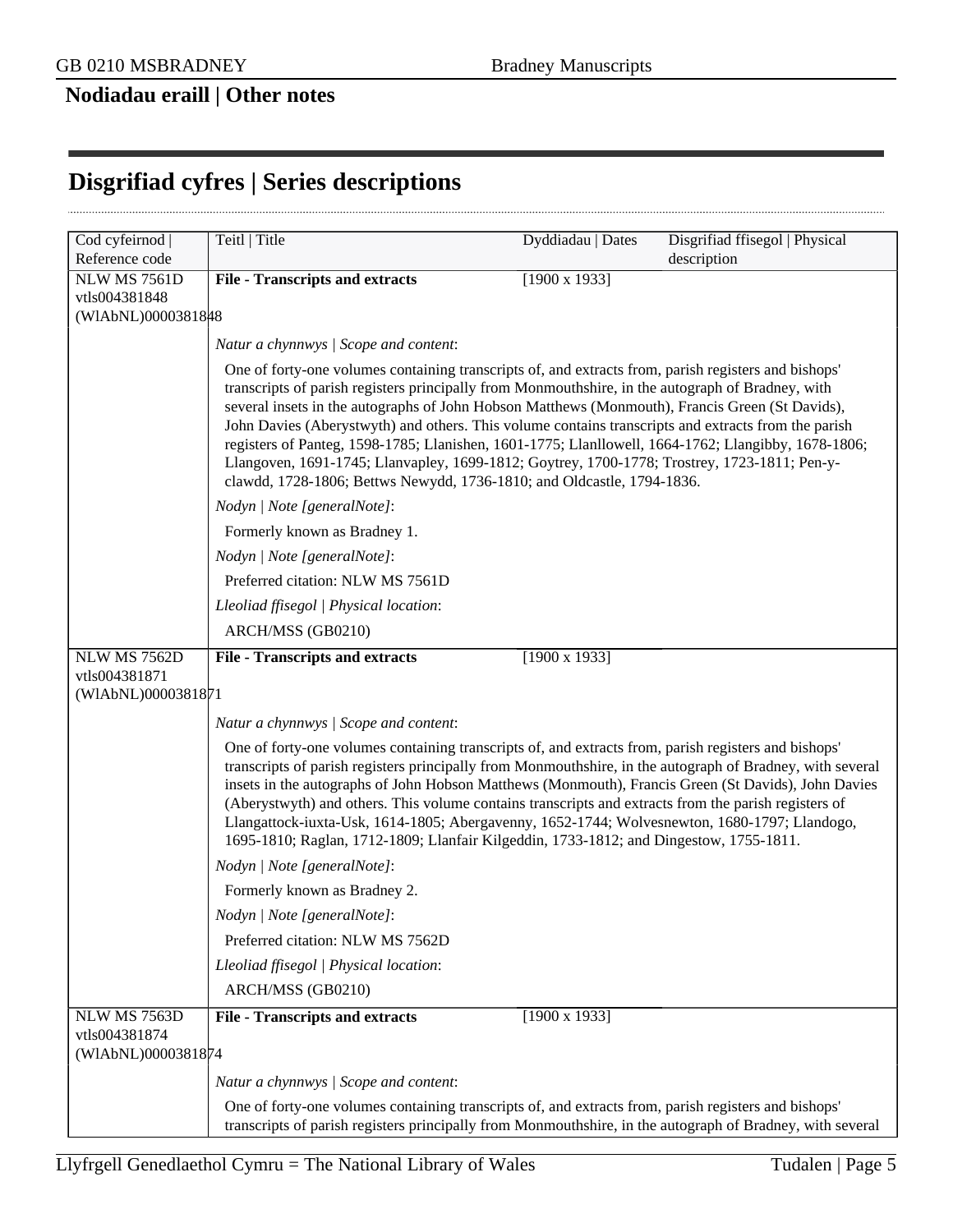## Nodiadau eraill | Other notes

---

# Disgrifiad cyfres | Series descriptions

| Cod cyfeirnod \| Reference code | Teitl \| Title | Dyddiadau \| Dates | Disgrifiad ffisegol \| Physical description |
|---|---|---|---|
| NLW MS 7561D vtls004381848 (WlAbNL)0000381848 | **File - Transcripts and extracts** | [1900 x 1933] | |

*Natur a chynnwys | Scope and content*:

One of forty-one volumes containing transcripts of, and extracts from, parish registers and bishops' transcripts of parish registers principally from Monmouthshire, in the autograph of Bradney, with several insets in the autographs of John Hobson Matthews (Monmouth), Francis Green (St Davids), John Davies (Aberystwyth) and others. This volume contains transcripts and extracts from the parish registers of Panteg, 1598-1785; Llanishen, 1601-1775; Llanllowell, 1664-1762; Llangibby, 1678-1806; Llangoven, 1691-1745; Llanvapley, 1699-1812; Goytrey, 1700-1778; Trostrey, 1723-1811; Pen-y-clawdd, 1728-1806; Bettws Newydd, 1736-1810; and Oldcastle, 1794-1836.

*Nodyn | Note [generalNote]*:

Formerly known as Bradney 1.

*Nodyn | Note [generalNote]*:

Preferred citation: NLW MS 7561D

*Lleoliad ffisegol | Physical location*:

ARCH/MSS (GB0210)

| Cod cyfeirnod \| Reference code | Teitl \| Title | Dyddiadau \| Dates | Disgrifiad ffisegol \| Physical description |
|---|---|---|---|
| NLW MS 7562D vtls004381871 (WlAbNL)0000381871 | **File - Transcripts and extracts** | [1900 x 1933] | |

*Natur a chynnwys | Scope and content*:

One of forty-one volumes containing transcripts of, and extracts from, parish registers and bishops' transcripts of parish registers principally from Monmouthshire, in the autograph of Bradney, with several insets in the autographs of John Hobson Matthews (Monmouth), Francis Green (St Davids), John Davies (Aberystwyth) and others. This volume contains transcripts and extracts from the parish registers of Llangattock-iuxta-Usk, 1614-1805; Abergavenny, 1652-1744; Wolvesnewton, 1680-1797; Llandogo, 1695-1810; Raglan, 1712-1809; Llanfair Kilgeddin, 1733-1812; and Dingestow, 1755-1811.

*Nodyn | Note [generalNote]*:

Formerly known as Bradney 2.

*Nodyn | Note [generalNote]*:

Preferred citation: NLW MS 7562D

*Lleoliad ffisegol | Physical location*:

ARCH/MSS (GB0210)

| Cod cyfeirnod \| Reference code | Teitl \| Title | Dyddiadau \| Dates | Disgrifiad ffisegol \| Physical description |
|---|---|---|---|
| NLW MS 7563D vtls004381874 (WlAbNL)0000381874 | **File - Transcripts and extracts** | [1900 x 1933] | |

*Natur a chynnwys | Scope and content*:

One of forty-one volumes containing transcripts of, and extracts from, parish registers and bishops' transcripts of parish registers principally from Monmouthshire, in the autograph of Bradney, with several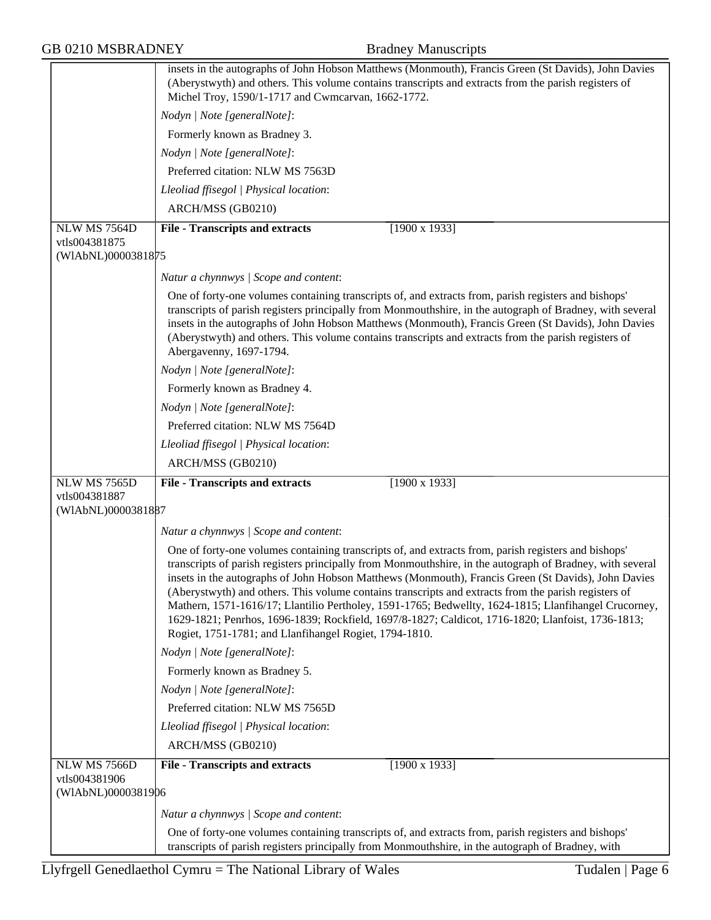insets in the autographs of John Hobson Matthews (Monmouth), Francis Green (St Davids), John Davies (Aberystwyth) and others. This volume contains transcripts and extracts from the parish registers of Michel Troy, 1590/1-1717 and Cwmcarvan, 1662-1772.

*Nodyn | Note [generalNote]*:

Formerly known as Bradney 3.

*Nodyn | Note [generalNote]*:

Preferred citation: NLW MS 7563D

*Lleoliad ffisegol | Physical location*:

ARCH/MSS (GB0210)

---

NLW MS 7564D
vtls004381875
(WlAbNL)0000381875

**File - Transcripts and extracts** [1900 x 1933]

*Natur a chynnwys | Scope and content*:

One of forty-one volumes containing transcripts of, and extracts from, parish registers and bishops' transcripts of parish registers principally from Monmouthshire, in the autograph of Bradney, with several insets in the autographs of John Hobson Matthews (Monmouth), Francis Green (St Davids), John Davies (Aberystwyth) and others. This volume contains transcripts and extracts from the parish registers of Abergavenny, 1697-1794.

*Nodyn | Note [generalNote]*:

Formerly known as Bradney 4.

*Nodyn | Note [generalNote]*:

Preferred citation: NLW MS 7564D

*Lleoliad ffisegol | Physical location*:

ARCH/MSS (GB0210)

---

NLW MS 7565D
vtls004381887
(WlAbNL)0000381887

**File - Transcripts and extracts** [1900 x 1933]

*Natur a chynnwys | Scope and content*:

One of forty-one volumes containing transcripts of, and extracts from, parish registers and bishops' transcripts of parish registers principally from Monmouthshire, in the autograph of Bradney, with several insets in the autographs of John Hobson Matthews (Monmouth), Francis Green (St Davids), John Davies (Aberystwyth) and others. This volume contains transcripts and extracts from the parish registers of Mathern, 1571-1616/17; Llantilio Pertholey, 1591-1765; Bedwellty, 1624-1815; Llanfihangel Crucorney, 1629-1821; Penrhos, 1696-1839; Rockfield, 1697/8-1827; Caldicot, 1716-1820; Llanfoist, 1736-1813; Rogiet, 1751-1781; and Llanfihangel Rogiet, 1794-1810.

*Nodyn | Note [generalNote]*:

Formerly known as Bradney 5.

*Nodyn | Note [generalNote]*:

Preferred citation: NLW MS 7565D

*Lleoliad ffisegol | Physical location*:

ARCH/MSS (GB0210)

---

NLW MS 7566D
vtls004381906
(WlAbNL)0000381906

**File - Transcripts and extracts** [1900 x 1933]

*Natur a chynnwys | Scope and content*:

One of forty-one volumes containing transcripts of, and extracts from, parish registers and bishops' transcripts of parish registers principally from Monmouthshire, in the autograph of Bradney, with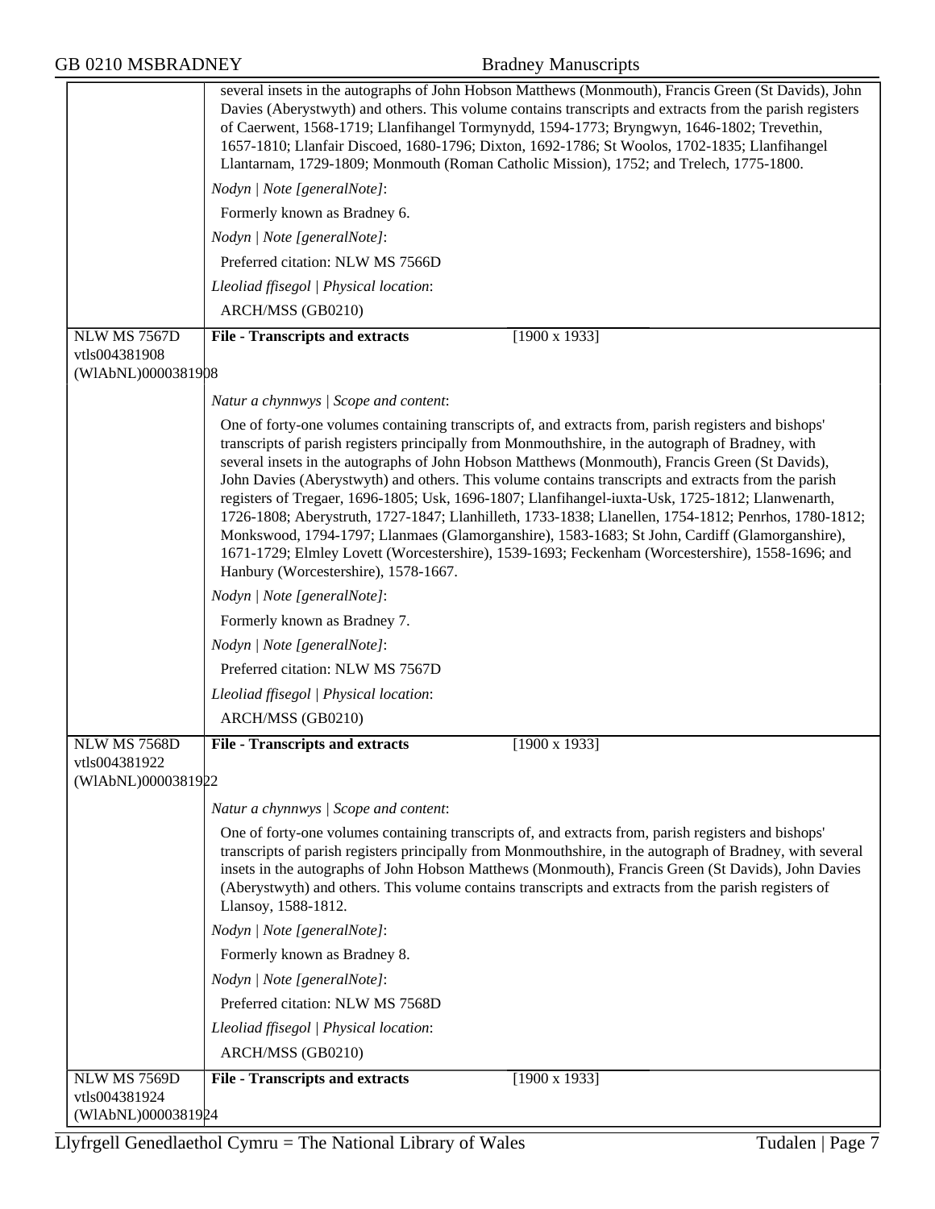several insets in the autographs of John Hobson Matthews (Monmouth), Francis Green (St Davids), John Davies (Aberystwyth) and others. This volume contains transcripts and extracts from the parish registers of Caerwent, 1568-1719; Llanfihangel Tormynydd, 1594-1773; Bryngwyn, 1646-1802; Trevethin, 1657-1810; Llanfair Discoed, 1680-1796; Dixton, 1692-1786; St Woolos, 1702-1835; Llanfihangel Llantarnam, 1729-1809; Monmouth (Roman Catholic Mission), 1752; and Trelech, 1775-1800.

*Nodyn | Note [generalNote]*:

Formerly known as Bradney 6.

*Nodyn | Note [generalNote]*:

Preferred citation: NLW MS 7566D

*Lleoliad ffisegol | Physical location*:

ARCH/MSS (GB0210)

---

**NLW MS 7567D**
vtls004381908
(WlAbNL)0000381908

**File - Transcripts and extracts** [1900 x 1933]

*Natur a chynnwys | Scope and content*:

One of forty-one volumes containing transcripts of, and extracts from, parish registers and bishops' transcripts of parish registers principally from Monmouthshire, in the autograph of Bradney, with several insets in the autographs of John Hobson Matthews (Monmouth), Francis Green (St Davids), John Davies (Aberystwyth) and others. This volume contains transcripts and extracts from the parish registers of Tregaer, 1696-1805; Usk, 1696-1807; Llanfihangel-iuxta-Usk, 1725-1812; Llanwenarth, 1726-1808; Aberystruth, 1727-1847; Llanhilleth, 1733-1838; Llanellen, 1754-1812; Penrhos, 1780-1812; Monkswood, 1794-1797; Llanmaes (Glamorganshire), 1583-1683; St John, Cardiff (Glamorganshire), 1671-1729; Elmley Lovett (Worcestershire), 1539-1693; Feckenham (Worcestershire), 1558-1696; and Hanbury (Worcestershire), 1578-1667.

*Nodyn | Note [generalNote]*:

Formerly known as Bradney 7.

*Nodyn | Note [generalNote]*:

Preferred citation: NLW MS 7567D

*Lleoliad ffisegol | Physical location*:

ARCH/MSS (GB0210)

---

**NLW MS 7568D**
vtls004381922
(WlAbNL)0000381922

**File - Transcripts and extracts** [1900 x 1933]

*Natur a chynnwys | Scope and content*:

One of forty-one volumes containing transcripts of, and extracts from, parish registers and bishops' transcripts of parish registers principally from Monmouthshire, in the autograph of Bradney, with several insets in the autographs of John Hobson Matthews (Monmouth), Francis Green (St Davids), John Davies (Aberystwyth) and others. This volume contains transcripts and extracts from the parish registers of Llansoy, 1588-1812.

*Nodyn | Note [generalNote]*:

Formerly known as Bradney 8.

*Nodyn | Note [generalNote]*:

Preferred citation: NLW MS 7568D

*Lleoliad ffisegol | Physical location*:

ARCH/MSS (GB0210)

---

**NLW MS 7569D**
vtls004381924
(WlAbNL)0000381924

**File - Transcripts and extracts** [1900 x 1933]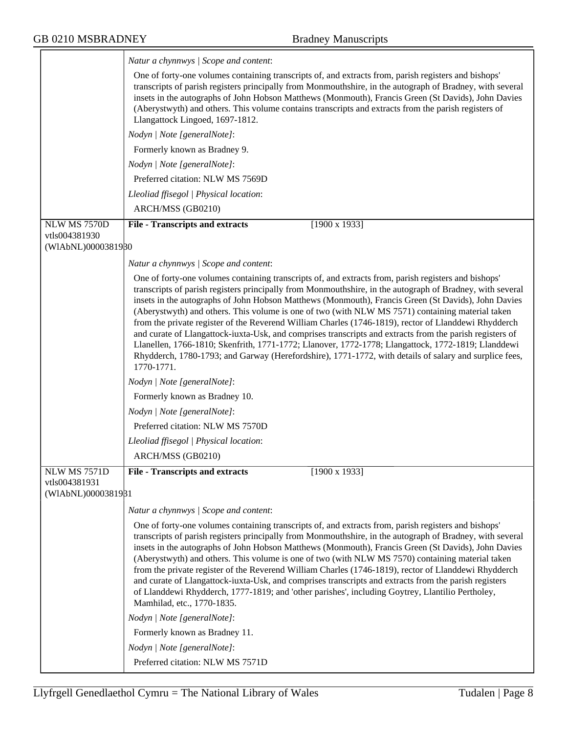*Natur a chynnwys | Scope and content*:

One of forty-one volumes containing transcripts of, and extracts from, parish registers and bishops' transcripts of parish registers principally from Monmouthshire, in the autograph of Bradney, with several insets in the autographs of John Hobson Matthews (Monmouth), Francis Green (St Davids), John Davies (Aberystwyth) and others. This volume contains transcripts and extracts from the parish registers of Llangattock Lingoed, 1697-1812.

*Nodyn | Note [generalNote]*:

Formerly known as Bradney 9.

*Nodyn | Note [generalNote]*:

Preferred citation: NLW MS 7569D

*Lleoliad ffisegol | Physical location*:

ARCH/MSS (GB0210)

---

NLW MS 7570D
vtls004381930
(WlAbNL)0000381930

**File - Transcripts and extracts** [1900 x 1933]

*Natur a chynnwys | Scope and content*:

One of forty-one volumes containing transcripts of, and extracts from, parish registers and bishops' transcripts of parish registers principally from Monmouthshire, in the autograph of Bradney, with several insets in the autographs of John Hobson Matthews (Monmouth), Francis Green (St Davids), John Davies (Aberystwyth) and others. This volume is one of two (with NLW MS 7571) containing material taken from the private register of the Reverend William Charles (1746-1819), rector of Llanddewi Rhydderch and curate of Llangattock-iuxta-Usk, and comprises transcripts and extracts from the parish registers of Llanellen, 1766-1810; Skenfrith, 1771-1772; Llanover, 1772-1778; Llangattock, 1772-1819; Llanddewi Rhydderch, 1780-1793; and Garway (Herefordshire), 1771-1772, with details of salary and surplice fees, 1770-1771.

*Nodyn | Note [generalNote]*:

Formerly known as Bradney 10.

*Nodyn | Note [generalNote]*:

Preferred citation: NLW MS 7570D

*Lleoliad ffisegol | Physical location*:

ARCH/MSS (GB0210)

---

NLW MS 7571D
vtls004381931
(WlAbNL)0000381931

**File - Transcripts and extracts** [1900 x 1933]

*Natur a chynnwys | Scope and content*:

One of forty-one volumes containing transcripts of, and extracts from, parish registers and bishops' transcripts of parish registers principally from Monmouthshire, in the autograph of Bradney, with several insets in the autographs of John Hobson Matthews (Monmouth), Francis Green (St Davids), John Davies (Aberystwyth) and others. This volume is one of two (with NLW MS 7570) containing material taken from the private register of the Reverend William Charles (1746-1819), rector of Llanddewi Rhydderch and curate of Llangattock-iuxta-Usk, and comprises transcripts and extracts from the parish registers of Llanddewi Rhydderch, 1777-1819; and 'other parishes', including Goytrey, Llantilio Pertholey, Mamhilad, etc., 1770-1835.

*Nodyn | Note [generalNote]*:

Formerly known as Bradney 11.

*Nodyn | Note [generalNote]*:

Preferred citation: NLW MS 7571D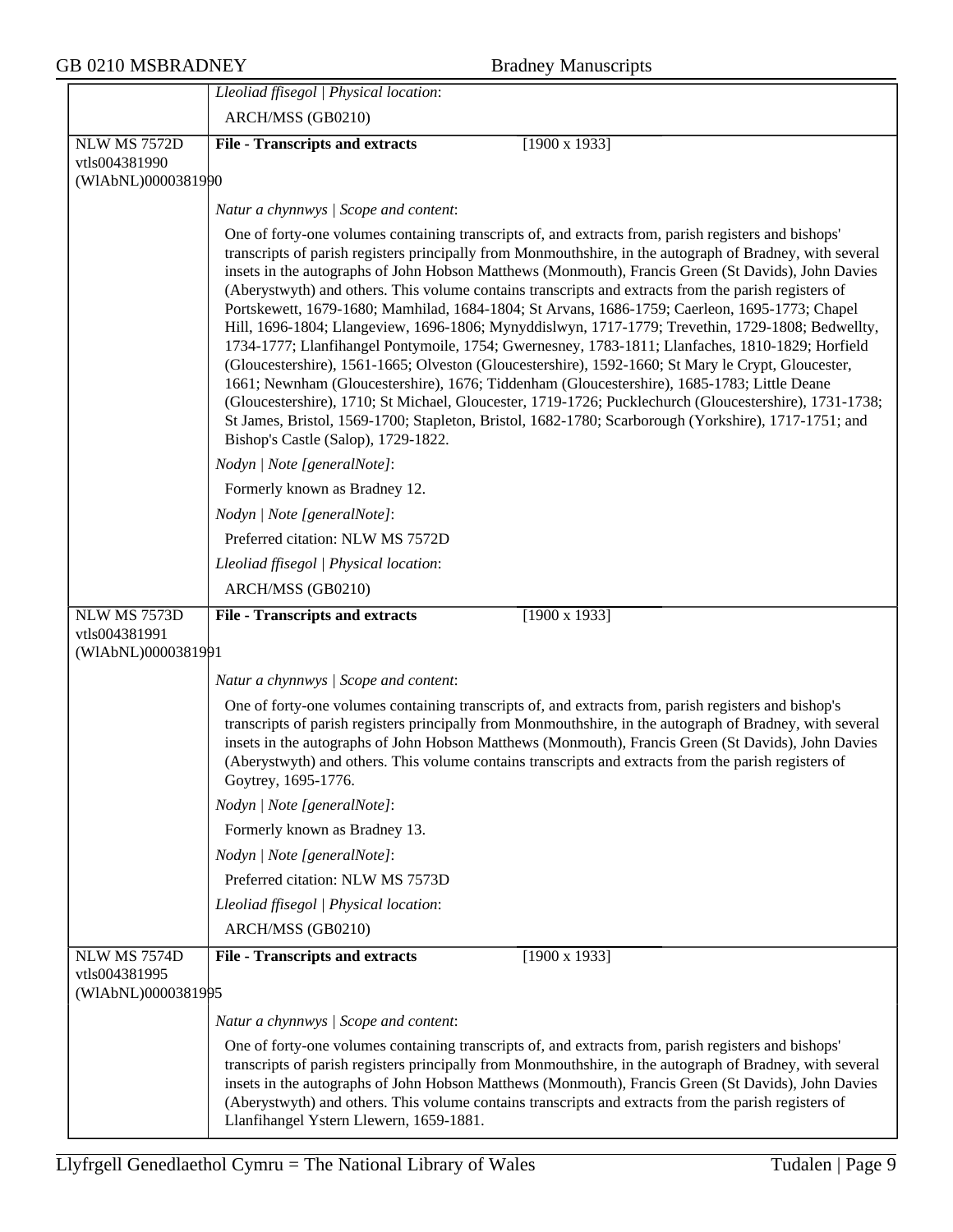*Lleoliad ffisegol | Physical location*:

ARCH/MSS (GB0210)

---

NLW MS 7572D
vtls004381990
(WlAbNL)0000381990

**File - Transcripts and extracts** [1900 x 1933]

*Natur a chynnwys | Scope and content*:

One of forty-one volumes containing transcripts of, and extracts from, parish registers and bishops' transcripts of parish registers principally from Monmouthshire, in the autograph of Bradney, with several insets in the autographs of John Hobson Matthews (Monmouth), Francis Green (St Davids), John Davies (Aberystwyth) and others. This volume contains transcripts and extracts from the parish registers of Portskewett, 1679-1680; Mamhilad, 1684-1804; St Arvans, 1686-1759; Caerleon, 1695-1773; Chapel Hill, 1696-1804; Llangeview, 1696-1806; Mynyddislwyn, 1717-1779; Trevethin, 1729-1808; Bedwellty, 1734-1777; Llanfihangel Pontymoile, 1754; Gwernesney, 1783-1811; Llanfaches, 1810-1829; Horfield (Gloucestershire), 1561-1665; Olveston (Gloucestershire), 1592-1660; St Mary le Crypt, Gloucester, 1661; Newnham (Gloucestershire), 1676; Tiddenham (Gloucestershire), 1685-1783; Little Deane (Gloucestershire), 1710; St Michael, Gloucester, 1719-1726; Pucklechurch (Gloucestershire), 1731-1738; St James, Bristol, 1569-1700; Stapleton, Bristol, 1682-1780; Scarborough (Yorkshire), 1717-1751; and Bishop's Castle (Salop), 1729-1822.

*Nodyn | Note [generalNote]*:

Formerly known as Bradney 12.

*Nodyn | Note [generalNote]*:

Preferred citation: NLW MS 7572D

*Lleoliad ffisegol | Physical location*:

ARCH/MSS (GB0210)

---

NLW MS 7573D
vtls004381991
(WlAbNL)0000381991

**File - Transcripts and extracts** [1900 x 1933]

*Natur a chynnwys | Scope and content*:

One of forty-one volumes containing transcripts of, and extracts from, parish registers and bishop's transcripts of parish registers principally from Monmouthshire, in the autograph of Bradney, with several insets in the autographs of John Hobson Matthews (Monmouth), Francis Green (St Davids), John Davies (Aberystwyth) and others. This volume contains transcripts and extracts from the parish registers of Goytrey, 1695-1776.

*Nodyn | Note [generalNote]*:

Formerly known as Bradney 13.

*Nodyn | Note [generalNote]*:

Preferred citation: NLW MS 7573D

*Lleoliad ffisegol | Physical location*:

ARCH/MSS (GB0210)

---

NLW MS 7574D
vtls004381995
(WlAbNL)0000381995

**File - Transcripts and extracts** [1900 x 1933]

*Natur a chynnwys | Scope and content*:

One of forty-one volumes containing transcripts of, and extracts from, parish registers and bishops' transcripts of parish registers principally from Monmouthshire, in the autograph of Bradney, with several insets in the autographs of John Hobson Matthews (Monmouth), Francis Green (St Davids), John Davies (Aberystwyth) and others. This volume contains transcripts and extracts from the parish registers of Llanfihangel Ystern Llewern, 1659-1881.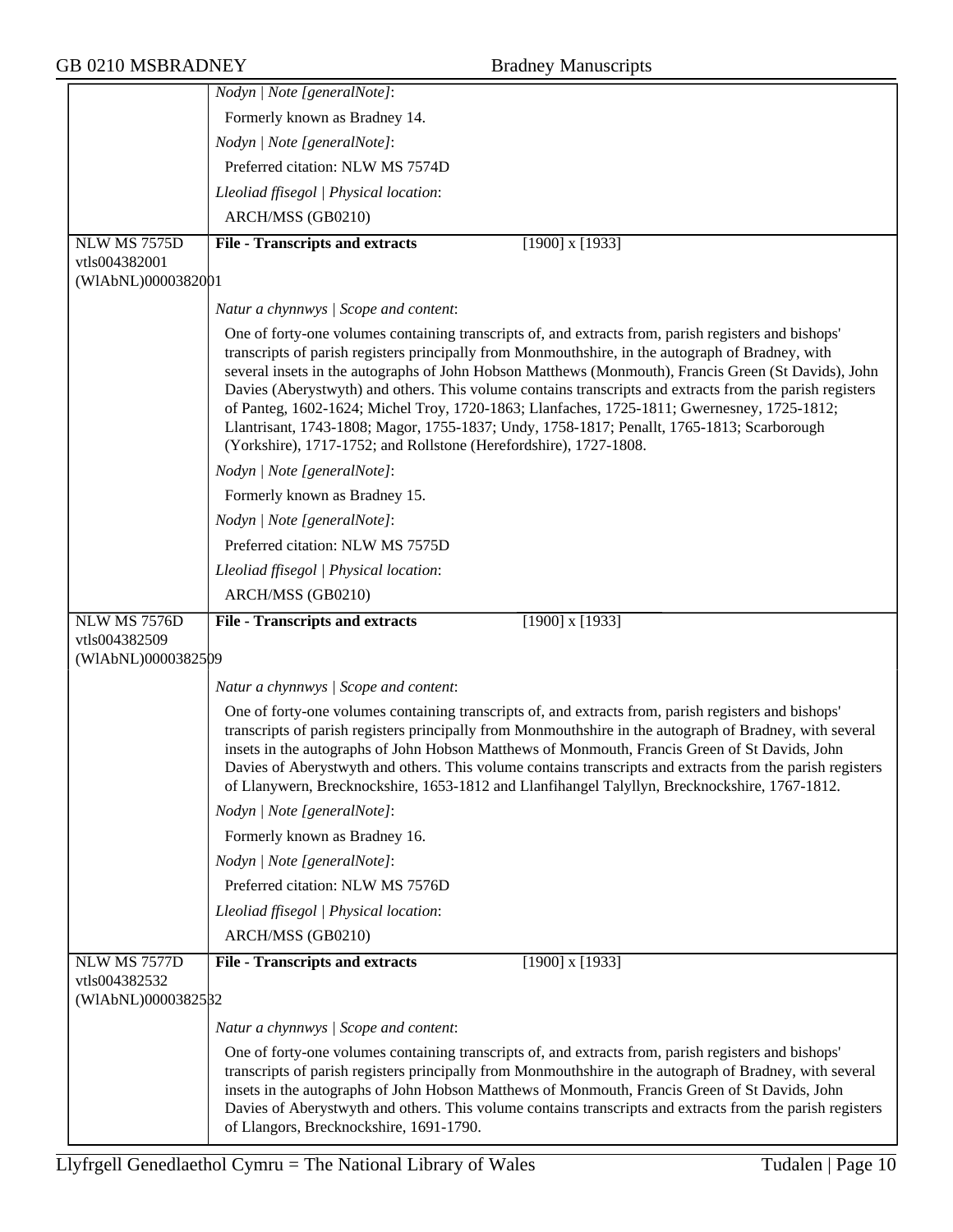*Nodyn | Note [generalNote]*:

Formerly known as Bradney 14.

*Nodyn | Note [generalNote]*:

Preferred citation: NLW MS 7574D

*Lleoliad ffisegol | Physical location*:

ARCH/MSS (GB0210)

---

NLW MS 7575D
vtls004382001
(WlAbNL)0000382001

**File - Transcripts and extracts** [1900] x [1933]

*Natur a chynnwys | Scope and content*:

One of forty-one volumes containing transcripts of, and extracts from, parish registers and bishops' transcripts of parish registers principally from Monmouthshire, in the autograph of Bradney, with several insets in the autographs of John Hobson Matthews (Monmouth), Francis Green (St Davids), John Davies (Aberystwyth) and others. This volume contains transcripts and extracts from the parish registers of Panteg, 1602-1624; Michel Troy, 1720-1863; Llanfaches, 1725-1811; Gwernesney, 1725-1812; Llantrisant, 1743-1808; Magor, 1755-1837; Undy, 1758-1817; Penallt, 1765-1813; Scarborough (Yorkshire), 1717-1752; and Rollstone (Herefordshire), 1727-1808.

*Nodyn | Note [generalNote]*:

Formerly known as Bradney 15.

*Nodyn | Note [generalNote]*:

Preferred citation: NLW MS 7575D

*Lleoliad ffisegol | Physical location*:

ARCH/MSS (GB0210)

---

NLW MS 7576D
vtls004382509
(WlAbNL)0000382509

**File - Transcripts and extracts** [1900] x [1933]

*Natur a chynnwys | Scope and content*:

One of forty-one volumes containing transcripts of, and extracts from, parish registers and bishops' transcripts of parish registers principally from Monmouthshire in the autograph of Bradney, with several insets in the autographs of John Hobson Matthews of Monmouth, Francis Green of St Davids, John Davies of Aberystwyth and others. This volume contains transcripts and extracts from the parish registers of Llanywern, Brecknockshire, 1653-1812 and Llanfihangel Talyllyn, Brecknockshire, 1767-1812.

*Nodyn | Note [generalNote]*:

Formerly known as Bradney 16.

*Nodyn | Note [generalNote]*:

Preferred citation: NLW MS 7576D

*Lleoliad ffisegol | Physical location*:

ARCH/MSS (GB0210)

---

NLW MS 7577D
vtls004382532
(WlAbNL)0000382532

**File - Transcripts and extracts** [1900] x [1933]

*Natur a chynnwys | Scope and content*:

One of forty-one volumes containing transcripts of, and extracts from, parish registers and bishops' transcripts of parish registers principally from Monmouthshire in the autograph of Bradney, with several insets in the autographs of John Hobson Matthews of Monmouth, Francis Green of St Davids, John Davies of Aberystwyth and others. This volume contains transcripts and extracts from the parish registers of Llangors, Brecknockshire, 1691-1790.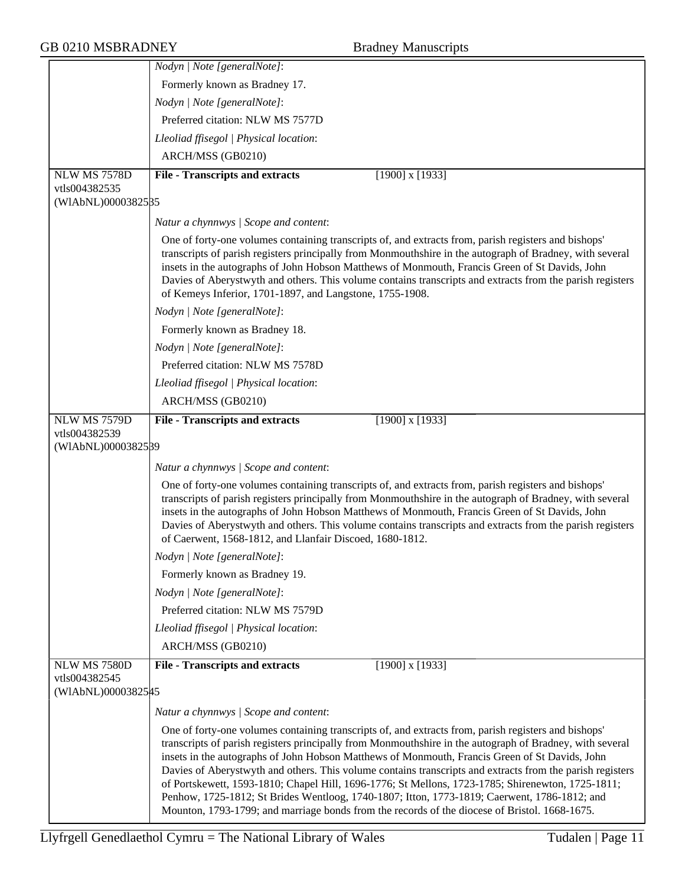*Nodyn | Note [generalNote]*:

Formerly known as Bradney 17.

*Nodyn | Note [generalNote]*:

Preferred citation: NLW MS 7577D

*Lleoliad ffisegol | Physical location*:

ARCH/MSS (GB0210)

---

NLW MS 7578D
vtls004382535
(WlAbNL)0000382535

**File - Transcripts and extracts** [1900] x [1933]

*Natur a chynnwys | Scope and content*:

One of forty-one volumes containing transcripts of, and extracts from, parish registers and bishops' transcripts of parish registers principally from Monmouthshire in the autograph of Bradney, with several insets in the autographs of John Hobson Matthews of Monmouth, Francis Green of St Davids, John Davies of Aberystwyth and others. This volume contains transcripts and extracts from the parish registers of Kemeys Inferior, 1701-1897, and Langstone, 1755-1908.

*Nodyn | Note [generalNote]*:

Formerly known as Bradney 18.

*Nodyn | Note [generalNote]*:

Preferred citation: NLW MS 7578D

*Lleoliad ffisegol | Physical location*:

ARCH/MSS (GB0210)

---

NLW MS 7579D
vtls004382539
(WlAbNL)0000382539

**File - Transcripts and extracts** [1900] x [1933]

*Natur a chynnwys | Scope and content*:

One of forty-one volumes containing transcripts of, and extracts from, parish registers and bishops' transcripts of parish registers principally from Monmouthshire in the autograph of Bradney, with several insets in the autographs of John Hobson Matthews of Monmouth, Francis Green of St Davids, John Davies of Aberystwyth and others. This volume contains transcripts and extracts from the parish registers of Caerwent, 1568-1812, and Llanfair Discoed, 1680-1812.

*Nodyn | Note [generalNote]*:

Formerly known as Bradney 19.

*Nodyn | Note [generalNote]*:

Preferred citation: NLW MS 7579D

*Lleoliad ffisegol | Physical location*:

ARCH/MSS (GB0210)

---

NLW MS 7580D
vtls004382545
(WlAbNL)0000382545

**File - Transcripts and extracts** [1900] x [1933]

*Natur a chynnwys | Scope and content*:

One of forty-one volumes containing transcripts of, and extracts from, parish registers and bishops' transcripts of parish registers principally from Monmouthshire in the autograph of Bradney, with several insets in the autographs of John Hobson Matthews of Monmouth, Francis Green of St Davids, John Davies of Aberystwyth and others. This volume contains transcripts and extracts from the parish registers of Portskewett, 1593-1810; Chapel Hill, 1696-1776; St Mellons, 1723-1785; Shirenewton, 1725-1811; Penhow, 1725-1812; St Brides Wentloog, 1740-1807; Itton, 1773-1819; Caerwent, 1786-1812; and Mounton, 1793-1799; and marriage bonds from the records of the diocese of Bristol. 1668-1675.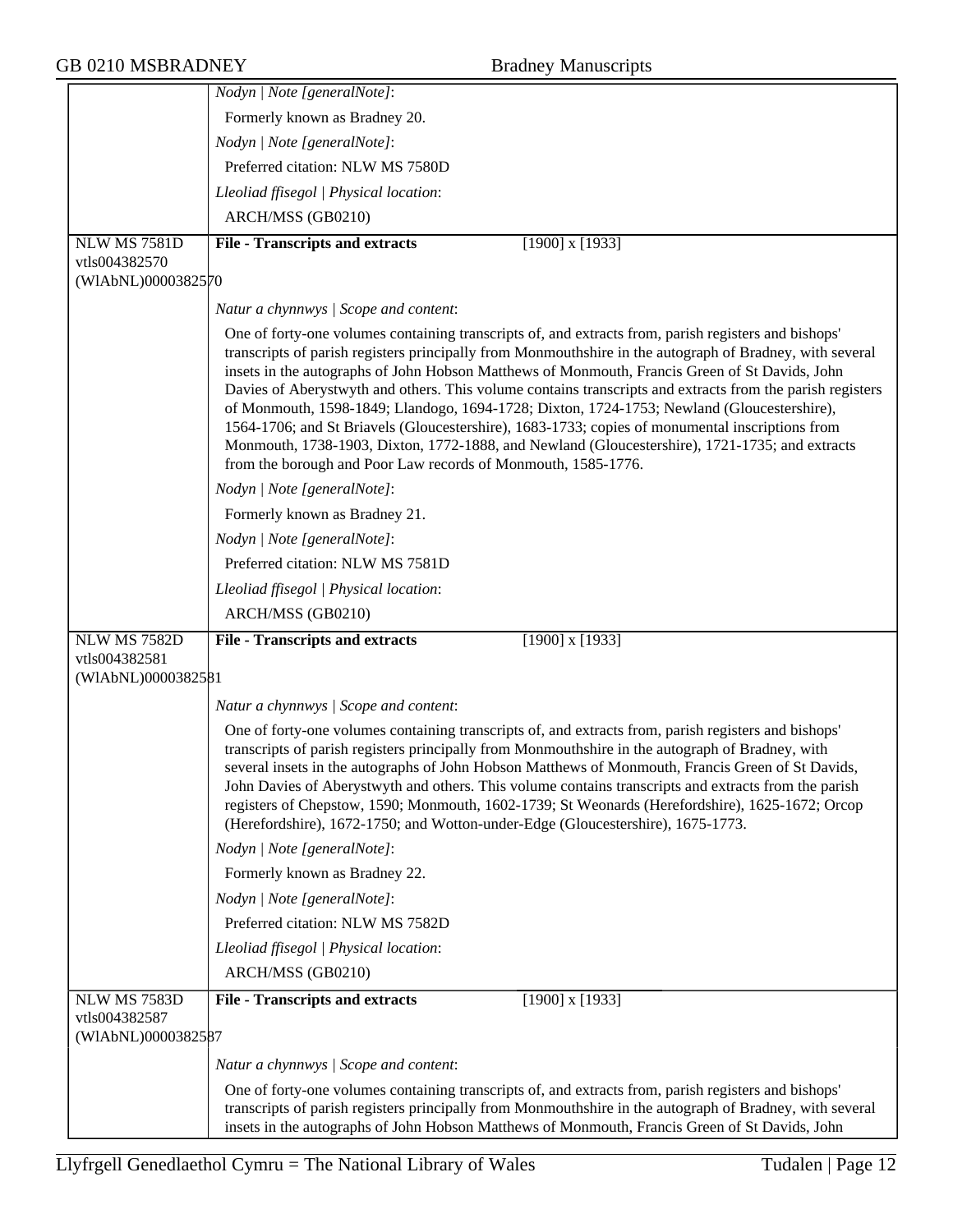*Nodyn | Note [generalNote]*:

Formerly known as Bradney 20.

*Nodyn | Note [generalNote]*:

Preferred citation: NLW MS 7580D

*Lleoliad ffisegol | Physical location*:

ARCH/MSS (GB0210)

---

NLW MS 7581D
vtls004382570
(WlAbNL)0000382570

**File - Transcripts and extracts** [1900] x [1933]

*Natur a chynnwys | Scope and content*:

One of forty-one volumes containing transcripts of, and extracts from, parish registers and bishops' transcripts of parish registers principally from Monmouthshire in the autograph of Bradney, with several insets in the autographs of John Hobson Matthews of Monmouth, Francis Green of St Davids, John Davies of Aberystwyth and others. This volume contains transcripts and extracts from the parish registers of Monmouth, 1598-1849; Llandogo, 1694-1728; Dixton, 1724-1753; Newland (Gloucestershire), 1564-1706; and St Briavels (Gloucestershire), 1683-1733; copies of monumental inscriptions from Monmouth, 1738-1903, Dixton, 1772-1888, and Newland (Gloucestershire), 1721-1735; and extracts from the borough and Poor Law records of Monmouth, 1585-1776.

*Nodyn | Note [generalNote]*:

Formerly known as Bradney 21.

*Nodyn | Note [generalNote]*:

Preferred citation: NLW MS 7581D

*Lleoliad ffisegol | Physical location*:

ARCH/MSS (GB0210)

---

NLW MS 7582D
vtls004382581
(WlAbNL)0000382581

**File - Transcripts and extracts** [1900] x [1933]

*Natur a chynnwys | Scope and content*:

One of forty-one volumes containing transcripts of, and extracts from, parish registers and bishops' transcripts of parish registers principally from Monmouthshire in the autograph of Bradney, with several insets in the autographs of John Hobson Matthews of Monmouth, Francis Green of St Davids, John Davies of Aberystwyth and others. This volume contains transcripts and extracts from the parish registers of Chepstow, 1590; Monmouth, 1602-1739; St Weonards (Herefordshire), 1625-1672; Orcop (Herefordshire), 1672-1750; and Wotton-under-Edge (Gloucestershire), 1675-1773.

*Nodyn | Note [generalNote]*:

Formerly known as Bradney 22.

*Nodyn | Note [generalNote]*:

Preferred citation: NLW MS 7582D

*Lleoliad ffisegol | Physical location*:

ARCH/MSS (GB0210)

---

NLW MS 7583D
vtls004382587
(WlAbNL)0000382587

**File - Transcripts and extracts** [1900] x [1933]

*Natur a chynnwys | Scope and content*:

One of forty-one volumes containing transcripts of, and extracts from, parish registers and bishops' transcripts of parish registers principally from Monmouthshire in the autograph of Bradney, with several insets in the autographs of John Hobson Matthews of Monmouth, Francis Green of St Davids, John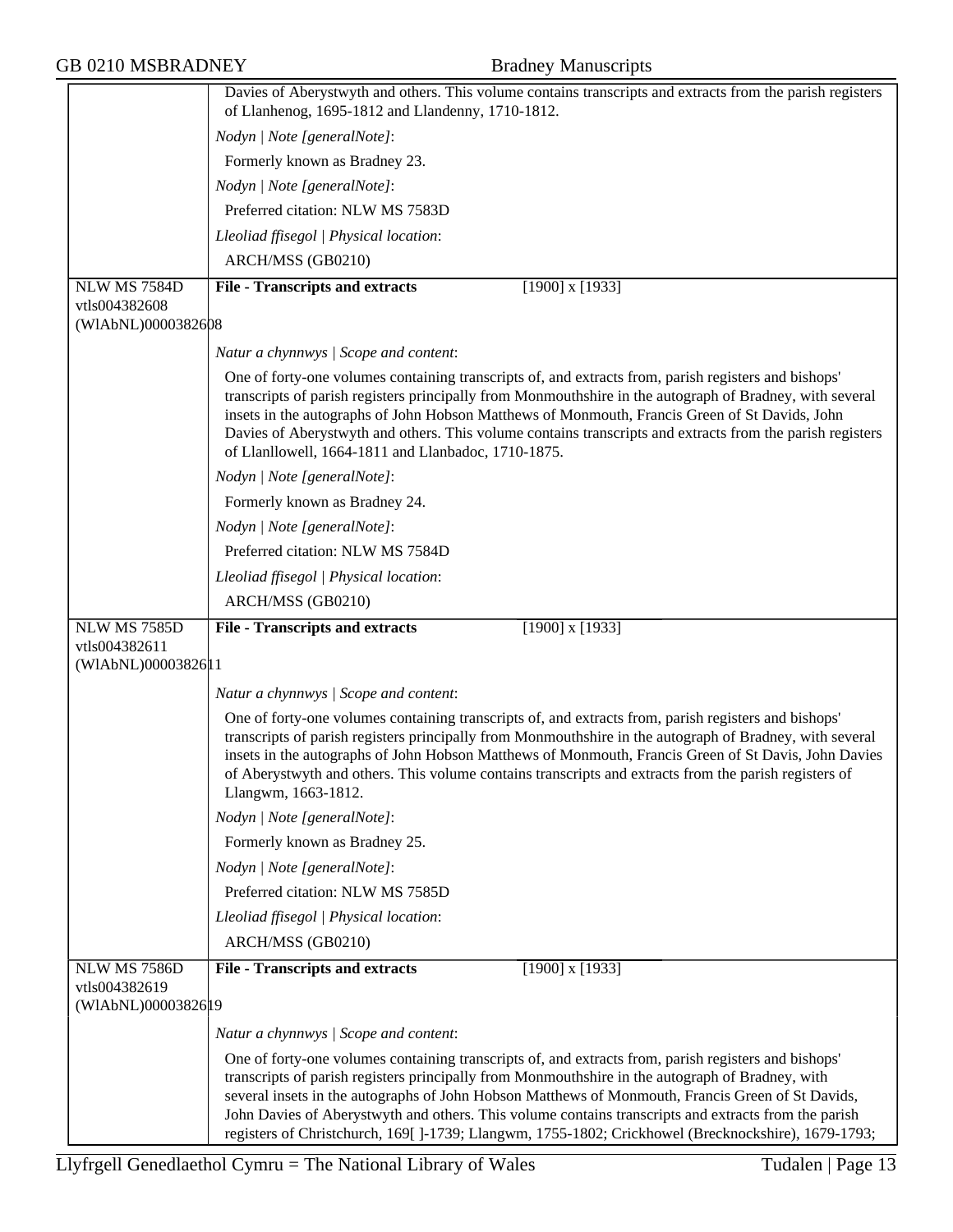Davies of Aberystwyth and others. This volume contains transcripts and extracts from the parish registers of Llanhenog, 1695-1812 and Llandenny, 1710-1812.

*Nodyn | Note [generalNote]*:

Formerly known as Bradney 23.

*Nodyn | Note [generalNote]*:

Preferred citation: NLW MS 7583D

*Lleoliad ffisegol | Physical location*:

ARCH/MSS (GB0210)

---

NLW MS 7584D
vtls004382608
(WlAbNL)0000382608

**File - Transcripts and extracts** [1900] x [1933]

*Natur a chynnwys | Scope and content*:

One of forty-one volumes containing transcripts of, and extracts from, parish registers and bishops' transcripts of parish registers principally from Monmouthshire in the autograph of Bradney, with several insets in the autographs of John Hobson Matthews of Monmouth, Francis Green of St Davids, John Davies of Aberystwyth and others. This volume contains transcripts and extracts from the parish registers of Llanllowell, 1664-1811 and Llanbadoc, 1710-1875.

*Nodyn | Note [generalNote]*:

Formerly known as Bradney 24.

*Nodyn | Note [generalNote]*:

Preferred citation: NLW MS 7584D

*Lleoliad ffisegol | Physical location*:

ARCH/MSS (GB0210)

---

NLW MS 7585D
vtls004382611
(WlAbNL)0000382611

**File - Transcripts and extracts** [1900] x [1933]

*Natur a chynnwys | Scope and content*:

One of forty-one volumes containing transcripts of, and extracts from, parish registers and bishops' transcripts of parish registers principally from Monmouthshire in the autograph of Bradney, with several insets in the autographs of John Hobson Matthews of Monmouth, Francis Green of St Davis, John Davies of Aberystwyth and others. This volume contains transcripts and extracts from the parish registers of Llangwm, 1663-1812.

*Nodyn | Note [generalNote]*:

Formerly known as Bradney 25.

*Nodyn | Note [generalNote]*:

Preferred citation: NLW MS 7585D

*Lleoliad ffisegol | Physical location*:

ARCH/MSS (GB0210)

---

NLW MS 7586D
vtls004382619
(WlAbNL)0000382619

**File - Transcripts and extracts** [1900] x [1933]

*Natur a chynnwys | Scope and content*:

One of forty-one volumes containing transcripts of, and extracts from, parish registers and bishops' transcripts of parish registers principally from Monmouthshire in the autograph of Bradney, with several insets in the autographs of John Hobson Matthews of Monmouth, Francis Green of St Davids, John Davies of Aberystwyth and others. This volume contains transcripts and extracts from the parish registers of Christchurch, 169[ ]-1739; Llangwm, 1755-1802; Crickhowel (Brecknockshire), 1679-1793;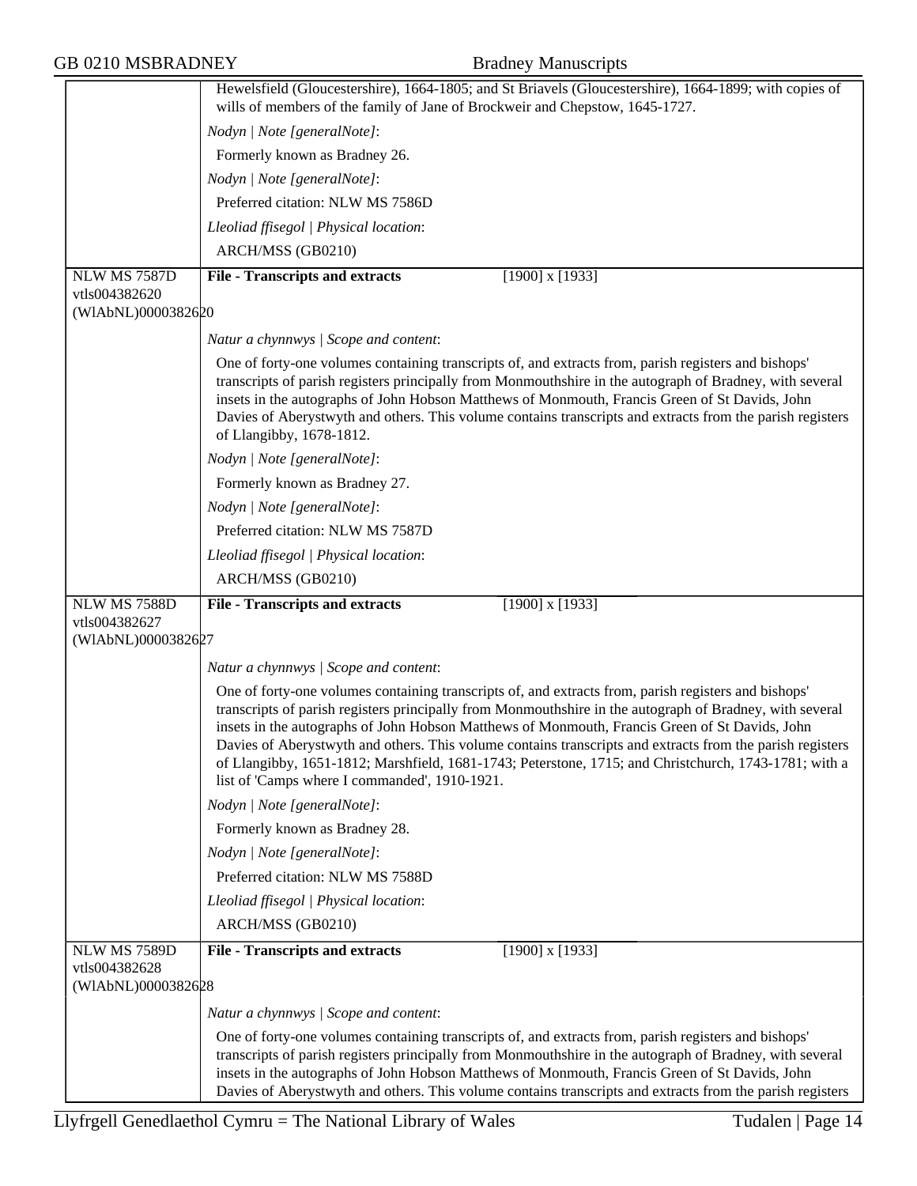Hewelsfield (Gloucestershire), 1664-1805; and St Briavels (Gloucestershire), 1664-1899; with copies of wills of members of the family of Jane of Brockweir and Chepstow, 1645-1727.

*Nodyn | Note [generalNote]*:

Formerly known as Bradney 26.

*Nodyn | Note [generalNote]*:

Preferred citation: NLW MS 7586D

*Lleoliad ffisegol | Physical location*:

ARCH/MSS (GB0210)

---

NLW MS 7587D
vtls004382620
(WlAbNL)0000382620

**File - Transcripts and extracts** [1900] x [1933]

*Natur a chynnwys | Scope and content*:

One of forty-one volumes containing transcripts of, and extracts from, parish registers and bishops' transcripts of parish registers principally from Monmouthshire in the autograph of Bradney, with several insets in the autographs of John Hobson Matthews of Monmouth, Francis Green of St Davids, John Davies of Aberystwyth and others. This volume contains transcripts and extracts from the parish registers of Llangibby, 1678-1812.

*Nodyn | Note [generalNote]*:

Formerly known as Bradney 27.

*Nodyn | Note [generalNote]*:

Preferred citation: NLW MS 7587D

*Lleoliad ffisegol | Physical location*:

ARCH/MSS (GB0210)

---

NLW MS 7588D
vtls004382627
(WlAbNL)0000382627

**File - Transcripts and extracts** [1900] x [1933]

*Natur a chynnwys | Scope and content*:

One of forty-one volumes containing transcripts of, and extracts from, parish registers and bishops' transcripts of parish registers principally from Monmouthshire in the autograph of Bradney, with several insets in the autographs of John Hobson Matthews of Monmouth, Francis Green of St Davids, John Davies of Aberystwyth and others. This volume contains transcripts and extracts from the parish registers of Llangibby, 1651-1812; Marshfield, 1681-1743; Peterstone, 1715; and Christchurch, 1743-1781; with a list of 'Camps where I commanded', 1910-1921.

*Nodyn | Note [generalNote]*:

Formerly known as Bradney 28.

*Nodyn | Note [generalNote]*:

Preferred citation: NLW MS 7588D

*Lleoliad ffisegol | Physical location*:

ARCH/MSS (GB0210)

---

NLW MS 7589D
vtls004382628
(WlAbNL)0000382628

**File - Transcripts and extracts** [1900] x [1933]

*Natur a chynnwys | Scope and content*:

One of forty-one volumes containing transcripts of, and extracts from, parish registers and bishops' transcripts of parish registers principally from Monmouthshire in the autograph of Bradney, with several insets in the autographs of John Hobson Matthews of Monmouth, Francis Green of St Davids, John Davies of Aberystwyth and others. This volume contains transcripts and extracts from the parish registers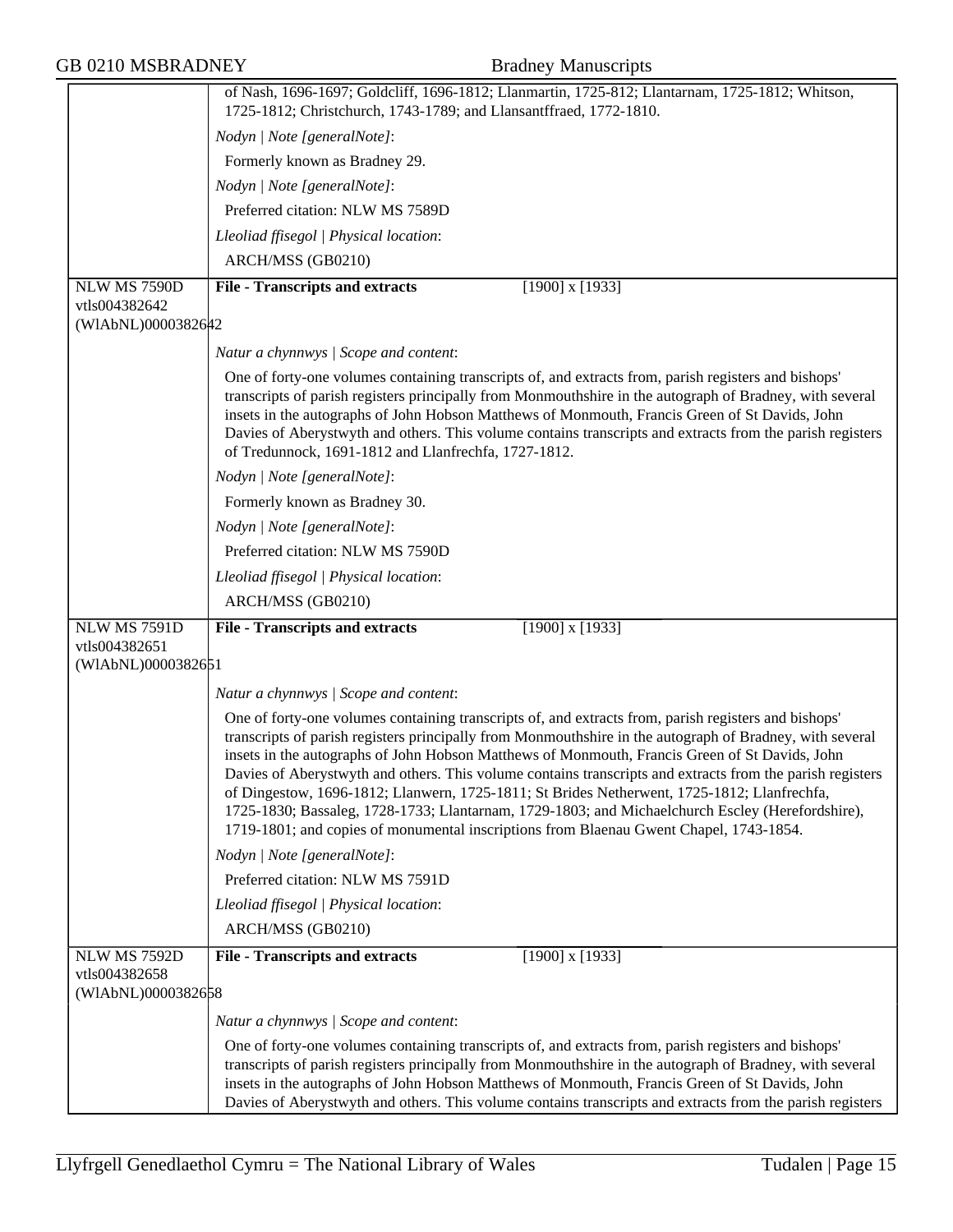of Nash, 1696-1697; Goldcliff, 1696-1812; Llanmartin, 1725-812; Llantarnam, 1725-1812; Whitson, 1725-1812; Christchurch, 1743-1789; and Llansantffraed, 1772-1810.

*Nodyn | Note [generalNote]*:

Formerly known as Bradney 29.

*Nodyn | Note [generalNote]*:

Preferred citation: NLW MS 7589D

*Lleoliad ffisegol | Physical location*:

ARCH/MSS (GB0210)

---

NLW MS 7590D
vtls004382642
(WlAbNL)0000382642

**File - Transcripts and extracts** [1900] x [1933]

*Natur a chynnwys | Scope and content*:

One of forty-one volumes containing transcripts of, and extracts from, parish registers and bishops' transcripts of parish registers principally from Monmouthshire in the autograph of Bradney, with several insets in the autographs of John Hobson Matthews of Monmouth, Francis Green of St Davids, John Davies of Aberystwyth and others. This volume contains transcripts and extracts from the parish registers of Tredunnock, 1691-1812 and Llanfrechfa, 1727-1812.

*Nodyn | Note [generalNote]*:

Formerly known as Bradney 30.

*Nodyn | Note [generalNote]*:

Preferred citation: NLW MS 7590D

*Lleoliad ffisegol | Physical location*:

ARCH/MSS (GB0210)

---

NLW MS 7591D
vtls004382651
(WlAbNL)0000382651

**File - Transcripts and extracts** [1900] x [1933]

*Natur a chynnwys | Scope and content*:

One of forty-one volumes containing transcripts of, and extracts from, parish registers and bishops' transcripts of parish registers principally from Monmouthshire in the autograph of Bradney, with several insets in the autographs of John Hobson Matthews of Monmouth, Francis Green of St Davids, John Davies of Aberystwyth and others. This volume contains transcripts and extracts from the parish registers of Dingestow, 1696-1812; Llanwern, 1725-1811; St Brides Netherwent, 1725-1812; Llanfrechfa, 1725-1830; Bassaleg, 1728-1733; Llantarnam, 1729-1803; and Michaelchurch Escley (Herefordshire), 1719-1801; and copies of monumental inscriptions from Blaenau Gwent Chapel, 1743-1854.

*Nodyn | Note [generalNote]*:

Preferred citation: NLW MS 7591D

*Lleoliad ffisegol | Physical location*:

ARCH/MSS (GB0210)

---

NLW MS 7592D
vtls004382658
(WlAbNL)0000382658

**File - Transcripts and extracts** [1900] x [1933]

*Natur a chynnwys | Scope and content*:

One of forty-one volumes containing transcripts of, and extracts from, parish registers and bishops' transcripts of parish registers principally from Monmouthshire in the autograph of Bradney, with several insets in the autographs of John Hobson Matthews of Monmouth, Francis Green of St Davids, John Davies of Aberystwyth and others. This volume contains transcripts and extracts from the parish registers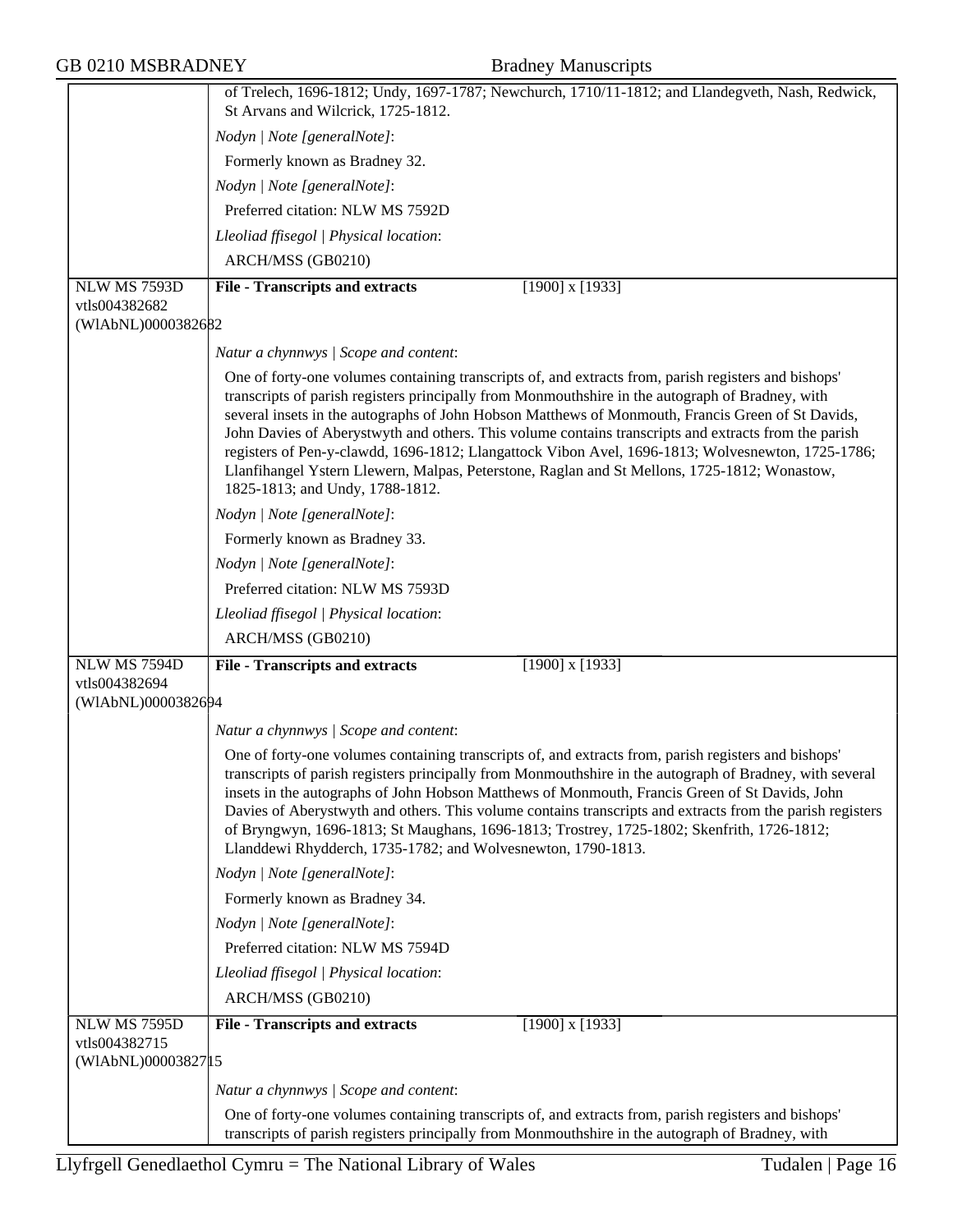of Trelech, 1696-1812; Undy, 1697-1787; Newchurch, 1710/11-1812; and Llandegveth, Nash, Redwick, St Arvans and Wilcrick, 1725-1812.

*Nodyn | Note [generalNote]*:

Formerly known as Bradney 32.

*Nodyn | Note [generalNote]*:

Preferred citation: NLW MS 7592D

*Lleoliad ffisegol | Physical location*:

ARCH/MSS (GB0210)

---

NLW MS 7593D
vtls004382682
(WlAbNL)0000382682

**File - Transcripts and extracts** [1900] x [1933]

*Natur a chynnwys | Scope and content*:

One of forty-one volumes containing transcripts of, and extracts from, parish registers and bishops' transcripts of parish registers principally from Monmouthshire in the autograph of Bradney, with several insets in the autographs of John Hobson Matthews of Monmouth, Francis Green of St Davids, John Davies of Aberystwyth and others. This volume contains transcripts and extracts from the parish registers of Pen-y-clawdd, 1696-1812; Llangattock Vibon Avel, 1696-1813; Wolvesnewton, 1725-1786; Llanfihangel Ystern Llewern, Malpas, Peterstone, Raglan and St Mellons, 1725-1812; Wonastow, 1825-1813; and Undy, 1788-1812.

*Nodyn | Note [generalNote]*:

Formerly known as Bradney 33.

*Nodyn | Note [generalNote]*:

Preferred citation: NLW MS 7593D

*Lleoliad ffisegol | Physical location*:

ARCH/MSS (GB0210)

---

NLW MS 7594D
vtls004382694
(WlAbNL)0000382694

**File - Transcripts and extracts** [1900] x [1933]

*Natur a chynnwys | Scope and content*:

One of forty-one volumes containing transcripts of, and extracts from, parish registers and bishops' transcripts of parish registers principally from Monmouthshire in the autograph of Bradney, with several insets in the autographs of John Hobson Matthews of Monmouth, Francis Green of St Davids, John Davies of Aberystwyth and others. This volume contains transcripts and extracts from the parish registers of Bryngwyn, 1696-1813; St Maughans, 1696-1813; Trostrey, 1725-1802; Skenfrith, 1726-1812; Llanddewi Rhydderch, 1735-1782; and Wolvesnewton, 1790-1813.

*Nodyn | Note [generalNote]*:

Formerly known as Bradney 34.

*Nodyn | Note [generalNote]*:

Preferred citation: NLW MS 7594D

*Lleoliad ffisegol | Physical location*:

ARCH/MSS (GB0210)

---

NLW MS 7595D
vtls004382715
(WlAbNL)0000382715

**File - Transcripts and extracts** [1900] x [1933]

*Natur a chynnwys | Scope and content*:

One of forty-one volumes containing transcripts of, and extracts from, parish registers and bishops' transcripts of parish registers principally from Monmouthshire in the autograph of Bradney, with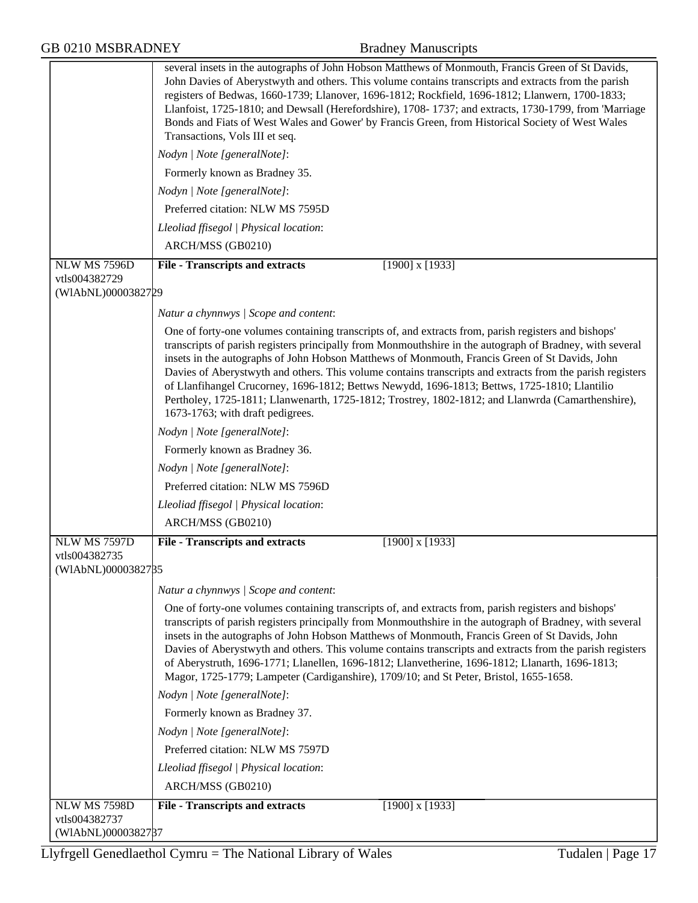several insets in the autographs of John Hobson Matthews of Monmouth, Francis Green of St Davids, John Davies of Aberystwyth and others. This volume contains transcripts and extracts from the parish registers of Bedwas, 1660-1739; Llanover, 1696-1812; Rockfield, 1696-1812; Llanwern, 1700-1833; Llanfoist, 1725-1810; and Dewsall (Herefordshire), 1708- 1737; and extracts, 1730-1799, from 'Marriage Bonds and Fiats of West Wales and Gower' by Francis Green, from Historical Society of West Wales Transactions, Vols III et seq.

*Nodyn | Note [generalNote]*:

Formerly known as Bradney 35.

*Nodyn | Note [generalNote]*:

Preferred citation: NLW MS 7595D

*Lleoliad ffisegol | Physical location*:

ARCH/MSS (GB0210)

---

NLW MS 7596D
vtls004382729
(WlAbNL)0000382729

**File - Transcripts and extracts** [1900] x [1933]

*Natur a chynnwys | Scope and content*:

One of forty-one volumes containing transcripts of, and extracts from, parish registers and bishops' transcripts of parish registers principally from Monmouthshire in the autograph of Bradney, with several insets in the autographs of John Hobson Matthews of Monmouth, Francis Green of St Davids, John Davies of Aberystwyth and others. This volume contains transcripts and extracts from the parish registers of Llanfihangel Crucorney, 1696-1812; Bettws Newydd, 1696-1813; Bettws, 1725-1810; Llantilio Pertholey, 1725-1811; Llanwenarth, 1725-1812; Trostrey, 1802-1812; and Llanwrda (Camarthenshire), 1673-1763; with draft pedigrees.

*Nodyn | Note [generalNote]*:

Formerly known as Bradney 36.

*Nodyn | Note [generalNote]*:

Preferred citation: NLW MS 7596D

*Lleoliad ffisegol | Physical location*:

ARCH/MSS (GB0210)

---

NLW MS 7597D
vtls004382735
(WlAbNL)0000382735

**File - Transcripts and extracts** [1900] x [1933]

*Natur a chynnwys | Scope and content*:

One of forty-one volumes containing transcripts of, and extracts from, parish registers and bishops' transcripts of parish registers principally from Monmouthshire in the autograph of Bradney, with several insets in the autographs of John Hobson Matthews of Monmouth, Francis Green of St Davids, John Davies of Aberystwyth and others. This volume contains transcripts and extracts from the parish registers of Aberystruth, 1696-1771; Llanellen, 1696-1812; Llanvetherine, 1696-1812; Llanarth, 1696-1813; Magor, 1725-1779; Lampeter (Cardiganshire), 1709/10; and St Peter, Bristol, 1655-1658.

*Nodyn | Note [generalNote]*:

Formerly known as Bradney 37.

*Nodyn | Note [generalNote]*:

Preferred citation: NLW MS 7597D

*Lleoliad ffisegol | Physical location*:

ARCH/MSS (GB0210)

---

NLW MS 7598D
vtls004382737
(WlAbNL)0000382737

**File - Transcripts and extracts** [1900] x [1933]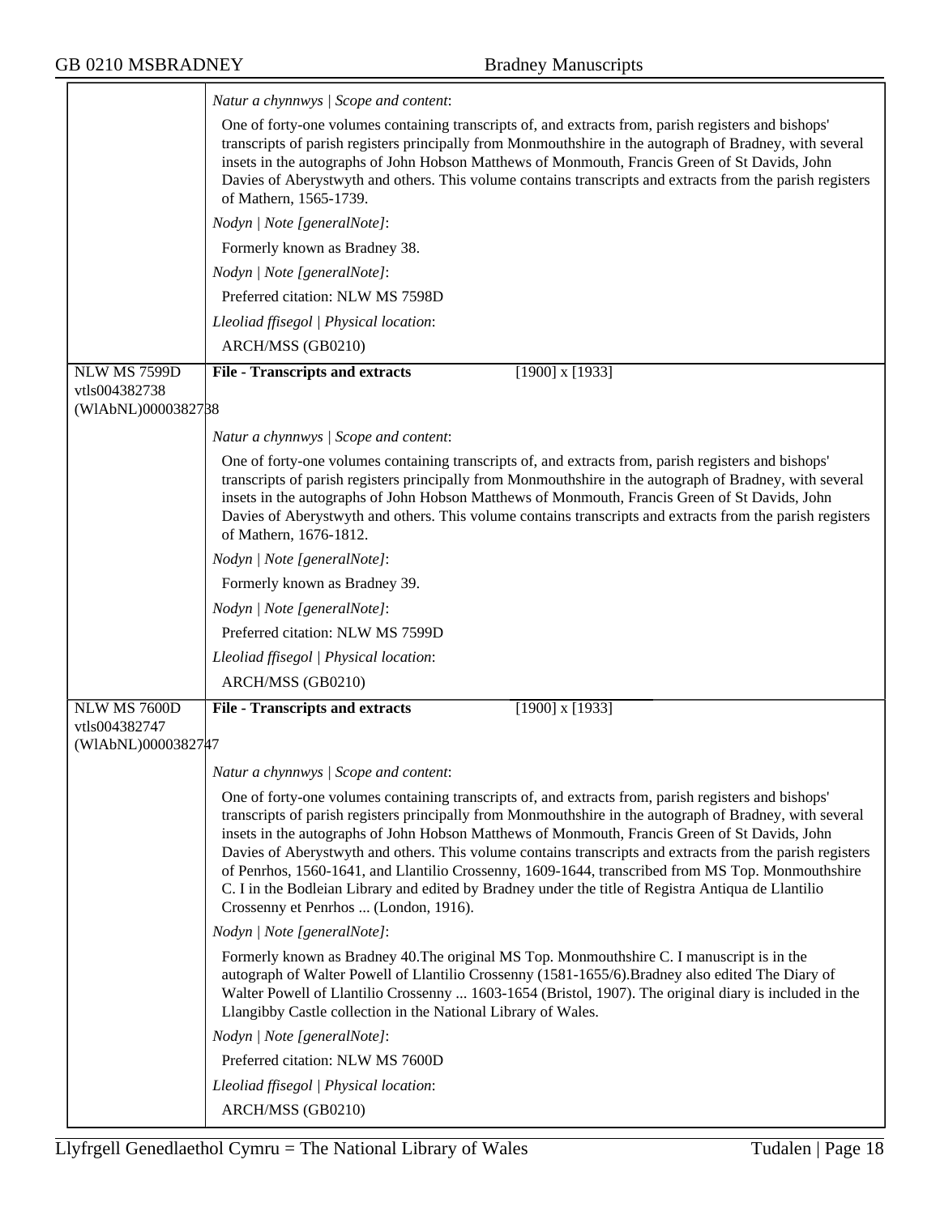*Natur a chynnwys | Scope and content*:

One of forty-one volumes containing transcripts of, and extracts from, parish registers and bishops' transcripts of parish registers principally from Monmouthshire in the autograph of Bradney, with several insets in the autographs of John Hobson Matthews of Monmouth, Francis Green of St Davids, John Davies of Aberystwyth and others. This volume contains transcripts and extracts from the parish registers of Mathern, 1565-1739.

*Nodyn | Note [generalNote]*:

Formerly known as Bradney 38.

*Nodyn | Note [generalNote]*:

Preferred citation: NLW MS 7598D

*Lleoliad ffisegol | Physical location*:

ARCH/MSS (GB0210)

---

NLW MS 7599D
vtls004382738
(WlAbNL)0000382738

**File - Transcripts and extracts** [1900] x [1933]

*Natur a chynnwys | Scope and content*:

One of forty-one volumes containing transcripts of, and extracts from, parish registers and bishops' transcripts of parish registers principally from Monmouthshire in the autograph of Bradney, with several insets in the autographs of John Hobson Matthews of Monmouth, Francis Green of St Davids, John Davies of Aberystwyth and others. This volume contains transcripts and extracts from the parish registers of Mathern, 1676-1812.

*Nodyn | Note [generalNote]*:

Formerly known as Bradney 39.

*Nodyn | Note [generalNote]*:

Preferred citation: NLW MS 7599D

*Lleoliad ffisegol | Physical location*:

ARCH/MSS (GB0210)

---

NLW MS 7600D
vtls004382747
(WlAbNL)0000382747

**File - Transcripts and extracts** [1900] x [1933]

*Natur a chynnwys | Scope and content*:

One of forty-one volumes containing transcripts of, and extracts from, parish registers and bishops' transcripts of parish registers principally from Monmouthshire in the autograph of Bradney, with several insets in the autographs of John Hobson Matthews of Monmouth, Francis Green of St Davids, John Davies of Aberystwyth and others. This volume contains transcripts and extracts from the parish registers of Penrhos, 1560-1641, and Llantilio Crossenny, 1609-1644, transcribed from MS Top. Monmouthshire C. I in the Bodleian Library and edited by Bradney under the title of Registra Antiqua de Llantilio Crossenny et Penrhos ... (London, 1916).

*Nodyn | Note [generalNote]*:

Formerly known as Bradney 40.The original MS Top. Monmouthshire C. I manuscript is in the autograph of Walter Powell of Llantilio Crossenny (1581-1655/6).Bradney also edited The Diary of Walter Powell of Llantilio Crossenny ... 1603-1654 (Bristol, 1907). The original diary is included in the Llangibby Castle collection in the National Library of Wales.

*Nodyn | Note [generalNote]*:

Preferred citation: NLW MS 7600D

*Lleoliad ffisegol | Physical location*:

ARCH/MSS (GB0210)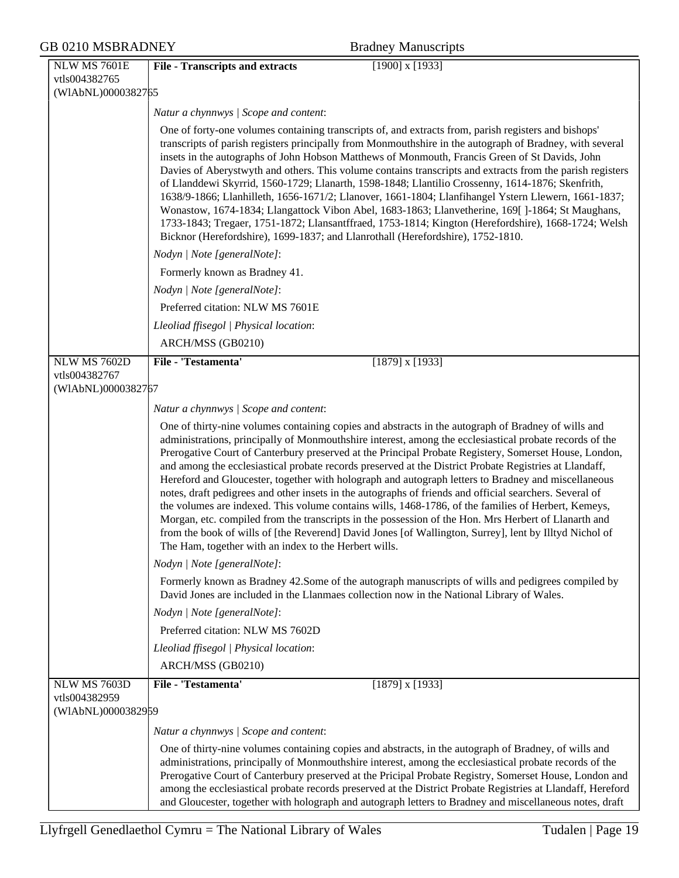**NLW MS 7601E**
vtls004382765
(WlAbNL)0000382765

**File - Transcripts and extracts** [1900] x [1933]

*Natur a chynnwys | Scope and content*:

One of forty-one volumes containing transcripts of, and extracts from, parish registers and bishops' transcripts of parish registers principally from Monmouthshire in the autograph of Bradney, with several insets in the autographs of John Hobson Matthews of Monmouth, Francis Green of St Davids, John Davies of Aberystwyth and others. This volume contains transcripts and extracts from the parish registers of Llanddewi Skyrrid, 1560-1729; Llanarth, 1598-1848; Llantilio Crossenny, 1614-1876; Skenfrith, 1638/9-1866; Llanhilleth, 1656-1671/2; Llanover, 1661-1804; Llanfihangel Ystern Llewern, 1661-1837; Wonastow, 1674-1834; Llangattock Vibon Abel, 1683-1863; Llanvetherine, 169[ ]-1864; St Maughans, 1733-1843; Tregaer, 1751-1872; Llansantffraed, 1753-1814; Kington (Herefordshire), 1668-1724; Welsh Bicknor (Herefordshire), 1699-1837; and Llanrothall (Herefordshire), 1752-1810.

*Nodyn | Note [generalNote]*:

Formerly known as Bradney 41.

*Nodyn | Note [generalNote]*:

Preferred citation: NLW MS 7601E

*Lleoliad ffisegol | Physical location*:

ARCH/MSS (GB0210)

---

**NLW MS 7602D**
vtls004382767
(WlAbNL)0000382767

**File - 'Testamenta'** [1879] x [1933]

*Natur a chynnwys | Scope and content*:

One of thirty-nine volumes containing copies and abstracts in the autograph of Bradney of wills and administrations, principally of Monmouthshire interest, among the ecclesiastical probate records of the Prerogative Court of Canterbury preserved at the Principal Probate Registery, Somerset House, London, and among the ecclesiastical probate records preserved at the District Probate Registries at Llandaff, Hereford and Gloucester, together with holograph and autograph letters to Bradney and miscellaneous notes, draft pedigrees and other insets in the autographs of friends and official searchers. Several of the volumes are indexed. This volume contains wills, 1468-1786, of the families of Herbert, Kemeys, Morgan, etc. compiled from the transcripts in the possession of the Hon. Mrs Herbert of Llanarth and from the book of wills of [the Reverend] David Jones [of Wallington, Surrey], lent by Illtyd Nichol of The Ham, together with an index to the Herbert wills.

*Nodyn | Note [generalNote]*:

Formerly known as Bradney 42.Some of the autograph manuscripts of wills and pedigrees compiled by David Jones are included in the Llanmaes collection now in the National Library of Wales.

*Nodyn | Note [generalNote]*:

Preferred citation: NLW MS 7602D

*Lleoliad ffisegol | Physical location*:

ARCH/MSS (GB0210)

---

**NLW MS 7603D**
vtls004382959
(WlAbNL)0000382959

**File - 'Testamenta'** [1879] x [1933]

*Natur a chynnwys | Scope and content*:

One of thirty-nine volumes containing copies and abstracts, in the autograph of Bradney, of wills and administrations, principally of Monmouthshire interest, among the ecclesiastical probate records of the Prerogative Court of Canterbury preserved at the Pricipal Probate Registry, Somerset House, London and among the ecclesiastical probate records preserved at the District Probate Registries at Llandaff, Hereford and Gloucester, together with holograph and autograph letters to Bradney and miscellaneous notes, draft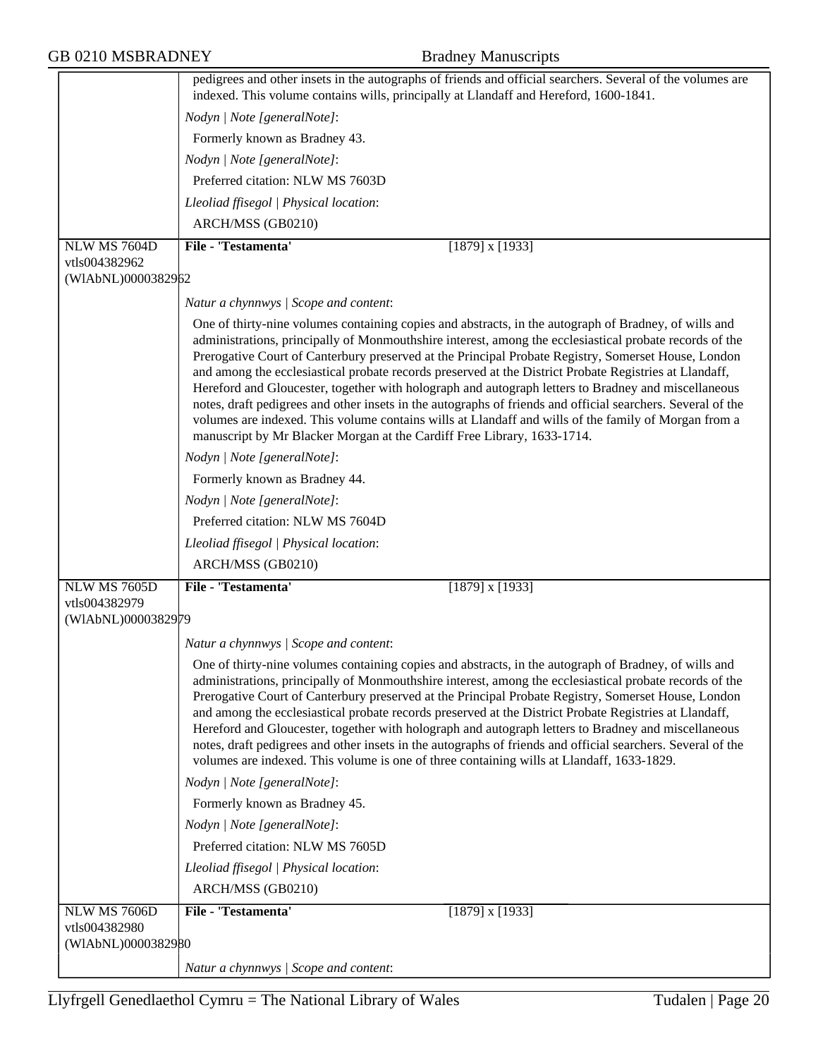pedigrees and other insets in the autographs of friends and official searchers. Several of the volumes are indexed. This volume contains wills, principally at Llandaff and Hereford, 1600-1841.

*Nodyn | Note [generalNote]*:

Formerly known as Bradney 43.

*Nodyn | Note [generalNote]*:

Preferred citation: NLW MS 7603D

*Lleoliad ffisegol | Physical location*:

ARCH/MSS (GB0210)

---

NLW MS 7604D
vtls004382962
(WlAbNL)0000382962

**File - 'Testamenta'** [1879] x [1933]

*Natur a chynnwys | Scope and content*:

One of thirty-nine volumes containing copies and abstracts, in the autograph of Bradney, of wills and administrations, principally of Monmouthshire interest, among the ecclesiastical probate records of the Prerogative Court of Canterbury preserved at the Principal Probate Registry, Somerset House, London and among the ecclesiastical probate records preserved at the District Probate Registries at Llandaff, Hereford and Gloucester, together with holograph and autograph letters to Bradney and miscellaneous notes, draft pedigrees and other insets in the autographs of friends and official searchers. Several of the volumes are indexed. This volume contains wills at Llandaff and wills of the family of Morgan from a manuscript by Mr Blacker Morgan at the Cardiff Free Library, 1633-1714.

*Nodyn | Note [generalNote]*:

Formerly known as Bradney 44.

*Nodyn | Note [generalNote]*:

Preferred citation: NLW MS 7604D

*Lleoliad ffisegol | Physical location*:

ARCH/MSS (GB0210)

---

NLW MS 7605D
vtls004382979
(WlAbNL)0000382979

**File - 'Testamenta'** [1879] x [1933]

*Natur a chynnwys | Scope and content*:

One of thirty-nine volumes containing copies and abstracts, in the autograph of Bradney, of wills and administrations, principally of Monmouthshire interest, among the ecclesiastical probate records of the Prerogative Court of Canterbury preserved at the Principal Probate Registry, Somerset House, London and among the ecclesiastical probate records preserved at the District Probate Registries at Llandaff, Hereford and Gloucester, together with holograph and autograph letters to Bradney and miscellaneous notes, draft pedigrees and other insets in the autographs of friends and official searchers. Several of the volumes are indexed. This volume is one of three containing wills at Llandaff, 1633-1829.

*Nodyn | Note [generalNote]*:

Formerly known as Bradney 45.

*Nodyn | Note [generalNote]*:

Preferred citation: NLW MS 7605D

*Lleoliad ffisegol | Physical location*:

ARCH/MSS (GB0210)

---

NLW MS 7606D
vtls004382980
(WlAbNL)0000382980

**File - 'Testamenta'** [1879] x [1933]

*Natur a chynnwys | Scope and content*: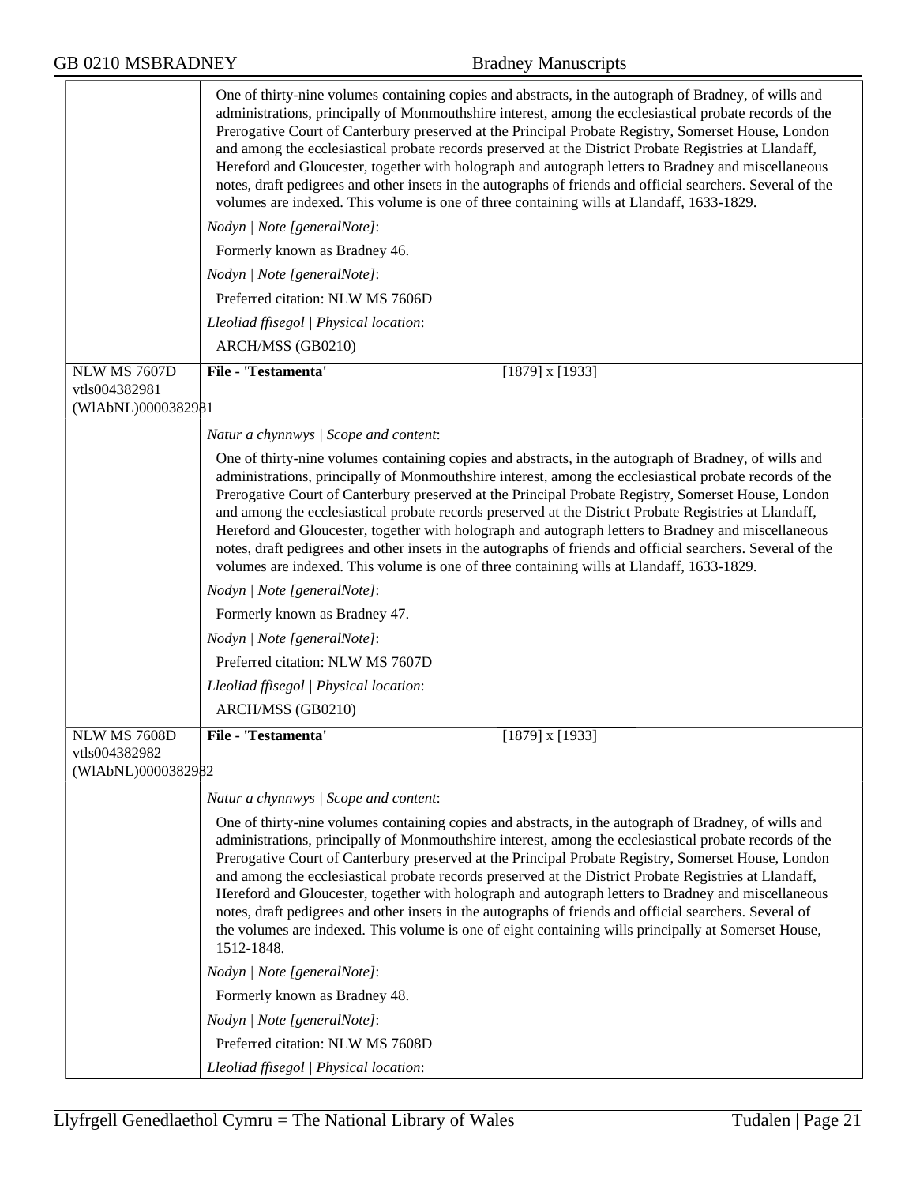One of thirty-nine volumes containing copies and abstracts, in the autograph of Bradney, of wills and administrations, principally of Monmouthshire interest, among the ecclesiastical probate records of the Prerogative Court of Canterbury preserved at the Principal Probate Registry, Somerset House, London and among the ecclesiastical probate records preserved at the District Probate Registries at Llandaff, Hereford and Gloucester, together with holograph and autograph letters to Bradney and miscellaneous notes, draft pedigrees and other insets in the autographs of friends and official searchers. Several of the volumes are indexed. This volume is one of three containing wills at Llandaff, 1633-1829.

*Nodyn | Note [generalNote]*:

Formerly known as Bradney 46.

*Nodyn | Note [generalNote]*:

Preferred citation: NLW MS 7606D

*Lleoliad ffisegol | Physical location*:

ARCH/MSS (GB0210)

---

NLW MS 7607D
vtls004382981
(WlAbNL)0000382981

**File - 'Testamenta'** [1879] x [1933]

*Natur a chynnwys | Scope and content*:

One of thirty-nine volumes containing copies and abstracts, in the autograph of Bradney, of wills and administrations, principally of Monmouthshire interest, among the ecclesiastical probate records of the Prerogative Court of Canterbury preserved at the Principal Probate Registry, Somerset House, London and among the ecclesiastical probate records preserved at the District Probate Registries at Llandaff, Hereford and Gloucester, together with holograph and autograph letters to Bradney and miscellaneous notes, draft pedigrees and other insets in the autographs of friends and official searchers. Several of the volumes are indexed. This volume is one of three containing wills at Llandaff, 1633-1829.

*Nodyn | Note [generalNote]*:

Formerly known as Bradney 47.

*Nodyn | Note [generalNote]*:

Preferred citation: NLW MS 7607D

*Lleoliad ffisegol | Physical location*:

ARCH/MSS (GB0210)

---

NLW MS 7608D
vtls004382982
(WlAbNL)0000382982

**File - 'Testamenta'** [1879] x [1933]

*Natur a chynnwys | Scope and content*:

One of thirty-nine volumes containing copies and abstracts, in the autograph of Bradney, of wills and administrations, principally of Monmouthshire interest, among the ecclesiastical probate records of the Prerogative Court of Canterbury preserved at the Principal Probate Registry, Somerset House, London and among the ecclesiastical probate records preserved at the District Probate Registries at Llandaff, Hereford and Gloucester, together with holograph and autograph letters to Bradney and miscellaneous notes, draft pedigrees and other insets in the autographs of friends and official searchers. Several of the volumes are indexed. This volume is one of eight containing wills principally at Somerset House, 1512-1848.

*Nodyn | Note [generalNote]*:

Formerly known as Bradney 48.

*Nodyn | Note [generalNote]*:

Preferred citation: NLW MS 7608D

*Lleoliad ffisegol | Physical location*: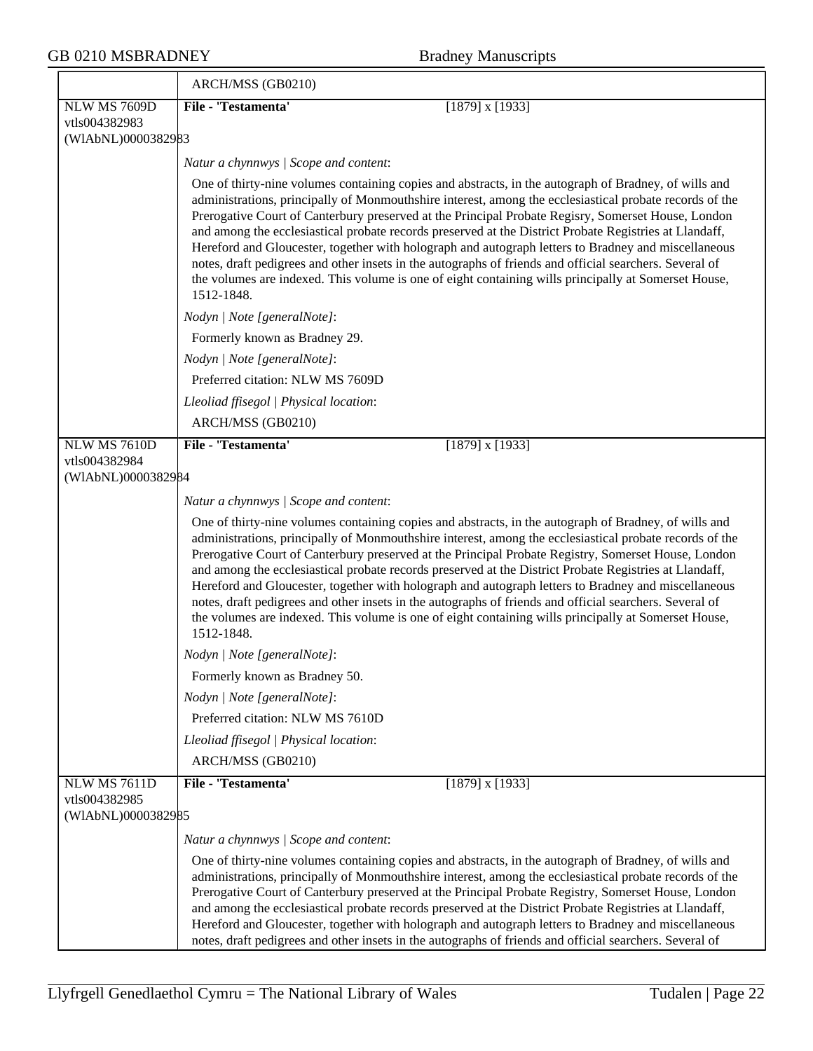ARCH/MSS (GB0210)

**NLW MS 7609D**
vtls004382983
(WlAbNL)0000382983

**File - 'Testamenta'** [1879] x [1933]

*Natur a chynnwys | Scope and content*:

One of thirty-nine volumes containing copies and abstracts, in the autograph of Bradney, of wills and administrations, principally of Monmouthshire interest, among the ecclesiastical probate records of the Prerogative Court of Canterbury preserved at the Principal Probate Regisry, Somerset House, London and among the ecclesiastical probate records preserved at the District Probate Registries at Llandaff, Hereford and Gloucester, together with holograph and autograph letters to Bradney and miscellaneous notes, draft pedigrees and other insets in the autographs of friends and official searchers. Several of the volumes are indexed. This volume is one of eight containing wills principally at Somerset House, 1512-1848.

*Nodyn | Note [generalNote]*:

Formerly known as Bradney 29.

*Nodyn | Note [generalNote]*:

Preferred citation: NLW MS 7609D

*Lleoliad ffisegol | Physical location*:

ARCH/MSS (GB0210)

**NLW MS 7610D**
vtls004382984
(WlAbNL)0000382984

**File - 'Testamenta'** [1879] x [1933]

*Natur a chynnwys | Scope and content*:

One of thirty-nine volumes containing copies and abstracts, in the autograph of Bradney, of wills and administrations, principally of Monmouthshire interest, among the ecclesiastical probate records of the Prerogative Court of Canterbury preserved at the Principal Probate Registry, Somerset House, London and among the ecclesiastical probate records preserved at the District Probate Registries at Llandaff, Hereford and Gloucester, together with holograph and autograph letters to Bradney and miscellaneous notes, draft pedigrees and other insets in the autographs of friends and official searchers. Several of the volumes are indexed. This volume is one of eight containing wills principally at Somerset House, 1512-1848.

*Nodyn | Note [generalNote]*:

Formerly known as Bradney 50.

*Nodyn | Note [generalNote]*:

Preferred citation: NLW MS 7610D

*Lleoliad ffisegol | Physical location*:

ARCH/MSS (GB0210)

**NLW MS 7611D**
vtls004382985
(WlAbNL)0000382985

**File - 'Testamenta'** [1879] x [1933]

*Natur a chynnwys | Scope and content*:

One of thirty-nine volumes containing copies and abstracts, in the autograph of Bradney, of wills and administrations, principally of Monmouthshire interest, among the ecclesiastical probate records of the Prerogative Court of Canterbury preserved at the Principal Probate Registry, Somerset House, London and among the ecclesiastical probate records preserved at the District Probate Registries at Llandaff, Hereford and Gloucester, together with holograph and autograph letters to Bradney and miscellaneous notes, draft pedigrees and other insets in the autographs of friends and official searchers. Several of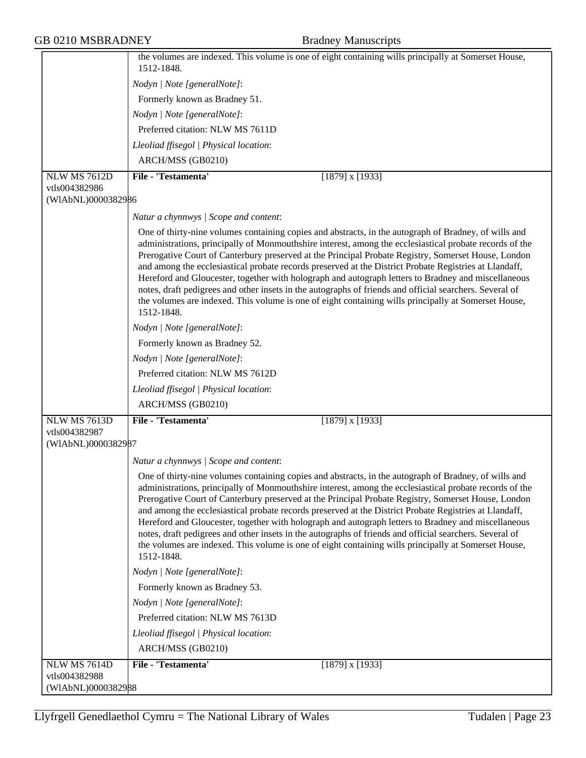| | |
|---|---|
| | the volumes are indexed. This volume is one of eight containing wills principally at Somerset House, 1512-1848.<br><br>*Nodyn \| Note [generalNote]*:<br><br>Formerly known as Bradney 51.<br><br>*Nodyn \| Note [generalNote]*:<br><br>Preferred citation: NLW MS 7611D<br><br>*Lleoliad ffisegol \| Physical location*:<br><br>ARCH/MSS (GB0210) |
| NLW MS 7612D<br>vtls004382986<br>(WlAbNL)0000382986 | **File - 'Testamenta'** [1879] x [1933]<br><br>*Natur a chynnwys \| Scope and content*:<br><br>One of thirty-nine volumes containing copies and abstracts, in the autograph of Bradney, of wills and administrations, principally of Monmouthshire interest, among the ecclesiastical probate records of the Prerogative Court of Canterbury preserved at the Principal Probate Registry, Somerset House, London and among the ecclesiastical probate records preserved at the District Probate Registries at Llandaff, Hereford and Gloucester, together with holograph and autograph letters to Bradney and miscellaneous notes, draft pedigrees and other insets in the autographs of friends and official searchers. Several of the volumes are indexed. This volume is one of eight containing wills principally at Somerset House, 1512-1848.<br><br>*Nodyn \| Note [generalNote]*:<br><br>Formerly known as Bradney 52.<br><br>*Nodyn \| Note [generalNote]*:<br><br>Preferred citation: NLW MS 7612D<br><br>*Lleoliad ffisegol \| Physical location*:<br><br>ARCH/MSS (GB0210) |
| NLW MS 7613D<br>vtls004382987<br>(WlAbNL)0000382987 | **File - 'Testamenta'** [1879] x [1933]<br><br>*Natur a chynnwys \| Scope and content*:<br><br>One of thirty-nine volumes containing copies and abstracts, in the autograph of Bradney, of wills and administrations, principally of Monmouthshire interest, among the ecclesiastical probate records of the Prerogative Court of Canterbury preserved at the Principal Probate Registry, Somerset House, London and among the ecclesiastical probate records preserved at the District Probate Registries at Llandaff, Hereford and Gloucester, together with holograph and autograph letters to Bradney and miscellaneous notes, draft pedigrees and other insets in the autographs of friends and official searchers. Several of the volumes are indexed. This volume is one of eight containing wills principally at Somerset House, 1512-1848.<br><br>*Nodyn \| Note [generalNote]*:<br><br>Formerly known as Bradney 53.<br><br>*Nodyn \| Note [generalNote]*:<br><br>Preferred citation: NLW MS 7613D<br><br>*Lleoliad ffisegol \| Physical location*:<br><br>ARCH/MSS (GB0210) |
| NLW MS 7614D<br>vtls004382988<br>(WlAbNL)0000382988 | **File - 'Testamenta'** [1879] x [1933] |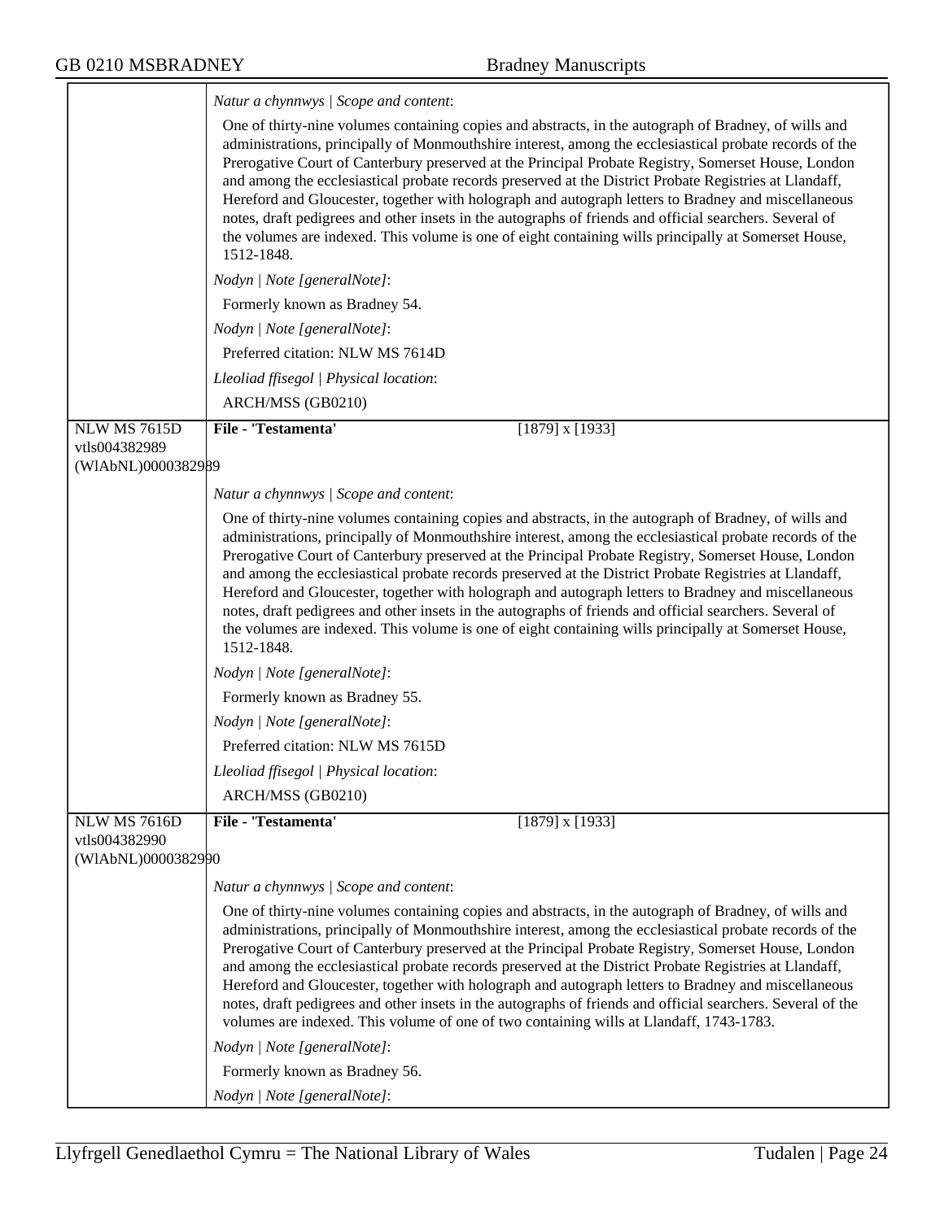*Natur a chynnwys | Scope and content*:

One of thirty-nine volumes containing copies and abstracts, in the autograph of Bradney, of wills and administrations, principally of Monmouthshire interest, among the ecclesiastical probate records of the Prerogative Court of Canterbury preserved at the Principal Probate Registry, Somerset House, London and among the ecclesiastical probate records preserved at the District Probate Registries at Llandaff, Hereford and Gloucester, together with holograph and autograph letters to Bradney and miscellaneous notes, draft pedigrees and other insets in the autographs of friends and official searchers. Several of the volumes are indexed. This volume is one of eight containing wills principally at Somerset House, 1512-1848.

*Nodyn | Note [generalNote]*:

Formerly known as Bradney 54.

*Nodyn | Note [generalNote]*:

Preferred citation: NLW MS 7614D

*Lleoliad ffisegol | Physical location*:

ARCH/MSS (GB0210)

---

NLW MS 7615D
vtls004382989
(WlAbNL)0000382989

**File - 'Testamenta'** [1879] x [1933]

*Natur a chynnwys | Scope and content*:

One of thirty-nine volumes containing copies and abstracts, in the autograph of Bradney, of wills and administrations, principally of Monmouthshire interest, among the ecclesiastical probate records of the Prerogative Court of Canterbury preserved at the Principal Probate Registry, Somerset House, London and among the ecclesiastical probate records preserved at the District Probate Registries at Llandaff, Hereford and Gloucester, together with holograph and autograph letters to Bradney and miscellaneous notes, draft pedigrees and other insets in the autographs of friends and official searchers. Several of the volumes are indexed. This volume is one of eight containing wills principally at Somerset House, 1512-1848.

*Nodyn | Note [generalNote]*:

Formerly known as Bradney 55.

*Nodyn | Note [generalNote]*:

Preferred citation: NLW MS 7615D

*Lleoliad ffisegol | Physical location*:

ARCH/MSS (GB0210)

---

NLW MS 7616D
vtls004382990
(WlAbNL)0000382990

**File - 'Testamenta'** [1879] x [1933]

*Natur a chynnwys | Scope and content*:

One of thirty-nine volumes containing copies and abstracts, in the autograph of Bradney, of wills and administrations, principally of Monmouthshire interest, among the ecclesiastical probate records of the Prerogative Court of Canterbury preserved at the Principal Probate Registry, Somerset House, London and among the ecclesiastical probate records preserved at the District Probate Registries at Llandaff, Hereford and Gloucester, together with holograph and autograph letters to Bradney and miscellaneous notes, draft pedigrees and other insets in the autographs of friends and official searchers. Several of the volumes are indexed. This volume of one of two containing wills at Llandaff, 1743-1783.

*Nodyn | Note [generalNote]*:

Formerly known as Bradney 56.

*Nodyn | Note [generalNote]*: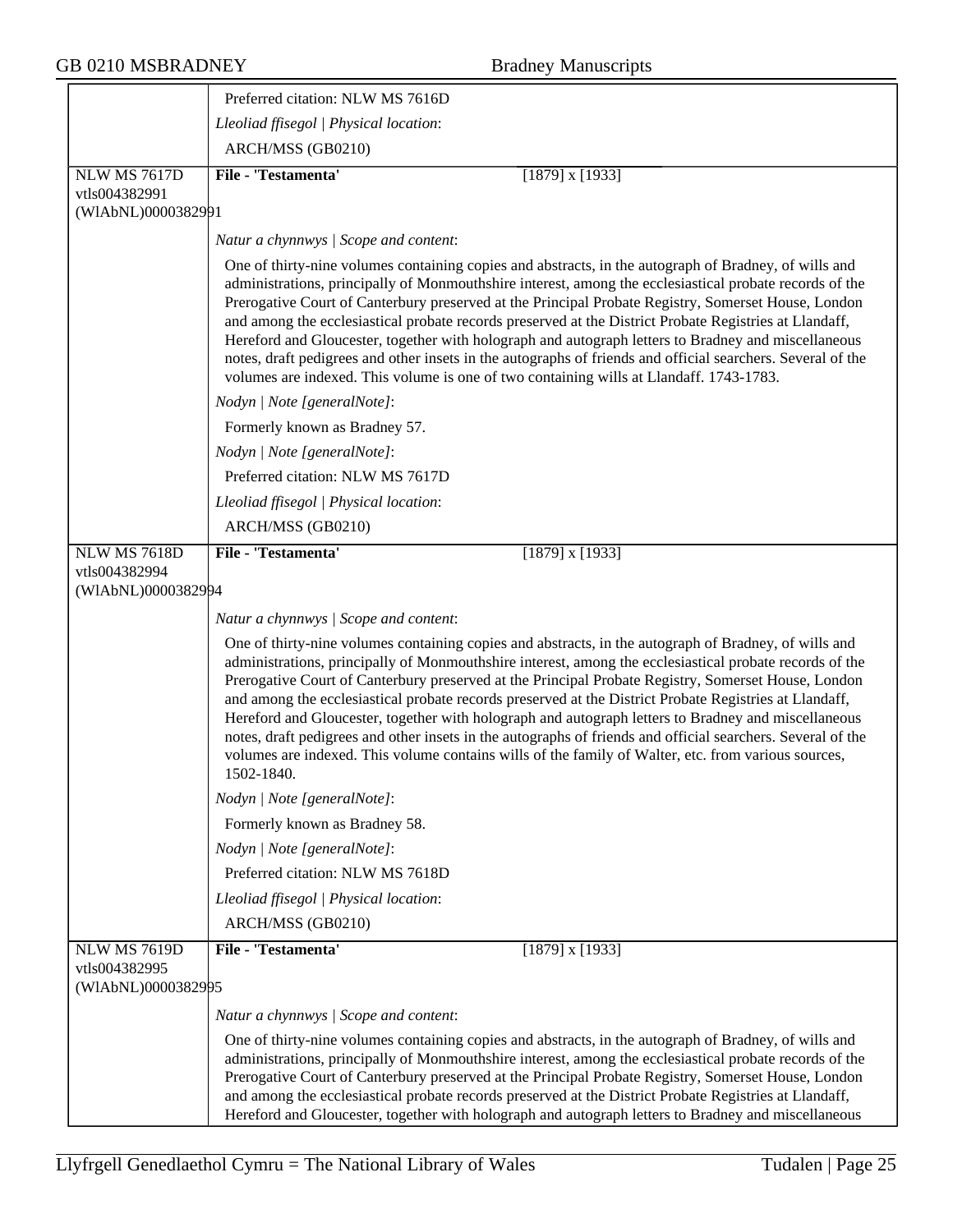Preferred citation: NLW MS 7616D

*Lleoliad ffisegol | Physical location*:

ARCH/MSS (GB0210)

---

NLW MS 7617D
vtls004382991
(WlAbNL)0000382991

**File - 'Testamenta'** [1879] x [1933]

*Natur a chynnwys | Scope and content*:

One of thirty-nine volumes containing copies and abstracts, in the autograph of Bradney, of wills and administrations, principally of Monmouthshire interest, among the ecclesiastical probate records of the Prerogative Court of Canterbury preserved at the Principal Probate Registry, Somerset House, London and among the ecclesiastical probate records preserved at the District Probate Registries at Llandaff, Hereford and Gloucester, together with holograph and autograph letters to Bradney and miscellaneous notes, draft pedigrees and other insets in the autographs of friends and official searchers. Several of the volumes are indexed. This volume is one of two containing wills at Llandaff. 1743-1783.

*Nodyn | Note [generalNote]*:

Formerly known as Bradney 57.

*Nodyn | Note [generalNote]*:

Preferred citation: NLW MS 7617D

*Lleoliad ffisegol | Physical location*:

ARCH/MSS (GB0210)

---

NLW MS 7618D
vtls004382994
(WlAbNL)0000382994

**File - 'Testamenta'** [1879] x [1933]

*Natur a chynnwys | Scope and content*:

One of thirty-nine volumes containing copies and abstracts, in the autograph of Bradney, of wills and administrations, principally of Monmouthshire interest, among the ecclesiastical probate records of the Prerogative Court of Canterbury preserved at the Principal Probate Registry, Somerset House, London and among the ecclesiastical probate records preserved at the District Probate Registries at Llandaff, Hereford and Gloucester, together with holograph and autograph letters to Bradney and miscellaneous notes, draft pedigrees and other insets in the autographs of friends and official searchers. Several of the volumes are indexed. This volume contains wills of the family of Walter, etc. from various sources, 1502-1840.

*Nodyn | Note [generalNote]*:

Formerly known as Bradney 58.

*Nodyn | Note [generalNote]*:

Preferred citation: NLW MS 7618D

*Lleoliad ffisegol | Physical location*:

ARCH/MSS (GB0210)

---

NLW MS 7619D
vtls004382995
(WlAbNL)0000382995

**File - 'Testamenta'** [1879] x [1933]

*Natur a chynnwys | Scope and content*:

One of thirty-nine volumes containing copies and abstracts, in the autograph of Bradney, of wills and administrations, principally of Monmouthshire interest, among the ecclesiastical probate records of the Prerogative Court of Canterbury preserved at the Principal Probate Registry, Somerset House, London and among the ecclesiastical probate records preserved at the District Probate Registries at Llandaff, Hereford and Gloucester, together with holograph and autograph letters to Bradney and miscellaneous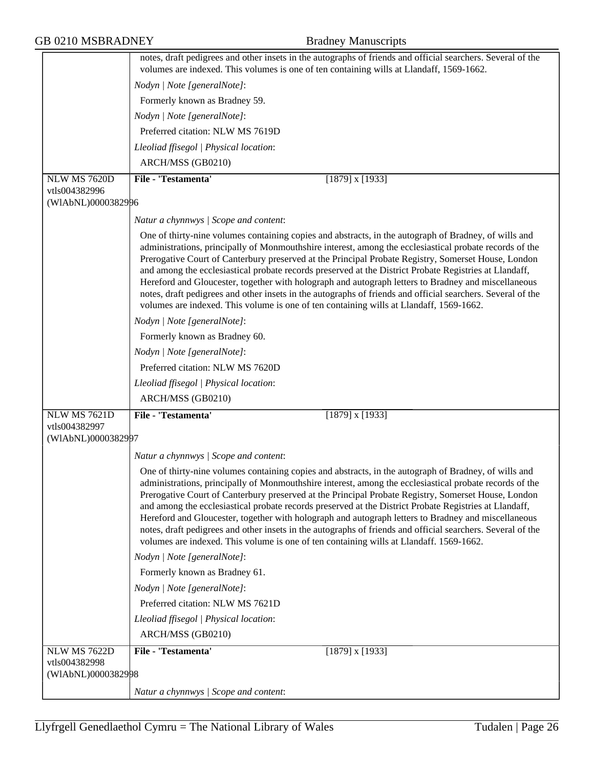notes, draft pedigrees and other insets in the autographs of friends and official searchers. Several of the volumes are indexed. This volumes is one of ten containing wills at Llandaff, 1569-1662.

*Nodyn | Note [generalNote]*:

Formerly known as Bradney 59.

*Nodyn | Note [generalNote]*:

Preferred citation: NLW MS 7619D

*Lleoliad ffisegol | Physical location*:

ARCH/MSS (GB0210)

---

NLW MS 7620D
vtls004382996
(WlAbNL)0000382996

**File - 'Testamenta'** [1879] x [1933]

*Natur a chynnwys | Scope and content*:

One of thirty-nine volumes containing copies and abstracts, in the autograph of Bradney, of wills and administrations, principally of Monmouthshire interest, among the ecclesiastical probate records of the Prerogative Court of Canterbury preserved at the Principal Probate Registry, Somerset House, London and among the ecclesiastical probate records preserved at the District Probate Registries at Llandaff, Hereford and Gloucester, together with holograph and autograph letters to Bradney and miscellaneous notes, draft pedigrees and other insets in the autographs of friends and official searchers. Several of the volumes are indexed. This volume is one of ten containing wills at Llandaff, 1569-1662.

*Nodyn | Note [generalNote]*:

Formerly known as Bradney 60.

*Nodyn | Note [generalNote]*:

Preferred citation: NLW MS 7620D

*Lleoliad ffisegol | Physical location*:

ARCH/MSS (GB0210)

---

NLW MS 7621D
vtls004382997
(WlAbNL)0000382997

**File - 'Testamenta'** [1879] x [1933]

*Natur a chynnwys | Scope and content*:

One of thirty-nine volumes containing copies and abstracts, in the autograph of Bradney, of wills and administrations, principally of Monmouthshire interest, among the ecclesiastical probate records of the Prerogative Court of Canterbury preserved at the Principal Probate Registry, Somerset House, London and among the ecclesiastical probate records preserved at the District Probate Registries at Llandaff, Hereford and Gloucester, together with holograph and autograph letters to Bradney and miscellaneous notes, draft pedigrees and other insets in the autographs of friends and official searchers. Several of the volumes are indexed. This volume is one of ten containing wills at Llandaff. 1569-1662.

*Nodyn | Note [generalNote]*:

Formerly known as Bradney 61.

*Nodyn | Note [generalNote]*:

Preferred citation: NLW MS 7621D

*Lleoliad ffisegol | Physical location*:

ARCH/MSS (GB0210)

---

NLW MS 7622D
vtls004382998
(WlAbNL)0000382998

**File - 'Testamenta'** [1879] x [1933]

*Natur a chynnwys | Scope and content*: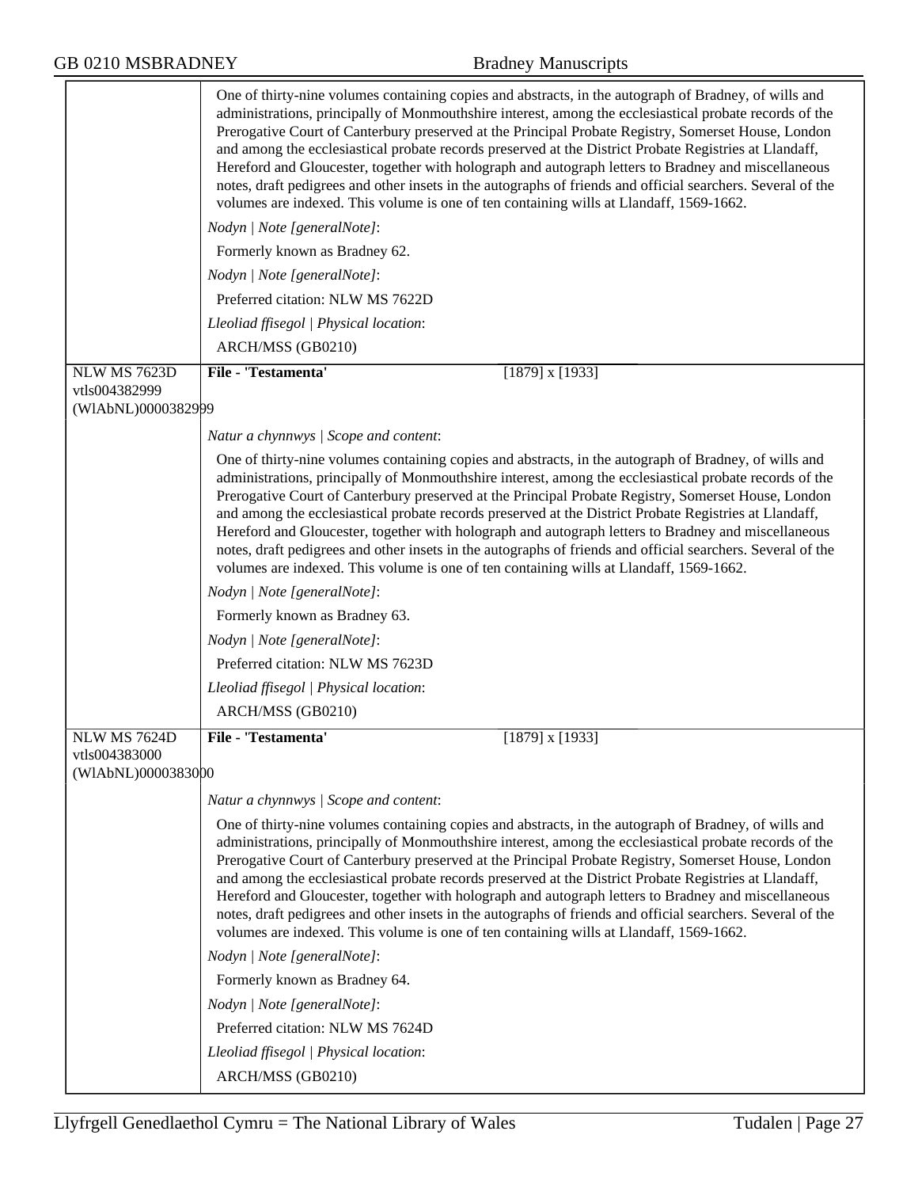One of thirty-nine volumes containing copies and abstracts, in the autograph of Bradney, of wills and administrations, principally of Monmouthshire interest, among the ecclesiastical probate records of the Prerogative Court of Canterbury preserved at the Principal Probate Registry, Somerset House, London and among the ecclesiastical probate records preserved at the District Probate Registries at Llandaff, Hereford and Gloucester, together with holograph and autograph letters to Bradney and miscellaneous notes, draft pedigrees and other insets in the autographs of friends and official searchers. Several of the volumes are indexed. This volume is one of ten containing wills at Llandaff, 1569-1662.

*Nodyn | Note [generalNote]*:

Formerly known as Bradney 62.

*Nodyn | Note [generalNote]*:

Preferred citation: NLW MS 7622D

*Lleoliad ffisegol | Physical location*:

ARCH/MSS (GB0210)

---

NLW MS 7623D
vtls004382999
(WlAbNL)0000382999

**File - 'Testamenta'** [1879] x [1933]

*Natur a chynnwys | Scope and content*:

One of thirty-nine volumes containing copies and abstracts, in the autograph of Bradney, of wills and administrations, principally of Monmouthshire interest, among the ecclesiastical probate records of the Prerogative Court of Canterbury preserved at the Principal Probate Registry, Somerset House, London and among the ecclesiastical probate records preserved at the District Probate Registries at Llandaff, Hereford and Gloucester, together with holograph and autograph letters to Bradney and miscellaneous notes, draft pedigrees and other insets in the autographs of friends and official searchers. Several of the volumes are indexed. This volume is one of ten containing wills at Llandaff, 1569-1662.

*Nodyn | Note [generalNote]*:

Formerly known as Bradney 63.

*Nodyn | Note [generalNote]*:

Preferred citation: NLW MS 7623D

*Lleoliad ffisegol | Physical location*:

ARCH/MSS (GB0210)

---

NLW MS 7624D
vtls004383000
(WlAbNL)0000383000

**File - 'Testamenta'** [1879] x [1933]

*Natur a chynnwys | Scope and content*:

One of thirty-nine volumes containing copies and abstracts, in the autograph of Bradney, of wills and administrations, principally of Monmouthshire interest, among the ecclesiastical probate records of the Prerogative Court of Canterbury preserved at the Principal Probate Registry, Somerset House, London and among the ecclesiastical probate records preserved at the District Probate Registries at Llandaff, Hereford and Gloucester, together with holograph and autograph letters to Bradney and miscellaneous notes, draft pedigrees and other insets in the autographs of friends and official searchers. Several of the volumes are indexed. This volume is one of ten containing wills at Llandaff, 1569-1662.

*Nodyn | Note [generalNote]*:

Formerly known as Bradney 64.

*Nodyn | Note [generalNote]*:

Preferred citation: NLW MS 7624D

*Lleoliad ffisegol | Physical location*:

ARCH/MSS (GB0210)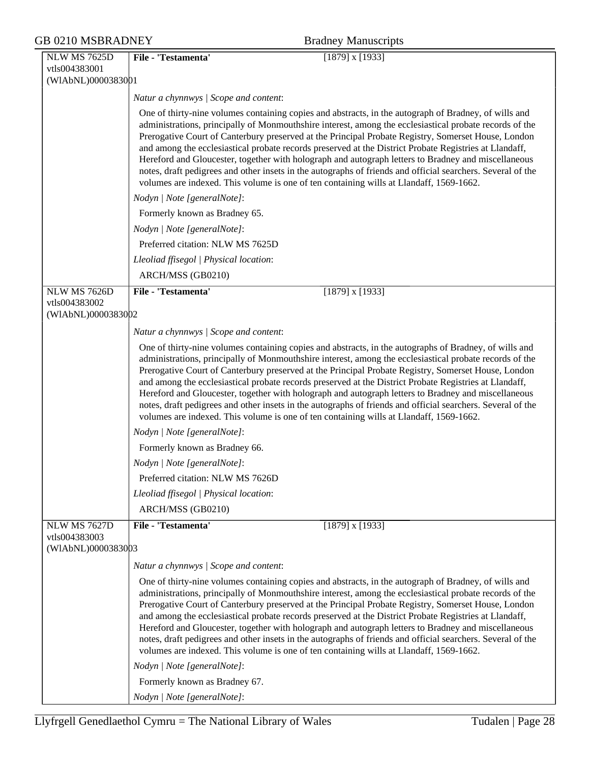| NLW MS 7625D vtls004383001 (WlAbNL)0000383001 | **File - 'Testamenta'** [1879] x [1933] |
|---|---|
| | *Natur a chynnwys \| Scope and content*: |
| | One of thirty-nine volumes containing copies and abstracts, in the autograph of Bradney, of wills and administrations, principally of Monmouthshire interest, among the ecclesiastical probate records of the Prerogative Court of Canterbury preserved at the Principal Probate Registry, Somerset House, London and among the ecclesiastical probate records preserved at the District Probate Registries at Llandaff, Hereford and Gloucester, together with holograph and autograph letters to Bradney and miscellaneous notes, draft pedigrees and other insets in the autographs of friends and official searchers. Several of the volumes are indexed. This volume is one of ten containing wills at Llandaff, 1569-1662. |
| | *Nodyn \| Note [generalNote]*: |
| | Formerly known as Bradney 65. |
| | *Nodyn \| Note [generalNote]*: |
| | Preferred citation: NLW MS 7625D |
| | *Lleoliad ffisegol \| Physical location*: |
| | ARCH/MSS (GB0210) |
| NLW MS 7626D vtls004383002 (WlAbNL)0000383002 | **File - 'Testamenta'** [1879] x [1933] |
| | *Natur a chynnwys \| Scope and content*: |
| | One of thirty-nine volumes containing copies and abstracts, in the autographs of Bradney, of wills and administrations, principally of Monmouthshire interest, among the ecclesiastical probate records of the Prerogative Court of Canterbury preserved at the Principal Probate Registry, Somerset House, London and among the ecclesiastical probate records preserved at the District Probate Registries at Llandaff, Hereford and Gloucester, together with holograph and autograph letters to Bradney and miscellaneous notes, draft pedigrees and other insets in the autographs of friends and official searchers. Several of the volumes are indexed. This volume is one of ten containing wills at Llandaff, 1569-1662. |
| | *Nodyn \| Note [generalNote]*: |
| | Formerly known as Bradney 66. |
| | *Nodyn \| Note [generalNote]*: |
| | Preferred citation: NLW MS 7626D |
| | *Lleoliad ffisegol \| Physical location*: |
| | ARCH/MSS (GB0210) |
| NLW MS 7627D vtls004383003 (WlAbNL)0000383003 | **File - 'Testamenta'** [1879] x [1933] |
| | *Natur a chynnwys \| Scope and content*: |
| | One of thirty-nine volumes containing copies and abstracts, in the autograph of Bradney, of wills and administrations, principally of Monmouthshire interest, among the ecclesiastical probate records of the Prerogative Court of Canterbury preserved at the Principal Probate Registry, Somerset House, London and among the ecclesiastical probate records preserved at the District Probate Registries at Llandaff, Hereford and Gloucester, together with holograph and autograph letters to Bradney and miscellaneous notes, draft pedigrees and other insets in the autographs of friends and official searchers. Several of the volumes are indexed. This volume is one of ten containing wills at Llandaff, 1569-1662. |
| | *Nodyn \| Note [generalNote]*: |
| | Formerly known as Bradney 67. |
| | *Nodyn \| Note [generalNote]*: |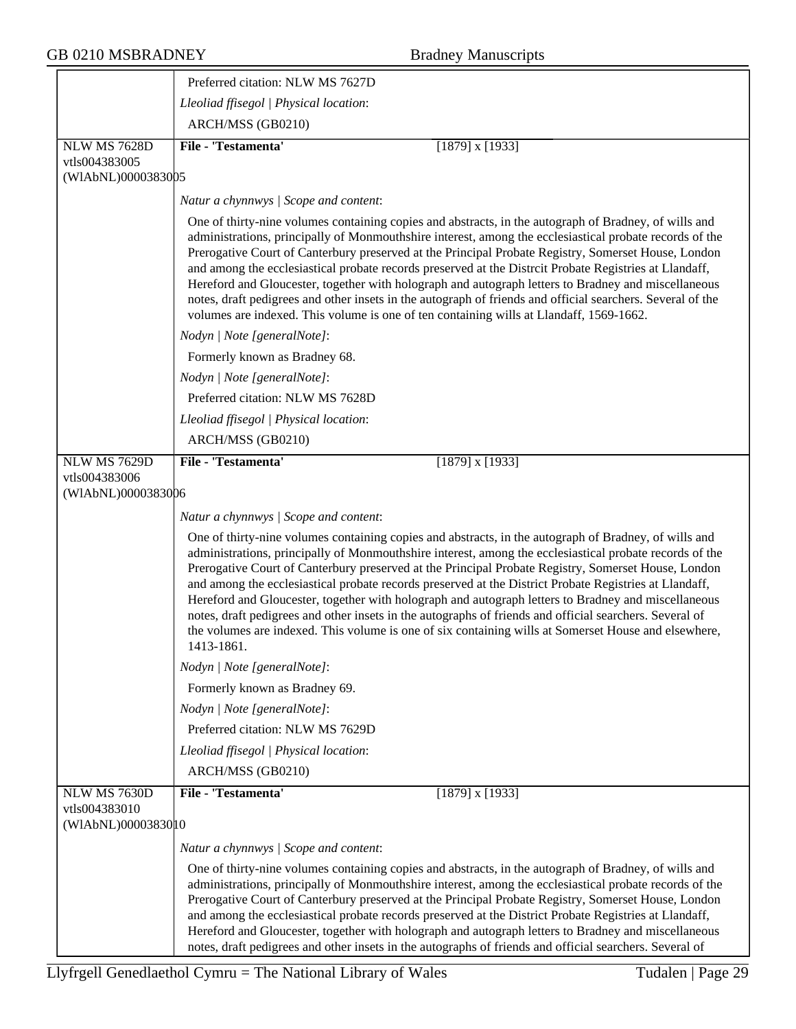Preferred citation: NLW MS 7627D

*Lleoliad ffisegol | Physical location*:

ARCH/MSS (GB0210)

---

NLW MS 7628D
vtls004383005
(WlAbNL)0000383005

**File - 'Testamenta'** [1879] x [1933]

*Natur a chynnwys | Scope and content*:

One of thirty-nine volumes containing copies and abstracts, in the autograph of Bradney, of wills and administrations, principally of Monmouthshire interest, among the ecclesiastical probate records of the Prerogative Court of Canterbury preserved at the Principal Probate Registry, Somerset House, London and among the ecclesiastical probate records preserved at the Distrcit Probate Registries at Llandaff, Hereford and Gloucester, together with holograph and autograph letters to Bradney and miscellaneous notes, draft pedigrees and other insets in the autograph of friends and official searchers. Several of the volumes are indexed. This volume is one of ten containing wills at Llandaff, 1569-1662.

*Nodyn | Note [generalNote]*:

Formerly known as Bradney 68.

*Nodyn | Note [generalNote]*:

Preferred citation: NLW MS 7628D

*Lleoliad ffisegol | Physical location*:

ARCH/MSS (GB0210)

---

NLW MS 7629D
vtls004383006
(WlAbNL)0000383006

**File - 'Testamenta'** [1879] x [1933]

*Natur a chynnwys | Scope and content*:

One of thirty-nine volumes containing copies and abstracts, in the autograph of Bradney, of wills and administrations, principally of Monmouthshire interest, among the ecclesiastical probate records of the Prerogative Court of Canterbury preserved at the Principal Probate Registry, Somerset House, London and among the ecclesiastical probate records preserved at the District Probate Registries at Llandaff, Hereford and Gloucester, together with holograph and autograph letters to Bradney and miscellaneous notes, draft pedigrees and other insets in the autographs of friends and official searchers. Several of the volumes are indexed. This volume is one of six containing wills at Somerset House and elsewhere, 1413-1861.

*Nodyn | Note [generalNote]*:

Formerly known as Bradney 69.

*Nodyn | Note [generalNote]*:

Preferred citation: NLW MS 7629D

*Lleoliad ffisegol | Physical location*:

ARCH/MSS (GB0210)

---

NLW MS 7630D
vtls004383010
(WlAbNL)0000383010

**File - 'Testamenta'** [1879] x [1933]

*Natur a chynnwys | Scope and content*:

One of thirty-nine volumes containing copies and abstracts, in the autograph of Bradney, of wills and administrations, principally of Monmouthshire interest, among the ecclesiastical probate records of the Prerogative Court of Canterbury preserved at the Principal Probate Registry, Somerset House, London and among the ecclesiastical probate records preserved at the District Probate Registries at Llandaff, Hereford and Gloucester, together with holograph and autograph letters to Bradney and miscellaneous notes, draft pedigrees and other insets in the autographs of friends and official searchers. Several of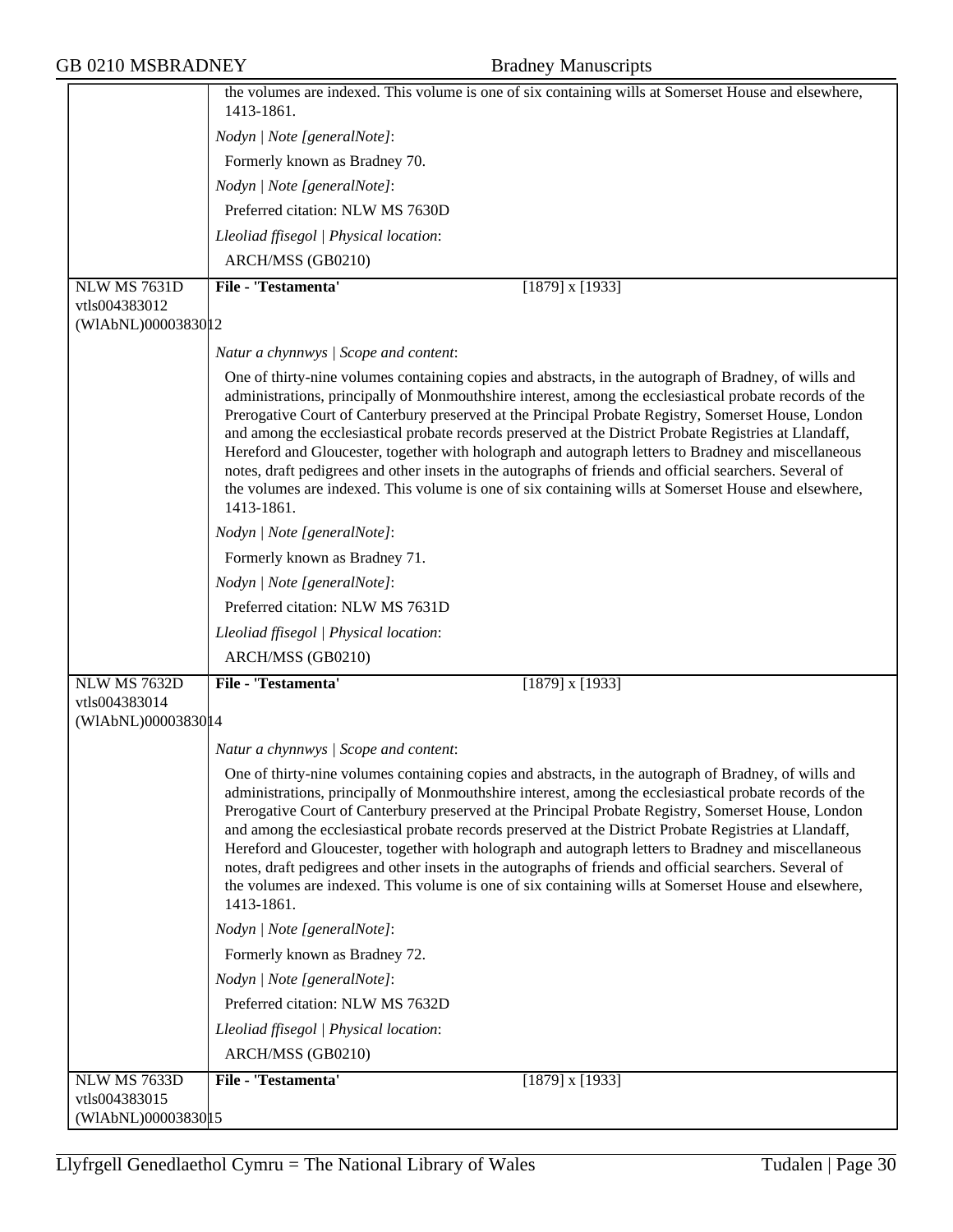| | |
|---|---|
| | the volumes are indexed. This volume is one of six containing wills at Somerset House and elsewhere, 1413-1861.<br><br>*Nodyn \| Note [generalNote]*:<br><br>Formerly known as Bradney 70.<br><br>*Nodyn \| Note [generalNote]*:<br><br>Preferred citation: NLW MS 7630D<br><br>*Lleoliad ffisegol \| Physical location*:<br><br>ARCH/MSS (GB0210) |
| NLW MS 7631D<br>vtls004383012<br>(WlAbNL)0000383012 | **File - 'Testamenta'** [1879] x [1933]<br><br>*Natur a chynnwys \| Scope and content*:<br><br>One of thirty-nine volumes containing copies and abstracts, in the autograph of Bradney, of wills and administrations, principally of Monmouthshire interest, among the ecclesiastical probate records of the Prerogative Court of Canterbury preserved at the Principal Probate Registry, Somerset House, London and among the ecclesiastical probate records preserved at the District Probate Registries at Llandaff, Hereford and Gloucester, together with holograph and autograph letters to Bradney and miscellaneous notes, draft pedigrees and other insets in the autographs of friends and official searchers. Several of the volumes are indexed. This volume is one of six containing wills at Somerset House and elsewhere, 1413-1861.<br><br>*Nodyn \| Note [generalNote]*:<br><br>Formerly known as Bradney 71.<br><br>*Nodyn \| Note [generalNote]*:<br><br>Preferred citation: NLW MS 7631D<br><br>*Lleoliad ffisegol \| Physical location*:<br><br>ARCH/MSS (GB0210) |
| NLW MS 7632D<br>vtls004383014<br>(WlAbNL)0000383014 | **File - 'Testamenta'** [1879] x [1933]<br><br>*Natur a chynnwys \| Scope and content*:<br><br>One of thirty-nine volumes containing copies and abstracts, in the autograph of Bradney, of wills and administrations, principally of Monmouthshire interest, among the ecclesiastical probate records of the Prerogative Court of Canterbury preserved at the Principal Probate Registry, Somerset House, London and among the ecclesiastical probate records preserved at the District Probate Registries at Llandaff, Hereford and Gloucester, together with holograph and autograph letters to Bradney and miscellaneous notes, draft pedigrees and other insets in the autographs of friends and official searchers. Several of the volumes are indexed. This volume is one of six containing wills at Somerset House and elsewhere, 1413-1861.<br><br>*Nodyn \| Note [generalNote]*:<br><br>Formerly known as Bradney 72.<br><br>*Nodyn \| Note [generalNote]*:<br><br>Preferred citation: NLW MS 7632D<br><br>*Lleoliad ffisegol \| Physical location*:<br><br>ARCH/MSS (GB0210) |
| NLW MS 7633D<br>vtls004383015<br>(WlAbNL)0000383015 | **File - 'Testamenta'** [1879] x [1933] |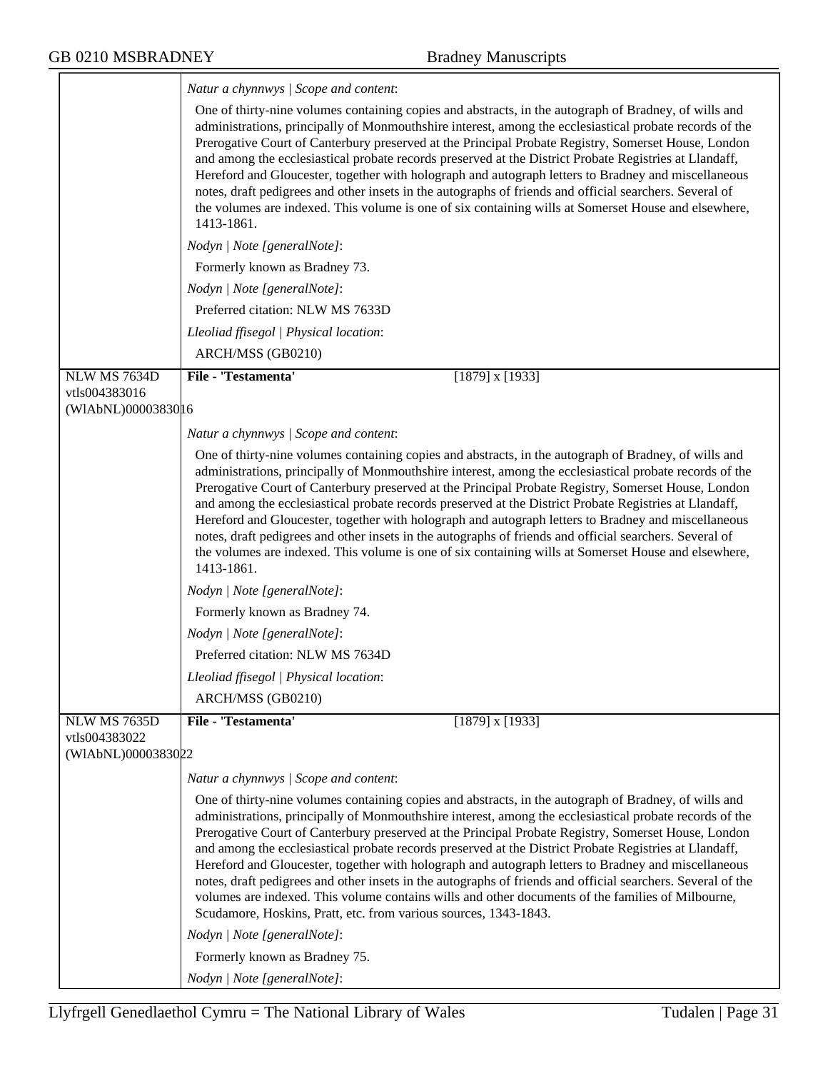*Natur a chynnwys | Scope and content*:

One of thirty-nine volumes containing copies and abstracts, in the autograph of Bradney, of wills and administrations, principally of Monmouthshire interest, among the ecclesiastical probate records of the Prerogative Court of Canterbury preserved at the Principal Probate Registry, Somerset House, London and among the ecclesiastical probate records preserved at the District Probate Registries at Llandaff, Hereford and Gloucester, together with holograph and autograph letters to Bradney and miscellaneous notes, draft pedigrees and other insets in the autographs of friends and official searchers. Several of the volumes are indexed. This volume is one of six containing wills at Somerset House and elsewhere, 1413-1861.

*Nodyn | Note [generalNote]*:

Formerly known as Bradney 73.

*Nodyn | Note [generalNote]*:

Preferred citation: NLW MS 7633D

*Lleoliad ffisegol | Physical location*:

ARCH/MSS (GB0210)

---

NLW MS 7634D
vtls004383016
(WlAbNL)0000383016

**File - 'Testamenta'** [1879] x [1933]

*Natur a chynnwys | Scope and content*:

One of thirty-nine volumes containing copies and abstracts, in the autograph of Bradney, of wills and administrations, principally of Monmouthshire interest, among the ecclesiastical probate records of the Prerogative Court of Canterbury preserved at the Principal Probate Registry, Somerset House, London and among the ecclesiastical probate records preserved at the District Probate Registries at Llandaff, Hereford and Gloucester, together with holograph and autograph letters to Bradney and miscellaneous notes, draft pedigrees and other insets in the autographs of friends and official searchers. Several of the volumes are indexed. This volume is one of six containing wills at Somerset House and elsewhere, 1413-1861.

*Nodyn | Note [generalNote]*:

Formerly known as Bradney 74.

*Nodyn | Note [generalNote]*:

Preferred citation: NLW MS 7634D

*Lleoliad ffisegol | Physical location*:

ARCH/MSS (GB0210)

---

NLW MS 7635D
vtls004383022
(WlAbNL)0000383022

**File - 'Testamenta'** [1879] x [1933]

*Natur a chynnwys | Scope and content*:

One of thirty-nine volumes containing copies and abstracts, in the autograph of Bradney, of wills and administrations, principally of Monmouthshire interest, among the ecclesiastical probate records of the Prerogative Court of Canterbury preserved at the Principal Probate Registry, Somerset House, London and among the ecclesiastical probate records preserved at the District Probate Registries at Llandaff, Hereford and Gloucester, together with holograph and autograph letters to Bradney and miscellaneous notes, draft pedigrees and other insets in the autographs of friends and official searchers. Several of the volumes are indexed. This volume contains wills and other documents of the families of Milbourne, Scudamore, Hoskins, Pratt, etc. from various sources, 1343-1843.

*Nodyn | Note [generalNote]*:

Formerly known as Bradney 75.

*Nodyn | Note [generalNote]*: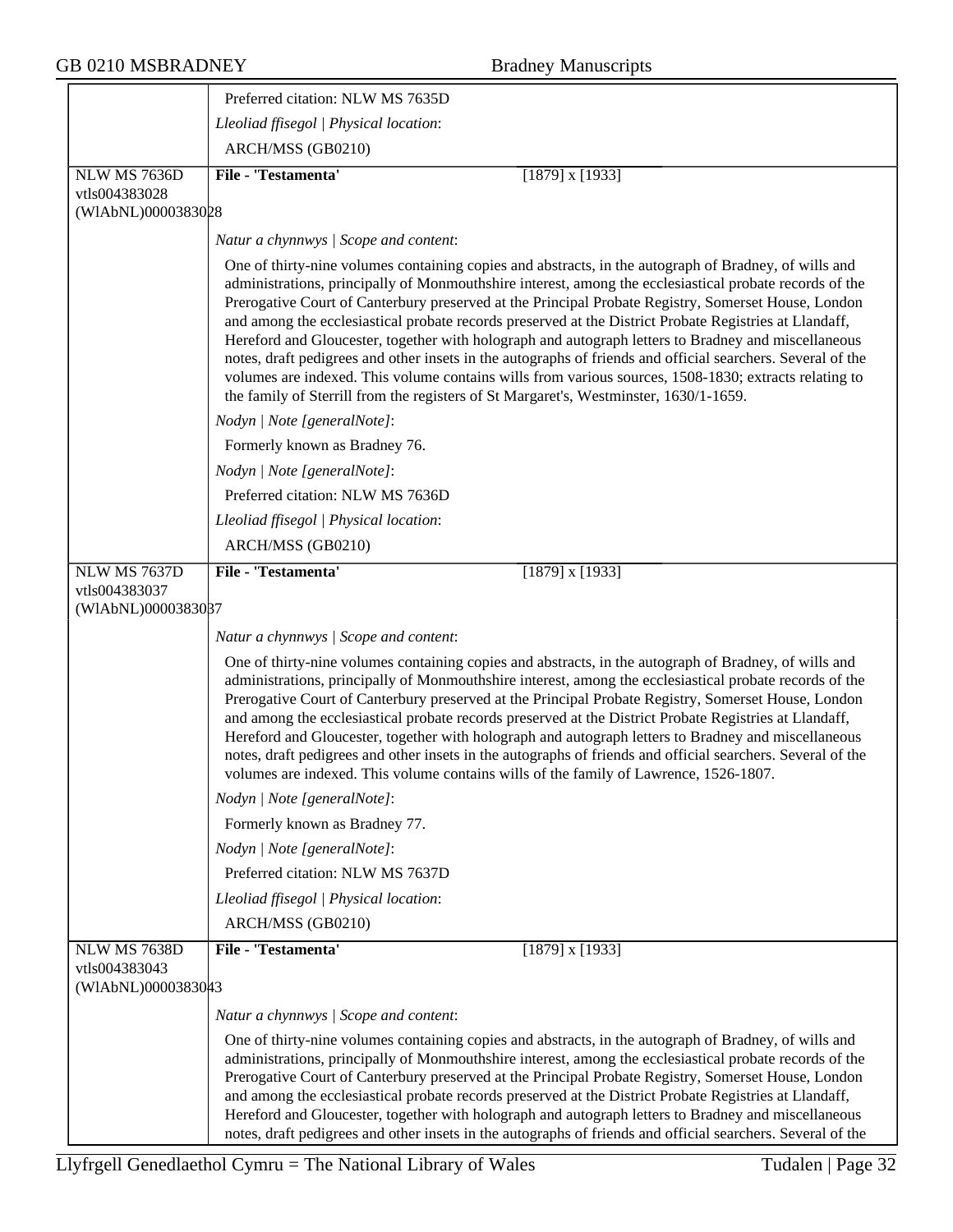Preferred citation: NLW MS 7635D

*Lleoliad ffisegol | Physical location*:

ARCH/MSS (GB0210)

---

NLW MS 7636D
vtls004383028
(WlAbNL)0000383028

**File - 'Testamenta'** [1879] x [1933]

*Natur a chynnwys | Scope and content*:

One of thirty-nine volumes containing copies and abstracts, in the autograph of Bradney, of wills and administrations, principally of Monmouthshire interest, among the ecclesiastical probate records of the Prerogative Court of Canterbury preserved at the Principal Probate Registry, Somerset House, London and among the ecclesiastical probate records preserved at the District Probate Registries at Llandaff, Hereford and Gloucester, together with holograph and autograph letters to Bradney and miscellaneous notes, draft pedigrees and other insets in the autographs of friends and official searchers. Several of the volumes are indexed. This volume contains wills from various sources, 1508-1830; extracts relating to the family of Sterrill from the registers of St Margaret's, Westminster, 1630/1-1659.

*Nodyn | Note [generalNote]*:

Formerly known as Bradney 76.

*Nodyn | Note [generalNote]*:

Preferred citation: NLW MS 7636D

*Lleoliad ffisegol | Physical location*:

ARCH/MSS (GB0210)

---

NLW MS 7637D
vtls004383037
(WlAbNL)0000383037

**File - 'Testamenta'** [1879] x [1933]

*Natur a chynnwys | Scope and content*:

One of thirty-nine volumes containing copies and abstracts, in the autograph of Bradney, of wills and administrations, principally of Monmouthshire interest, among the ecclesiastical probate records of the Prerogative Court of Canterbury preserved at the Principal Probate Registry, Somerset House, London and among the ecclesiastical probate records preserved at the District Probate Registries at Llandaff, Hereford and Gloucester, together with holograph and autograph letters to Bradney and miscellaneous notes, draft pedigrees and other insets in the autographs of friends and official searchers. Several of the volumes are indexed. This volume contains wills of the family of Lawrence, 1526-1807.

*Nodyn | Note [generalNote]*:

Formerly known as Bradney 77.

*Nodyn | Note [generalNote]*:

Preferred citation: NLW MS 7637D

*Lleoliad ffisegol | Physical location*:

ARCH/MSS (GB0210)

---

NLW MS 7638D
vtls004383043
(WlAbNL)0000383043

**File - 'Testamenta'** [1879] x [1933]

*Natur a chynnwys | Scope and content*:

One of thirty-nine volumes containing copies and abstracts, in the autograph of Bradney, of wills and administrations, principally of Monmouthshire interest, among the ecclesiastical probate records of the Prerogative Court of Canterbury preserved at the Principal Probate Registry, Somerset House, London and among the ecclesiastical probate records preserved at the District Probate Registries at Llandaff, Hereford and Gloucester, together with holograph and autograph letters to Bradney and miscellaneous notes, draft pedigrees and other insets in the autographs of friends and official searchers. Several of the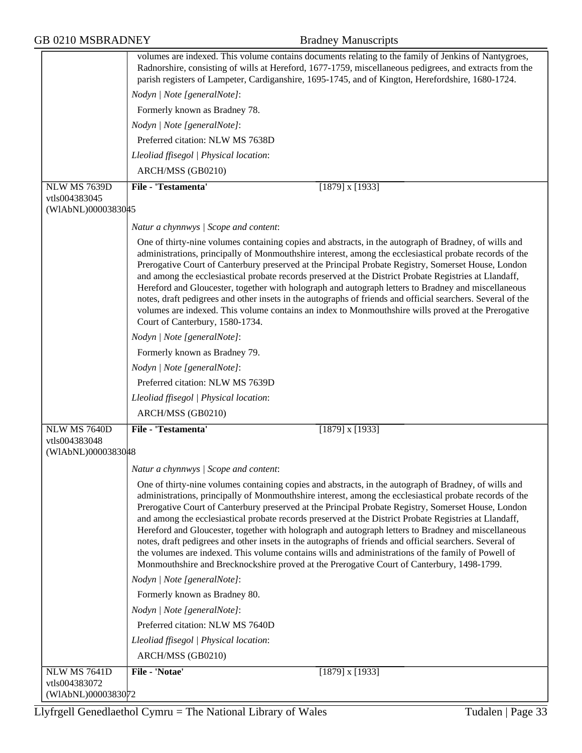volumes are indexed. This volume contains documents relating to the family of Jenkins of Nantygroes, Radnorshire, consisting of wills at Hereford, 1677-1759, miscellaneous pedigrees, and extracts from the parish registers of Lampeter, Cardiganshire, 1695-1745, and of Kington, Herefordshire, 1680-1724.

*Nodyn | Note [generalNote]*:

Formerly known as Bradney 78.

*Nodyn | Note [generalNote]*:

Preferred citation: NLW MS 7638D

*Lleoliad ffisegol | Physical location*:

ARCH/MSS (GB0210)

---

NLW MS 7639D
vtls004383045
(WlAbNL)0000383045

**File - 'Testamenta'** [1879] x [1933]

*Natur a chynnwys | Scope and content*:

One of thirty-nine volumes containing copies and abstracts, in the autograph of Bradney, of wills and administrations, principally of Monmouthshire interest, among the ecclesiastical probate records of the Prerogative Court of Canterbury preserved at the Principal Probate Registry, Somerset House, London and among the ecclesiastical probate records preserved at the District Probate Registries at Llandaff, Hereford and Gloucester, together with holograph and autograph letters to Bradney and miscellaneous notes, draft pedigrees and other insets in the autographs of friends and official searchers. Several of the volumes are indexed. This volume contains an index to Monmouthshire wills proved at the Prerogative Court of Canterbury, 1580-1734.

*Nodyn | Note [generalNote]*:

Formerly known as Bradney 79.

*Nodyn | Note [generalNote]*:

Preferred citation: NLW MS 7639D

*Lleoliad ffisegol | Physical location*:

ARCH/MSS (GB0210)

---

NLW MS 7640D
vtls004383048
(WlAbNL)0000383048

**File - 'Testamenta'** [1879] x [1933]

*Natur a chynnwys | Scope and content*:

One of thirty-nine volumes containing copies and abstracts, in the autograph of Bradney, of wills and administrations, principally of Monmouthshire interest, among the ecclesiastical probate records of the Prerogative Court of Canterbury preserved at the Principal Probate Registry, Somerset House, London and among the ecclesiastical probate records preserved at the District Probate Registries at Llandaff, Hereford and Gloucester, together with holograph and autograph letters to Bradney and miscellaneous notes, draft pedigrees and other insets in the autographs of friends and official searchers. Several of the volumes are indexed. This volume contains wills and administrations of the family of Powell of Monmouthshire and Brecknockshire proved at the Prerogative Court of Canterbury, 1498-1799.

*Nodyn | Note [generalNote]*:

Formerly known as Bradney 80.

*Nodyn | Note [generalNote]*:

Preferred citation: NLW MS 7640D

*Lleoliad ffisegol | Physical location*:

ARCH/MSS (GB0210)

---

NLW MS 7641D
vtls004383072
(WlAbNL)0000383072

**File - 'Notae'** [1879] x [1933]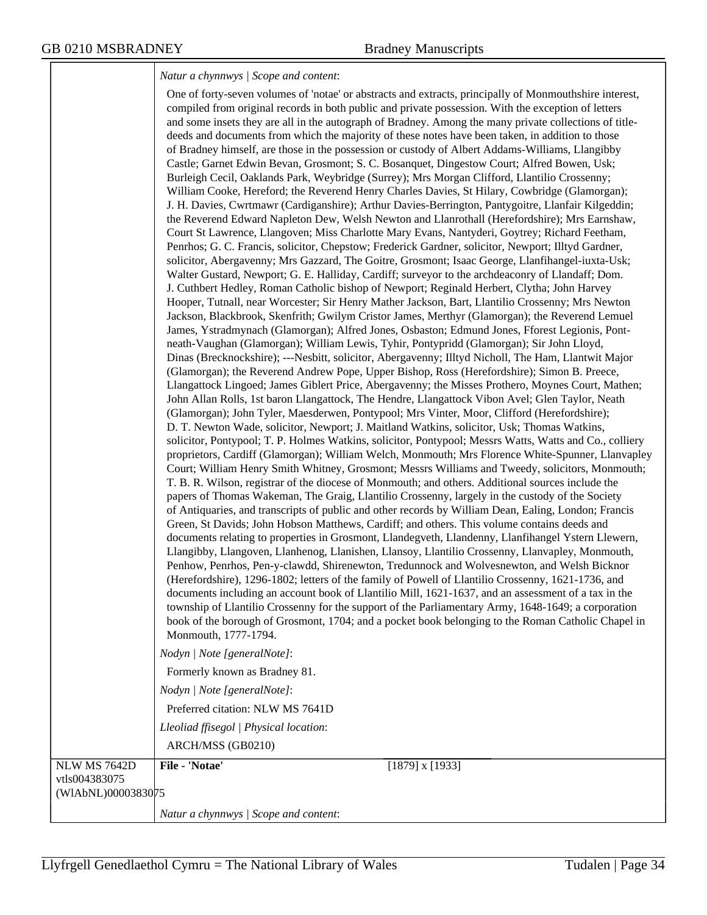*Natur a chynnwys | Scope and content*:

One of forty-seven volumes of 'notae' or abstracts and extracts, principally of Monmouthshire interest, compiled from original records in both public and private possession. With the exception of letters and some insets they are all in the autograph of Bradney. Among the many private collections of title-deeds and documents from which the majority of these notes have been taken, in addition to those of Bradney himself, are those in the possession or custody of Albert Addams-Williams, Llangibby Castle; Garnet Edwin Bevan, Grosmont; S. C. Bosanquet, Dingestow Court; Alfred Bowen, Usk; Burleigh Cecil, Oaklands Park, Weybridge (Surrey); Mrs Morgan Clifford, Llantilio Crossenny; William Cooke, Hereford; the Reverend Henry Charles Davies, St Hilary, Cowbridge (Glamorgan); J. H. Davies, Cwrtmawr (Cardiganshire); Arthur Davies-Berrington, Pantygoitre, Llanfair Kilgeddin; the Reverend Edward Napleton Dew, Welsh Newton and Llanrothall (Herefordshire); Mrs Earnshaw, Court St Lawrence, Llangoven; Miss Charlotte Mary Evans, Nantyderi, Goytrey; Richard Feetham, Penrhos; G. C. Francis, solicitor, Chepstow; Frederick Gardner, solicitor, Newport; Illtyd Gardner, solicitor, Abergavenny; Mrs Gazzard, The Goitre, Grosmont; Isaac George, Llanfihangel-iuxta-Usk; Walter Gustard, Newport; G. E. Halliday, Cardiff; surveyor to the archdeaconry of Llandaff; Dom. J. Cuthbert Hedley, Roman Catholic bishop of Newport; Reginald Herbert, Clytha; John Harvey Hooper, Tutnall, near Worcester; Sir Henry Mather Jackson, Bart, Llantilio Crossenny; Mrs Newton Jackson, Blackbrook, Skenfrith; Gwilym Cristor James, Merthyr (Glamorgan); the Reverend Lemuel James, Ystradmynach (Glamorgan); Alfred Jones, Osbaston; Edmund Jones, Fforest Legionis, Pont-neath-Vaughan (Glamorgan); William Lewis, Tyhir, Pontypridd (Glamorgan); Sir John Lloyd, Dinas (Brecknockshire); ---Nesbitt, solicitor, Abergavenny; Illtyd Nicholl, The Ham, Llantwit Major (Glamorgan); the Reverend Andrew Pope, Upper Bishop, Ross (Herefordshire); Simon B. Preece, Llangattock Lingoed; James Giblert Price, Abergavenny; the Misses Prothero, Moynes Court, Mathen; John Allan Rolls, 1st baron Llangattock, The Hendre, Llangattock Vibon Avel; Glen Taylor, Neath (Glamorgan); John Tyler, Maesderwen, Pontypool; Mrs Vinter, Moor, Clifford (Herefordshire); D. T. Newton Wade, solicitor, Newport; J. Maitland Watkins, solicitor, Usk; Thomas Watkins, solicitor, Pontypool; T. P. Holmes Watkins, solicitor, Pontypool; Messrs Watts, Watts and Co., colliery proprietors, Cardiff (Glamorgan); William Welch, Monmouth; Mrs Florence White-Spunner, Llanvapley Court; William Henry Smith Whitney, Grosmont; Messrs Williams and Tweedy, solicitors, Monmouth; T. B. R. Wilson, registrar of the diocese of Monmouth; and others. Additional sources include the papers of Thomas Wakeman, The Graig, Llantilio Crossenny, largely in the custody of the Society of Antiquaries, and transcripts of public and other records by William Dean, Ealing, London; Francis Green, St Davids; John Hobson Matthews, Cardiff; and others. This volume contains deeds and documents relating to properties in Grosmont, Llandegveth, Llandenny, Llanfihangel Ystern Llewern, Llangibby, Llangoven, Llanhenog, Llanishen, Llansoy, Llantilio Crossenny, Llanvapley, Monmouth, Penhow, Penrhos, Pen-y-clawdd, Shirenewton, Tredunnock and Wolvesnewton, and Welsh Bicknor (Herefordshire), 1296-1802; letters of the family of Powell of Llantilio Crossenny, 1621-1736, and documents including an account book of Llantilio Mill, 1621-1637, and an assessment of a tax in the township of Llantilio Crossenny for the support of the Parliamentary Army, 1648-1649; a corporation book of the borough of Grosmont, 1704; and a pocket book belonging to the Roman Catholic Chapel in Monmouth, 1777-1794.

*Nodyn | Note [generalNote]*:

Formerly known as Bradney 81.

*Nodyn | Note [generalNote]*:

Preferred citation: NLW MS 7641D

*Lleoliad ffisegol | Physical location*:

ARCH/MSS (GB0210)

| NLW MS 7642D<br>vtls004383075<br>(WlAbNL)0000383075 | **File - 'Notae'** | [1879] x [1933] |
|---|---|---|

*Natur a chynnwys | Scope and content*: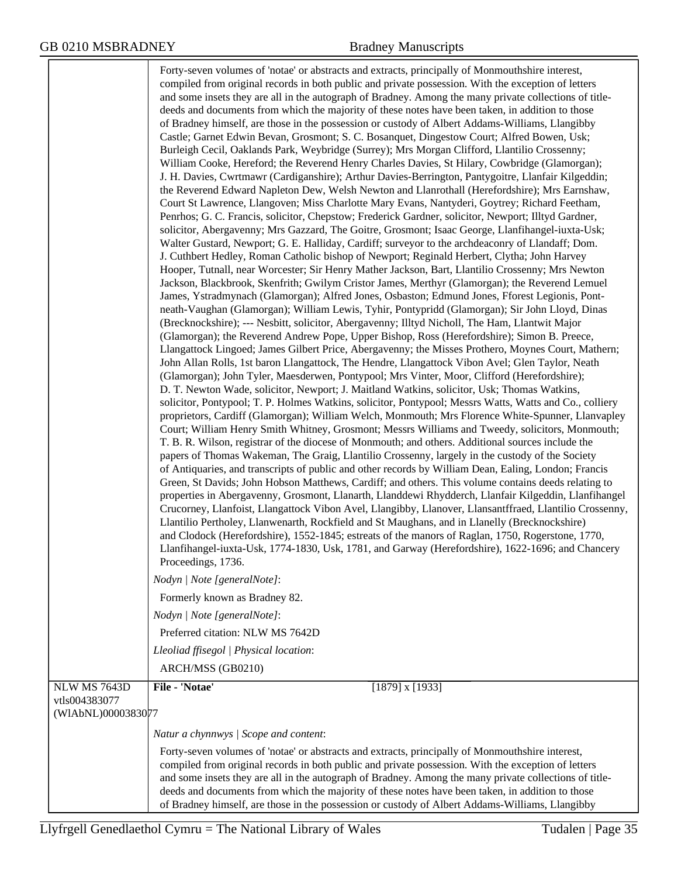Forty-seven volumes of 'notae' or abstracts and extracts, principally of Monmouthshire interest, compiled from original records in both public and private possession. With the exception of letters and some insets they are all in the autograph of Bradney. Among the many private collections of title-deeds and documents from which the majority of these notes have been taken, in addition to those of Bradney himself, are those in the possession or custody of Albert Addams-Williams, Llangibby Castle; Garnet Edwin Bevan, Grosmont; S. C. Bosanquet, Dingestow Court; Alfred Bowen, Usk; Burleigh Cecil, Oaklands Park, Weybridge (Surrey); Mrs Morgan Clifford, Llantilio Crossenny; William Cooke, Hereford; the Reverend Henry Charles Davies, St Hilary, Cowbridge (Glamorgan); J. H. Davies, Cwrtmawr (Cardiganshire); Arthur Davies-Berrington, Pantygoitre, Llanfair Kilgeddin; the Reverend Edward Napleton Dew, Welsh Newton and Llanrothall (Herefordshire); Mrs Earnshaw, Court St Lawrence, Llangoven; Miss Charlotte Mary Evans, Nantyderi, Goytrey; Richard Feetham, Penrhos; G. C. Francis, solicitor, Chepstow; Frederick Gardner, solicitor, Newport; Illtyd Gardner, solicitor, Abergavenny; Mrs Gazzard, The Goitre, Grosmont; Isaac George, Llanfihangel-iuxta-Usk; Walter Gustard, Newport; G. E. Halliday, Cardiff; surveyor to the archdeaconry of Llandaff; Dom. J. Cuthbert Hedley, Roman Catholic bishop of Newport; Reginald Herbert, Clytha; John Harvey Hooper, Tutnall, near Worcester; Sir Henry Mather Jackson, Bart, Llantilio Crossenny; Mrs Newton Jackson, Blackbrook, Skenfrith; Gwilym Cristor James, Merthyr (Glamorgan); the Reverend Lemuel James, Ystradmynach (Glamorgan); Alfred Jones, Osbaston; Edmund Jones, Fforest Legionis, Pont-neath-Vaughan (Glamorgan); William Lewis, Tyhir, Pontypridd (Glamorgan); Sir John Lloyd, Dinas (Brecknockshire); --- Nesbitt, solicitor, Abergavenny; Illtyd Nicholl, The Ham, Llantwit Major (Glamorgan); the Reverend Andrew Pope, Upper Bishop, Ross (Herefordshire); Simon B. Preece, Llangattock Lingoed; James Gilbert Price, Abergavenny; the Misses Prothero, Moynes Court, Mathern; John Allan Rolls, 1st baron Llangattock, The Hendre, Llangattock Vibon Avel; Glen Taylor, Neath (Glamorgan); John Tyler, Maesderwen, Pontypool; Mrs Vinter, Moor, Clifford (Herefordshire); D. T. Newton Wade, solicitor, Newport; J. Maitland Watkins, solicitor, Usk; Thomas Watkins, solicitor, Pontypool; T. P. Holmes Watkins, solicitor, Pontypool; Messrs Watts, Watts and Co., colliery proprietors, Cardiff (Glamorgan); William Welch, Monmouth; Mrs Florence White-Spunner, Llanvapley Court; William Henry Smith Whitney, Grosmont; Messrs Williams and Tweedy, solicitors, Monmouth; T. B. R. Wilson, registrar of the diocese of Monmouth; and others. Additional sources include the papers of Thomas Wakeman, The Graig, Llantilio Crossenny, largely in the custody of the Society of Antiquaries, and transcripts of public and other records by William Dean, Ealing, London; Francis Green, St Davids; John Hobson Matthews, Cardiff; and others. This volume contains deeds relating to properties in Abergavenny, Grosmont, Llanarth, Llanddewi Rhydderch, Llanfair Kilgeddin, Llanfihangel Crucorney, Llanfoist, Llangattock Vibon Avel, Llangibby, Llanover, Llansantffraed, Llantilio Crossenny, Llantilio Pertholey, Llanwenarth, Rockfield and St Maughans, and in Llanelly (Brecknockshire) and Clodock (Herefordshire), 1552-1845; estreats of the manors of Raglan, 1750, Rogerstone, 1770, Llanfihangel-iuxta-Usk, 1774-1830, Usk, 1781, and Garway (Herefordshire), 1622-1696; and Chancery Proceedings, 1736.

*Nodyn | Note [generalNote]*:

Formerly known as Bradney 82.

*Nodyn | Note [generalNote]*:

Preferred citation: NLW MS 7642D

*Lleoliad ffisegol | Physical location*:

ARCH/MSS (GB0210)

---

NLW MS 7643D
vtls004383077
(WlAbNL)0000383077

**File - 'Notae'** [1879] x [1933]

*Natur a chynnwys | Scope and content*:

Forty-seven volumes of 'notae' or abstracts and extracts, principally of Monmouthshire interest, compiled from original records in both public and private possession. With the exception of letters and some insets they are all in the autograph of Bradney. Among the many private collections of title-deeds and documents from which the majority of these notes have been taken, in addition to those of Bradney himself, are those in the possession or custody of Albert Addams-Williams, Llangibby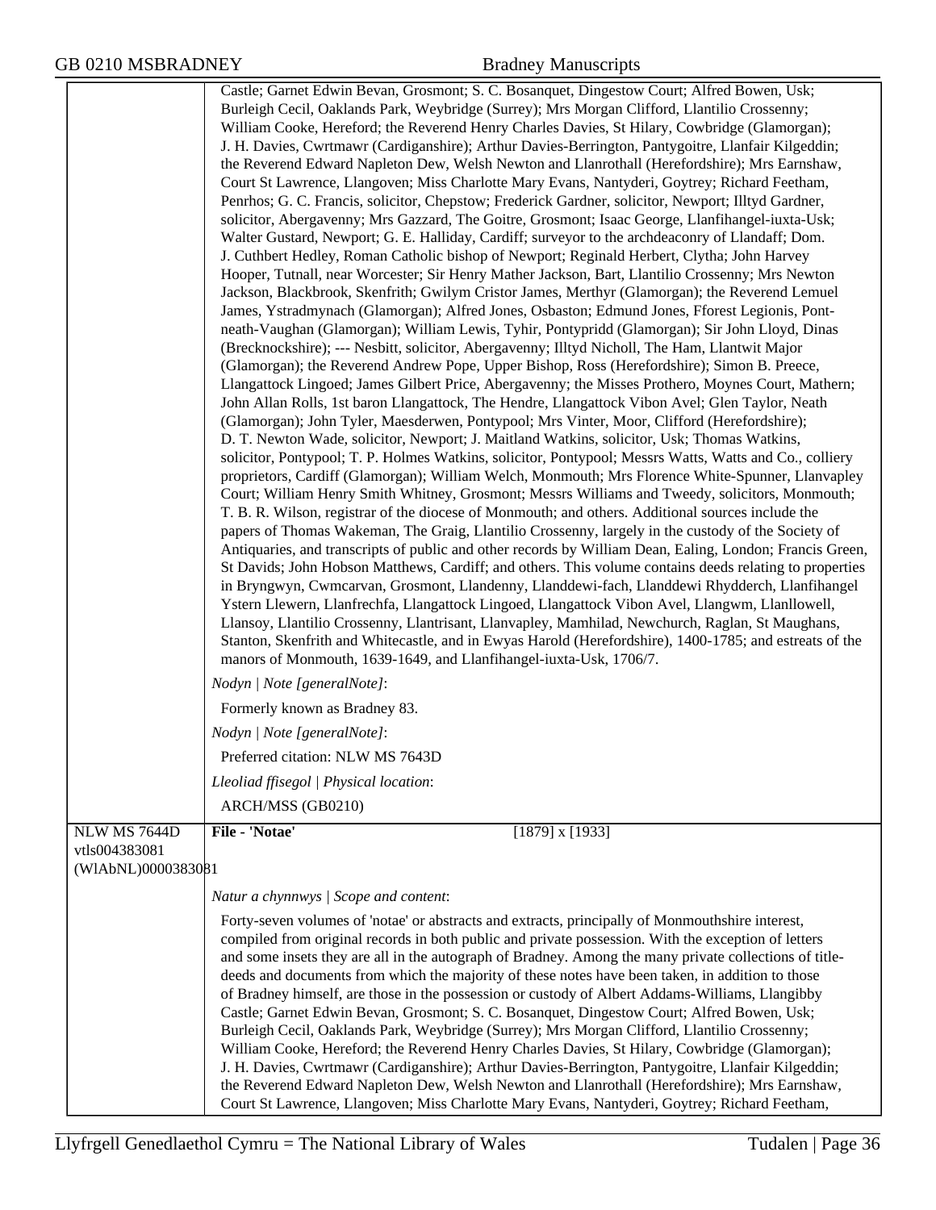Castle; Garnet Edwin Bevan, Grosmont; S. C. Bosanquet, Dingestow Court; Alfred Bowen, Usk; Burleigh Cecil, Oaklands Park, Weybridge (Surrey); Mrs Morgan Clifford, Llantilio Crossenny; William Cooke, Hereford; the Reverend Henry Charles Davies, St Hilary, Cowbridge (Glamorgan); J. H. Davies, Cwrtmawr (Cardiganshire); Arthur Davies-Berrington, Pantygoitre, Llanfair Kilgeddin; the Reverend Edward Napleton Dew, Welsh Newton and Llanrothall (Herefordshire); Mrs Earnshaw, Court St Lawrence, Llangoven; Miss Charlotte Mary Evans, Nantyderi, Goytrey; Richard Feetham, Penrhos; G. C. Francis, solicitor, Chepstow; Frederick Gardner, solicitor, Newport; Illtyd Gardner, solicitor, Abergavenny; Mrs Gazzard, The Goitre, Grosmont; Isaac George, Llanfihangel-iuxta-Usk; Walter Gustard, Newport; G. E. Halliday, Cardiff; surveyor to the archdeaconry of Llandaff; Dom. J. Cuthbert Hedley, Roman Catholic bishop of Newport; Reginald Herbert, Clytha; John Harvey Hooper, Tutnall, near Worcester; Sir Henry Mather Jackson, Bart, Llantilio Crossenny; Mrs Newton Jackson, Blackbrook, Skenfrith; Gwilym Cristor James, Merthyr (Glamorgan); the Reverend Lemuel James, Ystradmynach (Glamorgan); Alfred Jones, Osbaston; Edmund Jones, Fforest Legionis, Pont-neath-Vaughan (Glamorgan); William Lewis, Tyhir, Pontypridd (Glamorgan); Sir John Lloyd, Dinas (Brecknockshire); --- Nesbitt, solicitor, Abergavenny; Illtyd Nicholl, The Ham, Llantwit Major (Glamorgan); the Reverend Andrew Pope, Upper Bishop, Ross (Herefordshire); Simon B. Preece, Llangattock Lingoed; James Gilbert Price, Abergavenny; the Misses Prothero, Moynes Court, Mathern; John Allan Rolls, 1st baron Llangattock, The Hendre, Llangattock Vibon Avel; Glen Taylor, Neath (Glamorgan); John Tyler, Maesderwen, Pontypool; Mrs Vinter, Moor, Clifford (Herefordshire); D. T. Newton Wade, solicitor, Newport; J. Maitland Watkins, solicitor, Usk; Thomas Watkins, solicitor, Pontypool; T. P. Holmes Watkins, solicitor, Pontypool; Messrs Watts, Watts and Co., colliery proprietors, Cardiff (Glamorgan); William Welch, Monmouth; Mrs Florence White-Spunner, Llanvapley Court; William Henry Smith Whitney, Grosmont; Messrs Williams and Tweedy, solicitors, Monmouth; T. B. R. Wilson, registrar of the diocese of Monmouth; and others. Additional sources include the papers of Thomas Wakeman, The Graig, Llantilio Crossenny, largely in the custody of the Society of Antiquaries, and transcripts of public and other records by William Dean, Ealing, London; Francis Green, St Davids; John Hobson Matthews, Cardiff; and others. This volume contains deeds relating to properties in Bryngwyn, Cwmcarvan, Grosmont, Llandenny, Llanddewi-fach, Llanddewi Rhydderch, Llanfihangel Ystern Llewern, Llanfrechfa, Llangattock Lingoed, Llangattock Vibon Avel, Llangwm, Llanllowell, Llansoy, Llantilio Crossenny, Llantrisant, Llanvapley, Mamhilad, Newchurch, Raglan, St Maughans, Stanton, Skenfrith and Whitecastle, and in Ewyas Harold (Herefordshire), 1400-1785; and estreats of the manors of Monmouth, 1639-1649, and Llanfihangel-iuxta-Usk, 1706/7.

*Nodyn | Note [generalNote]*:

Formerly known as Bradney 83.

*Nodyn | Note [generalNote]*:

Preferred citation: NLW MS 7643D

*Lleoliad ffisegol | Physical location*:

ARCH/MSS (GB0210)

---

NLW MS 7644D
vtls004383081
(WlAbNL)0000383081

**File - 'Notae'** [1879] x [1933]

*Natur a chynnwys | Scope and content*:

Forty-seven volumes of 'notae' or abstracts and extracts, principally of Monmouthshire interest, compiled from original records in both public and private possession. With the exception of letters and some insets they are all in the autograph of Bradney. Among the many private collections of title-deeds and documents from which the majority of these notes have been taken, in addition to those of Bradney himself, are those in the possession or custody of Albert Addams-Williams, Llangibby Castle; Garnet Edwin Bevan, Grosmont; S. C. Bosanquet, Dingestow Court; Alfred Bowen, Usk; Burleigh Cecil, Oaklands Park, Weybridge (Surrey); Mrs Morgan Clifford, Llantilio Crossenny; William Cooke, Hereford; the Reverend Henry Charles Davies, St Hilary, Cowbridge (Glamorgan); J. H. Davies, Cwrtmawr (Cardiganshire); Arthur Davies-Berrington, Pantygoitre, Llanfair Kilgeddin; the Reverend Edward Napleton Dew, Welsh Newton and Llanrothall (Herefordshire); Mrs Earnshaw, Court St Lawrence, Llangoven; Miss Charlotte Mary Evans, Nantyderi, Goytrey; Richard Feetham,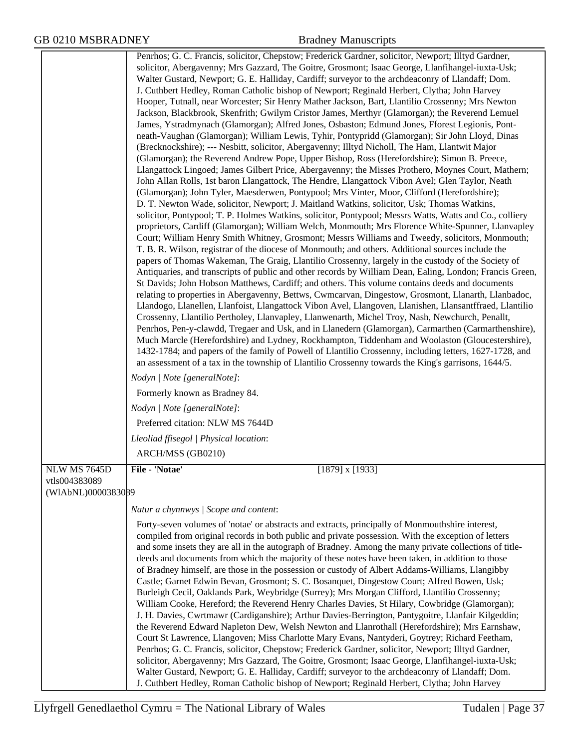Penrhos; G. C. Francis, solicitor, Chepstow; Frederick Gardner, solicitor, Newport; Illtyd Gardner, solicitor, Abergavenny; Mrs Gazzard, The Goitre, Grosmont; Isaac George, Llanfihangel-iuxta-Usk; Walter Gustard, Newport; G. E. Halliday, Cardiff; surveyor to the archdeaconry of Llandaff; Dom. J. Cuthbert Hedley, Roman Catholic bishop of Newport; Reginald Herbert, Clytha; John Harvey Hooper, Tutnall, near Worcester; Sir Henry Mather Jackson, Bart, Llantilio Crossenny; Mrs Newton Jackson, Blackbrook, Skenfrith; Gwilym Cristor James, Merthyr (Glamorgan); the Reverend Lemuel James, Ystradmynach (Glamorgan); Alfred Jones, Osbaston; Edmund Jones, Fforest Legionis, Pont-neath-Vaughan (Glamorgan); William Lewis, Tyhir, Pontypridd (Glamorgan); Sir John Lloyd, Dinas (Brecknockshire); --- Nesbitt, solicitor, Abergavenny; Illtyd Nicholl, The Ham, Llantwit Major (Glamorgan); the Reverend Andrew Pope, Upper Bishop, Ross (Herefordshire); Simon B. Preece, Llangattock Lingoed; James Gilbert Price, Abergavenny; the Misses Prothero, Moynes Court, Mathern; John Allan Rolls, 1st baron Llangattock, The Hendre, Llangattock Vibon Avel; Glen Taylor, Neath (Glamorgan); John Tyler, Maesderwen, Pontypool; Mrs Vinter, Moor, Clifford (Herefordshire); D. T. Newton Wade, solicitor, Newport; J. Maitland Watkins, solicitor, Usk; Thomas Watkins, solicitor, Pontypool; T. P. Holmes Watkins, solicitor, Pontypool; Messrs Watts, Watts and Co., colliery proprietors, Cardiff (Glamorgan); William Welch, Monmouth; Mrs Florence White-Spunner, Llanvapley Court; William Henry Smith Whitney, Grosmont; Messrs Williams and Tweedy, solicitors, Monmouth; T. B. R. Wilson, registrar of the diocese of Monmouth; and others. Additional sources include the papers of Thomas Wakeman, The Graig, Llantilio Crossenny, largely in the custody of the Society of Antiquaries, and transcripts of public and other records by William Dean, Ealing, London; Francis Green, St Davids; John Hobson Matthews, Cardiff; and others. This volume contains deeds and documents relating to properties in Abergavenny, Bettws, Cwmcarvan, Dingestow, Grosmont, Llanarth, Llanbadoc, Llandogo, Llanellen, Llanfoist, Llangattock Vibon Avel, Llangoven, Llanishen, Llansantffraed, Llantilio Crossenny, Llantilio Pertholey, Llanvapley, Llanwenarth, Michel Troy, Nash, Newchurch, Penallt, Penrhos, Pen-y-clawdd, Tregaer and Usk, and in Llanedern (Glamorgan), Carmarthen (Carmarthenshire), Much Marcle (Herefordshire) and Lydney, Rockhampton, Tiddenham and Woolaston (Gloucestershire), 1432-1784; and papers of the family of Powell of Llantilio Crossenny, including letters, 1627-1728, and an assessment of a tax in the township of Llantilio Crossenny towards the King's garrisons, 1644/5.

*Nodyn | Note [generalNote]*:

Formerly known as Bradney 84.

*Nodyn | Note [generalNote]*:

Preferred citation: NLW MS 7644D

*Lleoliad ffisegol | Physical location*:

ARCH/MSS (GB0210)

---

NLW MS 7645D
vtls004383089
(WlAbNL)0000383089

**File - 'Notae'** [1879] x [1933]

*Natur a chynnwys | Scope and content*:

Forty-seven volumes of 'notae' or abstracts and extracts, principally of Monmouthshire interest, compiled from original records in both public and private possession. With the exception of letters and some insets they are all in the autograph of Bradney. Among the many private collections of title-deeds and documents from which the majority of these notes have been taken, in addition to those of Bradney himself, are those in the possession or custody of Albert Addams-Williams, Llangibby Castle; Garnet Edwin Bevan, Grosmont; S. C. Bosanquet, Dingestow Court; Alfred Bowen, Usk; Burleigh Cecil, Oaklands Park, Weybridge (Surrey); Mrs Morgan Clifford, Llantilio Crossenny; William Cooke, Hereford; the Reverend Henry Charles Davies, St Hilary, Cowbridge (Glamorgan); J. H. Davies, Cwrtmawr (Cardiganshire); Arthur Davies-Berrington, Pantygoitre, Llanfair Kilgeddin; the Reverend Edward Napleton Dew, Welsh Newton and Llanrothall (Herefordshire); Mrs Earnshaw, Court St Lawrence, Llangoven; Miss Charlotte Mary Evans, Nantyderi, Goytrey; Richard Feetham, Penrhos; G. C. Francis, solicitor, Chepstow; Frederick Gardner, solicitor, Newport; Illtyd Gardner, solicitor, Abergavenny; Mrs Gazzard, The Goitre, Grosmont; Isaac George, Llanfihangel-iuxta-Usk; Walter Gustard, Newport; G. E. Halliday, Cardiff; surveyor to the archdeaconry of Llandaff; Dom. J. Cuthbert Hedley, Roman Catholic bishop of Newport; Reginald Herbert, Clytha; John Harvey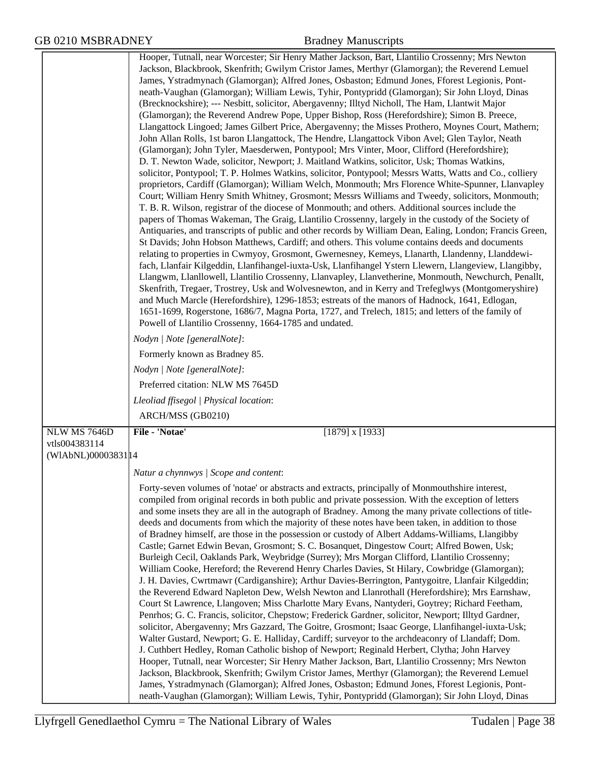Hooper, Tutnall, near Worcester; Sir Henry Mather Jackson, Bart, Llantilio Crossenny; Mrs Newton Jackson, Blackbrook, Skenfrith; Gwilym Cristor James, Merthyr (Glamorgan); the Reverend Lemuel James, Ystradmynach (Glamorgan); Alfred Jones, Osbaston; Edmund Jones, Fforest Legionis, Pont-neath-Vaughan (Glamorgan); William Lewis, Tyhir, Pontypridd (Glamorgan); Sir John Lloyd, Dinas (Brecknockshire); --- Nesbitt, solicitor, Abergavenny; Illtyd Nicholl, The Ham, Llantwit Major (Glamorgan); the Reverend Andrew Pope, Upper Bishop, Ross (Herefordshire); Simon B. Preece, Llangattock Lingoed; James Gilbert Price, Abergavenny; the Misses Prothero, Moynes Court, Mathern; John Allan Rolls, 1st baron Llangattock, The Hendre, Llangattock Vibon Avel; Glen Taylor, Neath (Glamorgan); John Tyler, Maesderwen, Pontypool; Mrs Vinter, Moor, Clifford (Herefordshire); D. T. Newton Wade, solicitor, Newport; J. Maitland Watkins, solicitor, Usk; Thomas Watkins, solicitor, Pontypool; T. P. Holmes Watkins, solicitor, Pontypool; Messrs Watts, Watts and Co., colliery proprietors, Cardiff (Glamorgan); William Welch, Monmouth; Mrs Florence White-Spunner, Llanvapley Court; William Henry Smith Whitney, Grosmont; Messrs Williams and Tweedy, solicitors, Monmouth; T. B. R. Wilson, registrar of the diocese of Monmouth; and others. Additional sources include the papers of Thomas Wakeman, The Graig, Llantilio Crossenny, largely in the custody of the Society of Antiquaries, and transcripts of public and other records by William Dean, Ealing, London; Francis Green, St Davids; John Hobson Matthews, Cardiff; and others. This volume contains deeds and documents relating to properties in Cwmyoy, Grosmont, Gwernesney, Kemeys, Llanarth, Llandenny, Llanddewi-fach, Llanfair Kilgeddin, Llanfihangel-iuxta-Usk, Llanfihangel Ystern Llewern, Llangeview, Llangibby, Llangwm, Llanllowell, Llantilio Crossenny, Llanvapley, Llanvetherine, Monmouth, Newchurch, Penallt, Skenfrith, Tregaer, Trostrey, Usk and Wolvesnewton, and in Kerry and Trefeglwys (Montgomeryshire) and Much Marcle (Herefordshire), 1296-1853; estreats of the manors of Hadnock, 1641, Edlogan, 1651-1699, Rogerstone, 1686/7, Magna Porta, 1727, and Trelech, 1815; and letters of the family of Powell of Llantilio Crossenny, 1664-1785 and undated.

*Nodyn | Note [generalNote]*:

Formerly known as Bradney 85.

*Nodyn | Note [generalNote]*:

Preferred citation: NLW MS 7645D

*Lleoliad ffisegol | Physical location*:

ARCH/MSS (GB0210)

---

NLW MS 7646D
vtls004383114
(WlAbNL)0000383114

**File - 'Notae'** [1879] x [1933]

*Natur a chynnwys | Scope and content*:

Forty-seven volumes of 'notae' or abstracts and extracts, principally of Monmouthshire interest, compiled from original records in both public and private possession. With the exception of letters and some insets they are all in the autograph of Bradney. Among the many private collections of title-deeds and documents from which the majority of these notes have been taken, in addition to those of Bradney himself, are those in the possession or custody of Albert Addams-Williams, Llangibby Castle; Garnet Edwin Bevan, Grosmont; S. C. Bosanquet, Dingestow Court; Alfred Bowen, Usk; Burleigh Cecil, Oaklands Park, Weybridge (Surrey); Mrs Morgan Clifford, Llantilio Crossenny; William Cooke, Hereford; the Reverend Henry Charles Davies, St Hilary, Cowbridge (Glamorgan); J. H. Davies, Cwrtmawr (Cardiganshire); Arthur Davies-Berrington, Pantygoitre, Llanfair Kilgeddin; the Reverend Edward Napleton Dew, Welsh Newton and Llanrothall (Herefordshire); Mrs Earnshaw, Court St Lawrence, Llangoven; Miss Charlotte Mary Evans, Nantyderi, Goytrey; Richard Feetham, Penrhos; G. C. Francis, solicitor, Chepstow; Frederick Gardner, solicitor, Newport; Illtyd Gardner, solicitor, Abergavenny; Mrs Gazzard, The Goitre, Grosmont; Isaac George, Llanfihangel-iuxta-Usk; Walter Gustard, Newport; G. E. Halliday, Cardiff; surveyor to the archdeaconry of Llandaff; Dom. J. Cuthbert Hedley, Roman Catholic bishop of Newport; Reginald Herbert, Clytha; John Harvey Hooper, Tutnall, near Worcester; Sir Henry Mather Jackson, Bart, Llantilio Crossenny; Mrs Newton Jackson, Blackbrook, Skenfrith; Gwilym Cristor James, Merthyr (Glamorgan); the Reverend Lemuel James, Ystradmynach (Glamorgan); Alfred Jones, Osbaston; Edmund Jones, Fforest Legionis, Pont-neath-Vaughan (Glamorgan); William Lewis, Tyhir, Pontypridd (Glamorgan); Sir John Lloyd, Dinas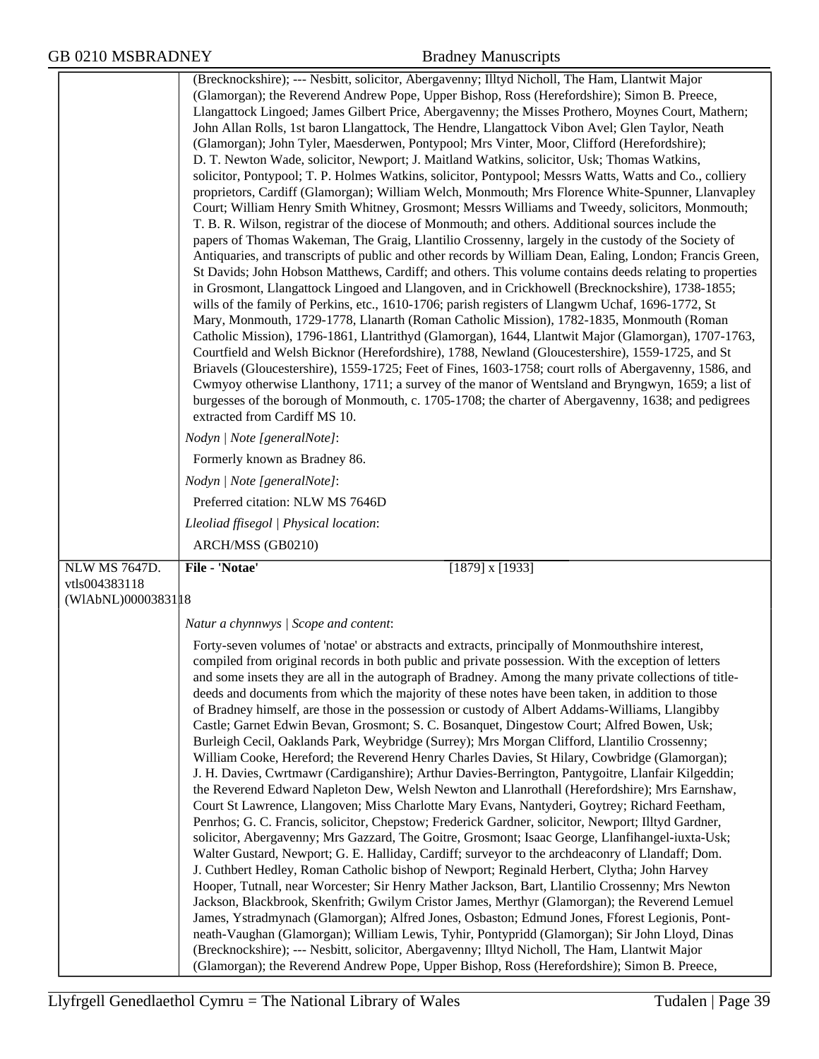(Brecknockshire); --- Nesbitt, solicitor, Abergavenny; Illtyd Nicholl, The Ham, Llantwit Major (Glamorgan); the Reverend Andrew Pope, Upper Bishop, Ross (Herefordshire); Simon B. Preece, Llangattock Lingoed; James Gilbert Price, Abergavenny; the Misses Prothero, Moynes Court, Mathern; John Allan Rolls, 1st baron Llangattock, The Hendre, Llangattock Vibon Avel; Glen Taylor, Neath (Glamorgan); John Tyler, Maesderwen, Pontypool; Mrs Vinter, Moor, Clifford (Herefordshire); D. T. Newton Wade, solicitor, Newport; J. Maitland Watkins, solicitor, Usk; Thomas Watkins, solicitor, Pontypool; T. P. Holmes Watkins, solicitor, Pontypool; Messrs Watts, Watts and Co., colliery proprietors, Cardiff (Glamorgan); William Welch, Monmouth; Mrs Florence White-Spunner, Llanvapley Court; William Henry Smith Whitney, Grosmont; Messrs Williams and Tweedy, solicitors, Monmouth; T. B. R. Wilson, registrar of the diocese of Monmouth; and others. Additional sources include the papers of Thomas Wakeman, The Graig, Llantilio Crossenny, largely in the custody of the Society of Antiquaries, and transcripts of public and other records by William Dean, Ealing, London; Francis Green, St Davids; John Hobson Matthews, Cardiff; and others. This volume contains deeds relating to properties in Grosmont, Llangattock Lingoed and Llangoven, and in Crickhowell (Brecknockshire), 1738-1855; wills of the family of Perkins, etc., 1610-1706; parish registers of Llangwm Uchaf, 1696-1772, St Mary, Monmouth, 1729-1778, Llanarth (Roman Catholic Mission), 1782-1835, Monmouth (Roman Catholic Mission), 1796-1861, Llantrithyd (Glamorgan), 1644, Llantwit Major (Glamorgan), 1707-1763, Courtfield and Welsh Bicknor (Herefordshire), 1788, Newland (Gloucestershire), 1559-1725, and St Briavels (Gloucestershire), 1559-1725; Feet of Fines, 1603-1758; court rolls of Abergavenny, 1586, and Cwmyoy otherwise Llanthony, 1711; a survey of the manor of Wentsland and Bryngwyn, 1659; a list of burgesses of the borough of Monmouth, c. 1705-1708; the charter of Abergavenny, 1638; and pedigrees extracted from Cardiff MS 10.

*Nodyn | Note [generalNote]*:

Formerly known as Bradney 86.

*Nodyn | Note [generalNote]*:

Preferred citation: NLW MS 7646D

*Lleoliad ffisegol | Physical location*:

ARCH/MSS (GB0210)

NLW MS 7647D.
vtls004383118
(WlAbNL)0000383118

**File - 'Notae'** [1879] x [1933]

*Natur a chynnwys | Scope and content*:

Forty-seven volumes of 'notae' or abstracts and extracts, principally of Monmouthshire interest, compiled from original records in both public and private possession. With the exception of letters and some insets they are all in the autograph of Bradney. Among the many private collections of title-deeds and documents from which the majority of these notes have been taken, in addition to those of Bradney himself, are those in the possession or custody of Albert Addams-Williams, Llangibby Castle; Garnet Edwin Bevan, Grosmont; S. C. Bosanquet, Dingestow Court; Alfred Bowen, Usk; Burleigh Cecil, Oaklands Park, Weybridge (Surrey); Mrs Morgan Clifford, Llantilio Crossenny; William Cooke, Hereford; the Reverend Henry Charles Davies, St Hilary, Cowbridge (Glamorgan); J. H. Davies, Cwrtmawr (Cardiganshire); Arthur Davies-Berrington, Pantygoitre, Llanfair Kilgeddin; the Reverend Edward Napleton Dew, Welsh Newton and Llanrothall (Herefordshire); Mrs Earnshaw, Court St Lawrence, Llangoven; Miss Charlotte Mary Evans, Nantyderi, Goytrey; Richard Feetham, Penrhos; G. C. Francis, solicitor, Chepstow; Frederick Gardner, solicitor, Newport; Illtyd Gardner, solicitor, Abergavenny; Mrs Gazzard, The Goitre, Grosmont; Isaac George, Llanfihangel-iuxta-Usk; Walter Gustard, Newport; G. E. Halliday, Cardiff; surveyor to the archdeaconry of Llandaff; Dom. J. Cuthbert Hedley, Roman Catholic bishop of Newport; Reginald Herbert, Clytha; John Harvey Hooper, Tutnall, near Worcester; Sir Henry Mather Jackson, Bart, Llantilio Crossenny; Mrs Newton Jackson, Blackbrook, Skenfrith; Gwilym Cristor James, Merthyr (Glamorgan); the Reverend Lemuel James, Ystradmynach (Glamorgan); Alfred Jones, Osbaston; Edmund Jones, Fforest Legionis, Pont-neath-Vaughan (Glamorgan); William Lewis, Tyhir, Pontypridd (Glamorgan); Sir John Lloyd, Dinas (Brecknockshire); --- Nesbitt, solicitor, Abergavenny; Illtyd Nicholl, The Ham, Llantwit Major (Glamorgan); the Reverend Andrew Pope, Upper Bishop, Ross (Herefordshire); Simon B. Preece,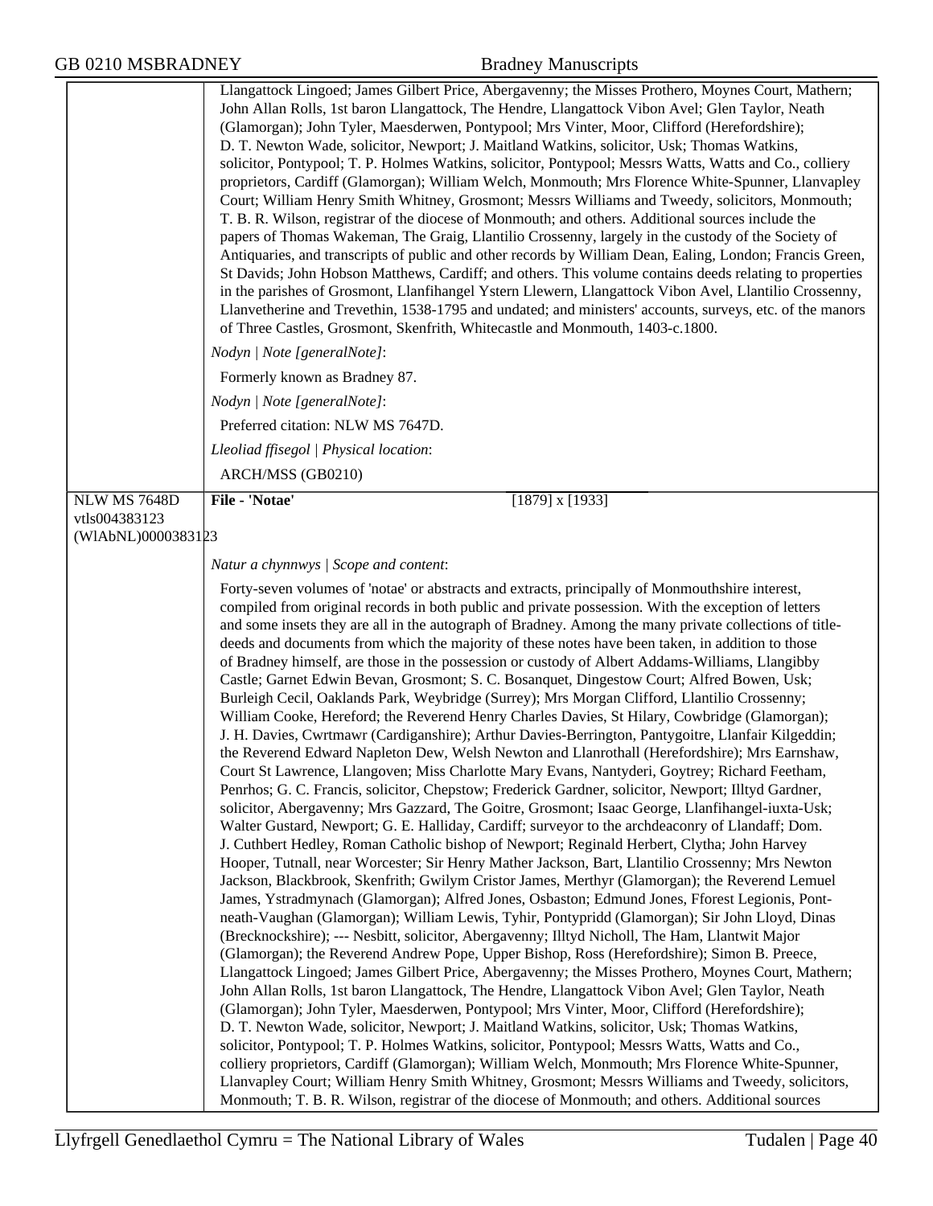Llangattock Lingoed; James Gilbert Price, Abergavenny; the Misses Prothero, Moynes Court, Mathern; John Allan Rolls, 1st baron Llangattock, The Hendre, Llangattock Vibon Avel; Glen Taylor, Neath (Glamorgan); John Tyler, Maesderwen, Pontypool; Mrs Vinter, Moor, Clifford (Herefordshire); D. T. Newton Wade, solicitor, Newport; J. Maitland Watkins, solicitor, Usk; Thomas Watkins, solicitor, Pontypool; T. P. Holmes Watkins, solicitor, Pontypool; Messrs Watts, Watts and Co., colliery proprietors, Cardiff (Glamorgan); William Welch, Monmouth; Mrs Florence White-Spunner, Llanvapley Court; William Henry Smith Whitney, Grosmont; Messrs Williams and Tweedy, solicitors, Monmouth; T. B. R. Wilson, registrar of the diocese of Monmouth; and others. Additional sources include the papers of Thomas Wakeman, The Graig, Llantilio Crossenny, largely in the custody of the Society of Antiquaries, and transcripts of public and other records by William Dean, Ealing, London; Francis Green, St Davids; John Hobson Matthews, Cardiff; and others. This volume contains deeds relating to properties in the parishes of Grosmont, Llanfihangel Ystern Llewern, Llangattock Vibon Avel, Llantilio Crossenny, Llanvetherine and Trevethin, 1538-1795 and undated; and ministers' accounts, surveys, etc. of the manors of Three Castles, Grosmont, Skenfrith, Whitecastle and Monmouth, 1403-c.1800.

*Nodyn | Note [generalNote]*:

Formerly known as Bradney 87.

*Nodyn | Note [generalNote]*:

Preferred citation: NLW MS 7647D.

*Lleoliad ffisegol | Physical location*:

ARCH/MSS (GB0210)

---

NLW MS 7648D
vtls004383123
(WlAbNL)0000383123

**File - 'Notae'** [1879] x [1933]

*Natur a chynnwys | Scope and content*:

Forty-seven volumes of 'notae' or abstracts and extracts, principally of Monmouthshire interest, compiled from original records in both public and private possession. With the exception of letters and some insets they are all in the autograph of Bradney. Among the many private collections of title-deeds and documents from which the majority of these notes have been taken, in addition to those of Bradney himself, are those in the possession or custody of Albert Addams-Williams, Llangibby Castle; Garnet Edwin Bevan, Grosmont; S. C. Bosanquet, Dingestow Court; Alfred Bowen, Usk; Burleigh Cecil, Oaklands Park, Weybridge (Surrey); Mrs Morgan Clifford, Llantilio Crossenny; William Cooke, Hereford; the Reverend Henry Charles Davies, St Hilary, Cowbridge (Glamorgan); J. H. Davies, Cwrtmawr (Cardiganshire); Arthur Davies-Berrington, Pantygoitre, Llanfair Kilgeddin; the Reverend Edward Napleton Dew, Welsh Newton and Llanrothall (Herefordshire); Mrs Earnshaw, Court St Lawrence, Llangoven; Miss Charlotte Mary Evans, Nantyderi, Goytrey; Richard Feetham, Penrhos; G. C. Francis, solicitor, Chepstow; Frederick Gardner, solicitor, Newport; Illtyd Gardner, solicitor, Abergavenny; Mrs Gazzard, The Goitre, Grosmont; Isaac George, Llanfihangel-iuxta-Usk; Walter Gustard, Newport; G. E. Halliday, Cardiff; surveyor to the archdeaconry of Llandaff; Dom. J. Cuthbert Hedley, Roman Catholic bishop of Newport; Reginald Herbert, Clytha; John Harvey Hooper, Tutnall, near Worcester; Sir Henry Mather Jackson, Bart, Llantilio Crossenny; Mrs Newton Jackson, Blackbrook, Skenfrith; Gwilym Cristor James, Merthyr (Glamorgan); the Reverend Lemuel James, Ystradmynach (Glamorgan); Alfred Jones, Osbaston; Edmund Jones, Fforest Legionis, Pont-neath-Vaughan (Glamorgan); William Lewis, Tyhir, Pontypridd (Glamorgan); Sir John Lloyd, Dinas (Brecknockshire); --- Nesbitt, solicitor, Abergavenny; Illtyd Nicholl, The Ham, Llantwit Major (Glamorgan); the Reverend Andrew Pope, Upper Bishop, Ross (Herefordshire); Simon B. Preece, Llangattock Lingoed; James Gilbert Price, Abergavenny; the Misses Prothero, Moynes Court, Mathern; John Allan Rolls, 1st baron Llangattock, The Hendre, Llangattock Vibon Avel; Glen Taylor, Neath (Glamorgan); John Tyler, Maesderwen, Pontypool; Mrs Vinter, Moor, Clifford (Herefordshire); D. T. Newton Wade, solicitor, Newport; J. Maitland Watkins, solicitor, Usk; Thomas Watkins, solicitor, Pontypool; T. P. Holmes Watkins, solicitor, Pontypool; Messrs Watts, Watts and Co., colliery proprietors, Cardiff (Glamorgan); William Welch, Monmouth; Mrs Florence White-Spunner, Llanvapley Court; William Henry Smith Whitney, Grosmont; Messrs Williams and Tweedy, solicitors, Monmouth; T. B. R. Wilson, registrar of the diocese of Monmouth; and others. Additional sources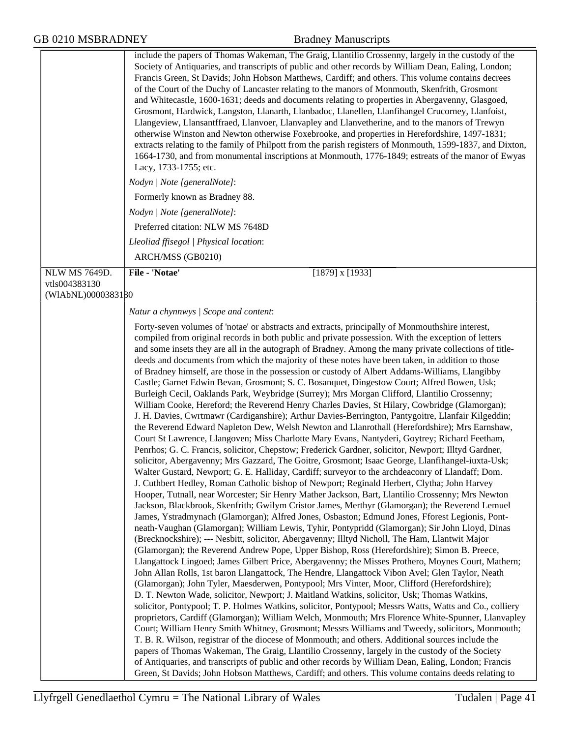include the papers of Thomas Wakeman, The Graig, Llantilio Crossenny, largely in the custody of the Society of Antiquaries, and transcripts of public and other records by William Dean, Ealing, London; Francis Green, St Davids; John Hobson Matthews, Cardiff; and others. This volume contains decrees of the Court of the Duchy of Lancaster relating to the manors of Monmouth, Skenfrith, Grosmont and Whitecastle, 1600-1631; deeds and documents relating to properties in Abergavenny, Glasgoed, Grosmont, Hardwick, Langston, Llanarth, Llanbadoc, Llanellen, Llanfihangel Crucorney, Llanfoist, Llangeview, Llansantffraed, Llanvoer, Llanvapley and Llanvetherine, and to the manors of Trewyn otherwise Winston and Newton otherwise Foxebrooke, and properties in Herefordshire, 1497-1831; extracts relating to the family of Philpott from the parish registers of Monmouth, 1599-1837, and Dixton, 1664-1730, and from monumental inscriptions at Monmouth, 1776-1849; estreats of the manor of Ewyas Lacy, 1733-1755; etc.

*Nodyn | Note [generalNote]*:

Formerly known as Bradney 88.

*Nodyn | Note [generalNote]*:

Preferred citation: NLW MS 7648D

*Lleoliad ffisegol | Physical location*:

ARCH/MSS (GB0210)

---

NLW MS 7649D.
vtls004383130
(WlAbNL)0000383130

**File - 'Notae'** [1879] x [1933]

*Natur a chynnwys | Scope and content*:

Forty-seven volumes of 'notae' or abstracts and extracts, principally of Monmouthshire interest, compiled from original records in both public and private possession. With the exception of letters and some insets they are all in the autograph of Bradney. Among the many private collections of title-deeds and documents from which the majority of these notes have been taken, in addition to those of Bradney himself, are those in the possession or custody of Albert Addams-Williams, Llangibby Castle; Garnet Edwin Bevan, Grosmont; S. C. Bosanquet, Dingestow Court; Alfred Bowen, Usk; Burleigh Cecil, Oaklands Park, Weybridge (Surrey); Mrs Morgan Clifford, Llantilio Crossenny; William Cooke, Hereford; the Reverend Henry Charles Davies, St Hilary, Cowbridge (Glamorgan); J. H. Davies, Cwrtmawr (Cardiganshire); Arthur Davies-Berrington, Pantygoitre, Llanfair Kilgeddin; the Reverend Edward Napleton Dew, Welsh Newton and Llanrothall (Herefordshire); Mrs Earnshaw, Court St Lawrence, Llangoven; Miss Charlotte Mary Evans, Nantyderi, Goytrey; Richard Feetham, Penrhos; G. C. Francis, solicitor, Chepstow; Frederick Gardner, solicitor, Newport; Illtyd Gardner, solicitor, Abergavenny; Mrs Gazzard, The Goitre, Grosmont; Isaac George, Llanfihangel-iuxta-Usk; Walter Gustard, Newport; G. E. Halliday, Cardiff; surveyor to the archdeaconry of Llandaff; Dom. J. Cuthbert Hedley, Roman Catholic bishop of Newport; Reginald Herbert, Clytha; John Harvey Hooper, Tutnall, near Worcester; Sir Henry Mather Jackson, Bart, Llantilio Crossenny; Mrs Newton Jackson, Blackbrook, Skenfrith; Gwilym Cristor James, Merthyr (Glamorgan); the Reverend Lemuel James, Ystradmynach (Glamorgan); Alfred Jones, Osbaston; Edmund Jones, Fforest Legionis, Pont-neath-Vaughan (Glamorgan); William Lewis, Tyhir, Pontypridd (Glamorgan); Sir John Lloyd, Dinas (Brecknockshire); --- Nesbitt, solicitor, Abergavenny; Illtyd Nicholl, The Ham, Llantwit Major (Glamorgan); the Reverend Andrew Pope, Upper Bishop, Ross (Herefordshire); Simon B. Preece, Llangattock Lingoed; James Gilbert Price, Abergavenny; the Misses Prothero, Moynes Court, Mathern; John Allan Rolls, 1st baron Llangattock, The Hendre, Llangattock Vibon Avel; Glen Taylor, Neath (Glamorgan); John Tyler, Maesderwen, Pontypool; Mrs Vinter, Moor, Clifford (Herefordshire); D. T. Newton Wade, solicitor, Newport; J. Maitland Watkins, solicitor, Usk; Thomas Watkins, solicitor, Pontypool; T. P. Holmes Watkins, solicitor, Pontypool; Messrs Watts, Watts and Co., colliery proprietors, Cardiff (Glamorgan); William Welch, Monmouth; Mrs Florence White-Spunner, Llanvapley Court; William Henry Smith Whitney, Grosmont; Messrs Williams and Tweedy, solicitors, Monmouth; T. B. R. Wilson, registrar of the diocese of Monmouth; and others. Additional sources include the papers of Thomas Wakeman, The Graig, Llantilio Crossenny, largely in the custody of the Society of Antiquaries, and transcripts of public and other records by William Dean, Ealing, London; Francis Green, St Davids; John Hobson Matthews, Cardiff; and others. This volume contains deeds relating to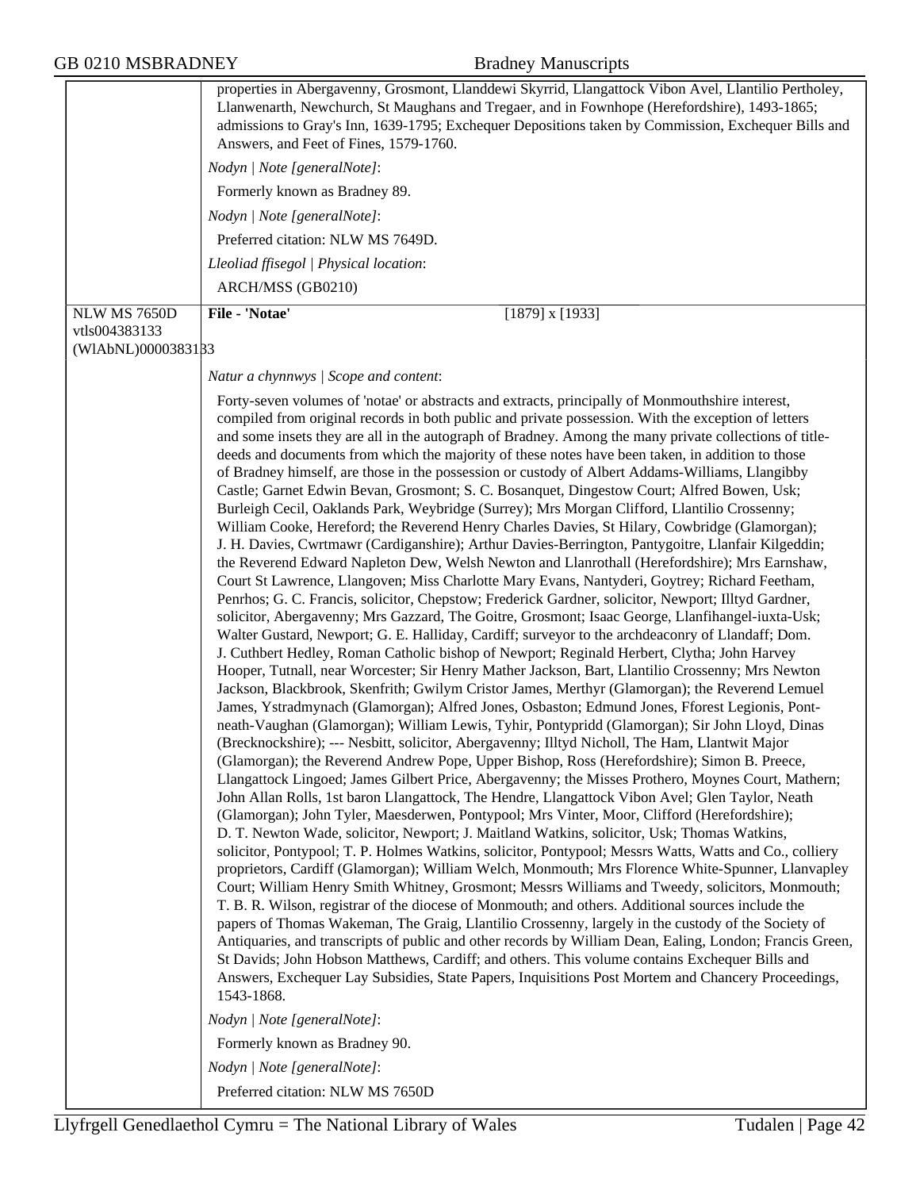properties in Abergavenny, Grosmont, Llanddewi Skyrrid, Llangattock Vibon Avel, Llantilio Pertholey, Llanwenarth, Newchurch, St Maughans and Tregaer, and in Fownhope (Herefordshire), 1493-1865; admissions to Gray's Inn, 1639-1795; Exchequer Depositions taken by Commission, Exchequer Bills and Answers, and Feet of Fines, 1579-1760.

*Nodyn | Note [generalNote]*:

Formerly known as Bradney 89.

*Nodyn | Note [generalNote]*:

Preferred citation: NLW MS 7649D.

*Lleoliad ffisegol | Physical location*:

ARCH/MSS (GB0210)

---

NLW MS 7650D
vtls004383133
(WlAbNL)0000383133

**File - 'Notae'** [1879] x [1933]

*Natur a chynnwys | Scope and content*:

Forty-seven volumes of 'notae' or abstracts and extracts, principally of Monmouthshire interest, compiled from original records in both public and private possession. With the exception of letters and some insets they are all in the autograph of Bradney. Among the many private collections of title-deeds and documents from which the majority of these notes have been taken, in addition to those of Bradney himself, are those in the possession or custody of Albert Addams-Williams, Llangibby Castle; Garnet Edwin Bevan, Grosmont; S. C. Bosanquet, Dingestow Court; Alfred Bowen, Usk; Burleigh Cecil, Oaklands Park, Weybridge (Surrey); Mrs Morgan Clifford, Llantilio Crossenny; William Cooke, Hereford; the Reverend Henry Charles Davies, St Hilary, Cowbridge (Glamorgan); J. H. Davies, Cwrtmawr (Cardiganshire); Arthur Davies-Berrington, Pantygoitre, Llanfair Kilgeddin; the Reverend Edward Napleton Dew, Welsh Newton and Llanrothall (Herefordshire); Mrs Earnshaw, Court St Lawrence, Llangoven; Miss Charlotte Mary Evans, Nantyderi, Goytrey; Richard Feetham, Penrhos; G. C. Francis, solicitor, Chepstow; Frederick Gardner, solicitor, Newport; Illtyd Gardner, solicitor, Abergavenny; Mrs Gazzard, The Goitre, Grosmont; Isaac George, Llanfihangel-iuxta-Usk; Walter Gustard, Newport; G. E. Halliday, Cardiff; surveyor to the archdeaconry of Llandaff; Dom. J. Cuthbert Hedley, Roman Catholic bishop of Newport; Reginald Herbert, Clytha; John Harvey Hooper, Tutnall, near Worcester; Sir Henry Mather Jackson, Bart, Llantilio Crossenny; Mrs Newton Jackson, Blackbrook, Skenfrith; Gwilym Cristor James, Merthyr (Glamorgan); the Reverend Lemuel James, Ystradmynach (Glamorgan); Alfred Jones, Osbaston; Edmund Jones, Fforest Legionis, Pont-neath-Vaughan (Glamorgan); William Lewis, Tyhir, Pontypridd (Glamorgan); Sir John Lloyd, Dinas (Brecknockshire); --- Nesbitt, solicitor, Abergavenny; Illtyd Nicholl, The Ham, Llantwit Major (Glamorgan); the Reverend Andrew Pope, Upper Bishop, Ross (Herefordshire); Simon B. Preece, Llangattock Lingoed; James Gilbert Price, Abergavenny; the Misses Prothero, Moynes Court, Mathern; John Allan Rolls, 1st baron Llangattock, The Hendre, Llangattock Vibon Avel; Glen Taylor, Neath (Glamorgan); John Tyler, Maesderwen, Pontypool; Mrs Vinter, Moor, Clifford (Herefordshire); D. T. Newton Wade, solicitor, Newport; J. Maitland Watkins, solicitor, Usk; Thomas Watkins, solicitor, Pontypool; T. P. Holmes Watkins, solicitor, Pontypool; Messrs Watts, Watts and Co., colliery proprietors, Cardiff (Glamorgan); William Welch, Monmouth; Mrs Florence White-Spunner, Llanvapley Court; William Henry Smith Whitney, Grosmont; Messrs Williams and Tweedy, solicitors, Monmouth; T. B. R. Wilson, registrar of the diocese of Monmouth; and others. Additional sources include the papers of Thomas Wakeman, The Graig, Llantilio Crossenny, largely in the custody of the Society of Antiquaries, and transcripts of public and other records by William Dean, Ealing, London; Francis Green, St Davids; John Hobson Matthews, Cardiff; and others. This volume contains Exchequer Bills and Answers, Exchequer Lay Subsidies, State Papers, Inquisitions Post Mortem and Chancery Proceedings, 1543-1868.

*Nodyn | Note [generalNote]*:

Formerly known as Bradney 90.

*Nodyn | Note [generalNote]*:

Preferred citation: NLW MS 7650D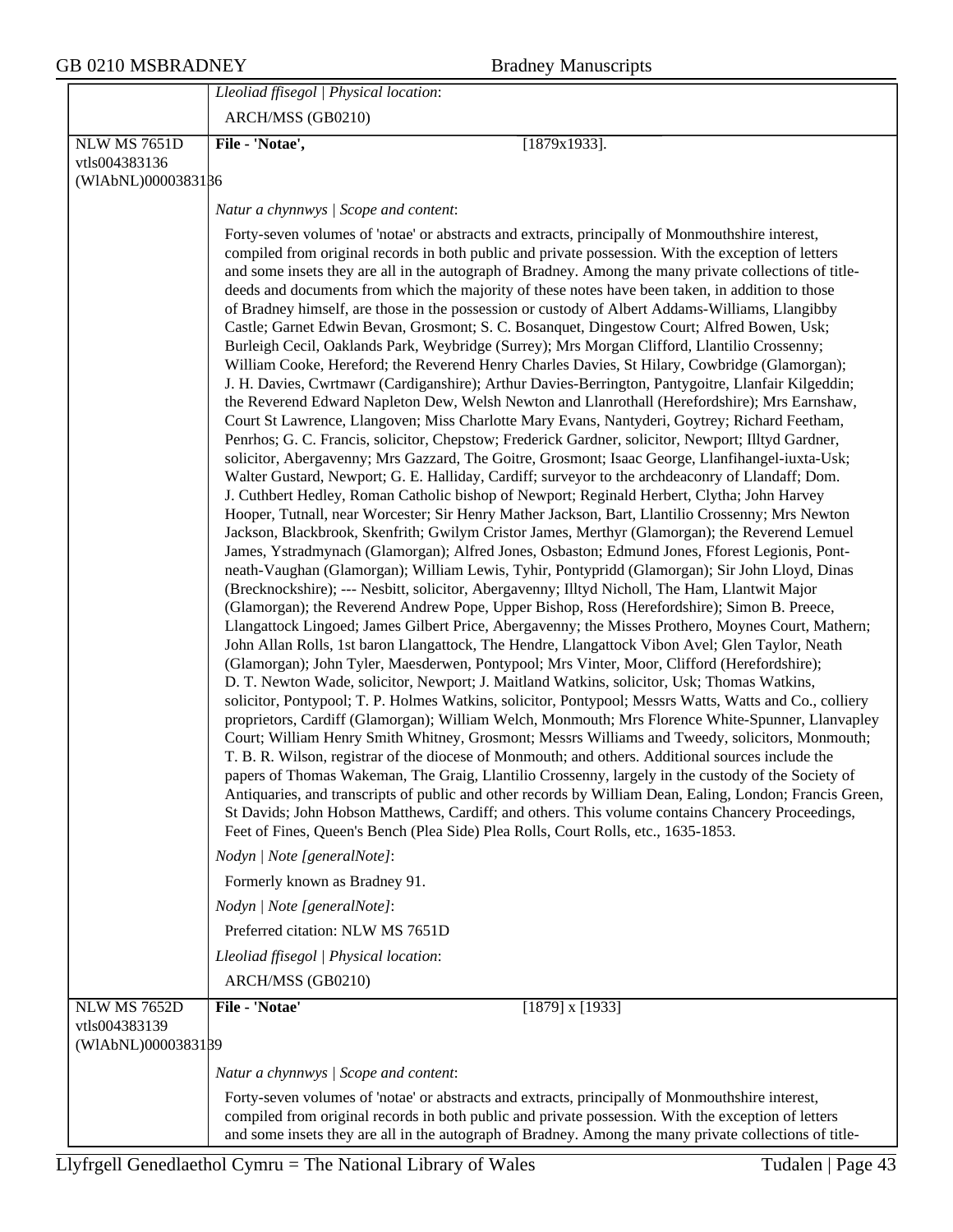*Lleoliad ffisegol | Physical location*:

ARCH/MSS (GB0210)

NLW MS 7651D
vtls004383136
(WlAbNL)0000383136

**File - 'Notae',** [1879x1933].

*Natur a chynnwys | Scope and content*:

Forty-seven volumes of 'notae' or abstracts and extracts, principally of Monmouthshire interest, compiled from original records in both public and private possession. With the exception of letters and some insets they are all in the autograph of Bradney. Among the many private collections of title-deeds and documents from which the majority of these notes have been taken, in addition to those of Bradney himself, are those in the possession or custody of Albert Addams-Williams, Llangibby Castle; Garnet Edwin Bevan, Grosmont; S. C. Bosanquet, Dingestow Court; Alfred Bowen, Usk; Burleigh Cecil, Oaklands Park, Weybridge (Surrey); Mrs Morgan Clifford, Llantilio Crossenny; William Cooke, Hereford; the Reverend Henry Charles Davies, St Hilary, Cowbridge (Glamorgan); J. H. Davies, Cwrtmawr (Cardiganshire); Arthur Davies-Berrington, Pantygoitre, Llanfair Kilgeddin; the Reverend Edward Napleton Dew, Welsh Newton and Llanrothall (Herefordshire); Mrs Earnshaw, Court St Lawrence, Llangoven; Miss Charlotte Mary Evans, Nantyderi, Goytrey; Richard Feetham, Penrhos; G. C. Francis, solicitor, Chepstow; Frederick Gardner, solicitor, Newport; Illtyd Gardner, solicitor, Abergavenny; Mrs Gazzard, The Goitre, Grosmont; Isaac George, Llanfihangel-iuxta-Usk; Walter Gustard, Newport; G. E. Halliday, Cardiff; surveyor to the archdeaconry of Llandaff; Dom. J. Cuthbert Hedley, Roman Catholic bishop of Newport; Reginald Herbert, Clytha; John Harvey Hooper, Tutnall, near Worcester; Sir Henry Mather Jackson, Bart, Llantilio Crossenny; Mrs Newton Jackson, Blackbrook, Skenfrith; Gwilym Cristor James, Merthyr (Glamorgan); the Reverend Lemuel James, Ystradmynach (Glamorgan); Alfred Jones, Osbaston; Edmund Jones, Fforest Legionis, Pont-neath-Vaughan (Glamorgan); William Lewis, Tyhir, Pontypridd (Glamorgan); Sir John Lloyd, Dinas (Brecknockshire); --- Nesbitt, solicitor, Abergavenny; Illtyd Nicholl, The Ham, Llantwit Major (Glamorgan); the Reverend Andrew Pope, Upper Bishop, Ross (Herefordshire); Simon B. Preece, Llangattock Lingoed; James Gilbert Price, Abergavenny; the Misses Prothero, Moynes Court, Mathern; John Allan Rolls, 1st baron Llangattock, The Hendre, Llangattock Vibon Avel; Glen Taylor, Neath (Glamorgan); John Tyler, Maesderwen, Pontypool; Mrs Vinter, Moor, Clifford (Herefordshire); D. T. Newton Wade, solicitor, Newport; J. Maitland Watkins, solicitor, Usk; Thomas Watkins, solicitor, Pontypool; T. P. Holmes Watkins, solicitor, Pontypool; Messrs Watts, Watts and Co., colliery proprietors, Cardiff (Glamorgan); William Welch, Monmouth; Mrs Florence White-Spunner, Llanvapley Court; William Henry Smith Whitney, Grosmont; Messrs Williams and Tweedy, solicitors, Monmouth; T. B. R. Wilson, registrar of the diocese of Monmouth; and others. Additional sources include the papers of Thomas Wakeman, The Graig, Llantilio Crossenny, largely in the custody of the Society of Antiquaries, and transcripts of public and other records by William Dean, Ealing, London; Francis Green, St Davids; John Hobson Matthews, Cardiff; and others. This volume contains Chancery Proceedings, Feet of Fines, Queen's Bench (Plea Side) Plea Rolls, Court Rolls, etc., 1635-1853.

*Nodyn | Note [generalNote]*:

Formerly known as Bradney 91.

*Nodyn | Note [generalNote]*:

Preferred citation: NLW MS 7651D

*Lleoliad ffisegol | Physical location*:

ARCH/MSS (GB0210)

NLW MS 7652D
vtls004383139
(WlAbNL)0000383139

**File - 'Notae'** [1879] x [1933]

*Natur a chynnwys | Scope and content*:

Forty-seven volumes of 'notae' or abstracts and extracts, principally of Monmouthshire interest, compiled from original records in both public and private possession. With the exception of letters and some insets they are all in the autograph of Bradney. Among the many private collections of title-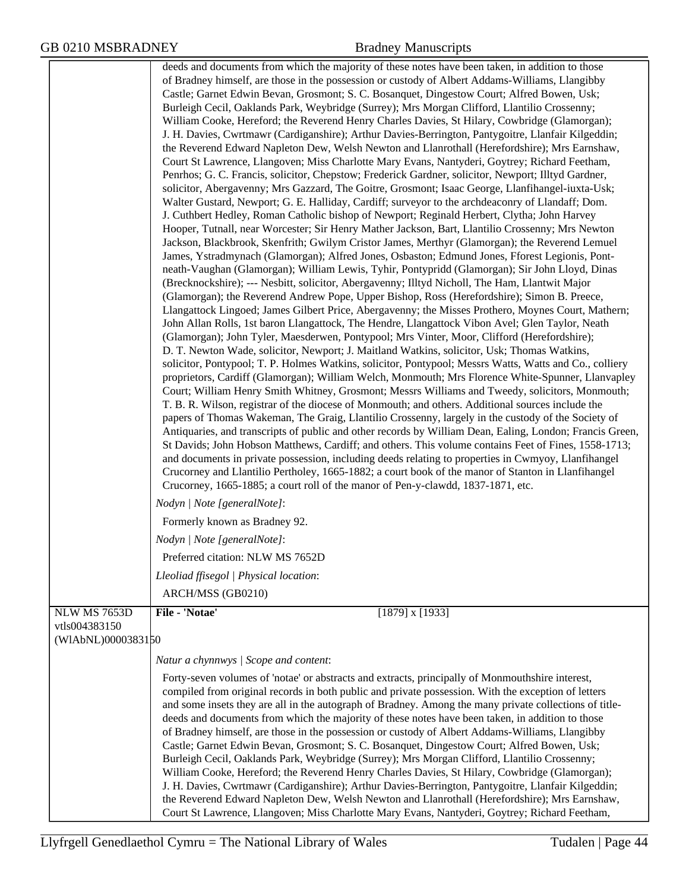deeds and documents from which the majority of these notes have been taken, in addition to those of Bradney himself, are those in the possession or custody of Albert Addams-Williams, Llangibby Castle; Garnet Edwin Bevan, Grosmont; S. C. Bosanquet, Dingestow Court; Alfred Bowen, Usk; Burleigh Cecil, Oaklands Park, Weybridge (Surrey); Mrs Morgan Clifford, Llantilio Crossenny; William Cooke, Hereford; the Reverend Henry Charles Davies, St Hilary, Cowbridge (Glamorgan); J. H. Davies, Cwrtmawr (Cardiganshire); Arthur Davies-Berrington, Pantygoitre, Llanfair Kilgeddin; the Reverend Edward Napleton Dew, Welsh Newton and Llanrothall (Herefordshire); Mrs Earnshaw, Court St Lawrence, Llangoven; Miss Charlotte Mary Evans, Nantyderi, Goytrey; Richard Feetham, Penrhos; G. C. Francis, solicitor, Chepstow; Frederick Gardner, solicitor, Newport; Illtyd Gardner, solicitor, Abergavenny; Mrs Gazzard, The Goitre, Grosmont; Isaac George, Llanfihangel-iuxta-Usk; Walter Gustard, Newport; G. E. Halliday, Cardiff; surveyor to the archdeaconry of Llandaff; Dom. J. Cuthbert Hedley, Roman Catholic bishop of Newport; Reginald Herbert, Clytha; John Harvey Hooper, Tutnall, near Worcester; Sir Henry Mather Jackson, Bart, Llantilio Crossenny; Mrs Newton Jackson, Blackbrook, Skenfrith; Gwilym Cristor James, Merthyr (Glamorgan); the Reverend Lemuel James, Ystradmynach (Glamorgan); Alfred Jones, Osbaston; Edmund Jones, Fforest Legionis, Pont-neath-Vaughan (Glamorgan); William Lewis, Tyhir, Pontypridd (Glamorgan); Sir John Lloyd, Dinas (Brecknockshire); --- Nesbitt, solicitor, Abergavenny; Illtyd Nicholl, The Ham, Llantwit Major (Glamorgan); the Reverend Andrew Pope, Upper Bishop, Ross (Herefordshire); Simon B. Preece, Llangattock Lingoed; James Gilbert Price, Abergavenny; the Misses Prothero, Moynes Court, Mathern; John Allan Rolls, 1st baron Llangattock, The Hendre, Llangattock Vibon Avel; Glen Taylor, Neath (Glamorgan); John Tyler, Maesderwen, Pontypool; Mrs Vinter, Moor, Clifford (Herefordshire); D. T. Newton Wade, solicitor, Newport; J. Maitland Watkins, solicitor, Usk; Thomas Watkins, solicitor, Pontypool; T. P. Holmes Watkins, solicitor, Pontypool; Messrs Watts, Watts and Co., colliery proprietors, Cardiff (Glamorgan); William Welch, Monmouth; Mrs Florence White-Spunner, Llanvapley Court; William Henry Smith Whitney, Grosmont; Messrs Williams and Tweedy, solicitors, Monmouth; T. B. R. Wilson, registrar of the diocese of Monmouth; and others. Additional sources include the papers of Thomas Wakeman, The Graig, Llantilio Crossenny, largely in the custody of the Society of Antiquaries, and transcripts of public and other records by William Dean, Ealing, London; Francis Green, St Davids; John Hobson Matthews, Cardiff; and others. This volume contains Feet of Fines, 1558-1713; and documents in private possession, including deeds relating to properties in Cwmyoy, Llanfihangel Crucorney and Llantilio Pertholey, 1665-1882; a court book of the manor of Stanton in Llanfihangel Crucorney, 1665-1885; a court roll of the manor of Pen-y-clawdd, 1837-1871, etc.

*Nodyn | Note [generalNote]*:

Formerly known as Bradney 92.

*Nodyn | Note [generalNote]*:

Preferred citation: NLW MS 7652D

*Lleoliad ffisegol | Physical location*:

ARCH/MSS (GB0210)

---

NLW MS 7653D
vtls004383150
(WlAbNL)0000383150

**File - 'Notae'** [1879] x [1933]

*Natur a chynnwys | Scope and content*:

Forty-seven volumes of 'notae' or abstracts and extracts, principally of Monmouthshire interest, compiled from original records in both public and private possession. With the exception of letters and some insets they are all in the autograph of Bradney. Among the many private collections of title-deeds and documents from which the majority of these notes have been taken, in addition to those of Bradney himself, are those in the possession or custody of Albert Addams-Williams, Llangibby Castle; Garnet Edwin Bevan, Grosmont; S. C. Bosanquet, Dingestow Court; Alfred Bowen, Usk; Burleigh Cecil, Oaklands Park, Weybridge (Surrey); Mrs Morgan Clifford, Llantilio Crossenny; William Cooke, Hereford; the Reverend Henry Charles Davies, St Hilary, Cowbridge (Glamorgan); J. H. Davies, Cwrtmawr (Cardiganshire); Arthur Davies-Berrington, Pantygoitre, Llanfair Kilgeddin; the Reverend Edward Napleton Dew, Welsh Newton and Llanrothall (Herefordshire); Mrs Earnshaw, Court St Lawrence, Llangoven; Miss Charlotte Mary Evans, Nantyderi, Goytrey; Richard Feetham,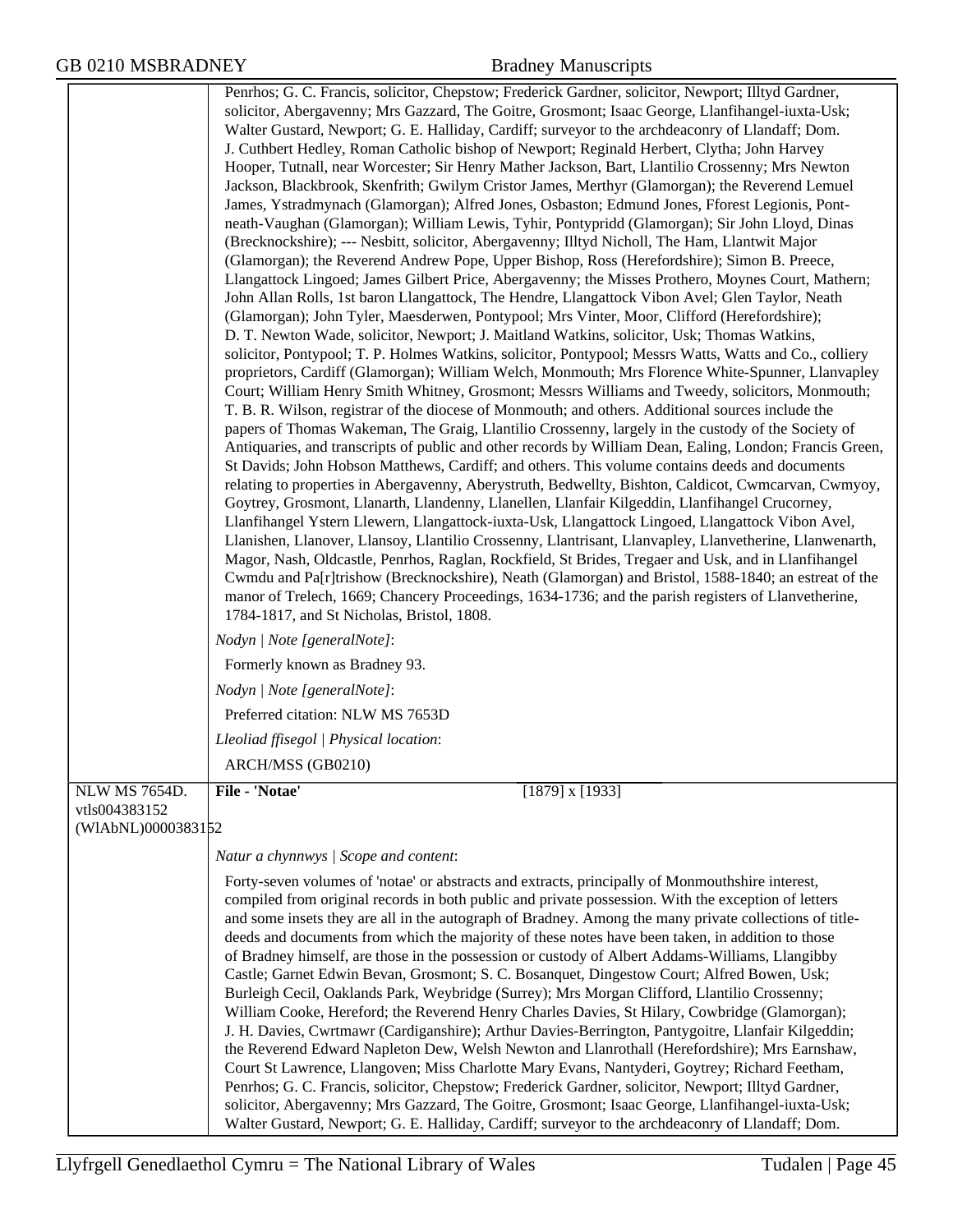Penrhos; G. C. Francis, solicitor, Chepstow; Frederick Gardner, solicitor, Newport; Illtyd Gardner, solicitor, Abergavenny; Mrs Gazzard, The Goitre, Grosmont; Isaac George, Llanfihangel-iuxta-Usk; Walter Gustard, Newport; G. E. Halliday, Cardiff; surveyor to the archdeaconry of Llandaff; Dom. J. Cuthbert Hedley, Roman Catholic bishop of Newport; Reginald Herbert, Clytha; John Harvey Hooper, Tutnall, near Worcester; Sir Henry Mather Jackson, Bart, Llantilio Crossenny; Mrs Newton Jackson, Blackbrook, Skenfrith; Gwilym Cristor James, Merthyr (Glamorgan); the Reverend Lemuel James, Ystradmynach (Glamorgan); Alfred Jones, Osbaston; Edmund Jones, Fforest Legionis, Pont-neath-Vaughan (Glamorgan); William Lewis, Tyhir, Pontypridd (Glamorgan); Sir John Lloyd, Dinas (Brecknockshire); --- Nesbitt, solicitor, Abergavenny; Illtyd Nicholl, The Ham, Llantwit Major (Glamorgan); the Reverend Andrew Pope, Upper Bishop, Ross (Herefordshire); Simon B. Preece, Llangattock Lingoed; James Gilbert Price, Abergavenny; the Misses Prothero, Moynes Court, Mathern; John Allan Rolls, 1st baron Llangattock, The Hendre, Llangattock Vibon Avel; Glen Taylor, Neath (Glamorgan); John Tyler, Maesderwen, Pontypool; Mrs Vinter, Moor, Clifford (Herefordshire); D. T. Newton Wade, solicitor, Newport; J. Maitland Watkins, solicitor, Usk; Thomas Watkins, solicitor, Pontypool; T. P. Holmes Watkins, solicitor, Pontypool; Messrs Watts, Watts and Co., colliery proprietors, Cardiff (Glamorgan); William Welch, Monmouth; Mrs Florence White-Spunner, Llanvapley Court; William Henry Smith Whitney, Grosmont; Messrs Williams and Tweedy, solicitors, Monmouth; T. B. R. Wilson, registrar of the diocese of Monmouth; and others. Additional sources include the papers of Thomas Wakeman, The Graig, Llantilio Crossenny, largely in the custody of the Society of Antiquaries, and transcripts of public and other records by William Dean, Ealing, London; Francis Green, St Davids; John Hobson Matthews, Cardiff; and others. This volume contains deeds and documents relating to properties in Abergavenny, Aberystruth, Bedwellty, Bishton, Caldicot, Cwmcarvan, Cwmyoy, Goytrey, Grosmont, Llanarth, Llandenny, Llanellen, Llanfair Kilgeddin, Llanfihangel Crucorney, Llanfihangel Ystern Llewern, Llangattock-iuxta-Usk, Llangattock Lingoed, Llangattock Vibon Avel, Llanishen, Llanover, Llansoy, Llantilio Crossenny, Llantrisant, Llanvapley, Llanvetherine, Llanwenarth, Magor, Nash, Oldcastle, Penrhos, Raglan, Rockfield, St Brides, Tregaer and Usk, and in Llanfihangel Cwmdu and Pa[r]trishow (Brecknockshire), Neath (Glamorgan) and Bristol, 1588-1840; an estreat of the manor of Trelech, 1669; Chancery Proceedings, 1634-1736; and the parish registers of Llanvetherine, 1784-1817, and St Nicholas, Bristol, 1808.

*Nodyn | Note [generalNote]*:

Formerly known as Bradney 93.

*Nodyn | Note [generalNote]*:

Preferred citation: NLW MS 7653D

*Lleoliad ffisegol | Physical location*:

ARCH/MSS (GB0210)

NLW MS 7654D. vtls004383152 (WlAbNL)0000383152

**File - 'Notae'** [1879] x [1933]

*Natur a chynnwys | Scope and content*:

Forty-seven volumes of 'notae' or abstracts and extracts, principally of Monmouthshire interest, compiled from original records in both public and private possession. With the exception of letters and some insets they are all in the autograph of Bradney. Among the many private collections of title-deeds and documents from which the majority of these notes have been taken, in addition to those of Bradney himself, are those in the possession or custody of Albert Addams-Williams, Llangibby Castle; Garnet Edwin Bevan, Grosmont; S. C. Bosanquet, Dingestow Court; Alfred Bowen, Usk; Burleigh Cecil, Oaklands Park, Weybridge (Surrey); Mrs Morgan Clifford, Llantilio Crossenny; William Cooke, Hereford; the Reverend Henry Charles Davies, St Hilary, Cowbridge (Glamorgan); J. H. Davies, Cwrtmawr (Cardiganshire); Arthur Davies-Berrington, Pantygoitre, Llanfair Kilgeddin; the Reverend Edward Napleton Dew, Welsh Newton and Llanrothall (Herefordshire); Mrs Earnshaw, Court St Lawrence, Llangoven; Miss Charlotte Mary Evans, Nantyderi, Goytrey; Richard Feetham, Penrhos; G. C. Francis, solicitor, Chepstow; Frederick Gardner, solicitor, Newport; Illtyd Gardner, solicitor, Abergavenny; Mrs Gazzard, The Goitre, Grosmont; Isaac George, Llanfihangel-iuxta-Usk; Walter Gustard, Newport; G. E. Halliday, Cardiff; surveyor to the archdeaconry of Llandaff; Dom.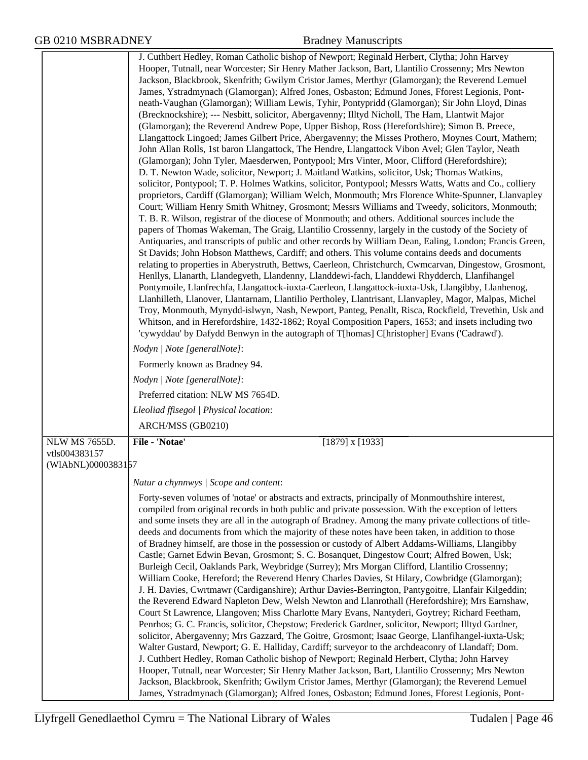J. Cuthbert Hedley, Roman Catholic bishop of Newport; Reginald Herbert, Clytha; John Harvey Hooper, Tutnall, near Worcester; Sir Henry Mather Jackson, Bart, Llantilio Crossenny; Mrs Newton Jackson, Blackbrook, Skenfrith; Gwilym Cristor James, Merthyr (Glamorgan); the Reverend Lemuel James, Ystradmynach (Glamorgan); Alfred Jones, Osbaston; Edmund Jones, Fforest Legionis, Pont-neath-Vaughan (Glamorgan); William Lewis, Tyhir, Pontypridd (Glamorgan); Sir John Lloyd, Dinas (Brecknockshire); --- Nesbitt, solicitor, Abergavenny; Illtyd Nicholl, The Ham, Llantwit Major (Glamorgan); the Reverend Andrew Pope, Upper Bishop, Ross (Herefordshire); Simon B. Preece, Llangattock Lingoed; James Gilbert Price, Abergavenny; the Misses Prothero, Moynes Court, Mathern; John Allan Rolls, 1st baron Llangattock, The Hendre, Llangattock Vibon Avel; Glen Taylor, Neath (Glamorgan); John Tyler, Maesderwen, Pontypool; Mrs Vinter, Moor, Clifford (Herefordshire); D. T. Newton Wade, solicitor, Newport; J. Maitland Watkins, solicitor, Usk; Thomas Watkins, solicitor, Pontypool; T. P. Holmes Watkins, solicitor, Pontypool; Messrs Watts, Watts and Co., colliery proprietors, Cardiff (Glamorgan); William Welch, Monmouth; Mrs Florence White-Spunner, Llanvapley Court; William Henry Smith Whitney, Grosmont; Messrs Williams and Tweedy, solicitors, Monmouth; T. B. R. Wilson, registrar of the diocese of Monmouth; and others. Additional sources include the papers of Thomas Wakeman, The Graig, Llantilio Crossenny, largely in the custody of the Society of Antiquaries, and transcripts of public and other records by William Dean, Ealing, London; Francis Green, St Davids; John Hobson Matthews, Cardiff; and others. This volume contains deeds and documents relating to properties in Aberystruth, Bettws, Caerleon, Christchurch, Cwmcarvan, Dingestow, Grosmont, Henllys, Llanarth, Llandegveth, Llandenny, Llanddewi-fach, Llanddewi Rhydderch, Llanfihangel Pontymoile, Llanfrechfa, Llangattock-iuxta-Caerleon, Llangattock-iuxta-Usk, Llangibby, Llanhenog, Llanhilleth, Llanover, Llantarnam, Llantilio Pertholey, Llantrisant, Llanvapley, Magor, Malpas, Michel Troy, Monmouth, Mynydd-islwyn, Nash, Newport, Panteg, Penallt, Risca, Rockfield, Trevethin, Usk and Whitson, and in Herefordshire, 1432-1862; Royal Composition Papers, 1653; and insets including two 'cywyddau' by Dafydd Benwyn in the autograph of T[homas] C[hristopher] Evans ('Cadrawd').

*Nodyn | Note [generalNote]*:

Formerly known as Bradney 94.

*Nodyn | Note [generalNote]*:

Preferred citation: NLW MS 7654D.

*Lleoliad ffisegol | Physical location*:

ARCH/MSS (GB0210)

---

NLW MS 7655D.
vtls004383157
(WlAbNL)0000383157

**File - 'Notae'** [1879] x [1933]

*Natur a chynnwys | Scope and content*:

Forty-seven volumes of 'notae' or abstracts and extracts, principally of Monmouthshire interest, compiled from original records in both public and private possession. With the exception of letters and some insets they are all in the autograph of Bradney. Among the many private collections of title-deeds and documents from which the majority of these notes have been taken, in addition to those of Bradney himself, are those in the possession or custody of Albert Addams-Williams, Llangibby Castle; Garnet Edwin Bevan, Grosmont; S. C. Bosanquet, Dingestow Court; Alfred Bowen, Usk; Burleigh Cecil, Oaklands Park, Weybridge (Surrey); Mrs Morgan Clifford, Llantilio Crossenny; William Cooke, Hereford; the Reverend Henry Charles Davies, St Hilary, Cowbridge (Glamorgan); J. H. Davies, Cwrtmawr (Cardiganshire); Arthur Davies-Berrington, Pantygoitre, Llanfair Kilgeddin; the Reverend Edward Napleton Dew, Welsh Newton and Llanrothall (Herefordshire); Mrs Earnshaw, Court St Lawrence, Llangoven; Miss Charlotte Mary Evans, Nantyderi, Goytrey; Richard Feetham, Penrhos; G. C. Francis, solicitor, Chepstow; Frederick Gardner, solicitor, Newport; Illtyd Gardner, solicitor, Abergavenny; Mrs Gazzard, The Goitre, Grosmont; Isaac George, Llanfihangel-iuxta-Usk; Walter Gustard, Newport; G. E. Halliday, Cardiff; surveyor to the archdeaconry of Llandaff; Dom. J. Cuthbert Hedley, Roman Catholic bishop of Newport; Reginald Herbert, Clytha; John Harvey Hooper, Tutnall, near Worcester; Sir Henry Mather Jackson, Bart, Llantilio Crossenny; Mrs Newton Jackson, Blackbrook, Skenfrith; Gwilym Cristor James, Merthyr (Glamorgan); the Reverend Lemuel James, Ystradmynach (Glamorgan); Alfred Jones, Osbaston; Edmund Jones, Fforest Legionis, Pont-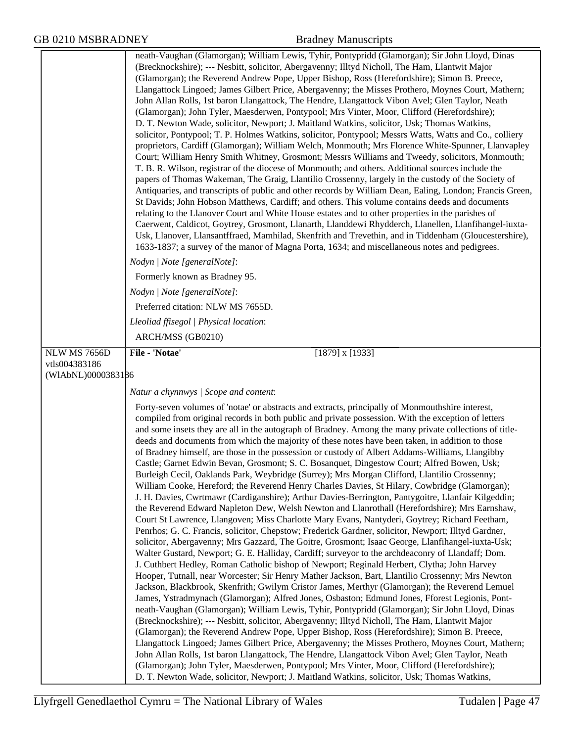neath-Vaughan (Glamorgan); William Lewis, Tyhir, Pontypridd (Glamorgan); Sir John Lloyd, Dinas (Brecknockshire); --- Nesbitt, solicitor, Abergavenny; Illtyd Nicholl, The Ham, Llantwit Major (Glamorgan); the Reverend Andrew Pope, Upper Bishop, Ross (Herefordshire); Simon B. Preece, Llangattock Lingoed; James Gilbert Price, Abergavenny; the Misses Prothero, Moynes Court, Mathern; John Allan Rolls, 1st baron Llangattock, The Hendre, Llangattock Vibon Avel; Glen Taylor, Neath (Glamorgan); John Tyler, Maesderwen, Pontypool; Mrs Vinter, Moor, Clifford (Herefordshire); D. T. Newton Wade, solicitor, Newport; J. Maitland Watkins, solicitor, Usk; Thomas Watkins, solicitor, Pontypool; T. P. Holmes Watkins, solicitor, Pontypool; Messrs Watts, Watts and Co., colliery proprietors, Cardiff (Glamorgan); William Welch, Monmouth; Mrs Florence White-Spunner, Llanvapley Court; William Henry Smith Whitney, Grosmont; Messrs Williams and Tweedy, solicitors, Monmouth; T. B. R. Wilson, registrar of the diocese of Monmouth; and others. Additional sources include the papers of Thomas Wakeman, The Graig, Llantilio Crossenny, largely in the custody of the Society of Antiquaries, and transcripts of public and other records by William Dean, Ealing, London; Francis Green, St Davids; John Hobson Matthews, Cardiff; and others. This volume contains deeds and documents relating to the Llanover Court and White House estates and to other properties in the parishes of Caerwent, Caldicot, Goytrey, Grosmont, Llanarth, Llanddewi Rhydderch, Llanellen, Llanfihangel-iuxta-Usk, Llanover, Llansantffraed, Mamhilad, Skenfrith and Trevethin, and in Tiddenham (Gloucestershire), 1633-1837; a survey of the manor of Magna Porta, 1634; and miscellaneous notes and pedigrees.

*Nodyn | Note [generalNote]*:

Formerly known as Bradney 95.

*Nodyn | Note [generalNote]*:

Preferred citation: NLW MS 7655D.

*Lleoliad ffisegol | Physical location*:

ARCH/MSS (GB0210)

---

NLW MS 7656D
vtls004383186
(WlAbNL)0000383186

**File - 'Notae'** [1879] x [1933]

*Natur a chynnwys | Scope and content*:

Forty-seven volumes of 'notae' or abstracts and extracts, principally of Monmouthshire interest, compiled from original records in both public and private possession. With the exception of letters and some insets they are all in the autograph of Bradney. Among the many private collections of title-deeds and documents from which the majority of these notes have been taken, in addition to those of Bradney himself, are those in the possession or custody of Albert Addams-Williams, Llangibby Castle; Garnet Edwin Bevan, Grosmont; S. C. Bosanquet, Dingestow Court; Alfred Bowen, Usk; Burleigh Cecil, Oaklands Park, Weybridge (Surrey); Mrs Morgan Clifford, Llantilio Crossenny; William Cooke, Hereford; the Reverend Henry Charles Davies, St Hilary, Cowbridge (Glamorgan); J. H. Davies, Cwrtmawr (Cardiganshire); Arthur Davies-Berrington, Pantygoitre, Llanfair Kilgeddin; the Reverend Edward Napleton Dew, Welsh Newton and Llanrothall (Herefordshire); Mrs Earnshaw, Court St Lawrence, Llangoven; Miss Charlotte Mary Evans, Nantyderi, Goytrey; Richard Feetham, Penrhos; G. C. Francis, solicitor, Chepstow; Frederick Gardner, solicitor, Newport; Illtyd Gardner, solicitor, Abergavenny; Mrs Gazzard, The Goitre, Grosmont; Isaac George, Llanfihangel-iuxta-Usk; Walter Gustard, Newport; G. E. Halliday, Cardiff; surveyor to the archdeaconry of Llandaff; Dom. J. Cuthbert Hedley, Roman Catholic bishop of Newport; Reginald Herbert, Clytha; John Harvey Hooper, Tutnall, near Worcester; Sir Henry Mather Jackson, Bart, Llantilio Crossenny; Mrs Newton Jackson, Blackbrook, Skenfrith; Gwilym Cristor James, Merthyr (Glamorgan); the Reverend Lemuel James, Ystradmynach (Glamorgan); Alfred Jones, Osbaston; Edmund Jones, Fforest Legionis, Pont-neath-Vaughan (Glamorgan); William Lewis, Tyhir, Pontypridd (Glamorgan); Sir John Lloyd, Dinas (Brecknockshire); --- Nesbitt, solicitor, Abergavenny; Illtyd Nicholl, The Ham, Llantwit Major (Glamorgan); the Reverend Andrew Pope, Upper Bishop, Ross (Herefordshire); Simon B. Preece, Llangattock Lingoed; James Gilbert Price, Abergavenny; the Misses Prothero, Moynes Court, Mathern; John Allan Rolls, 1st baron Llangattock, The Hendre, Llangattock Vibon Avel; Glen Taylor, Neath (Glamorgan); John Tyler, Maesderwen, Pontypool; Mrs Vinter, Moor, Clifford (Herefordshire); D. T. Newton Wade, solicitor, Newport; J. Maitland Watkins, solicitor, Usk; Thomas Watkins,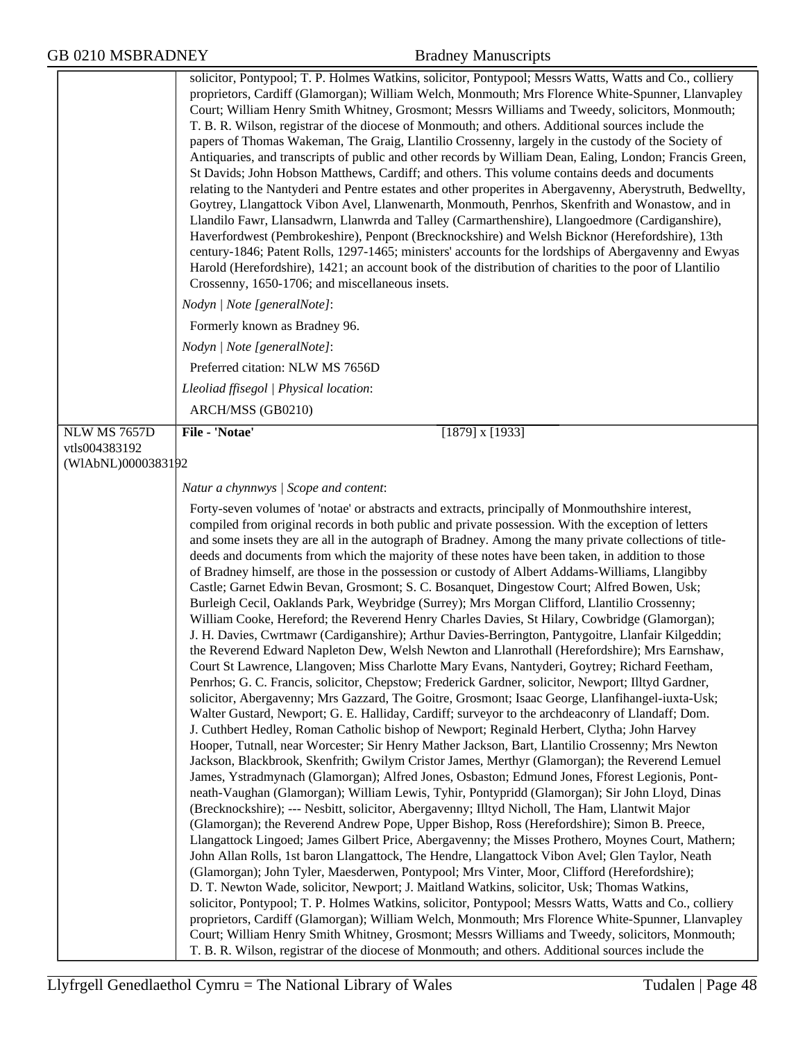solicitor, Pontypool; T. P. Holmes Watkins, solicitor, Pontypool; Messrs Watts, Watts and Co., colliery proprietors, Cardiff (Glamorgan); William Welch, Monmouth; Mrs Florence White-Spunner, Llanvapley Court; William Henry Smith Whitney, Grosmont; Messrs Williams and Tweedy, solicitors, Monmouth; T. B. R. Wilson, registrar of the diocese of Monmouth; and others. Additional sources include the papers of Thomas Wakeman, The Graig, Llantilio Crossenny, largely in the custody of the Society of Antiquaries, and transcripts of public and other records by William Dean, Ealing, London; Francis Green, St Davids; John Hobson Matthews, Cardiff; and others. This volume contains deeds and documents relating to the Nantyderi and Pentre estates and other properites in Abergavenny, Aberystruth, Bedwellty, Goytrey, Llangattock Vibon Avel, Llanwenarth, Monmouth, Penrhos, Skenfrith and Wonastow, and in Llandilo Fawr, Llansadwrn, Llanwrda and Talley (Carmarthenshire), Llangoedmore (Cardiganshire), Haverfordwest (Pembrokeshire), Penpont (Brecknockshire) and Welsh Bicknor (Herefordshire), 13th century-1846; Patent Rolls, 1297-1465; ministers' accounts for the lordships of Abergavenny and Ewyas Harold (Herefordshire), 1421; an account book of the distribution of charities to the poor of Llantilio Crossenny, 1650-1706; and miscellaneous insets.

*Nodyn | Note [generalNote]*:

Formerly known as Bradney 96.

*Nodyn | Note [generalNote]*:

Preferred citation: NLW MS 7656D

*Lleoliad ffisegol | Physical location*:

ARCH/MSS (GB0210)

---

NLW MS 7657D
vtls004383192
(WlAbNL)0000383192

**File - 'Notae'** [1879] x [1933]

*Natur a chynnwys | Scope and content*:

Forty-seven volumes of 'notae' or abstracts and extracts, principally of Monmouthshire interest, compiled from original records in both public and private possession. With the exception of letters and some insets they are all in the autograph of Bradney. Among the many private collections of title-deeds and documents from which the majority of these notes have been taken, in addition to those of Bradney himself, are those in the possession or custody of Albert Addams-Williams, Llangibby Castle; Garnet Edwin Bevan, Grosmont; S. C. Bosanquet, Dingestow Court; Alfred Bowen, Usk; Burleigh Cecil, Oaklands Park, Weybridge (Surrey); Mrs Morgan Clifford, Llantilio Crossenny; William Cooke, Hereford; the Reverend Henry Charles Davies, St Hilary, Cowbridge (Glamorgan); J. H. Davies, Cwrtmawr (Cardiganshire); Arthur Davies-Berrington, Pantygoitre, Llanfair Kilgeddin; the Reverend Edward Napleton Dew, Welsh Newton and Llanrothall (Herefordshire); Mrs Earnshaw, Court St Lawrence, Llangoven; Miss Charlotte Mary Evans, Nantyderi, Goytrey; Richard Feetham, Penrhos; G. C. Francis, solicitor, Chepstow; Frederick Gardner, solicitor, Newport; Illtyd Gardner, solicitor, Abergavenny; Mrs Gazzard, The Goitre, Grosmont; Isaac George, Llanfihangel-iuxta-Usk; Walter Gustard, Newport; G. E. Halliday, Cardiff; surveyor to the archdeaconry of Llandaff; Dom. J. Cuthbert Hedley, Roman Catholic bishop of Newport; Reginald Herbert, Clytha; John Harvey Hooper, Tutnall, near Worcester; Sir Henry Mather Jackson, Bart, Llantilio Crossenny; Mrs Newton Jackson, Blackbrook, Skenfrith; Gwilym Cristor James, Merthyr (Glamorgan); the Reverend Lemuel James, Ystradmynach (Glamorgan); Alfred Jones, Osbaston; Edmund Jones, Fforest Legionis, Pont-neath-Vaughan (Glamorgan); William Lewis, Tyhir, Pontypridd (Glamorgan); Sir John Lloyd, Dinas (Brecknockshire); --- Nesbitt, solicitor, Abergavenny; Illtyd Nicholl, The Ham, Llantwit Major (Glamorgan); the Reverend Andrew Pope, Upper Bishop, Ross (Herefordshire); Simon B. Preece, Llangattock Lingoed; James Gilbert Price, Abergavenny; the Misses Prothero, Moynes Court, Mathern; John Allan Rolls, 1st baron Llangattock, The Hendre, Llangattock Vibon Avel; Glen Taylor, Neath (Glamorgan); John Tyler, Maesderwen, Pontypool; Mrs Vinter, Moor, Clifford (Herefordshire); D. T. Newton Wade, solicitor, Newport; J. Maitland Watkins, solicitor, Usk; Thomas Watkins, solicitor, Pontypool; T. P. Holmes Watkins, solicitor, Pontypool; Messrs Watts, Watts and Co., colliery proprietors, Cardiff (Glamorgan); William Welch, Monmouth; Mrs Florence White-Spunner, Llanvapley Court; William Henry Smith Whitney, Grosmont; Messrs Williams and Tweedy, solicitors, Monmouth; T. B. R. Wilson, registrar of the diocese of Monmouth; and others. Additional sources include the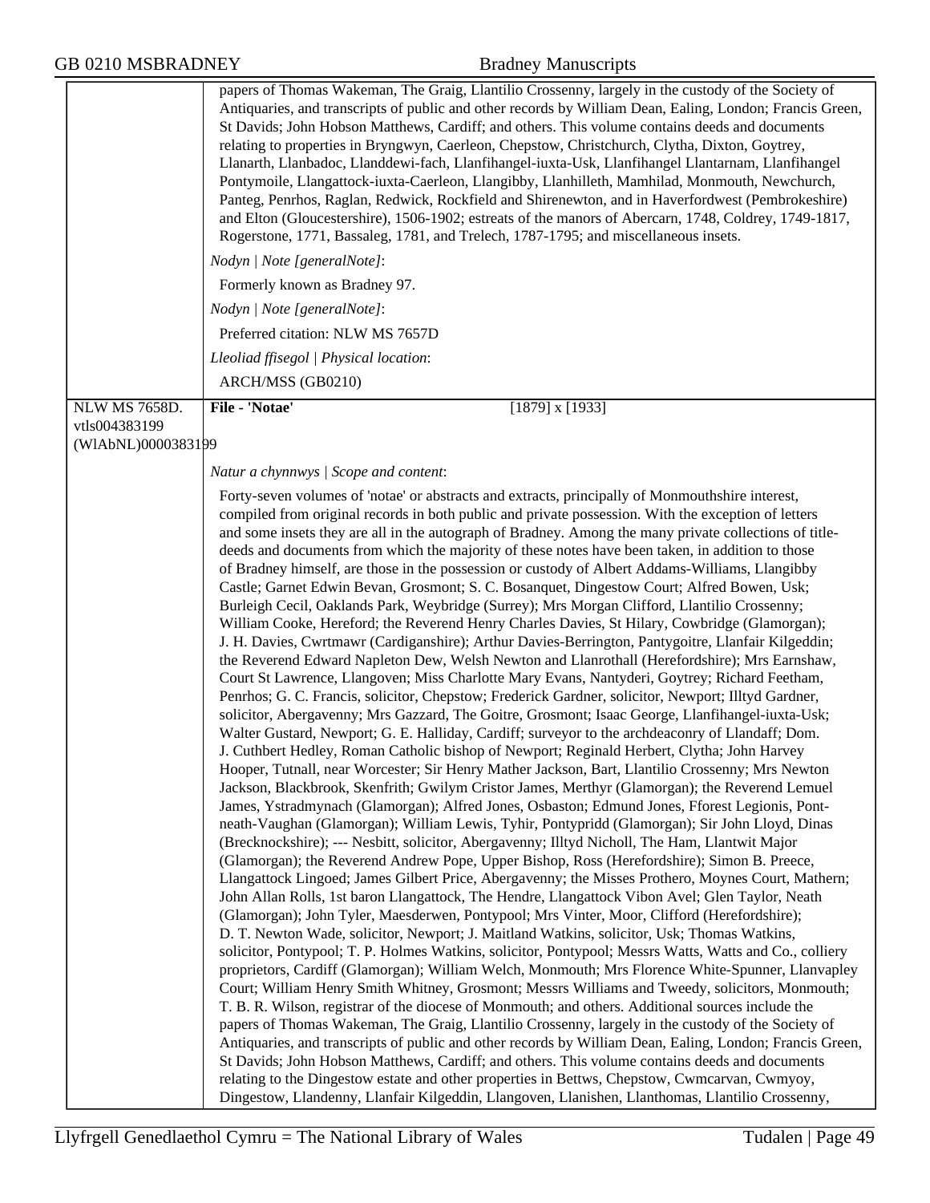papers of Thomas Wakeman, The Graig, Llantilio Crossenny, largely in the custody of the Society of Antiquaries, and transcripts of public and other records by William Dean, Ealing, London; Francis Green, St Davids; John Hobson Matthews, Cardiff; and others. This volume contains deeds and documents relating to properties in Bryngwyn, Caerleon, Chepstow, Christchurch, Clytha, Dixton, Goytrey, Llanarth, Llanbadoc, Llanddewi-fach, Llanfihangel-iuxta-Usk, Llanfihangel Llantarnam, Llanfihangel Pontymoile, Llangattock-iuxta-Caerleon, Llangibby, Llanhilleth, Mamhilad, Monmouth, Newchurch, Panteg, Penrhos, Raglan, Redwick, Rockfield and Shirenewton, and in Haverfordwest (Pembrokeshire) and Elton (Gloucestershire), 1506-1902; estreats of the manors of Abercarn, 1748, Coldrey, 1749-1817, Rogerstone, 1771, Bassaleg, 1781, and Trelech, 1787-1795; and miscellaneous insets.

*Nodyn | Note [generalNote]*:

Formerly known as Bradney 97.

*Nodyn | Note [generalNote]*:

Preferred citation: NLW MS 7657D

*Lleoliad ffisegol | Physical location*:

ARCH/MSS (GB0210)

---

NLW MS 7658D.
vtls004383199
(WlAbNL)0000383199

**File - 'Notae'** [1879] x [1933]

*Natur a chynnwys | Scope and content*:

Forty-seven volumes of 'notae' or abstracts and extracts, principally of Monmouthshire interest, compiled from original records in both public and private possession. With the exception of letters and some insets they are all in the autograph of Bradney. Among the many private collections of title-deeds and documents from which the majority of these notes have been taken, in addition to those of Bradney himself, are those in the possession or custody of Albert Addams-Williams, Llangibby Castle; Garnet Edwin Bevan, Grosmont; S. C. Bosanquet, Dingestow Court; Alfred Bowen, Usk; Burleigh Cecil, Oaklands Park, Weybridge (Surrey); Mrs Morgan Clifford, Llantilio Crossenny; William Cooke, Hereford; the Reverend Henry Charles Davies, St Hilary, Cowbridge (Glamorgan); J. H. Davies, Cwrtmawr (Cardiganshire); Arthur Davies-Berrington, Pantygoitre, Llanfair Kilgeddin; the Reverend Edward Napleton Dew, Welsh Newton and Llanrothall (Herefordshire); Mrs Earnshaw, Court St Lawrence, Llangoven; Miss Charlotte Mary Evans, Nantyderi, Goytrey; Richard Feetham, Penrhos; G. C. Francis, solicitor, Chepstow; Frederick Gardner, solicitor, Newport; Illtyd Gardner, solicitor, Abergavenny; Mrs Gazzard, The Goitre, Grosmont; Isaac George, Llanfihangel-iuxta-Usk; Walter Gustard, Newport; G. E. Halliday, Cardiff; surveyor to the archdeaconry of Llandaff; Dom. J. Cuthbert Hedley, Roman Catholic bishop of Newport; Reginald Herbert, Clytha; John Harvey Hooper, Tutnall, near Worcester; Sir Henry Mather Jackson, Bart, Llantilio Crossenny; Mrs Newton Jackson, Blackbrook, Skenfrith; Gwilym Cristor James, Merthyr (Glamorgan); the Reverend Lemuel James, Ystradmynach (Glamorgan); Alfred Jones, Osbaston; Edmund Jones, Fforest Legionis, Pont-neath-Vaughan (Glamorgan); William Lewis, Tyhir, Pontypridd (Glamorgan); Sir John Lloyd, Dinas (Brecknockshire); --- Nesbitt, solicitor, Abergavenny; Illtyd Nicholl, The Ham, Llantwit Major (Glamorgan); the Reverend Andrew Pope, Upper Bishop, Ross (Herefordshire); Simon B. Preece, Llangattock Lingoed; James Gilbert Price, Abergavenny; the Misses Prothero, Moynes Court, Mathern; John Allan Rolls, 1st baron Llangattock, The Hendre, Llangattock Vibon Avel; Glen Taylor, Neath (Glamorgan); John Tyler, Maesderwen, Pontypool; Mrs Vinter, Moor, Clifford (Herefordshire); D. T. Newton Wade, solicitor, Newport; J. Maitland Watkins, solicitor, Usk; Thomas Watkins, solicitor, Pontypool; T. P. Holmes Watkins, solicitor, Pontypool; Messrs Watts, Watts and Co., colliery proprietors, Cardiff (Glamorgan); William Welch, Monmouth; Mrs Florence White-Spunner, Llanvapley Court; William Henry Smith Whitney, Grosmont; Messrs Williams and Tweedy, solicitors, Monmouth; T. B. R. Wilson, registrar of the diocese of Monmouth; and others. Additional sources include the papers of Thomas Wakeman, The Graig, Llantilio Crossenny, largely in the custody of the Society of Antiquaries, and transcripts of public and other records by William Dean, Ealing, London; Francis Green, St Davids; John Hobson Matthews, Cardiff; and others. This volume contains deeds and documents relating to the Dingestow estate and other properties in Bettws, Chepstow, Cwmcarvan, Cwmyoy, Dingestow, Llandenny, Llanfair Kilgeddin, Llangoven, Llanishen, Llanthomas, Llantilio Crossenny,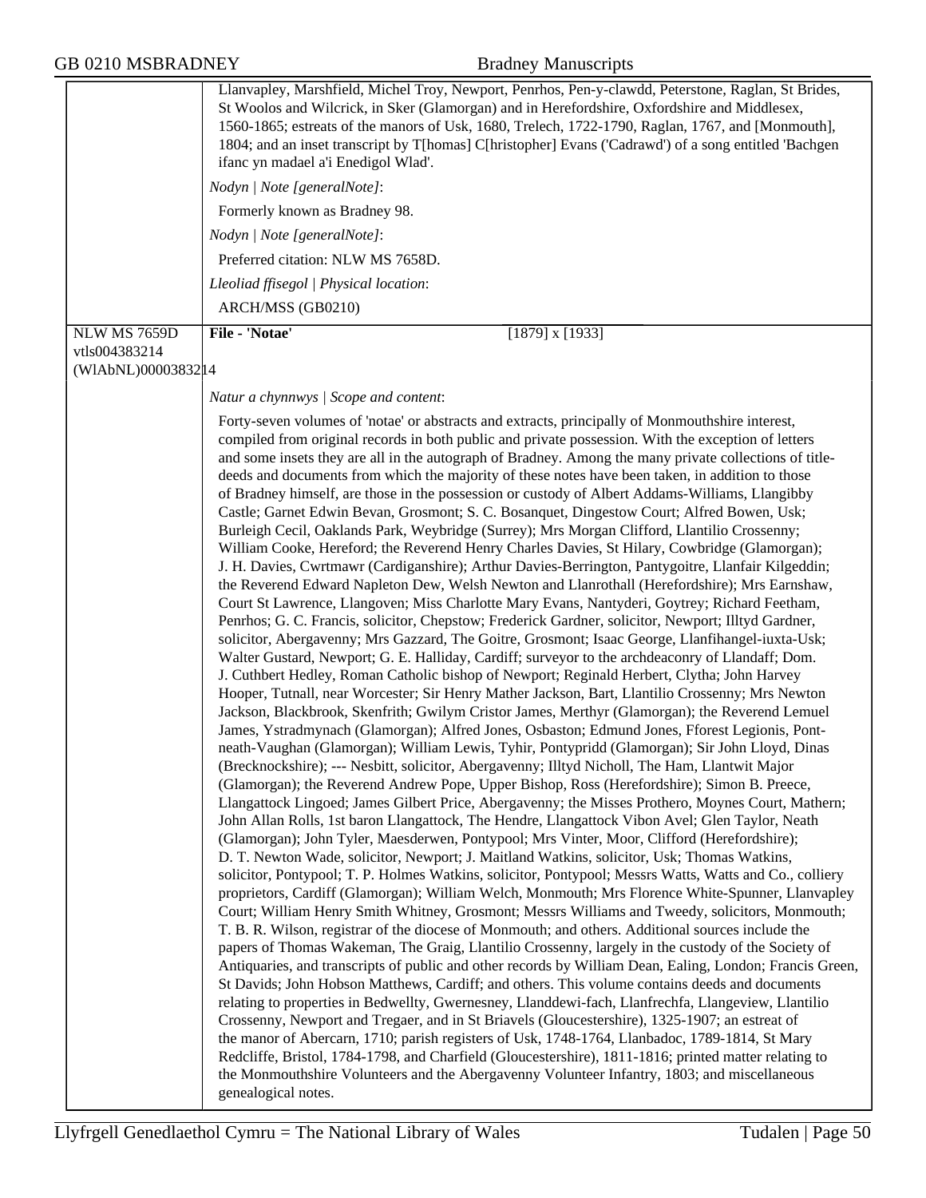Llanvapley, Marshfield, Michel Troy, Newport, Penrhos, Pen-y-clawdd, Peterstone, Raglan, St Brides, St Woolos and Wilcrick, in Sker (Glamorgan) and in Herefordshire, Oxfordshire and Middlesex, 1560-1865; estreats of the manors of Usk, 1680, Trelech, 1722-1790, Raglan, 1767, and [Monmouth], 1804; and an inset transcript by T[homas] C[hristopher] Evans ('Cadrawd') of a song entitled 'Bachgen ifanc yn madael a'i Enedigol Wlad'.

*Nodyn | Note [generalNote]*:

Formerly known as Bradney 98.

*Nodyn | Note [generalNote]*:

Preferred citation: NLW MS 7658D.

*Lleoliad ffisegol | Physical location*:

ARCH/MSS (GB0210)

---

NLW MS 7659D
vtls004383214
(WlAbNL)0000383214

**File - 'Notae'** [1879] x [1933]

*Natur a chynnwys | Scope and content*:

Forty-seven volumes of 'notae' or abstracts and extracts, principally of Monmouthshire interest, compiled from original records in both public and private possession. With the exception of letters and some insets they are all in the autograph of Bradney. Among the many private collections of title-deeds and documents from which the majority of these notes have been taken, in addition to those of Bradney himself, are those in the possession or custody of Albert Addams-Williams, Llangibby Castle; Garnet Edwin Bevan, Grosmont; S. C. Bosanquet, Dingestow Court; Alfred Bowen, Usk; Burleigh Cecil, Oaklands Park, Weybridge (Surrey); Mrs Morgan Clifford, Llantilio Crossenny; William Cooke, Hereford; the Reverend Henry Charles Davies, St Hilary, Cowbridge (Glamorgan); J. H. Davies, Cwrtmawr (Cardiganshire); Arthur Davies-Berrington, Pantygoitre, Llanfair Kilgeddin; the Reverend Edward Napleton Dew, Welsh Newton and Llanrothall (Herefordshire); Mrs Earnshaw, Court St Lawrence, Llangoven; Miss Charlotte Mary Evans, Nantyderi, Goytrey; Richard Feetham, Penrhos; G. C. Francis, solicitor, Chepstow; Frederick Gardner, solicitor, Newport; Illtyd Gardner, solicitor, Abergavenny; Mrs Gazzard, The Goitre, Grosmont; Isaac George, Llanfihangel-iuxta-Usk; Walter Gustard, Newport; G. E. Halliday, Cardiff; surveyor to the archdeaconry of Llandaff; Dom. J. Cuthbert Hedley, Roman Catholic bishop of Newport; Reginald Herbert, Clytha; John Harvey Hooper, Tutnall, near Worcester; Sir Henry Mather Jackson, Bart, Llantilio Crossenny; Mrs Newton Jackson, Blackbrook, Skenfrith; Gwilym Cristor James, Merthyr (Glamorgan); the Reverend Lemuel James, Ystradmynach (Glamorgan); Alfred Jones, Osbaston; Edmund Jones, Fforest Legionis, Pont-neath-Vaughan (Glamorgan); William Lewis, Tyhir, Pontypridd (Glamorgan); Sir John Lloyd, Dinas (Brecknockshire); --- Nesbitt, solicitor, Abergavenny; Illtyd Nicholl, The Ham, Llantwit Major (Glamorgan); the Reverend Andrew Pope, Upper Bishop, Ross (Herefordshire); Simon B. Preece, Llangattock Lingoed; James Gilbert Price, Abergavenny; the Misses Prothero, Moynes Court, Mathern; John Allan Rolls, 1st baron Llangattock, The Hendre, Llangattock Vibon Avel; Glen Taylor, Neath (Glamorgan); John Tyler, Maesderwen, Pontypool; Mrs Vinter, Moor, Clifford (Herefordshire); D. T. Newton Wade, solicitor, Newport; J. Maitland Watkins, solicitor, Usk; Thomas Watkins, solicitor, Pontypool; T. P. Holmes Watkins, solicitor, Pontypool; Messrs Watts, Watts and Co., colliery proprietors, Cardiff (Glamorgan); William Welch, Monmouth; Mrs Florence White-Spunner, Llanvapley Court; William Henry Smith Whitney, Grosmont; Messrs Williams and Tweedy, solicitors, Monmouth; T. B. R. Wilson, registrar of the diocese of Monmouth; and others. Additional sources include the papers of Thomas Wakeman, The Graig, Llantilio Crossenny, largely in the custody of the Society of Antiquaries, and transcripts of public and other records by William Dean, Ealing, London; Francis Green, St Davids; John Hobson Matthews, Cardiff; and others. This volume contains deeds and documents relating to properties in Bedwellty, Gwernesney, Llanddewi-fach, Llanfrechfa, Llangeview, Llantilio Crossenny, Newport and Tregaer, and in St Briavels (Gloucestershire), 1325-1907; an estreat of the manor of Abercarn, 1710; parish registers of Usk, 1748-1764, Llanbadoc, 1789-1814, St Mary Redcliffe, Bristol, 1784-1798, and Charfield (Gloucestershire), 1811-1816; printed matter relating to the Monmouthshire Volunteers and the Abergavenny Volunteer Infantry, 1803; and miscellaneous genealogical notes.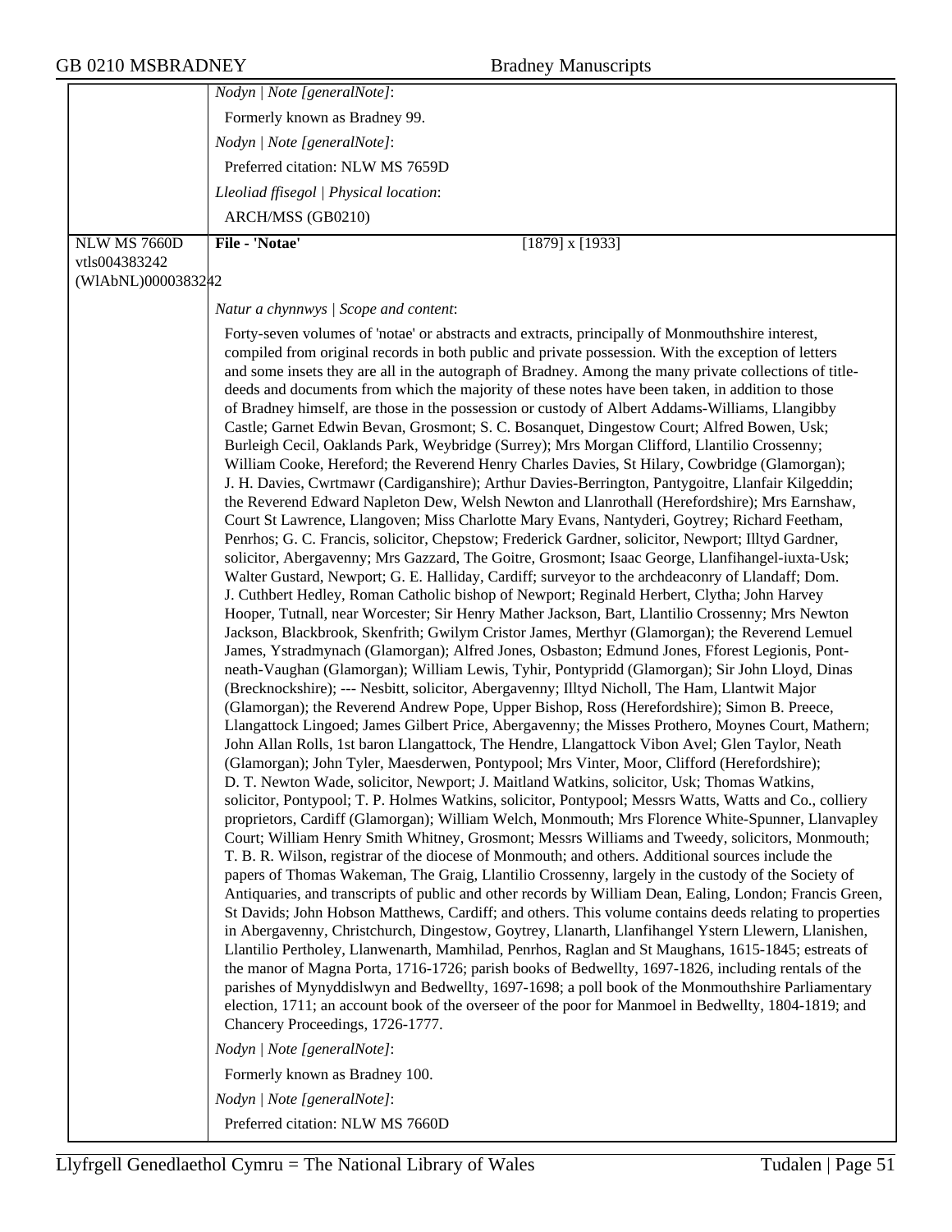| | |
|---|---|
| | *Nodyn \| Note [generalNote]*: |
| | Formerly known as Bradney 99. |
| | *Nodyn \| Note [generalNote]*: |
| | Preferred citation: NLW MS 7659D |
| | *Lleoliad ffisegol \| Physical location*: |
| | ARCH/MSS (GB0210) |
| NLW MS 7660D<br>vtls004383242<br>(WlAbNL)0000383242 | **File - 'Notae'** [1879] x [1933] |
| | *Natur a chynnwys \| Scope and content*: |
| | Forty-seven volumes of 'notae' or abstracts and extracts, principally of Monmouthshire interest, compiled from original records in both public and private possession. With the exception of letters and some insets they are all in the autograph of Bradney. Among the many private collections of title-deeds and documents from which the majority of these notes have been taken, in addition to those of Bradney himself, are those in the possession or custody of Albert Addams-Williams, Llangibby Castle; Garnet Edwin Bevan, Grosmont; S. C. Bosanquet, Dingestow Court; Alfred Bowen, Usk; Burleigh Cecil, Oaklands Park, Weybridge (Surrey); Mrs Morgan Clifford, Llantilio Crossenny; William Cooke, Hereford; the Reverend Henry Charles Davies, St Hilary, Cowbridge (Glamorgan); J. H. Davies, Cwrtmawr (Cardiganshire); Arthur Davies-Berrington, Pantygoitre, Llanfair Kilgeddin; the Reverend Edward Napleton Dew, Welsh Newton and Llanrothall (Herefordshire); Mrs Earnshaw, Court St Lawrence, Llangoven; Miss Charlotte Mary Evans, Nantyderi, Goytrey; Richard Feetham, Penrhos; G. C. Francis, solicitor, Chepstow; Frederick Gardner, solicitor, Newport; Illtyd Gardner, solicitor, Abergavenny; Mrs Gazzard, The Goitre, Grosmont; Isaac George, Llanfihangel-iuxta-Usk; Walter Gustard, Newport; G. E. Halliday, Cardiff; surveyor to the archdeaconry of Llandaff; Dom. J. Cuthbert Hedley, Roman Catholic bishop of Newport; Reginald Herbert, Clytha; John Harvey Hooper, Tutnall, near Worcester; Sir Henry Mather Jackson, Bart, Llantilio Crossenny; Mrs Newton Jackson, Blackbrook, Skenfrith; Gwilym Cristor James, Merthyr (Glamorgan); the Reverend Lemuel James, Ystradmynach (Glamorgan); Alfred Jones, Osbaston; Edmund Jones, Fforest Legionis, Pont-neath-Vaughan (Glamorgan); William Lewis, Tyhir, Pontypridd (Glamorgan); Sir John Lloyd, Dinas (Brecknockshire); --- Nesbitt, solicitor, Abergavenny; Illtyd Nicholl, The Ham, Llantwit Major (Glamorgan); the Reverend Andrew Pope, Upper Bishop, Ross (Herefordshire); Simon B. Preece, Llangattock Lingoed; James Gilbert Price, Abergavenny; the Misses Prothero, Moynes Court, Mathern; John Allan Rolls, 1st baron Llangattock, The Hendre, Llangattock Vibon Avel; Glen Taylor, Neath (Glamorgan); John Tyler, Maesderwen, Pontypool; Mrs Vinter, Moor, Clifford (Herefordshire); D. T. Newton Wade, solicitor, Newport; J. Maitland Watkins, solicitor, Usk; Thomas Watkins, solicitor, Pontypool; T. P. Holmes Watkins, solicitor, Pontypool; Messrs Watts, Watts and Co., colliery proprietors, Cardiff (Glamorgan); William Welch, Monmouth; Mrs Florence White-Spunner, Llanvapley Court; William Henry Smith Whitney, Grosmont; Messrs Williams and Tweedy, solicitors, Monmouth; T. B. R. Wilson, registrar of the diocese of Monmouth; and others. Additional sources include the papers of Thomas Wakeman, The Graig, Llantilio Crossenny, largely in the custody of the Society of Antiquaries, and transcripts of public and other records by William Dean, Ealing, London; Francis Green, St Davids; John Hobson Matthews, Cardiff; and others. This volume contains deeds relating to properties in Abergavenny, Christchurch, Dingestow, Goytrey, Llanarth, Llanfihangel Ystern Llewern, Llanishen, Llantilio Pertholey, Llanwenarth, Mamhilad, Penrhos, Raglan and St Maughans, 1615-1845; estreats of the manor of Magna Porta, 1716-1726; parish books of Bedwellty, 1697-1826, including rentals of the parishes of Mynyddislwyn and Bedwellty, 1697-1698; a poll book of the Monmouthshire Parliamentary election, 1711; an account book of the overseer of the poor for Manmoel in Bedwellty, 1804-1819; and Chancery Proceedings, 1726-1777. |
| | *Nodyn \| Note [generalNote]*: |
| | Formerly known as Bradney 100. |
| | *Nodyn \| Note [generalNote]*: |
| | Preferred citation: NLW MS 7660D |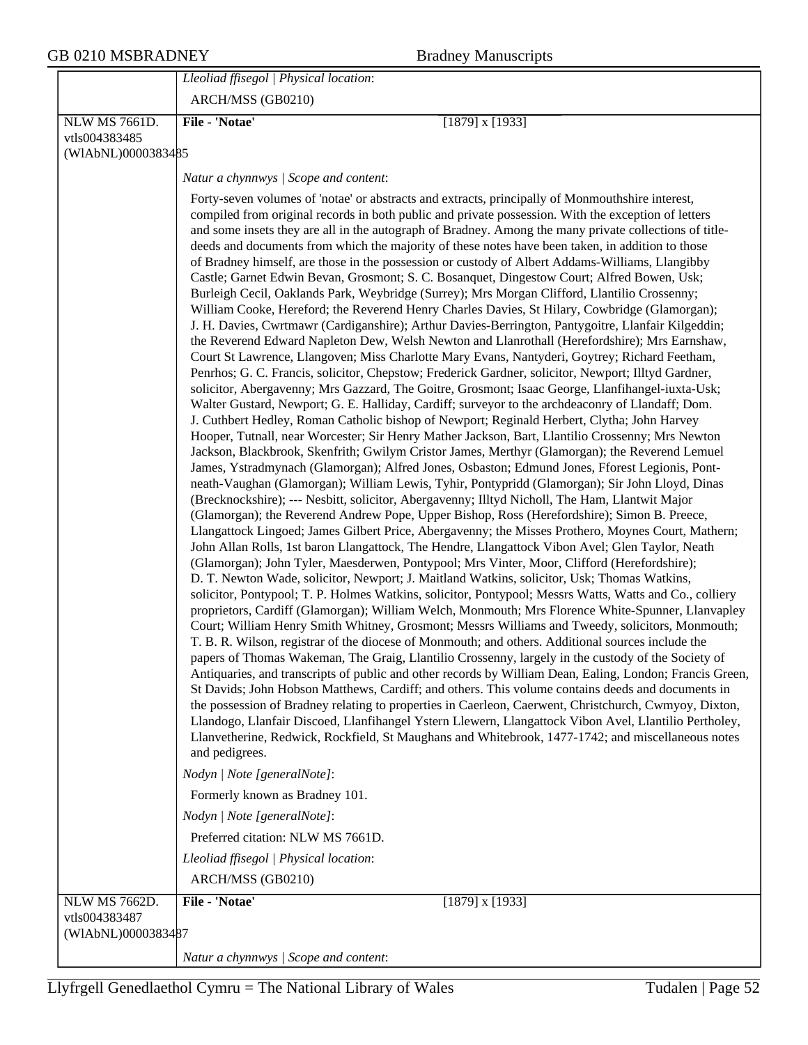*Lleoliad ffisegol | Physical location*:

ARCH/MSS (GB0210)

NLW MS 7661D.
vtls004383485
(WlAbNL)0000383485

**File - 'Notae'** [1879] x [1933]

*Natur a chynnwys | Scope and content*:

Forty-seven volumes of 'notae' or abstracts and extracts, principally of Monmouthshire interest, compiled from original records in both public and private possession. With the exception of letters and some insets they are all in the autograph of Bradney. Among the many private collections of title-deeds and documents from which the majority of these notes have been taken, in addition to those of Bradney himself, are those in the possession or custody of Albert Addams-Williams, Llangibby Castle; Garnet Edwin Bevan, Grosmont; S. C. Bosanquet, Dingestow Court; Alfred Bowen, Usk; Burleigh Cecil, Oaklands Park, Weybridge (Surrey); Mrs Morgan Clifford, Llantilio Crossenny; William Cooke, Hereford; the Reverend Henry Charles Davies, St Hilary, Cowbridge (Glamorgan); J. H. Davies, Cwrtmawr (Cardiganshire); Arthur Davies-Berrington, Pantygoitre, Llanfair Kilgeddin; the Reverend Edward Napleton Dew, Welsh Newton and Llanrothall (Herefordshire); Mrs Earnshaw, Court St Lawrence, Llangoven; Miss Charlotte Mary Evans, Nantyderi, Goytrey; Richard Feetham, Penrhos; G. C. Francis, solicitor, Chepstow; Frederick Gardner, solicitor, Newport; Illtyd Gardner, solicitor, Abergavenny; Mrs Gazzard, The Goitre, Grosmont; Isaac George, Llanfihangel-iuxta-Usk; Walter Gustard, Newport; G. E. Halliday, Cardiff; surveyor to the archdeaconry of Llandaff; Dom. J. Cuthbert Hedley, Roman Catholic bishop of Newport; Reginald Herbert, Clytha; John Harvey Hooper, Tutnall, near Worcester; Sir Henry Mather Jackson, Bart, Llantilio Crossenny; Mrs Newton Jackson, Blackbrook, Skenfrith; Gwilym Cristor James, Merthyr (Glamorgan); the Reverend Lemuel James, Ystradmynach (Glamorgan); Alfred Jones, Osbaston; Edmund Jones, Fforest Legionis, Pont-neath-Vaughan (Glamorgan); William Lewis, Tyhir, Pontypridd (Glamorgan); Sir John Lloyd, Dinas (Brecknockshire); --- Nesbitt, solicitor, Abergavenny; Illtyd Nicholl, The Ham, Llantwit Major (Glamorgan); the Reverend Andrew Pope, Upper Bishop, Ross (Herefordshire); Simon B. Preece, Llangattock Lingoed; James Gilbert Price, Abergavenny; the Misses Prothero, Moynes Court, Mathern; John Allan Rolls, 1st baron Llangattock, The Hendre, Llangattock Vibon Avel; Glen Taylor, Neath (Glamorgan); John Tyler, Maesderwen, Pontypool; Mrs Vinter, Moor, Clifford (Herefordshire); D. T. Newton Wade, solicitor, Newport; J. Maitland Watkins, solicitor, Usk; Thomas Watkins, solicitor, Pontypool; T. P. Holmes Watkins, solicitor, Pontypool; Messrs Watts, Watts and Co., colliery proprietors, Cardiff (Glamorgan); William Welch, Monmouth; Mrs Florence White-Spunner, Llanvapley Court; William Henry Smith Whitney, Grosmont; Messrs Williams and Tweedy, solicitors, Monmouth; T. B. R. Wilson, registrar of the diocese of Monmouth; and others. Additional sources include the papers of Thomas Wakeman, The Graig, Llantilio Crossenny, largely in the custody of the Society of Antiquaries, and transcripts of public and other records by William Dean, Ealing, London; Francis Green, St Davids; John Hobson Matthews, Cardiff; and others. This volume contains deeds and documents in the possession of Bradney relating to properties in Caerleon, Caerwent, Christchurch, Cwmyoy, Dixton, Llandogo, Llanfair Discoed, Llanfihangel Ystern Llewern, Llangattock Vibon Avel, Llantilio Pertholey, Llanvetherine, Redwick, Rockfield, St Maughans and Whitebrook, 1477-1742; and miscellaneous notes and pedigrees.

*Nodyn | Note [generalNote]*:

Formerly known as Bradney 101.

*Nodyn | Note [generalNote]*:

Preferred citation: NLW MS 7661D.

*Lleoliad ffisegol | Physical location*:

ARCH/MSS (GB0210)

NLW MS 7662D.
vtls004383487
(WlAbNL)0000383487

**File - 'Notae'** [1879] x [1933]

*Natur a chynnwys | Scope and content*: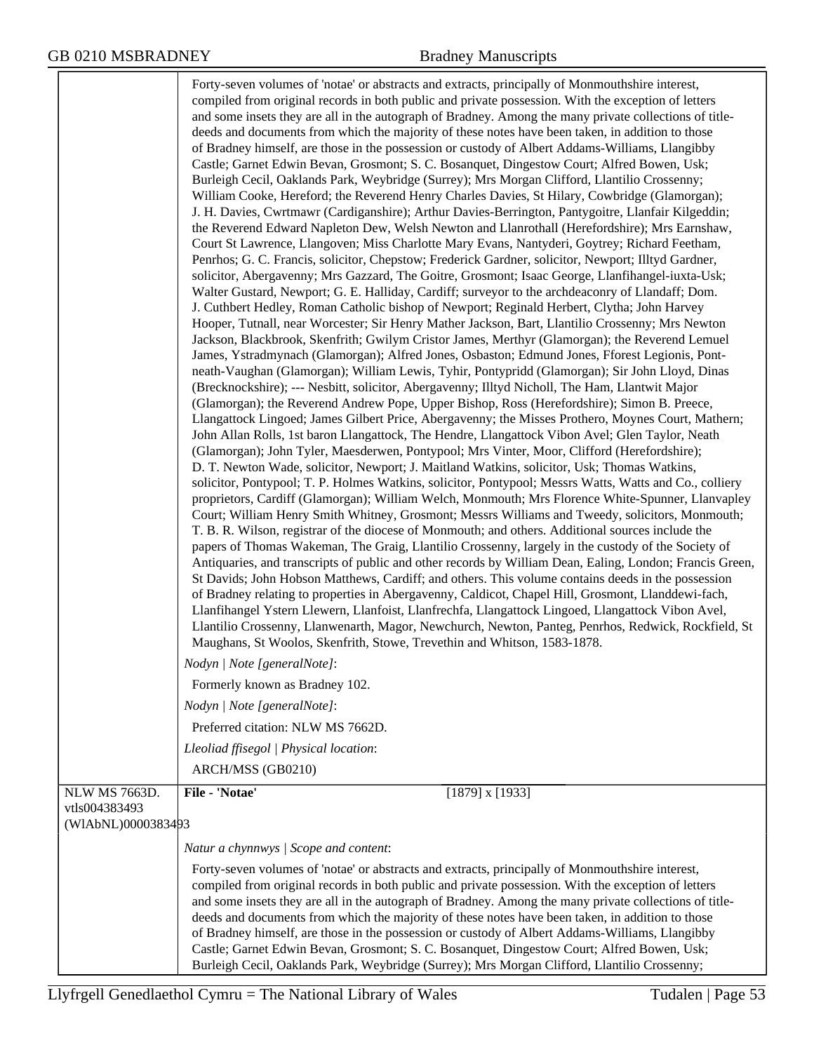Forty-seven volumes of 'notae' or abstracts and extracts, principally of Monmouthshire interest, compiled from original records in both public and private possession. With the exception of letters and some insets they are all in the autograph of Bradney. Among the many private collections of title-deeds and documents from which the majority of these notes have been taken, in addition to those of Bradney himself, are those in the possession or custody of Albert Addams-Williams, Llangibby Castle; Garnet Edwin Bevan, Grosmont; S. C. Bosanquet, Dingestow Court; Alfred Bowen, Usk; Burleigh Cecil, Oaklands Park, Weybridge (Surrey); Mrs Morgan Clifford, Llantilio Crossenny; William Cooke, Hereford; the Reverend Henry Charles Davies, St Hilary, Cowbridge (Glamorgan); J. H. Davies, Cwrtmawr (Cardiganshire); Arthur Davies-Berrington, Pantygoitre, Llanfair Kilgeddin; the Reverend Edward Napleton Dew, Welsh Newton and Llanrothall (Herefordshire); Mrs Earnshaw, Court St Lawrence, Llangoven; Miss Charlotte Mary Evans, Nantyderi, Goytrey; Richard Feetham, Penrhos; G. C. Francis, solicitor, Chepstow; Frederick Gardner, solicitor, Newport; Illtyd Gardner, solicitor, Abergavenny; Mrs Gazzard, The Goitre, Grosmont; Isaac George, Llanfihangel-iuxta-Usk; Walter Gustard, Newport; G. E. Halliday, Cardiff; surveyor to the archdeaconry of Llandaff; Dom. J. Cuthbert Hedley, Roman Catholic bishop of Newport; Reginald Herbert, Clytha; John Harvey Hooper, Tutnall, near Worcester; Sir Henry Mather Jackson, Bart, Llantilio Crossenny; Mrs Newton Jackson, Blackbrook, Skenfrith; Gwilym Cristor James, Merthyr (Glamorgan); the Reverend Lemuel James, Ystradmynach (Glamorgan); Alfred Jones, Osbaston; Edmund Jones, Fforest Legionis, Pont-neath-Vaughan (Glamorgan); William Lewis, Tyhir, Pontypridd (Glamorgan); Sir John Lloyd, Dinas (Brecknockshire); --- Nesbitt, solicitor, Abergavenny; Illtyd Nicholl, The Ham, Llantwit Major (Glamorgan); the Reverend Andrew Pope, Upper Bishop, Ross (Herefordshire); Simon B. Preece, Llangattock Lingoed; James Gilbert Price, Abergavenny; the Misses Prothero, Moynes Court, Mathern; John Allan Rolls, 1st baron Llangattock, The Hendre, Llangattock Vibon Avel; Glen Taylor, Neath (Glamorgan); John Tyler, Maesderwen, Pontypool; Mrs Vinter, Moor, Clifford (Herefordshire); D. T. Newton Wade, solicitor, Newport; J. Maitland Watkins, solicitor, Usk; Thomas Watkins, solicitor, Pontypool; T. P. Holmes Watkins, solicitor, Pontypool; Messrs Watts, Watts and Co., colliery proprietors, Cardiff (Glamorgan); William Welch, Monmouth; Mrs Florence White-Spunner, Llanvapley Court; William Henry Smith Whitney, Grosmont; Messrs Williams and Tweedy, solicitors, Monmouth; T. B. R. Wilson, registrar of the diocese of Monmouth; and others. Additional sources include the papers of Thomas Wakeman, The Graig, Llantilio Crossenny, largely in the custody of the Society of Antiquaries, and transcripts of public and other records by William Dean, Ealing, London; Francis Green, St Davids; John Hobson Matthews, Cardiff; and others. This volume contains deeds in the possession of Bradney relating to properties in Abergavenny, Caldicot, Chapel Hill, Grosmont, Llanddewi-fach, Llanfihangel Ystern Llewern, Llanfoist, Llanfrechfa, Llangattock Lingoed, Llangattock Vibon Avel, Llantilio Crossenny, Llanwenarth, Magor, Newchurch, Newton, Panteg, Penrhos, Redwick, Rockfield, St Maughans, St Woolos, Skenfrith, Stowe, Trevethin and Whitson, 1583-1878.

*Nodyn | Note [generalNote]*:

Formerly known as Bradney 102.

*Nodyn | Note [generalNote]*:

Preferred citation: NLW MS 7662D.

*Lleoliad ffisegol | Physical location*:

ARCH/MSS (GB0210)

---

NLW MS 7663D.
vtls004383493
(WlAbNL)0000383493

**File - 'Notae'** [1879] x [1933]

*Natur a chynnwys | Scope and content*:

Forty-seven volumes of 'notae' or abstracts and extracts, principally of Monmouthshire interest, compiled from original records in both public and private possession. With the exception of letters and some insets they are all in the autograph of Bradney. Among the many private collections of title-deeds and documents from which the majority of these notes have been taken, in addition to those of Bradney himself, are those in the possession or custody of Albert Addams-Williams, Llangibby Castle; Garnet Edwin Bevan, Grosmont; S. C. Bosanquet, Dingestow Court; Alfred Bowen, Usk; Burleigh Cecil, Oaklands Park, Weybridge (Surrey); Mrs Morgan Clifford, Llantilio Crossenny;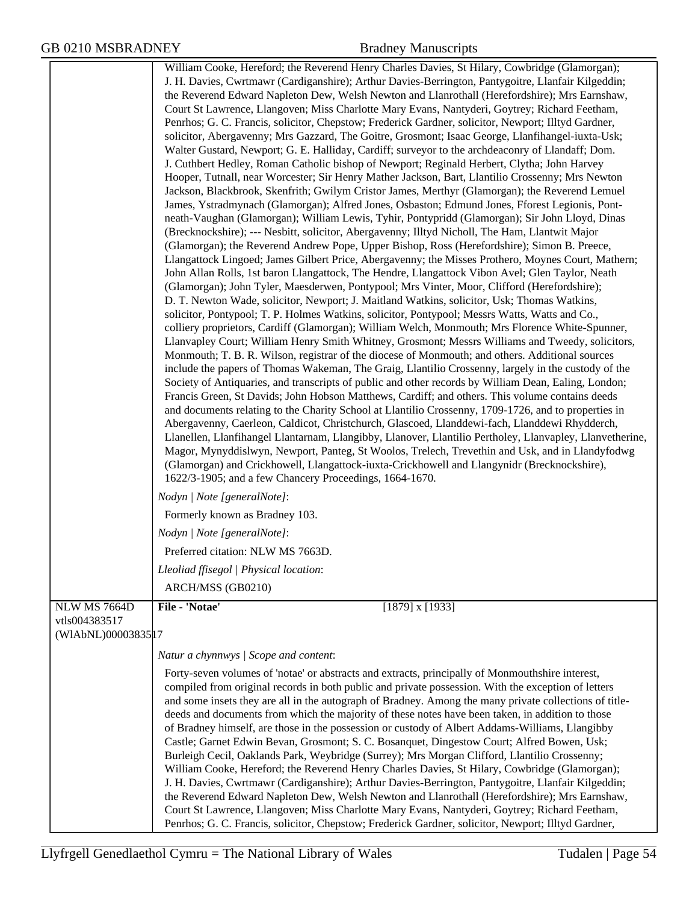William Cooke, Hereford; the Reverend Henry Charles Davies, St Hilary, Cowbridge (Glamorgan); J. H. Davies, Cwrtmawr (Cardiganshire); Arthur Davies-Berrington, Pantygoitre, Llanfair Kilgeddin; the Reverend Edward Napleton Dew, Welsh Newton and Llanrothall (Herefordshire); Mrs Earnshaw, Court St Lawrence, Llangoven; Miss Charlotte Mary Evans, Nantyderi, Goytrey; Richard Feetham, Penrhos; G. C. Francis, solicitor, Chepstow; Frederick Gardner, solicitor, Newport; Illtyd Gardner, solicitor, Abergavenny; Mrs Gazzard, The Goitre, Grosmont; Isaac George, Llanfihangel-iuxta-Usk; Walter Gustard, Newport; G. E. Halliday, Cardiff; surveyor to the archdeaconry of Llandaff; Dom. J. Cuthbert Hedley, Roman Catholic bishop of Newport; Reginald Herbert, Clytha; John Harvey Hooper, Tutnall, near Worcester; Sir Henry Mather Jackson, Bart, Llantilio Crossenny; Mrs Newton Jackson, Blackbrook, Skenfrith; Gwilym Cristor James, Merthyr (Glamorgan); the Reverend Lemuel James, Ystradmynach (Glamorgan); Alfred Jones, Osbaston; Edmund Jones, Fforest Legionis, Pont-neath-Vaughan (Glamorgan); William Lewis, Tyhir, Pontypridd (Glamorgan); Sir John Lloyd, Dinas (Brecknockshire); --- Nesbitt, solicitor, Abergavenny; Illtyd Nicholl, The Ham, Llantwit Major (Glamorgan); the Reverend Andrew Pope, Upper Bishop, Ross (Herefordshire); Simon B. Preece, Llangattock Lingoed; James Gilbert Price, Abergavenny; the Misses Prothero, Moynes Court, Mathern; John Allan Rolls, 1st baron Llangattock, The Hendre, Llangattock Vibon Avel; Glen Taylor, Neath (Glamorgan); John Tyler, Maesderwen, Pontypool; Mrs Vinter, Moor, Clifford (Herefordshire); D. T. Newton Wade, solicitor, Newport; J. Maitland Watkins, solicitor, Usk; Thomas Watkins, solicitor, Pontypool; T. P. Holmes Watkins, solicitor, Pontypool; Messrs Watts, Watts and Co., colliery proprietors, Cardiff (Glamorgan); William Welch, Monmouth; Mrs Florence White-Spunner, Llanvapley Court; William Henry Smith Whitney, Grosmont; Messrs Williams and Tweedy, solicitors, Monmouth; T. B. R. Wilson, registrar of the diocese of Monmouth; and others. Additional sources include the papers of Thomas Wakeman, The Graig, Llantilio Crossenny, largely in the custody of the Society of Antiquaries, and transcripts of public and other records by William Dean, Ealing, London; Francis Green, St Davids; John Hobson Matthews, Cardiff; and others. This volume contains deeds and documents relating to the Charity School at Llantilio Crossenny, 1709-1726, and to properties in Abergavenny, Caerleon, Caldicot, Christchurch, Glascoed, Llanddewi-fach, Llanddewi Rhydderch, Llanellen, Llanfihangel Llantarnam, Llangibby, Llanover, Llantilio Pertholey, Llanvapley, Llanvetherine, Magor, Mynyddislwyn, Newport, Panteg, St Woolos, Trelech, Trevethin and Usk, and in Llandyfodwg (Glamorgan) and Crickhowell, Llangattock-iuxta-Crickhowell and Llangynidr (Brecknockshire), 1622/3-1905; and a few Chancery Proceedings, 1664-1670.

*Nodyn | Note [generalNote]*:

Formerly known as Bradney 103.

*Nodyn | Note [generalNote]*:

Preferred citation: NLW MS 7663D.

*Lleoliad ffisegol | Physical location*:

ARCH/MSS (GB0210)

---

NLW MS 7664D
vtls004383517
(WlAbNL)0000383517

**File - 'Notae'** [1879] x [1933]

*Natur a chynnwys | Scope and content*:

Forty-seven volumes of 'notae' or abstracts and extracts, principally of Monmouthshire interest, compiled from original records in both public and private possession. With the exception of letters and some insets they are all in the autograph of Bradney. Among the many private collections of title-deeds and documents from which the majority of these notes have been taken, in addition to those of Bradney himself, are those in the possession or custody of Albert Addams-Williams, Llangibby Castle; Garnet Edwin Bevan, Grosmont; S. C. Bosanquet, Dingestow Court; Alfred Bowen, Usk; Burleigh Cecil, Oaklands Park, Weybridge (Surrey); Mrs Morgan Clifford, Llantilio Crossenny; William Cooke, Hereford; the Reverend Henry Charles Davies, St Hilary, Cowbridge (Glamorgan); J. H. Davies, Cwrtmawr (Cardiganshire); Arthur Davies-Berrington, Pantygoitre, Llanfair Kilgeddin; the Reverend Edward Napleton Dew, Welsh Newton and Llanrothall (Herefordshire); Mrs Earnshaw, Court St Lawrence, Llangoven; Miss Charlotte Mary Evans, Nantyderi, Goytrey; Richard Feetham, Penrhos; G. C. Francis, solicitor, Chepstow; Frederick Gardner, solicitor, Newport; Illtyd Gardner,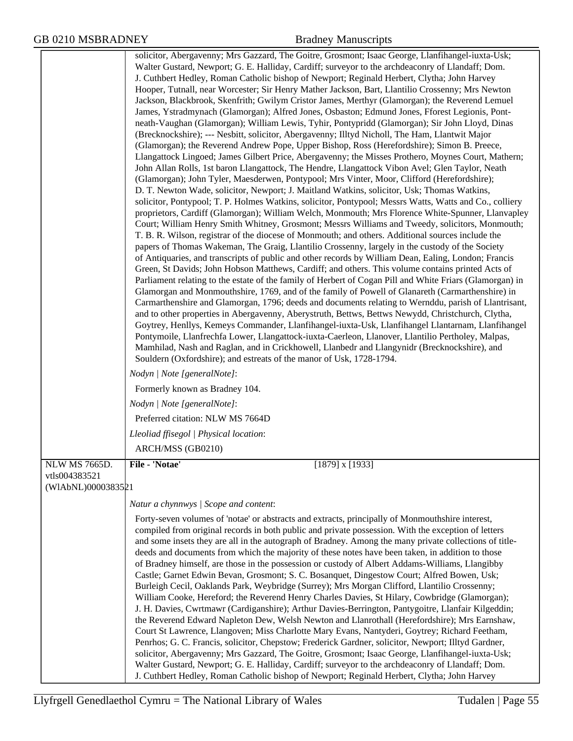solicitor, Abergavenny; Mrs Gazzard, The Goitre, Grosmont; Isaac George, Llanfihangel-iuxta-Usk; Walter Gustard, Newport; G. E. Halliday, Cardiff; surveyor to the archdeaconry of Llandaff; Dom. J. Cuthbert Hedley, Roman Catholic bishop of Newport; Reginald Herbert, Clytha; John Harvey Hooper, Tutnall, near Worcester; Sir Henry Mather Jackson, Bart, Llantilio Crossenny; Mrs Newton Jackson, Blackbrook, Skenfrith; Gwilym Cristor James, Merthyr (Glamorgan); the Reverend Lemuel James, Ystradmynach (Glamorgan); Alfred Jones, Osbaston; Edmund Jones, Fforest Legionis, Pont-neath-Vaughan (Glamorgan); William Lewis, Tyhir, Pontypridd (Glamorgan); Sir John Lloyd, Dinas (Brecknockshire); --- Nesbitt, solicitor, Abergavenny; Illtyd Nicholl, The Ham, Llantwit Major (Glamorgan); the Reverend Andrew Pope, Upper Bishop, Ross (Herefordshire); Simon B. Preece, Llangattock Lingoed; James Gilbert Price, Abergavenny; the Misses Prothero, Moynes Court, Mathern; John Allan Rolls, 1st baron Llangattock, The Hendre, Llangattock Vibon Avel; Glen Taylor, Neath (Glamorgan); John Tyler, Maesderwen, Pontypool; Mrs Vinter, Moor, Clifford (Herefordshire); D. T. Newton Wade, solicitor, Newport; J. Maitland Watkins, solicitor, Usk; Thomas Watkins, solicitor, Pontypool; T. P. Holmes Watkins, solicitor, Pontypool; Messrs Watts, Watts and Co., colliery proprietors, Cardiff (Glamorgan); William Welch, Monmouth; Mrs Florence White-Spunner, Llanvapley Court; William Henry Smith Whitney, Grosmont; Messrs Williams and Tweedy, solicitors, Monmouth; T. B. R. Wilson, registrar of the diocese of Monmouth; and others. Additional sources include the papers of Thomas Wakeman, The Graig, Llantilio Crossenny, largely in the custody of the Society of Antiquaries, and transcripts of public and other records by William Dean, Ealing, London; Francis Green, St Davids; John Hobson Matthews, Cardiff; and others. This volume contains printed Acts of Parliament relating to the estate of the family of Herbert of Cogan Pill and White Friars (Glamorgan) in Glamorgan and Monmouthshire, 1769, and of the family of Powell of Glanareth (Carmarthenshire) in Carmarthenshire and Glamorgan, 1796; deeds and documents relating to Wernddu, parish of Llantrisant, and to other properties in Abergavenny, Aberystruth, Bettws, Bettws Newydd, Christchurch, Clytha, Goytrey, Henllys, Kemeys Commander, Llanfihangel-iuxta-Usk, Llanfihangel Llantarnam, Llanfihangel Pontymoile, Llanfrechfa Lower, Llangattock-iuxta-Caerleon, Llanover, Llantilio Pertholey, Malpas, Mamhilad, Nash and Raglan, and in Crickhowell, Llanbedr and Llangynidr (Brecknockshire), and Souldern (Oxfordshire); and estreats of the manor of Usk, 1728-1794.

*Nodyn | Note [generalNote]*:

Formerly known as Bradney 104.

*Nodyn | Note [generalNote]*:

Preferred citation: NLW MS 7664D

*Lleoliad ffisegol | Physical location*:

ARCH/MSS (GB0210)

---

NLW MS 7665D.
vtls004383521
(WlAbNL)0000383521

**File - 'Notae'** [1879] x [1933]

*Natur a chynnwys | Scope and content*:

Forty-seven volumes of 'notae' or abstracts and extracts, principally of Monmouthshire interest, compiled from original records in both public and private possession. With the exception of letters and some insets they are all in the autograph of Bradney. Among the many private collections of title-deeds and documents from which the majority of these notes have been taken, in addition to those of Bradney himself, are those in the possession or custody of Albert Addams-Williams, Llangibby Castle; Garnet Edwin Bevan, Grosmont; S. C. Bosanquet, Dingestow Court; Alfred Bowen, Usk; Burleigh Cecil, Oaklands Park, Weybridge (Surrey); Mrs Morgan Clifford, Llantilio Crossenny; William Cooke, Hereford; the Reverend Henry Charles Davies, St Hilary, Cowbridge (Glamorgan); J. H. Davies, Cwrtmawr (Cardiganshire); Arthur Davies-Berrington, Pantygoitre, Llanfair Kilgeddin; the Reverend Edward Napleton Dew, Welsh Newton and Llanrothall (Herefordshire); Mrs Earnshaw, Court St Lawrence, Llangoven; Miss Charlotte Mary Evans, Nantyderi, Goytrey; Richard Feetham, Penrhos; G. C. Francis, solicitor, Chepstow; Frederick Gardner, solicitor, Newport; Illtyd Gardner, solicitor, Abergavenny; Mrs Gazzard, The Goitre, Grosmont; Isaac George, Llanfihangel-iuxta-Usk; Walter Gustard, Newport; G. E. Halliday, Cardiff; surveyor to the archdeaconry of Llandaff; Dom. J. Cuthbert Hedley, Roman Catholic bishop of Newport; Reginald Herbert, Clytha; John Harvey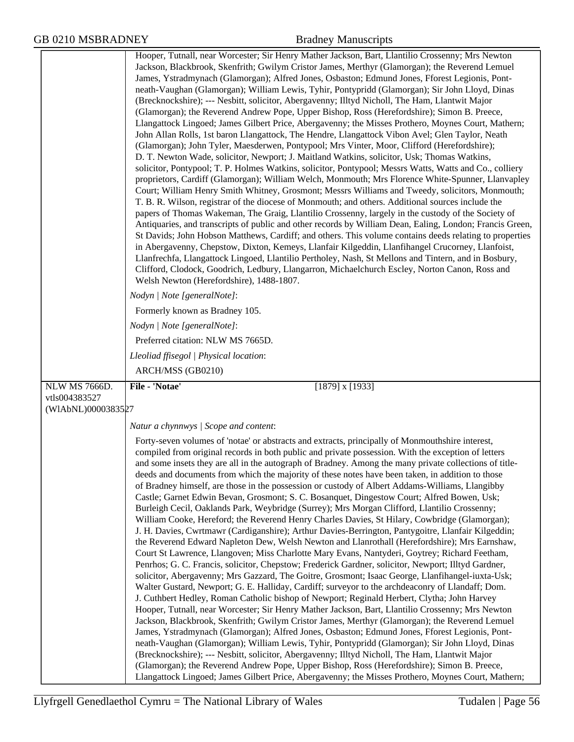Hooper, Tutnall, near Worcester; Sir Henry Mather Jackson, Bart, Llantilio Crossenny; Mrs Newton Jackson, Blackbrook, Skenfrith; Gwilym Cristor James, Merthyr (Glamorgan); the Reverend Lemuel James, Ystradmynach (Glamorgan); Alfred Jones, Osbaston; Edmund Jones, Fforest Legionis, Pont-neath-Vaughan (Glamorgan); William Lewis, Tyhir, Pontypridd (Glamorgan); Sir John Lloyd, Dinas (Brecknockshire); --- Nesbitt, solicitor, Abergavenny; Illtyd Nicholl, The Ham, Llantwit Major (Glamorgan); the Reverend Andrew Pope, Upper Bishop, Ross (Herefordshire); Simon B. Preece, Llangattock Lingoed; James Gilbert Price, Abergavenny; the Misses Prothero, Moynes Court, Mathern; John Allan Rolls, 1st baron Llangattock, The Hendre, Llangattock Vibon Avel; Glen Taylor, Neath (Glamorgan); John Tyler, Maesderwen, Pontypool; Mrs Vinter, Moor, Clifford (Herefordshire); D. T. Newton Wade, solicitor, Newport; J. Maitland Watkins, solicitor, Usk; Thomas Watkins, solicitor, Pontypool; T. P. Holmes Watkins, solicitor, Pontypool; Messrs Watts, Watts and Co., colliery proprietors, Cardiff (Glamorgan); William Welch, Monmouth; Mrs Florence White-Spunner, Llanvapley Court; William Henry Smith Whitney, Grosmont; Messrs Williams and Tweedy, solicitors, Monmouth; T. B. R. Wilson, registrar of the diocese of Monmouth; and others. Additional sources include the papers of Thomas Wakeman, The Graig, Llantilio Crossenny, largely in the custody of the Society of Antiquaries, and transcripts of public and other records by William Dean, Ealing, London; Francis Green, St Davids; John Hobson Matthews, Cardiff; and others. This volume contains deeds relating to properties in Abergavenny, Chepstow, Dixton, Kemeys, Llanfair Kilgeddin, Llanfihangel Crucorney, Llanfoist, Llanfrechfa, Llangattock Lingoed, Llantilio Pertholey, Nash, St Mellons and Tintern, and in Bosbury, Clifford, Clodock, Goodrich, Ledbury, Llangarron, Michaelchurch Escley, Norton Canon, Ross and Welsh Newton (Herefordshire), 1488-1807.

*Nodyn | Note [generalNote]*:

Formerly known as Bradney 105.

*Nodyn | Note [generalNote]*:

Preferred citation: NLW MS 7665D.

*Lleoliad ffisegol | Physical location*:

ARCH/MSS (GB0210)

---

NLW MS 7666D.
vtls004383527
(WlAbNL)0000383527

**File - 'Notae'** [1879] x [1933]

*Natur a chynnwys | Scope and content*:

Forty-seven volumes of 'notae' or abstracts and extracts, principally of Monmouthshire interest, compiled from original records in both public and private possession. With the exception of letters and some insets they are all in the autograph of Bradney. Among the many private collections of title-deeds and documents from which the majority of these notes have been taken, in addition to those of Bradney himself, are those in the possession or custody of Albert Addams-Williams, Llangibby Castle; Garnet Edwin Bevan, Grosmont; S. C. Bosanquet, Dingestow Court; Alfred Bowen, Usk; Burleigh Cecil, Oaklands Park, Weybridge (Surrey); Mrs Morgan Clifford, Llantilio Crossenny; William Cooke, Hereford; the Reverend Henry Charles Davies, St Hilary, Cowbridge (Glamorgan); J. H. Davies, Cwrtmawr (Cardiganshire); Arthur Davies-Berrington, Pantygoitre, Llanfair Kilgeddin; the Reverend Edward Napleton Dew, Welsh Newton and Llanrothall (Herefordshire); Mrs Earnshaw, Court St Lawrence, Llangoven; Miss Charlotte Mary Evans, Nantyderi, Goytrey; Richard Feetham, Penrhos; G. C. Francis, solicitor, Chepstow; Frederick Gardner, solicitor, Newport; Illtyd Gardner, solicitor, Abergavenny; Mrs Gazzard, The Goitre, Grosmont; Isaac George, Llanfihangel-iuxta-Usk; Walter Gustard, Newport; G. E. Halliday, Cardiff; surveyor to the archdeaconry of Llandaff; Dom. J. Cuthbert Hedley, Roman Catholic bishop of Newport; Reginald Herbert, Clytha; John Harvey Hooper, Tutnall, near Worcester; Sir Henry Mather Jackson, Bart, Llantilio Crossenny; Mrs Newton Jackson, Blackbrook, Skenfrith; Gwilym Cristor James, Merthyr (Glamorgan); the Reverend Lemuel James, Ystradmynach (Glamorgan); Alfred Jones, Osbaston; Edmund Jones, Fforest Legionis, Pont-neath-Vaughan (Glamorgan); William Lewis, Tyhir, Pontypridd (Glamorgan); Sir John Lloyd, Dinas (Brecknockshire); --- Nesbitt, solicitor, Abergavenny; Illtyd Nicholl, The Ham, Llantwit Major (Glamorgan); the Reverend Andrew Pope, Upper Bishop, Ross (Herefordshire); Simon B. Preece, Llangattock Lingoed; James Gilbert Price, Abergavenny; the Misses Prothero, Moynes Court, Mathern;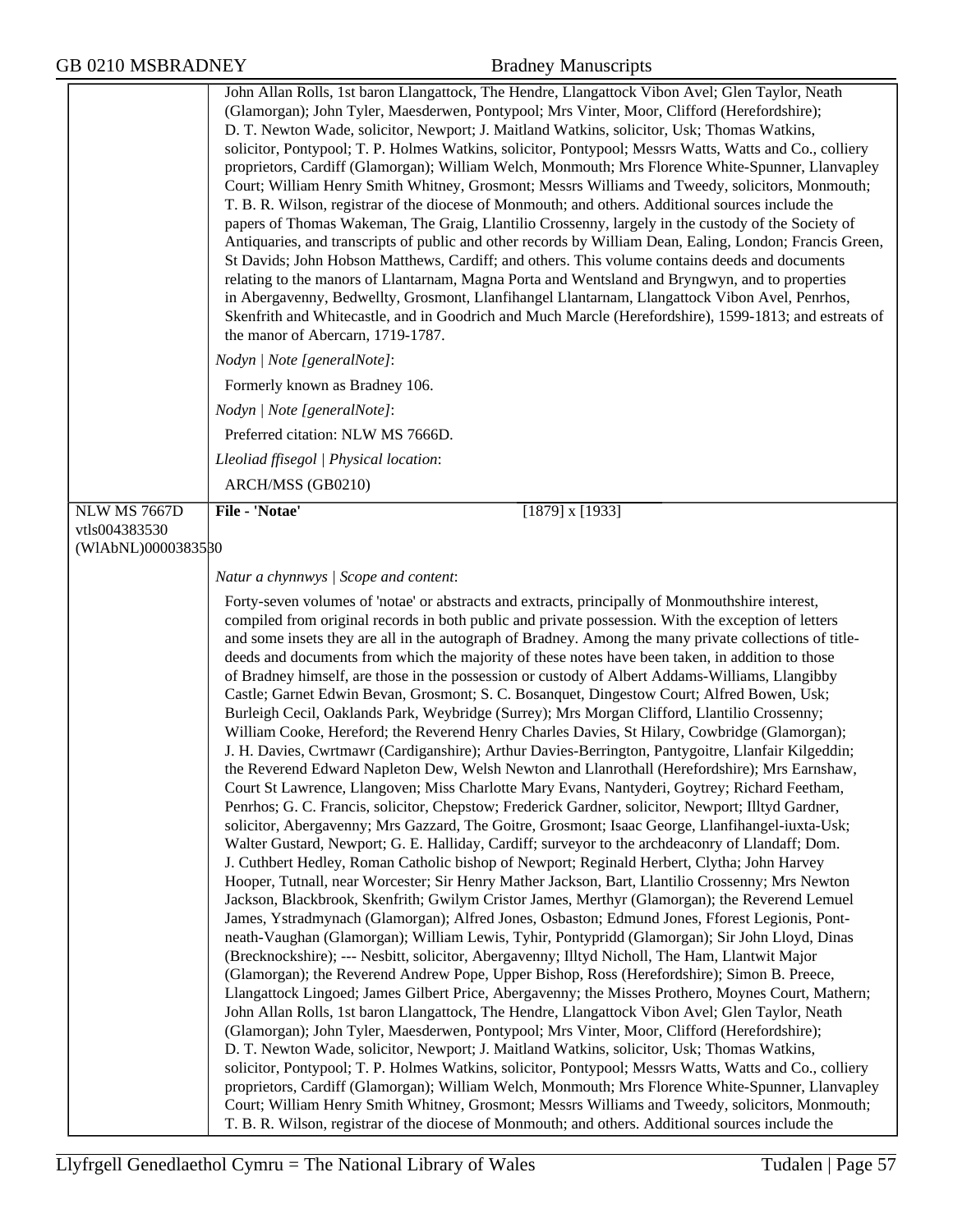| | |
|---|---|
| | John Allan Rolls, 1st baron Llangattock, The Hendre, Llangattock Vibon Avel; Glen Taylor, Neath (Glamorgan); John Tyler, Maesderwen, Pontypool; Mrs Vinter, Moor, Clifford (Herefordshire); D. T. Newton Wade, solicitor, Newport; J. Maitland Watkins, solicitor, Usk; Thomas Watkins, solicitor, Pontypool; T. P. Holmes Watkins, solicitor, Pontypool; Messrs Watts, Watts and Co., colliery proprietors, Cardiff (Glamorgan); William Welch, Monmouth; Mrs Florence White-Spunner, Llanvapley Court; William Henry Smith Whitney, Grosmont; Messrs Williams and Tweedy, solicitors, Monmouth; T. B. R. Wilson, registrar of the diocese of Monmouth; and others. Additional sources include the papers of Thomas Wakeman, The Graig, Llantilio Crossenny, largely in the custody of the Society of Antiquaries, and transcripts of public and other records by William Dean, Ealing, London; Francis Green, St Davids; John Hobson Matthews, Cardiff; and others. This volume contains deeds and documents relating to the manors of Llantarnam, Magna Porta and Wentsland and Bryngwyn, and to properties in Abergavenny, Bedwellty, Grosmont, Llanfihangel Llantarnam, Llangattock Vibon Avel, Penrhos, Skenfrith and Whitecastle, and in Goodrich and Much Marcle (Herefordshire), 1599-1813; and estreats of the manor of Abercarn, 1719-1787.<br><br>*Nodyn \| Note [generalNote]*:<br><br>Formerly known as Bradney 106.<br><br>*Nodyn \| Note [generalNote]*:<br><br>Preferred citation: NLW MS 7666D.<br><br>*Lleoliad ffisegol \| Physical location*:<br><br>ARCH/MSS (GB0210) |
| NLW MS 7667D<br>vtls004383530<br>(WlAbNL)0000383530 | **File - 'Notae'** [1879] x [1933]<br><br>*Natur a chynnwys \| Scope and content*:<br><br>Forty-seven volumes of 'notae' or abstracts and extracts, principally of Monmouthshire interest, compiled from original records in both public and private possession. With the exception of letters and some insets they are all in the autograph of Bradney. Among the many private collections of title-deeds and documents from which the majority of these notes have been taken, in addition to those of Bradney himself, are those in the possession or custody of Albert Addams-Williams, Llangibby Castle; Garnet Edwin Bevan, Grosmont; S. C. Bosanquet, Dingestow Court; Alfred Bowen, Usk; Burleigh Cecil, Oaklands Park, Weybridge (Surrey); Mrs Morgan Clifford, Llantilio Crossenny; William Cooke, Hereford; the Reverend Henry Charles Davies, St Hilary, Cowbridge (Glamorgan); J. H. Davies, Cwrtmawr (Cardiganshire); Arthur Davies-Berrington, Pantygoitre, Llanfair Kilgeddin; the Reverend Edward Napleton Dew, Welsh Newton and Llanrothall (Herefordshire); Mrs Earnshaw, Court St Lawrence, Llangoven; Miss Charlotte Mary Evans, Nantyderi, Goytrey; Richard Feetham, Penrhos; G. C. Francis, solicitor, Chepstow; Frederick Gardner, solicitor, Newport; Illtyd Gardner, solicitor, Abergavenny; Mrs Gazzard, The Goitre, Grosmont; Isaac George, Llanfihangel-iuxta-Usk; Walter Gustard, Newport; G. E. Halliday, Cardiff; surveyor to the archdeaconry of Llandaff; Dom. J. Cuthbert Hedley, Roman Catholic bishop of Newport; Reginald Herbert, Clytha; John Harvey Hooper, Tutnall, near Worcester; Sir Henry Mather Jackson, Bart, Llantilio Crossenny; Mrs Newton Jackson, Blackbrook, Skenfrith; Gwilym Cristor James, Merthyr (Glamorgan); the Reverend Lemuel James, Ystradmynach (Glamorgan); Alfred Jones, Osbaston; Edmund Jones, Fforest Legionis, Pont-neath-Vaughan (Glamorgan); William Lewis, Tyhir, Pontypridd (Glamorgan); Sir John Lloyd, Dinas (Brecknockshire); --- Nesbitt, solicitor, Abergavenny; Illtyd Nicholl, The Ham, Llantwit Major (Glamorgan); the Reverend Andrew Pope, Upper Bishop, Ross (Herefordshire); Simon B. Preece, Llangattock Lingoed; James Gilbert Price, Abergavenny; the Misses Prothero, Moynes Court, Mathern; John Allan Rolls, 1st baron Llangattock, The Hendre, Llangattock Vibon Avel; Glen Taylor, Neath (Glamorgan); John Tyler, Maesderwen, Pontypool; Mrs Vinter, Moor, Clifford (Herefordshire); D. T. Newton Wade, solicitor, Newport; J. Maitland Watkins, solicitor, Usk; Thomas Watkins, solicitor, Pontypool; T. P. Holmes Watkins, solicitor, Pontypool; Messrs Watts, Watts and Co., colliery proprietors, Cardiff (Glamorgan); William Welch, Monmouth; Mrs Florence White-Spunner, Llanvapley Court; William Henry Smith Whitney, Grosmont; Messrs Williams and Tweedy, solicitors, Monmouth; T. B. R. Wilson, registrar of the diocese of Monmouth; and others. Additional sources include the |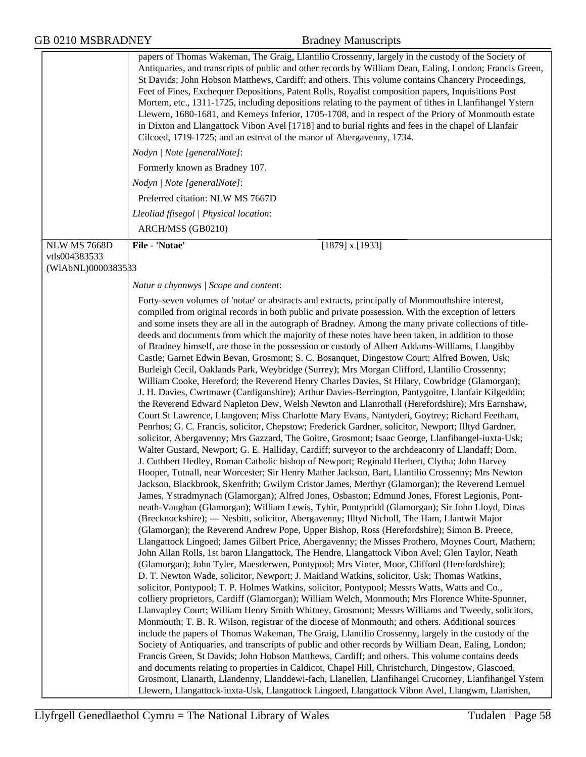papers of Thomas Wakeman, The Graig, Llantilio Crossenny, largely in the custody of the Society of Antiquaries, and transcripts of public and other records by William Dean, Ealing, London; Francis Green, St Davids; John Hobson Matthews, Cardiff; and others. This volume contains Chancery Proceedings, Feet of Fines, Exchequer Depositions, Patent Rolls, Royalist composition papers, Inquisitions Post Mortem, etc., 1311-1725, including depositions relating to the payment of tithes in Llanfihangel Ystern Llewern, 1680-1681, and Kemeys Inferior, 1705-1708, and in respect of the Priory of Monmouth estate in Dixton and Llangattock Vibon Avel [1718] and to burial rights and fees in the chapel of Llanfair Cilcoed, 1719-1725; and an estreat of the manor of Abergavenny, 1734.

*Nodyn | Note [generalNote]*:

Formerly known as Bradney 107.

*Nodyn | Note [generalNote]*:

Preferred citation: NLW MS 7667D

*Lleoliad ffisegol | Physical location*:

ARCH/MSS (GB0210)

---

NLW MS 7668D
vtls004383533
(WlAbNL)0000383533

**File - 'Notae'** [1879] x [1933]

*Natur a chynnwys | Scope and content*:

Forty-seven volumes of 'notae' or abstracts and extracts, principally of Monmouthshire interest, compiled from original records in both public and private possession. With the exception of letters and some insets they are all in the autograph of Bradney. Among the many private collections of title-deeds and documents from which the majority of these notes have been taken, in addition to those of Bradney himself, are those in the possession or custody of Albert Addams-Williams, Llangibby Castle; Garnet Edwin Bevan, Grosmont; S. C. Bosanquet, Dingestow Court; Alfred Bowen, Usk; Burleigh Cecil, Oaklands Park, Weybridge (Surrey); Mrs Morgan Clifford, Llantilio Crossenny; William Cooke, Hereford; the Reverend Henry Charles Davies, St Hilary, Cowbridge (Glamorgan); J. H. Davies, Cwrtmawr (Cardiganshire); Arthur Davies-Berrington, Pantygoitre, Llanfair Kilgeddin; the Reverend Edward Napleton Dew, Welsh Newton and Llanrothall (Herefordshire); Mrs Earnshaw, Court St Lawrence, Llangoven; Miss Charlotte Mary Evans, Nantyderi, Goytrey; Richard Feetham, Penrhos; G. C. Francis, solicitor, Chepstow; Frederick Gardner, solicitor, Newport; Illtyd Gardner, solicitor, Abergavenny; Mrs Gazzard, The Goitre, Grosmont; Isaac George, Llanfihangel-iuxta-Usk; Walter Gustard, Newport; G. E. Halliday, Cardiff; surveyor to the archdeaconry of Llandaff; Dom. J. Cuthbert Hedley, Roman Catholic bishop of Newport; Reginald Herbert, Clytha; John Harvey Hooper, Tutnall, near Worcester; Sir Henry Mather Jackson, Bart, Llantilio Crossenny; Mrs Newton Jackson, Blackbrook, Skenfrith; Gwilym Cristor James, Merthyr (Glamorgan); the Reverend Lemuel James, Ystradmynach (Glamorgan); Alfred Jones, Osbaston; Edmund Jones, Fforest Legionis, Pont-neath-Vaughan (Glamorgan); William Lewis, Tyhir, Pontypridd (Glamorgan); Sir John Lloyd, Dinas (Brecknockshire); --- Nesbitt, solicitor, Abergavenny; Illtyd Nicholl, The Ham, Llantwit Major (Glamorgan); the Reverend Andrew Pope, Upper Bishop, Ross (Herefordshire); Simon B. Preece, Llangattock Lingoed; James Gilbert Price, Abergavenny; the Misses Prothero, Moynes Court, Mathern; John Allan Rolls, 1st baron Llangattock, The Hendre, Llangattock Vibon Avel; Glen Taylor, Neath (Glamorgan); John Tyler, Maesderwen, Pontypool; Mrs Vinter, Moor, Clifford (Herefordshire); D. T. Newton Wade, solicitor, Newport; J. Maitland Watkins, solicitor, Usk; Thomas Watkins, solicitor, Pontypool; T. P. Holmes Watkins, solicitor, Pontypool; Messrs Watts, Watts and Co., colliery proprietors, Cardiff (Glamorgan); William Welch, Monmouth; Mrs Florence White-Spunner, Llanvapley Court; William Henry Smith Whitney, Grosmont; Messrs Williams and Tweedy, solicitors, Monmouth; T. B. R. Wilson, registrar of the diocese of Monmouth; and others. Additional sources include the papers of Thomas Wakeman, The Graig, Llantilio Crossenny, largely in the custody of the Society of Antiquaries, and transcripts of public and other records by William Dean, Ealing, London; Francis Green, St Davids; John Hobson Matthews, Cardiff; and others. This volume contains deeds and documents relating to properties in Caldicot, Chapel Hill, Christchurch, Dingestow, Glascoed, Grosmont, Llanarth, Llandenny, Llanddewi-fach, Llanellen, Llanfihangel Crucorney, Llanfihangel Ystern Llewern, Llangattock-iuxta-Usk, Llangattock Lingoed, Llangattock Vibon Avel, Llangwm, Llanishen,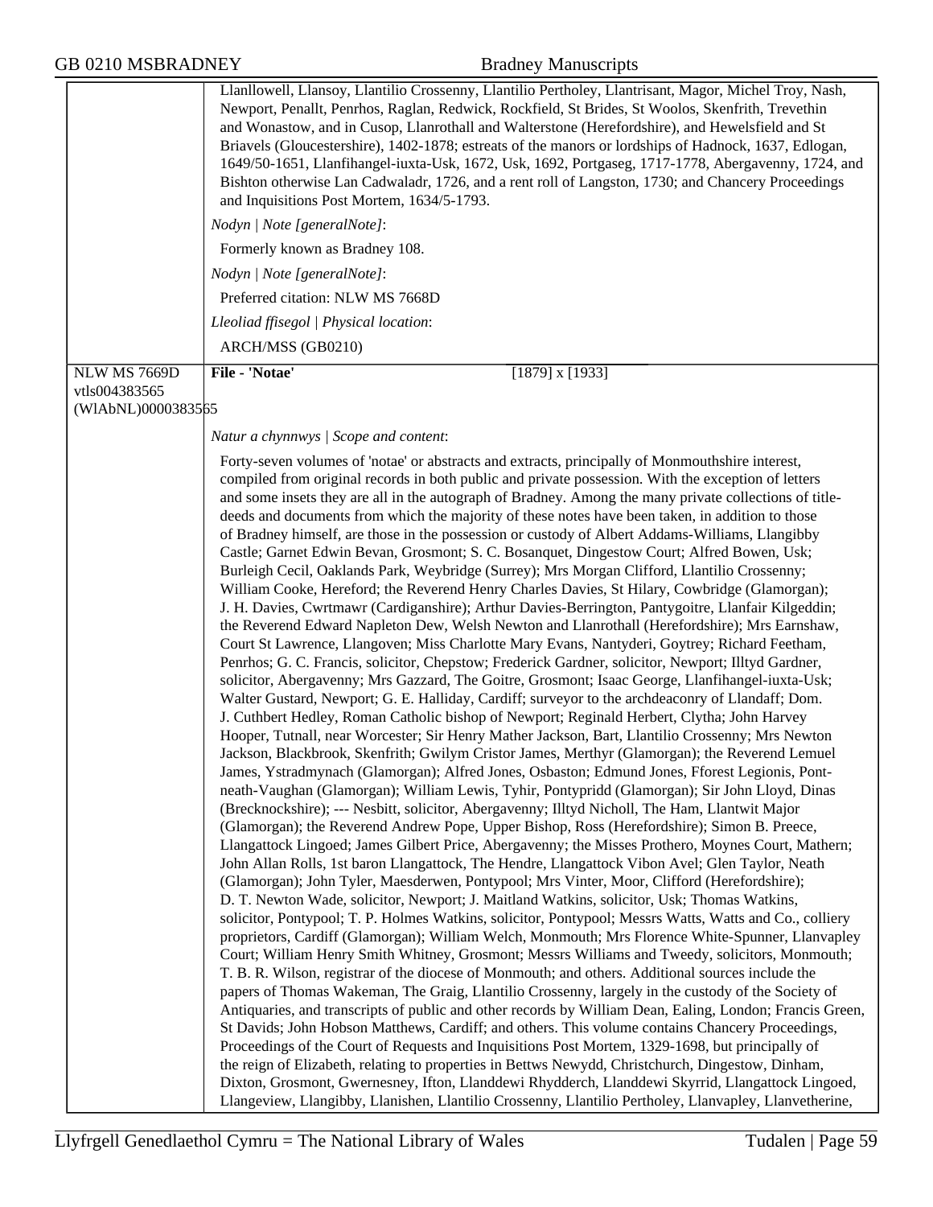Llanllowell, Llansoy, Llantilio Crossenny, Llantilio Pertholey, Llantrisant, Magor, Michel Troy, Nash, Newport, Penallt, Penrhos, Raglan, Redwick, Rockfield, St Brides, St Woolos, Skenfrith, Trevethin and Wonastow, and in Cusop, Llanrothall and Walterstone (Herefordshire), and Hewelsfield and St Briavels (Gloucestershire), 1402-1878; estreats of the manors or lordships of Hadnock, 1637, Edlogan, 1649/50-1651, Llanfihangel-iuxta-Usk, 1672, Usk, 1692, Portgaseg, 1717-1778, Abergavenny, 1724, and Bishton otherwise Lan Cadwaladr, 1726, and a rent roll of Langston, 1730; and Chancery Proceedings and Inquisitions Post Mortem, 1634/5-1793.

*Nodyn | Note [generalNote]*:

Formerly known as Bradney 108.

*Nodyn | Note [generalNote]*:

Preferred citation: NLW MS 7668D

*Lleoliad ffisegol | Physical location*:

ARCH/MSS (GB0210)

---

NLW MS 7669D
vtls004383565
(WlAbNL)0000383565

**File - 'Notae'** [1879] x [1933]

*Natur a chynnwys | Scope and content*:

Forty-seven volumes of 'notae' or abstracts and extracts, principally of Monmouthshire interest, compiled from original records in both public and private possession. With the exception of letters and some insets they are all in the autograph of Bradney. Among the many private collections of title-deeds and documents from which the majority of these notes have been taken, in addition to those of Bradney himself, are those in the possession or custody of Albert Addams-Williams, Llangibby Castle; Garnet Edwin Bevan, Grosmont; S. C. Bosanquet, Dingestow Court; Alfred Bowen, Usk; Burleigh Cecil, Oaklands Park, Weybridge (Surrey); Mrs Morgan Clifford, Llantilio Crossenny; William Cooke, Hereford; the Reverend Henry Charles Davies, St Hilary, Cowbridge (Glamorgan); J. H. Davies, Cwrtmawr (Cardiganshire); Arthur Davies-Berrington, Pantygoitre, Llanfair Kilgeddin; the Reverend Edward Napleton Dew, Welsh Newton and Llanrothall (Herefordshire); Mrs Earnshaw, Court St Lawrence, Llangoven; Miss Charlotte Mary Evans, Nantyderi, Goytrey; Richard Feetham, Penrhos; G. C. Francis, solicitor, Chepstow; Frederick Gardner, solicitor, Newport; Illtyd Gardner, solicitor, Abergavenny; Mrs Gazzard, The Goitre, Grosmont; Isaac George, Llanfihangel-iuxta-Usk; Walter Gustard, Newport; G. E. Halliday, Cardiff; surveyor to the archdeaconry of Llandaff; Dom. J. Cuthbert Hedley, Roman Catholic bishop of Newport; Reginald Herbert, Clytha; John Harvey Hooper, Tutnall, near Worcester; Sir Henry Mather Jackson, Bart, Llantilio Crossenny; Mrs Newton Jackson, Blackbrook, Skenfrith; Gwilym Cristor James, Merthyr (Glamorgan); the Reverend Lemuel James, Ystradmynach (Glamorgan); Alfred Jones, Osbaston; Edmund Jones, Fforest Legionis, Pont-neath-Vaughan (Glamorgan); William Lewis, Tyhir, Pontypridd (Glamorgan); Sir John Lloyd, Dinas (Brecknockshire); --- Nesbitt, solicitor, Abergavenny; Illtyd Nicholl, The Ham, Llantwit Major (Glamorgan); the Reverend Andrew Pope, Upper Bishop, Ross (Herefordshire); Simon B. Preece, Llangattock Lingoed; James Gilbert Price, Abergavenny; the Misses Prothero, Moynes Court, Mathern; John Allan Rolls, 1st baron Llangattock, The Hendre, Llangattock Vibon Avel; Glen Taylor, Neath (Glamorgan); John Tyler, Maesderwen, Pontypool; Mrs Vinter, Moor, Clifford (Herefordshire); D. T. Newton Wade, solicitor, Newport; J. Maitland Watkins, solicitor, Usk; Thomas Watkins, solicitor, Pontypool; T. P. Holmes Watkins, solicitor, Pontypool; Messrs Watts, Watts and Co., colliery proprietors, Cardiff (Glamorgan); William Welch, Monmouth; Mrs Florence White-Spunner, Llanvapley Court; William Henry Smith Whitney, Grosmont; Messrs Williams and Tweedy, solicitors, Monmouth; T. B. R. Wilson, registrar of the diocese of Monmouth; and others. Additional sources include the papers of Thomas Wakeman, The Graig, Llantilio Crossenny, largely in the custody of the Society of Antiquaries, and transcripts of public and other records by William Dean, Ealing, London; Francis Green, St Davids; John Hobson Matthews, Cardiff; and others. This volume contains Chancery Proceedings, Proceedings of the Court of Requests and Inquisitions Post Mortem, 1329-1698, but principally of the reign of Elizabeth, relating to properties in Bettws Newydd, Christchurch, Dingestow, Dinham, Dixton, Grosmont, Gwernesney, Ifton, Llanddewi Rhydderch, Llanddewi Skyrrid, Llangattock Lingoed, Llangeview, Llangibby, Llanishen, Llantilio Crossenny, Llantilio Pertholey, Llanvapley, Llanvetherine,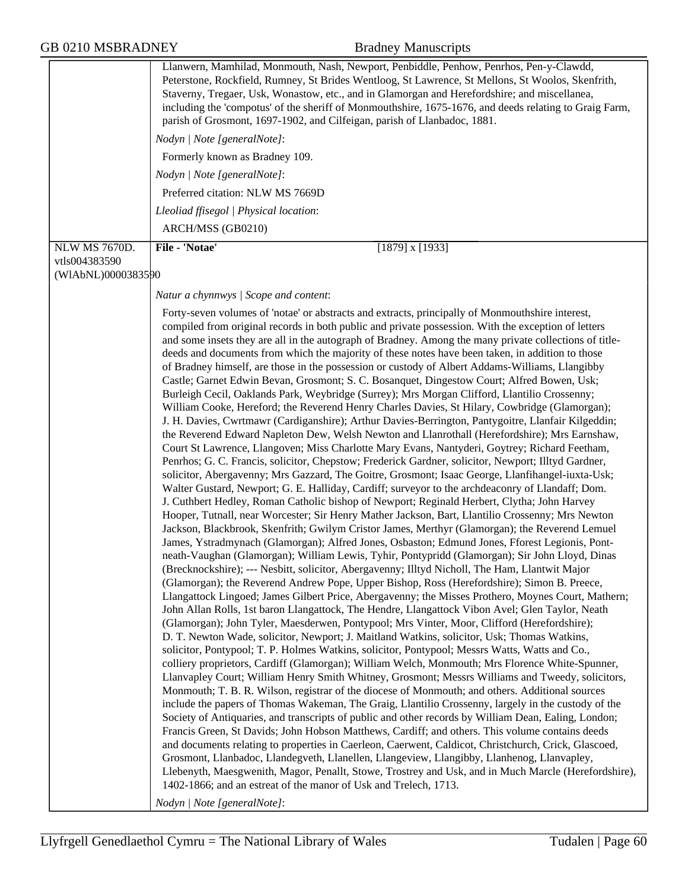Llanwern, Mamhilad, Monmouth, Nash, Newport, Penbiddle, Penhow, Penrhos, Pen-y-Clawdd, Peterstone, Rockfield, Rumney, St Brides Wentloog, St Lawrence, St Mellons, St Woolos, Skenfrith, Staverny, Tregaer, Usk, Wonastow, etc., and in Glamorgan and Herefordshire; and miscellanea, including the 'compotus' of the sheriff of Monmouthshire, 1675-1676, and deeds relating to Graig Farm, parish of Grosmont, 1697-1902, and Cilfeigan, parish of Llanbadoc, 1881.

*Nodyn | Note [generalNote]*:

Formerly known as Bradney 109.

*Nodyn | Note [generalNote]*:

Preferred citation: NLW MS 7669D

*Lleoliad ffisegol | Physical location*:

ARCH/MSS (GB0210)

---

NLW MS 7670D.
vtls004383590
(WlAbNL)0000383590

**File - 'Notae'** [1879] x [1933]

*Natur a chynnwys | Scope and content*:

Forty-seven volumes of 'notae' or abstracts and extracts, principally of Monmouthshire interest, compiled from original records in both public and private possession. With the exception of letters and some insets they are all in the autograph of Bradney. Among the many private collections of title-deeds and documents from which the majority of these notes have been taken, in addition to those of Bradney himself, are those in the possession or custody of Albert Addams-Williams, Llangibby Castle; Garnet Edwin Bevan, Grosmont; S. C. Bosanquet, Dingestow Court; Alfred Bowen, Usk; Burleigh Cecil, Oaklands Park, Weybridge (Surrey); Mrs Morgan Clifford, Llantilio Crossenny; William Cooke, Hereford; the Reverend Henry Charles Davies, St Hilary, Cowbridge (Glamorgan); J. H. Davies, Cwrtmawr (Cardiganshire); Arthur Davies-Berrington, Pantygoitre, Llanfair Kilgeddin; the Reverend Edward Napleton Dew, Welsh Newton and Llanrothall (Herefordshire); Mrs Earnshaw, Court St Lawrence, Llangoven; Miss Charlotte Mary Evans, Nantyderi, Goytrey; Richard Feetham, Penrhos; G. C. Francis, solicitor, Chepstow; Frederick Gardner, solicitor, Newport; Illtyd Gardner, solicitor, Abergavenny; Mrs Gazzard, The Goitre, Grosmont; Isaac George, Llanfihangel-iuxta-Usk; Walter Gustard, Newport; G. E. Halliday, Cardiff; surveyor to the archdeaconry of Llandaff; Dom. J. Cuthbert Hedley, Roman Catholic bishop of Newport; Reginald Herbert, Clytha; John Harvey Hooper, Tutnall, near Worcester; Sir Henry Mather Jackson, Bart, Llantilio Crossenny; Mrs Newton Jackson, Blackbrook, Skenfrith; Gwilym Cristor James, Merthyr (Glamorgan); the Reverend Lemuel James, Ystradmynach (Glamorgan); Alfred Jones, Osbaston; Edmund Jones, Fforest Legionis, Pont-neath-Vaughan (Glamorgan); William Lewis, Tyhir, Pontypridd (Glamorgan); Sir John Lloyd, Dinas (Brecknockshire); --- Nesbitt, solicitor, Abergavenny; Illtyd Nicholl, The Ham, Llantwit Major (Glamorgan); the Reverend Andrew Pope, Upper Bishop, Ross (Herefordshire); Simon B. Preece, Llangattock Lingoed; James Gilbert Price, Abergavenny; the Misses Prothero, Moynes Court, Mathern; John Allan Rolls, 1st baron Llangattock, The Hendre, Llangattock Vibon Avel; Glen Taylor, Neath (Glamorgan); John Tyler, Maesderwen, Pontypool; Mrs Vinter, Moor, Clifford (Herefordshire); D. T. Newton Wade, solicitor, Newport; J. Maitland Watkins, solicitor, Usk; Thomas Watkins, solicitor, Pontypool; T. P. Holmes Watkins, solicitor, Pontypool; Messrs Watts, Watts and Co., colliery proprietors, Cardiff (Glamorgan); William Welch, Monmouth; Mrs Florence White-Spunner, Llanvapley Court; William Henry Smith Whitney, Grosmont; Messrs Williams and Tweedy, solicitors, Monmouth; T. B. R. Wilson, registrar of the diocese of Monmouth; and others. Additional sources include the papers of Thomas Wakeman, The Graig, Llantilio Crossenny, largely in the custody of the Society of Antiquaries, and transcripts of public and other records by William Dean, Ealing, London; Francis Green, St Davids; John Hobson Matthews, Cardiff; and others. This volume contains deeds and documents relating to properties in Caerleon, Caerwent, Caldicot, Christchurch, Crick, Glascoed, Grosmont, Llanbadoc, Llandegveth, Llanellen, Llangeview, Llangibby, Llanhenog, Llanvapley, Llebenyth, Maesgwenith, Magor, Penallt, Stowe, Trostrey and Usk, and in Much Marcle (Herefordshire), 1402-1866; and an estreat of the manor of Usk and Trelech, 1713.

*Nodyn | Note [generalNote]*: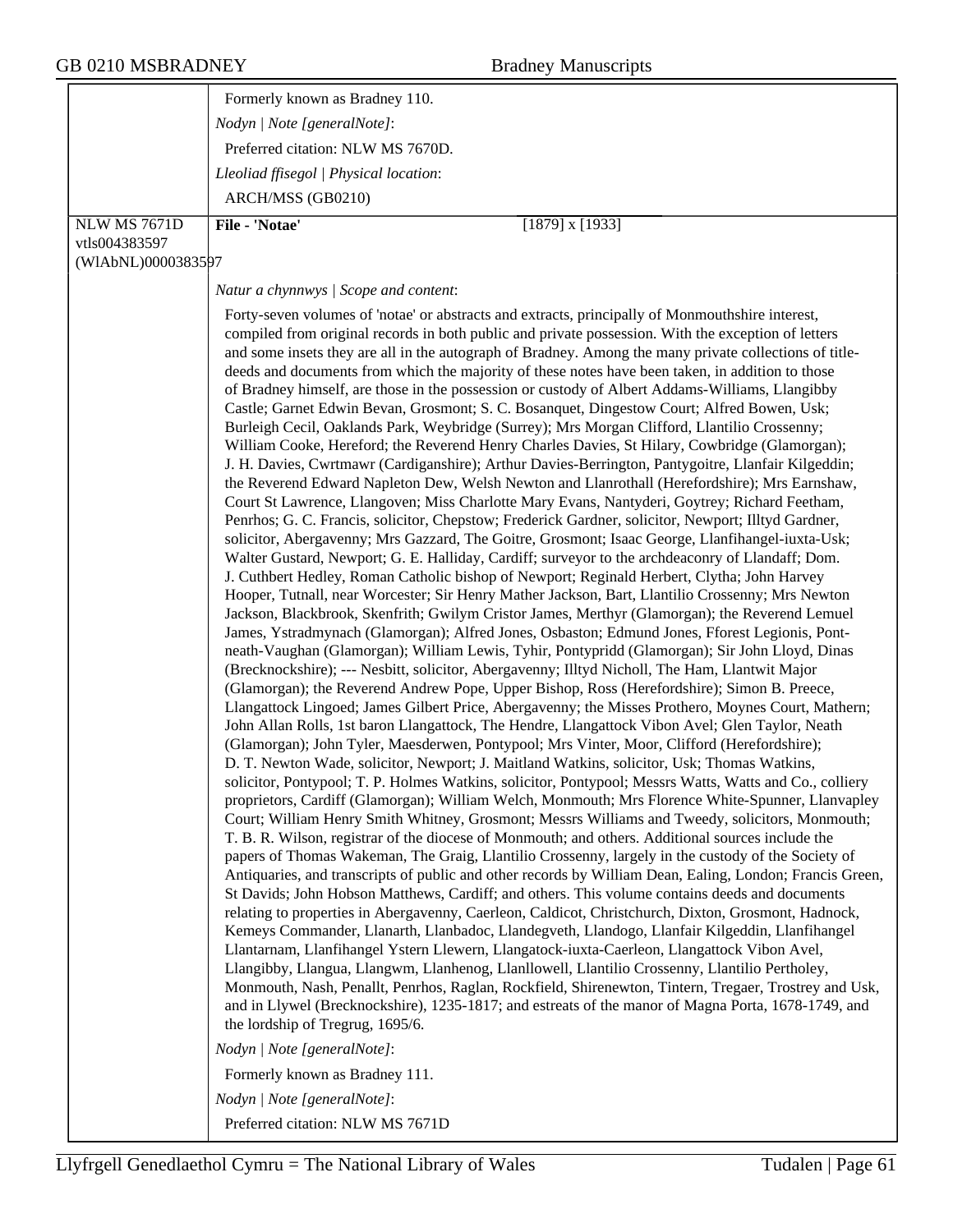Formerly known as Bradney 110.

*Nodyn | Note [generalNote]*:

Preferred citation: NLW MS 7670D.

*Lleoliad ffisegol | Physical location*:

ARCH/MSS (GB0210)

---

NLW MS 7671D
vtls004383597
(WlAbNL)0000383597

**File - 'Notae'** [1879] x [1933]

*Natur a chynnwys | Scope and content*:

Forty-seven volumes of 'notae' or abstracts and extracts, principally of Monmouthshire interest, compiled from original records in both public and private possession. With the exception of letters and some insets they are all in the autograph of Bradney. Among the many private collections of title-deeds and documents from which the majority of these notes have been taken, in addition to those of Bradney himself, are those in the possession or custody of Albert Addams-Williams, Llangibby Castle; Garnet Edwin Bevan, Grosmont; S. C. Bosanquet, Dingestow Court; Alfred Bowen, Usk; Burleigh Cecil, Oaklands Park, Weybridge (Surrey); Mrs Morgan Clifford, Llantilio Crossenny; William Cooke, Hereford; the Reverend Henry Charles Davies, St Hilary, Cowbridge (Glamorgan); J. H. Davies, Cwrtmawr (Cardiganshire); Arthur Davies-Berrington, Pantygoitre, Llanfair Kilgeddin; the Reverend Edward Napleton Dew, Welsh Newton and Llanrothall (Herefordshire); Mrs Earnshaw, Court St Lawrence, Llangoven; Miss Charlotte Mary Evans, Nantyderi, Goytrey; Richard Feetham, Penrhos; G. C. Francis, solicitor, Chepstow; Frederick Gardner, solicitor, Newport; Illtyd Gardner, solicitor, Abergavenny; Mrs Gazzard, The Goitre, Grosmont; Isaac George, Llanfihangel-iuxta-Usk; Walter Gustard, Newport; G. E. Halliday, Cardiff; surveyor to the archdeaconry of Llandaff; Dom. J. Cuthbert Hedley, Roman Catholic bishop of Newport; Reginald Herbert, Clytha; John Harvey Hooper, Tutnall, near Worcester; Sir Henry Mather Jackson, Bart, Llantilio Crossenny; Mrs Newton Jackson, Blackbrook, Skenfrith; Gwilym Cristor James, Merthyr (Glamorgan); the Reverend Lemuel James, Ystradmynach (Glamorgan); Alfred Jones, Osbaston; Edmund Jones, Fforest Legionis, Pont-neath-Vaughan (Glamorgan); William Lewis, Tyhir, Pontypridd (Glamorgan); Sir John Lloyd, Dinas (Brecknockshire); --- Nesbitt, solicitor, Abergavenny; Illtyd Nicholl, The Ham, Llantwit Major (Glamorgan); the Reverend Andrew Pope, Upper Bishop, Ross (Herefordshire); Simon B. Preece, Llangattock Lingoed; James Gilbert Price, Abergavenny; the Misses Prothero, Moynes Court, Mathern; John Allan Rolls, 1st baron Llangattock, The Hendre, Llangattock Vibon Avel; Glen Taylor, Neath (Glamorgan); John Tyler, Maesderwen, Pontypool; Mrs Vinter, Moor, Clifford (Herefordshire); D. T. Newton Wade, solicitor, Newport; J. Maitland Watkins, solicitor, Usk; Thomas Watkins, solicitor, Pontypool; T. P. Holmes Watkins, solicitor, Pontypool; Messrs Watts, Watts and Co., colliery proprietors, Cardiff (Glamorgan); William Welch, Monmouth; Mrs Florence White-Spunner, Llanvapley Court; William Henry Smith Whitney, Grosmont; Messrs Williams and Tweedy, solicitors, Monmouth; T. B. R. Wilson, registrar of the diocese of Monmouth; and others. Additional sources include the papers of Thomas Wakeman, The Graig, Llantilio Crossenny, largely in the custody of the Society of Antiquaries, and transcripts of public and other records by William Dean, Ealing, London; Francis Green, St Davids; John Hobson Matthews, Cardiff; and others. This volume contains deeds and documents relating to properties in Abergavenny, Caerleon, Caldicot, Christchurch, Dixton, Grosmont, Hadnock, Kemeys Commander, Llanarth, Llanbadoc, Llandegveth, Llandogo, Llanfair Kilgeddin, Llanfihangel Llantarnam, Llanfihangel Ystern Llewern, Llangatock-iuxta-Caerleon, Llangattock Vibon Avel, Llangibby, Llangua, Llangwm, Llanhenog, Llanllowell, Llantilio Crossenny, Llantilio Pertholey, Monmouth, Nash, Penallt, Penrhos, Raglan, Rockfield, Shirenewton, Tintern, Tregaer, Trostrey and Usk, and in Llywel (Brecknockshire), 1235-1817; and estreats of the manor of Magna Porta, 1678-1749, and the lordship of Tregrug, 1695/6.

*Nodyn | Note [generalNote]*:

Formerly known as Bradney 111.

*Nodyn | Note [generalNote]*:

Preferred citation: NLW MS 7671D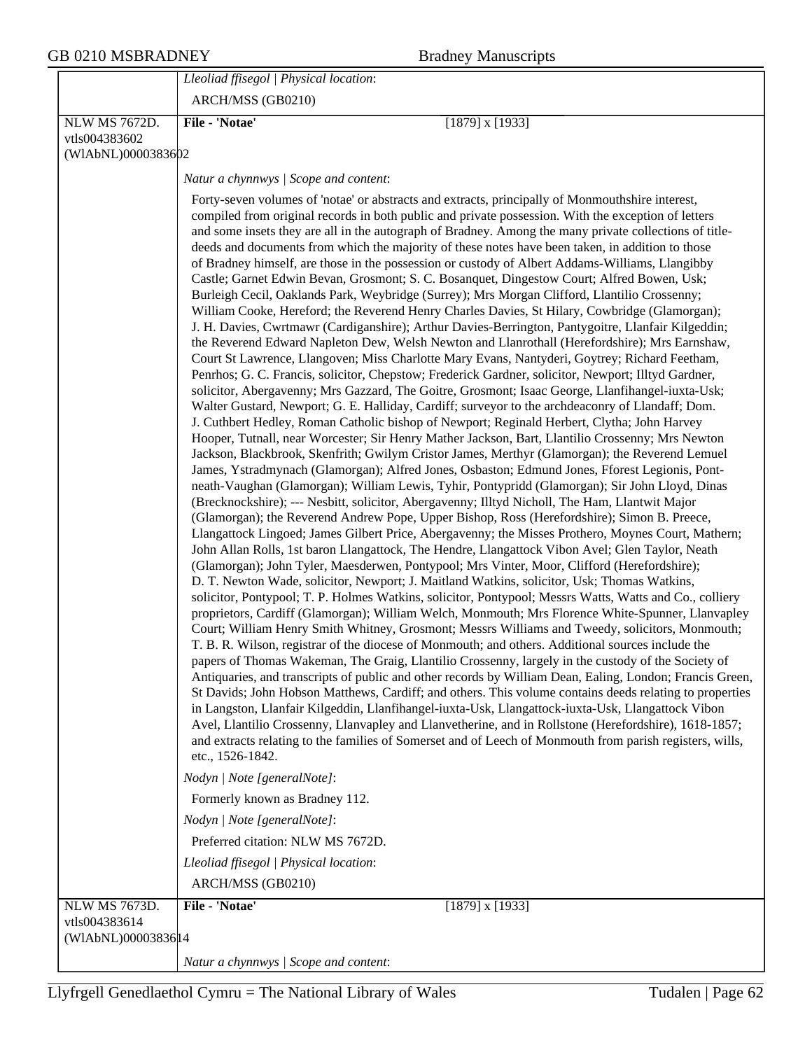*Lleoliad ffisegol | Physical location*:

ARCH/MSS (GB0210)

NLW MS 7672D.
vtls004383602
(WlAbNL)0000383602

**File - 'Notae'** [1879] x [1933]

*Natur a chynnwys | Scope and content*:

Forty-seven volumes of 'notae' or abstracts and extracts, principally of Monmouthshire interest, compiled from original records in both public and private possession. With the exception of letters and some insets they are all in the autograph of Bradney. Among the many private collections of title-deeds and documents from which the majority of these notes have been taken, in addition to those of Bradney himself, are those in the possession or custody of Albert Addams-Williams, Llangibby Castle; Garnet Edwin Bevan, Grosmont; S. C. Bosanquet, Dingestow Court; Alfred Bowen, Usk; Burleigh Cecil, Oaklands Park, Weybridge (Surrey); Mrs Morgan Clifford, Llantilio Crossenny; William Cooke, Hereford; the Reverend Henry Charles Davies, St Hilary, Cowbridge (Glamorgan); J. H. Davies, Cwrtmawr (Cardiganshire); Arthur Davies-Berrington, Pantygoitre, Llanfair Kilgeddin; the Reverend Edward Napleton Dew, Welsh Newton and Llanrothall (Herefordshire); Mrs Earnshaw, Court St Lawrence, Llangoven; Miss Charlotte Mary Evans, Nantyderi, Goytrey; Richard Feetham, Penrhos; G. C. Francis, solicitor, Chepstow; Frederick Gardner, solicitor, Newport; Illtyd Gardner, solicitor, Abergavenny; Mrs Gazzard, The Goitre, Grosmont; Isaac George, Llanfihangel-iuxta-Usk; Walter Gustard, Newport; G. E. Halliday, Cardiff; surveyor to the archdeaconry of Llandaff; Dom. J. Cuthbert Hedley, Roman Catholic bishop of Newport; Reginald Herbert, Clytha; John Harvey Hooper, Tutnall, near Worcester; Sir Henry Mather Jackson, Bart, Llantilio Crossenny; Mrs Newton Jackson, Blackbrook, Skenfrith; Gwilym Cristor James, Merthyr (Glamorgan); the Reverend Lemuel James, Ystradmynach (Glamorgan); Alfred Jones, Osbaston; Edmund Jones, Fforest Legionis, Pont-neath-Vaughan (Glamorgan); William Lewis, Tyhir, Pontypridd (Glamorgan); Sir John Lloyd, Dinas (Brecknockshire); --- Nesbitt, solicitor, Abergavenny; Illtyd Nicholl, The Ham, Llantwit Major (Glamorgan); the Reverend Andrew Pope, Upper Bishop, Ross (Herefordshire); Simon B. Preece, Llangattock Lingoed; James Gilbert Price, Abergavenny; the Misses Prothero, Moynes Court, Mathern; John Allan Rolls, 1st baron Llangattock, The Hendre, Llangattock Vibon Avel; Glen Taylor, Neath (Glamorgan); John Tyler, Maesderwen, Pontypool; Mrs Vinter, Moor, Clifford (Herefordshire); D. T. Newton Wade, solicitor, Newport; J. Maitland Watkins, solicitor, Usk; Thomas Watkins, solicitor, Pontypool; T. P. Holmes Watkins, solicitor, Pontypool; Messrs Watts, Watts and Co., colliery proprietors, Cardiff (Glamorgan); William Welch, Monmouth; Mrs Florence White-Spunner, Llanvapley Court; William Henry Smith Whitney, Grosmont; Messrs Williams and Tweedy, solicitors, Monmouth; T. B. R. Wilson, registrar of the diocese of Monmouth; and others. Additional sources include the papers of Thomas Wakeman, The Graig, Llantilio Crossenny, largely in the custody of the Society of Antiquaries, and transcripts of public and other records by William Dean, Ealing, London; Francis Green, St Davids; John Hobson Matthews, Cardiff; and others. This volume contains deeds relating to properties in Langston, Llanfair Kilgeddin, Llanfihangel-iuxta-Usk, Llangattock-iuxta-Usk, Llangattock Vibon Avel, Llantilio Crossenny, Llanvapley and Llanvetherine, and in Rollstone (Herefordshire), 1618-1857; and extracts relating to the families of Somerset and of Leech of Monmouth from parish registers, wills, etc., 1526-1842.

*Nodyn | Note [generalNote]*:

Formerly known as Bradney 112.

*Nodyn | Note [generalNote]*:

Preferred citation: NLW MS 7672D.

*Lleoliad ffisegol | Physical location*:

ARCH/MSS (GB0210)

NLW MS 7673D.
vtls004383614
(WlAbNL)0000383614

**File - 'Notae'** [1879] x [1933]

*Natur a chynnwys | Scope and content*: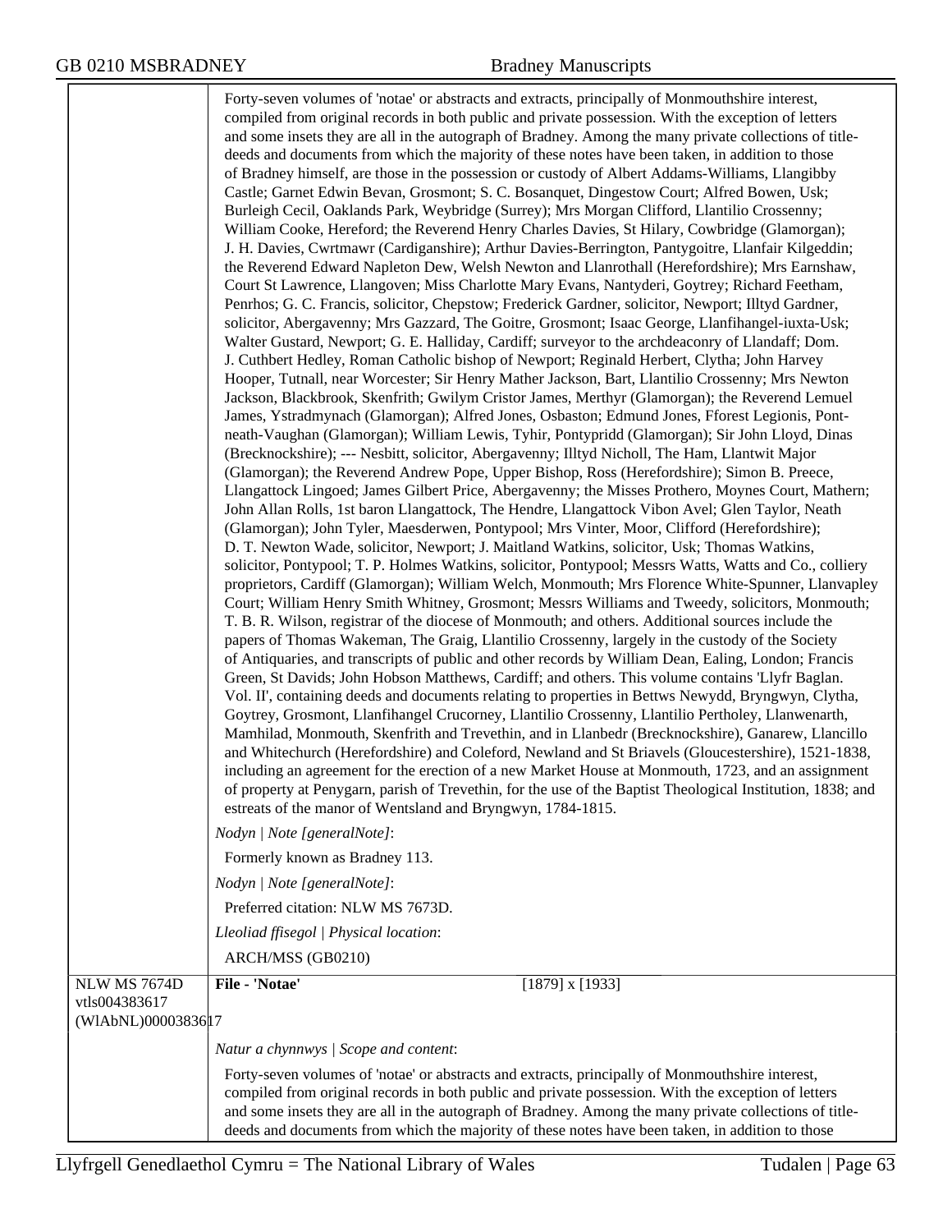Forty-seven volumes of 'notae' or abstracts and extracts, principally of Monmouthshire interest, compiled from original records in both public and private possession. With the exception of letters and some insets they are all in the autograph of Bradney. Among the many private collections of title-deeds and documents from which the majority of these notes have been taken, in addition to those of Bradney himself, are those in the possession or custody of Albert Addams-Williams, Llangibby Castle; Garnet Edwin Bevan, Grosmont; S. C. Bosanquet, Dingestow Court; Alfred Bowen, Usk; Burleigh Cecil, Oaklands Park, Weybridge (Surrey); Mrs Morgan Clifford, Llantilio Crossenny; William Cooke, Hereford; the Reverend Henry Charles Davies, St Hilary, Cowbridge (Glamorgan); J. H. Davies, Cwrtmawr (Cardiganshire); Arthur Davies-Berrington, Pantygoitre, Llanfair Kilgeddin; the Reverend Edward Napleton Dew, Welsh Newton and Llanrothall (Herefordshire); Mrs Earnshaw, Court St Lawrence, Llangoven; Miss Charlotte Mary Evans, Nantyderi, Goytrey; Richard Feetham, Penrhos; G. C. Francis, solicitor, Chepstow; Frederick Gardner, solicitor, Newport; Illtyd Gardner, solicitor, Abergavenny; Mrs Gazzard, The Goitre, Grosmont; Isaac George, Llanfihangel-iuxta-Usk; Walter Gustard, Newport; G. E. Halliday, Cardiff; surveyor to the archdeaconry of Llandaff; Dom. J. Cuthbert Hedley, Roman Catholic bishop of Newport; Reginald Herbert, Clytha; John Harvey Hooper, Tutnall, near Worcester; Sir Henry Mather Jackson, Bart, Llantilio Crossenny; Mrs Newton Jackson, Blackbrook, Skenfrith; Gwilym Cristor James, Merthyr (Glamorgan); the Reverend Lemuel James, Ystradmynach (Glamorgan); Alfred Jones, Osbaston; Edmund Jones, Fforest Legionis, Pont-neath-Vaughan (Glamorgan); William Lewis, Tyhir, Pontypridd (Glamorgan); Sir John Lloyd, Dinas (Brecknockshire); --- Nesbitt, solicitor, Abergavenny; Illtyd Nicholl, The Ham, Llantwit Major (Glamorgan); the Reverend Andrew Pope, Upper Bishop, Ross (Herefordshire); Simon B. Preece, Llangattock Lingoed; James Gilbert Price, Abergavenny; the Misses Prothero, Moynes Court, Mathern; John Allan Rolls, 1st baron Llangattock, The Hendre, Llangattock Vibon Avel; Glen Taylor, Neath (Glamorgan); John Tyler, Maesderwen, Pontypool; Mrs Vinter, Moor, Clifford (Herefordshire); D. T. Newton Wade, solicitor, Newport; J. Maitland Watkins, solicitor, Usk; Thomas Watkins, solicitor, Pontypool; T. P. Holmes Watkins, solicitor, Pontypool; Messrs Watts, Watts and Co., colliery proprietors, Cardiff (Glamorgan); William Welch, Monmouth; Mrs Florence White-Spunner, Llanvapley Court; William Henry Smith Whitney, Grosmont; Messrs Williams and Tweedy, solicitors, Monmouth; T. B. R. Wilson, registrar of the diocese of Monmouth; and others. Additional sources include the papers of Thomas Wakeman, The Graig, Llantilio Crossenny, largely in the custody of the Society of Antiquaries, and transcripts of public and other records by William Dean, Ealing, London; Francis Green, St Davids; John Hobson Matthews, Cardiff; and others. This volume contains 'Llyfr Baglan. Vol. II', containing deeds and documents relating to properties in Bettws Newydd, Bryngwyn, Clytha, Goytrey, Grosmont, Llanfihangel Crucorney, Llantilio Crossenny, Llantilio Pertholey, Llanwenarth, Mamhilad, Monmouth, Skenfrith and Trevethin, and in Llanbedr (Brecknockshire), Ganarew, Llancillo and Whitechurch (Herefordshire) and Coleford, Newland and St Briavels (Gloucestershire), 1521-1838, including an agreement for the erection of a new Market House at Monmouth, 1723, and an assignment of property at Penygarn, parish of Trevethin, for the use of the Baptist Theological Institution, 1838; and estreats of the manor of Wentsland and Bryngwyn, 1784-1815.

*Nodyn | Note [generalNote]*:

Formerly known as Bradney 113.

*Nodyn | Note [generalNote]*:

Preferred citation: NLW MS 7673D.

*Lleoliad ffisegol | Physical location*:

ARCH/MSS (GB0210)

---

NLW MS 7674D
vtls004383617
(WlAbNL)0000383617

**File - 'Notae'** [1879] x [1933]

*Natur a chynnwys | Scope and content*:

Forty-seven volumes of 'notae' or abstracts and extracts, principally of Monmouthshire interest, compiled from original records in both public and private possession. With the exception of letters and some insets they are all in the autograph of Bradney. Among the many private collections of title-deeds and documents from which the majority of these notes have been taken, in addition to those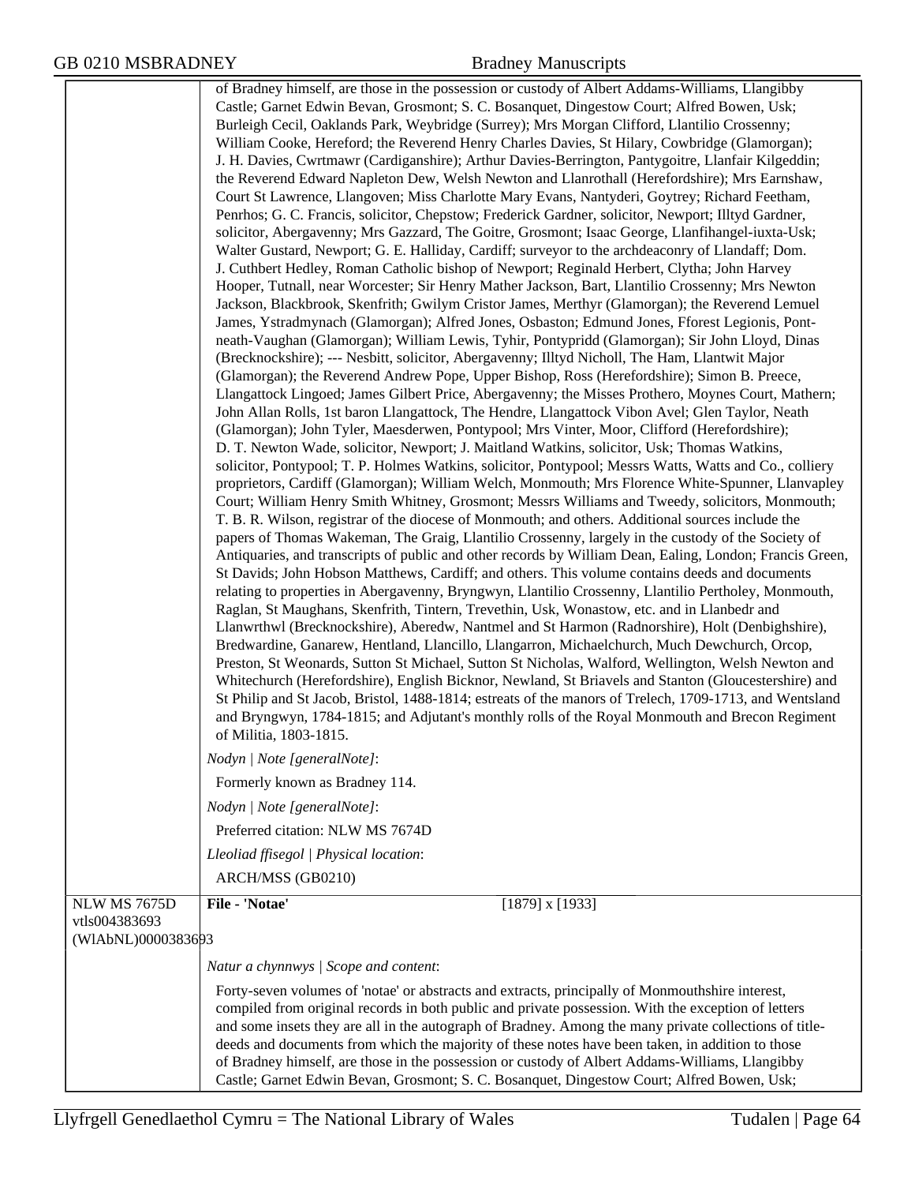of Bradney himself, are those in the possession or custody of Albert Addams-Williams, Llangibby Castle; Garnet Edwin Bevan, Grosmont; S. C. Bosanquet, Dingestow Court; Alfred Bowen, Usk; Burleigh Cecil, Oaklands Park, Weybridge (Surrey); Mrs Morgan Clifford, Llantilio Crossenny; William Cooke, Hereford; the Reverend Henry Charles Davies, St Hilary, Cowbridge (Glamorgan); J. H. Davies, Cwrtmawr (Cardiganshire); Arthur Davies-Berrington, Pantygoitre, Llanfair Kilgeddin; the Reverend Edward Napleton Dew, Welsh Newton and Llanrothall (Herefordshire); Mrs Earnshaw, Court St Lawrence, Llangoven; Miss Charlotte Mary Evans, Nantyderi, Goytrey; Richard Feetham, Penrhos; G. C. Francis, solicitor, Chepstow; Frederick Gardner, solicitor, Newport; Illtyd Gardner, solicitor, Abergavenny; Mrs Gazzard, The Goitre, Grosmont; Isaac George, Llanfihangel-iuxta-Usk; Walter Gustard, Newport; G. E. Halliday, Cardiff; surveyor to the archdeaconry of Llandaff; Dom. J. Cuthbert Hedley, Roman Catholic bishop of Newport; Reginald Herbert, Clytha; John Harvey Hooper, Tutnall, near Worcester; Sir Henry Mather Jackson, Bart, Llantilio Crossenny; Mrs Newton Jackson, Blackbrook, Skenfrith; Gwilym Cristor James, Merthyr (Glamorgan); the Reverend Lemuel James, Ystradmynach (Glamorgan); Alfred Jones, Osbaston; Edmund Jones, Fforest Legionis, Pont-neath-Vaughan (Glamorgan); William Lewis, Tyhir, Pontypridd (Glamorgan); Sir John Lloyd, Dinas (Brecknockshire); --- Nesbitt, solicitor, Abergavenny; Illtyd Nicholl, The Ham, Llantwit Major (Glamorgan); the Reverend Andrew Pope, Upper Bishop, Ross (Herefordshire); Simon B. Preece, Llangattock Lingoed; James Gilbert Price, Abergavenny; the Misses Prothero, Moynes Court, Mathern; John Allan Rolls, 1st baron Llangattock, The Hendre, Llangattock Vibon Avel; Glen Taylor, Neath (Glamorgan); John Tyler, Maesderwen, Pontypool; Mrs Vinter, Moor, Clifford (Herefordshire); D. T. Newton Wade, solicitor, Newport; J. Maitland Watkins, solicitor, Usk; Thomas Watkins, solicitor, Pontypool; T. P. Holmes Watkins, solicitor, Pontypool; Messrs Watts, Watts and Co., colliery proprietors, Cardiff (Glamorgan); William Welch, Monmouth; Mrs Florence White-Spunner, Llanvapley Court; William Henry Smith Whitney, Grosmont; Messrs Williams and Tweedy, solicitors, Monmouth; T. B. R. Wilson, registrar of the diocese of Monmouth; and others. Additional sources include the papers of Thomas Wakeman, The Graig, Llantilio Crossenny, largely in the custody of the Society of Antiquaries, and transcripts of public and other records by William Dean, Ealing, London; Francis Green, St Davids; John Hobson Matthews, Cardiff; and others. This volume contains deeds and documents relating to properties in Abergavenny, Bryngwyn, Llantilio Crossenny, Llantilio Pertholey, Monmouth, Raglan, St Maughans, Skenfrith, Tintern, Trevethin, Usk, Wonastow, etc. and in Llanbedr and Llanwrthwl (Brecknockshire), Aberedw, Nantmel and St Harmon (Radnorshire), Holt (Denbighshire), Bredwardine, Ganarew, Hentland, Llancillo, Llangarron, Michaelchurch, Much Dewchurch, Orcop, Preston, St Weonards, Sutton St Michael, Sutton St Nicholas, Walford, Wellington, Welsh Newton and Whitechurch (Herefordshire), English Bicknor, Newland, St Briavels and Stanton (Gloucestershire) and St Philip and St Jacob, Bristol, 1488-1814; estreats of the manors of Trelech, 1709-1713, and Wentsland and Bryngwyn, 1784-1815; and Adjutant's monthly rolls of the Royal Monmouth and Brecon Regiment of Militia, 1803-1815.

*Nodyn | Note [generalNote]*:

Formerly known as Bradney 114.

*Nodyn | Note [generalNote]*:

Preferred citation: NLW MS 7674D

*Lleoliad ffisegol | Physical location*:

ARCH/MSS (GB0210)

---

NLW MS 7675D
vtls004383693
(WlAbNL)0000383693

**File - 'Notae'** [1879] x [1933]

*Natur a chynnwys | Scope and content*:

Forty-seven volumes of 'notae' or abstracts and extracts, principally of Monmouthshire interest, compiled from original records in both public and private possession. With the exception of letters and some insets they are all in the autograph of Bradney. Among the many private collections of title-deeds and documents from which the majority of these notes have been taken, in addition to those of Bradney himself, are those in the possession or custody of Albert Addams-Williams, Llangibby Castle; Garnet Edwin Bevan, Grosmont; S. C. Bosanquet, Dingestow Court; Alfred Bowen, Usk;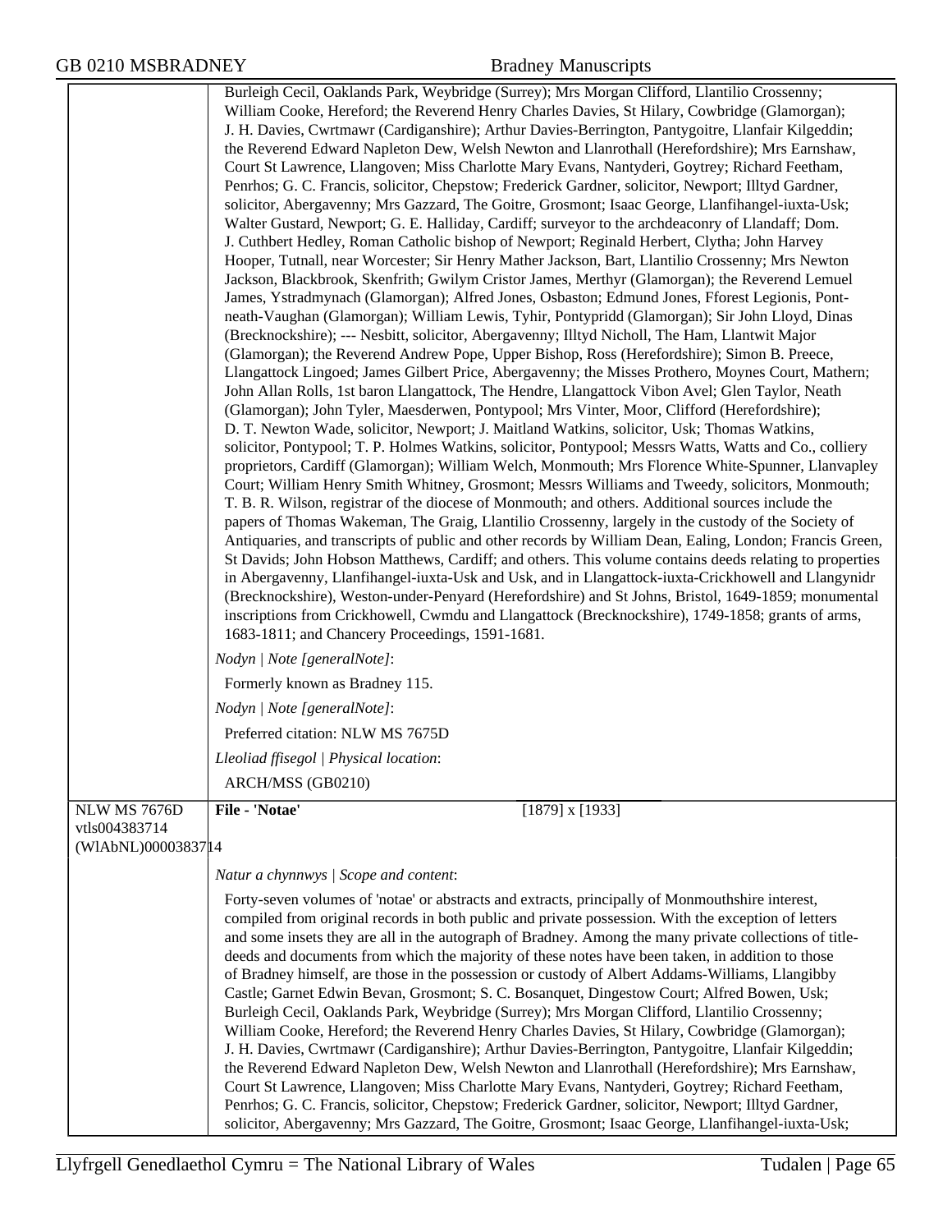Burleigh Cecil, Oaklands Park, Weybridge (Surrey); Mrs Morgan Clifford, Llantilio Crossenny; William Cooke, Hereford; the Reverend Henry Charles Davies, St Hilary, Cowbridge (Glamorgan); J. H. Davies, Cwrtmawr (Cardiganshire); Arthur Davies-Berrington, Pantygoitre, Llanfair Kilgeddin; the Reverend Edward Napleton Dew, Welsh Newton and Llanrothall (Herefordshire); Mrs Earnshaw, Court St Lawrence, Llangoven; Miss Charlotte Mary Evans, Nantyderi, Goytrey; Richard Feetham, Penrhos; G. C. Francis, solicitor, Chepstow; Frederick Gardner, solicitor, Newport; Illtyd Gardner, solicitor, Abergavenny; Mrs Gazzard, The Goitre, Grosmont; Isaac George, Llanfihangel-iuxta-Usk; Walter Gustard, Newport; G. E. Halliday, Cardiff; surveyor to the archdeaconry of Llandaff; Dom. J. Cuthbert Hedley, Roman Catholic bishop of Newport; Reginald Herbert, Clytha; John Harvey Hooper, Tutnall, near Worcester; Sir Henry Mather Jackson, Bart, Llantilio Crossenny; Mrs Newton Jackson, Blackbrook, Skenfrith; Gwilym Cristor James, Merthyr (Glamorgan); the Reverend Lemuel James, Ystradmynach (Glamorgan); Alfred Jones, Osbaston; Edmund Jones, Fforest Legionis, Pont-neath-Vaughan (Glamorgan); William Lewis, Tyhir, Pontypridd (Glamorgan); Sir John Lloyd, Dinas (Brecknockshire); --- Nesbitt, solicitor, Abergavenny; Illtyd Nicholl, The Ham, Llantwit Major (Glamorgan); the Reverend Andrew Pope, Upper Bishop, Ross (Herefordshire); Simon B. Preece, Llangattock Lingoed; James Gilbert Price, Abergavenny; the Misses Prothero, Moynes Court, Mathern; John Allan Rolls, 1st baron Llangattock, The Hendre, Llangattock Vibon Avel; Glen Taylor, Neath (Glamorgan); John Tyler, Maesderwen, Pontypool; Mrs Vinter, Moor, Clifford (Herefordshire); D. T. Newton Wade, solicitor, Newport; J. Maitland Watkins, solicitor, Usk; Thomas Watkins, solicitor, Pontypool; T. P. Holmes Watkins, solicitor, Pontypool; Messrs Watts, Watts and Co., colliery proprietors, Cardiff (Glamorgan); William Welch, Monmouth; Mrs Florence White-Spunner, Llanvapley Court; William Henry Smith Whitney, Grosmont; Messrs Williams and Tweedy, solicitors, Monmouth; T. B. R. Wilson, registrar of the diocese of Monmouth; and others. Additional sources include the papers of Thomas Wakeman, The Graig, Llantilio Crossenny, largely in the custody of the Society of Antiquaries, and transcripts of public and other records by William Dean, Ealing, London; Francis Green, St Davids; John Hobson Matthews, Cardiff; and others. This volume contains deeds relating to properties in Abergavenny, Llanfihangel-iuxta-Usk and Usk, and in Llangattock-iuxta-Crickhowell and Llangynidr (Brecknockshire), Weston-under-Penyard (Herefordshire) and St Johns, Bristol, 1649-1859; monumental inscriptions from Crickhowell, Cwmdu and Llangattock (Brecknockshire), 1749-1858; grants of arms, 1683-1811; and Chancery Proceedings, 1591-1681.

*Nodyn | Note [generalNote]*:

Formerly known as Bradney 115.

*Nodyn | Note [generalNote]*:

Preferred citation: NLW MS 7675D

*Lleoliad ffisegol | Physical location*:

ARCH/MSS (GB0210)

---

NLW MS 7676D
vtls004383714
(WlAbNL)0000383714

**File - 'Notae'** [1879] x [1933]

*Natur a chynnwys | Scope and content*:

Forty-seven volumes of 'notae' or abstracts and extracts, principally of Monmouthshire interest, compiled from original records in both public and private possession. With the exception of letters and some insets they are all in the autograph of Bradney. Among the many private collections of title-deeds and documents from which the majority of these notes have been taken, in addition to those of Bradney himself, are those in the possession or custody of Albert Addams-Williams, Llangibby Castle; Garnet Edwin Bevan, Grosmont; S. C. Bosanquet, Dingestow Court; Alfred Bowen, Usk; Burleigh Cecil, Oaklands Park, Weybridge (Surrey); Mrs Morgan Clifford, Llantilio Crossenny; William Cooke, Hereford; the Reverend Henry Charles Davies, St Hilary, Cowbridge (Glamorgan); J. H. Davies, Cwrtmawr (Cardiganshire); Arthur Davies-Berrington, Pantygoitre, Llanfair Kilgeddin; the Reverend Edward Napleton Dew, Welsh Newton and Llanrothall (Herefordshire); Mrs Earnshaw, Court St Lawrence, Llangoven; Miss Charlotte Mary Evans, Nantyderi, Goytrey; Richard Feetham, Penrhos; G. C. Francis, solicitor, Chepstow; Frederick Gardner, solicitor, Newport; Illtyd Gardner, solicitor, Abergavenny; Mrs Gazzard, The Goitre, Grosmont; Isaac George, Llanfihangel-iuxta-Usk;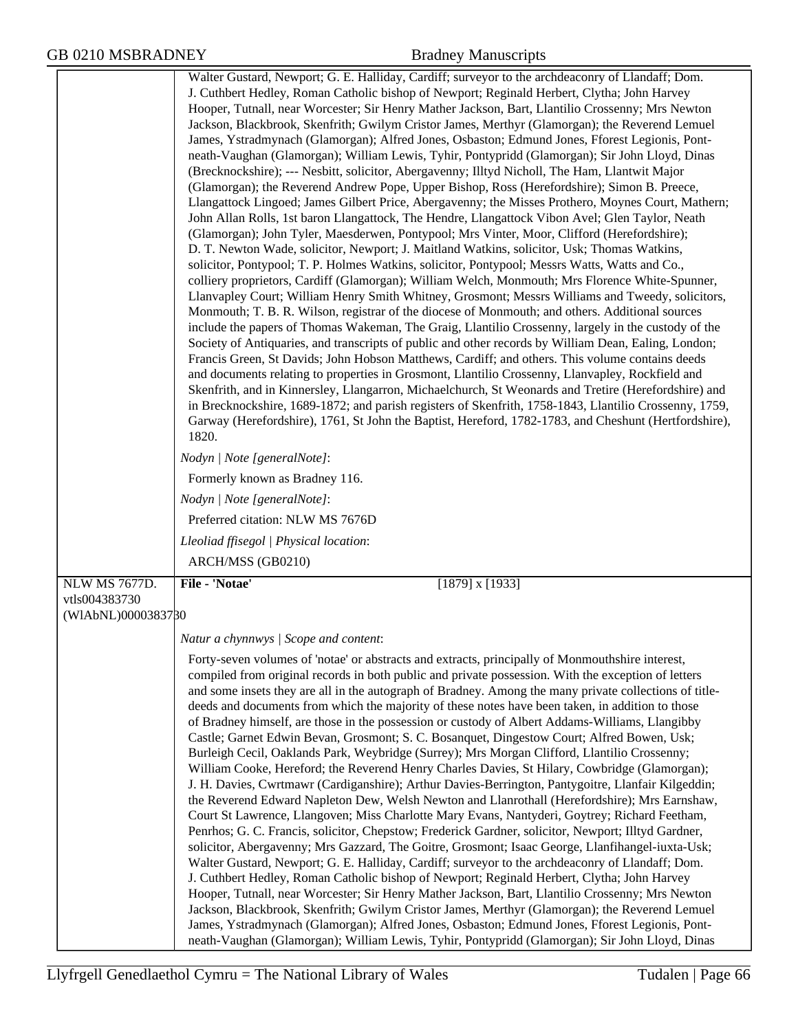Walter Gustard, Newport; G. E. Halliday, Cardiff; surveyor to the archdeaconry of Llandaff; Dom. J. Cuthbert Hedley, Roman Catholic bishop of Newport; Reginald Herbert, Clytha; John Harvey Hooper, Tutnall, near Worcester; Sir Henry Mather Jackson, Bart, Llantilio Crossenny; Mrs Newton Jackson, Blackbrook, Skenfrith; Gwilym Cristor James, Merthyr (Glamorgan); the Reverend Lemuel James, Ystradmynach (Glamorgan); Alfred Jones, Osbaston; Edmund Jones, Fforest Legionis, Pont-neath-Vaughan (Glamorgan); William Lewis, Tyhir, Pontypridd (Glamorgan); Sir John Lloyd, Dinas (Brecknockshire); --- Nesbitt, solicitor, Abergavenny; Illtyd Nicholl, The Ham, Llantwit Major (Glamorgan); the Reverend Andrew Pope, Upper Bishop, Ross (Herefordshire); Simon B. Preece, Llangattock Lingoed; James Gilbert Price, Abergavenny; the Misses Prothero, Moynes Court, Mathern; John Allan Rolls, 1st baron Llangattock, The Hendre, Llangattock Vibon Avel; Glen Taylor, Neath (Glamorgan); John Tyler, Maesderwen, Pontypool; Mrs Vinter, Moor, Clifford (Herefordshire); D. T. Newton Wade, solicitor, Newport; J. Maitland Watkins, solicitor, Usk; Thomas Watkins, solicitor, Pontypool; T. P. Holmes Watkins, solicitor, Pontypool; Messrs Watts, Watts and Co., colliery proprietors, Cardiff (Glamorgan); William Welch, Monmouth; Mrs Florence White-Spunner, Llanvapley Court; William Henry Smith Whitney, Grosmont; Messrs Williams and Tweedy, solicitors, Monmouth; T. B. R. Wilson, registrar of the diocese of Monmouth; and others. Additional sources include the papers of Thomas Wakeman, The Graig, Llantilio Crossenny, largely in the custody of the Society of Antiquaries, and transcripts of public and other records by William Dean, Ealing, London; Francis Green, St Davids; John Hobson Matthews, Cardiff; and others. This volume contains deeds and documents relating to properties in Grosmont, Llantilio Crossenny, Llanvapley, Rockfield and Skenfrith, and in Kinnersley, Llangarron, Michaelchurch, St Weonards and Tretire (Herefordshire) and in Brecknockshire, 1689-1872; and parish registers of Skenfrith, 1758-1843, Llantilio Crossenny, 1759, Garway (Herefordshire), 1761, St John the Baptist, Hereford, 1782-1783, and Cheshunt (Hertfordshire), 1820.

*Nodyn | Note [generalNote]*:

Formerly known as Bradney 116.

*Nodyn | Note [generalNote]*:

Preferred citation: NLW MS 7676D

*Lleoliad ffisegol | Physical location*:

ARCH/MSS (GB0210)

---

NLW MS 7677D.
vtls004383730
(WlAbNL)0000383730

**File - 'Notae'** [1879] x [1933]

*Natur a chynnwys | Scope and content*:

Forty-seven volumes of 'notae' or abstracts and extracts, principally of Monmouthshire interest, compiled from original records in both public and private possession. With the exception of letters and some insets they are all in the autograph of Bradney. Among the many private collections of title-deeds and documents from which the majority of these notes have been taken, in addition to those of Bradney himself, are those in the possession or custody of Albert Addams-Williams, Llangibby Castle; Garnet Edwin Bevan, Grosmont; S. C. Bosanquet, Dingestow Court; Alfred Bowen, Usk; Burleigh Cecil, Oaklands Park, Weybridge (Surrey); Mrs Morgan Clifford, Llantilio Crossenny; William Cooke, Hereford; the Reverend Henry Charles Davies, St Hilary, Cowbridge (Glamorgan); J. H. Davies, Cwrtmawr (Cardiganshire); Arthur Davies-Berrington, Pantygoitre, Llanfair Kilgeddin; the Reverend Edward Napleton Dew, Welsh Newton and Llanrothall (Herefordshire); Mrs Earnshaw, Court St Lawrence, Llangoven; Miss Charlotte Mary Evans, Nantyderi, Goytrey; Richard Feetham, Penrhos; G. C. Francis, solicitor, Chepstow; Frederick Gardner, solicitor, Newport; Illtyd Gardner, solicitor, Abergavenny; Mrs Gazzard, The Goitre, Grosmont; Isaac George, Llanfihangel-iuxta-Usk; Walter Gustard, Newport; G. E. Halliday, Cardiff; surveyor to the archdeaconry of Llandaff; Dom. J. Cuthbert Hedley, Roman Catholic bishop of Newport; Reginald Herbert, Clytha; John Harvey Hooper, Tutnall, near Worcester; Sir Henry Mather Jackson, Bart, Llantilio Crossenny; Mrs Newton Jackson, Blackbrook, Skenfrith; Gwilym Cristor James, Merthyr (Glamorgan); the Reverend Lemuel James, Ystradmynach (Glamorgan); Alfred Jones, Osbaston; Edmund Jones, Fforest Legionis, Pont-neath-Vaughan (Glamorgan); William Lewis, Tyhir, Pontypridd (Glamorgan); Sir John Lloyd, Dinas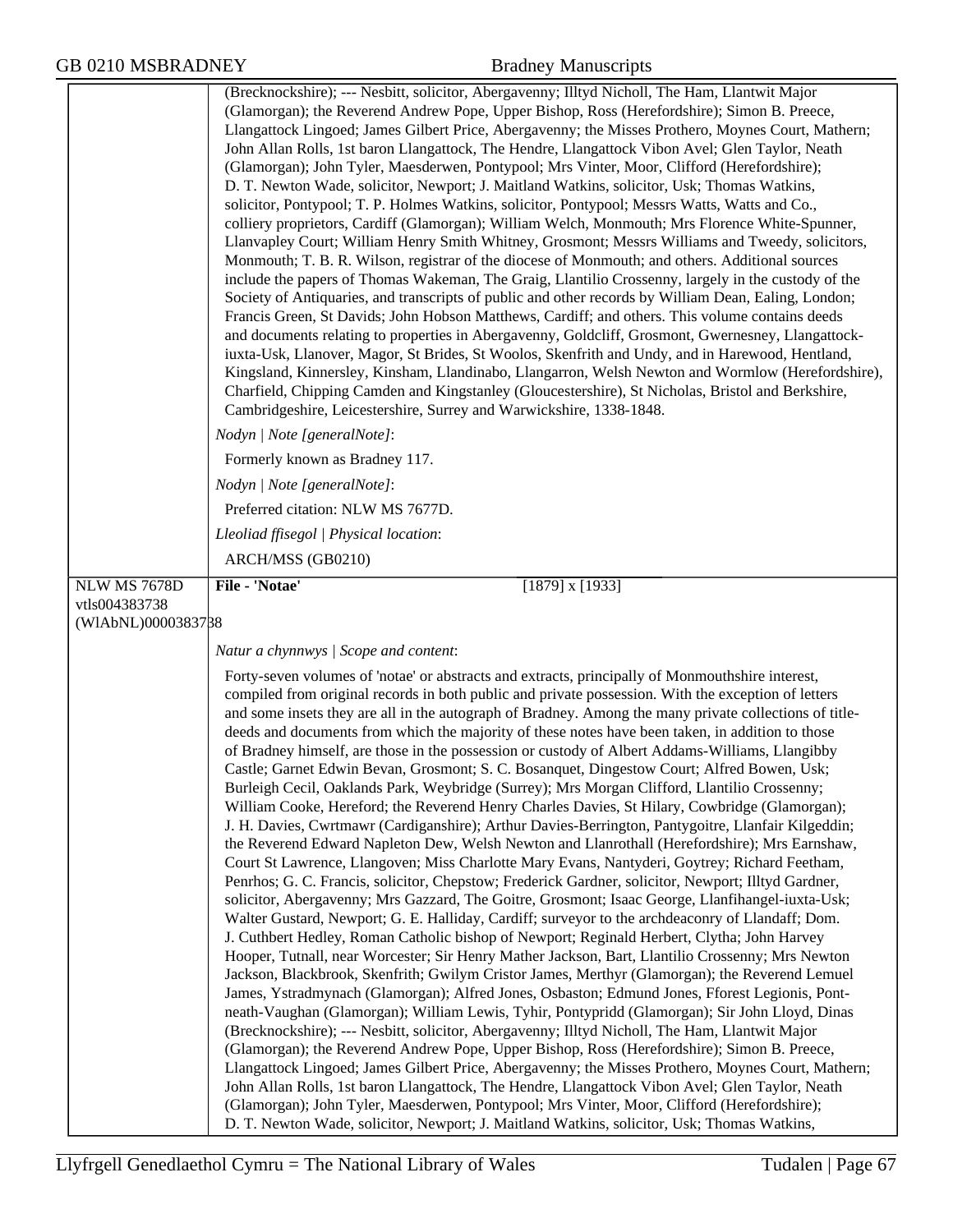(Brecknockshire); --- Nesbitt, solicitor, Abergavenny; Illtyd Nicholl, The Ham, Llantwit Major (Glamorgan); the Reverend Andrew Pope, Upper Bishop, Ross (Herefordshire); Simon B. Preece, Llangattock Lingoed; James Gilbert Price, Abergavenny; the Misses Prothero, Moynes Court, Mathern; John Allan Rolls, 1st baron Llangattock, The Hendre, Llangattock Vibon Avel; Glen Taylor, Neath (Glamorgan); John Tyler, Maesderwen, Pontypool; Mrs Vinter, Moor, Clifford (Herefordshire); D. T. Newton Wade, solicitor, Newport; J. Maitland Watkins, solicitor, Usk; Thomas Watkins, solicitor, Pontypool; T. P. Holmes Watkins, solicitor, Pontypool; Messrs Watts, Watts and Co., colliery proprietors, Cardiff (Glamorgan); William Welch, Monmouth; Mrs Florence White-Spunner, Llanvapley Court; William Henry Smith Whitney, Grosmont; Messrs Williams and Tweedy, solicitors, Monmouth; T. B. R. Wilson, registrar of the diocese of Monmouth; and others. Additional sources include the papers of Thomas Wakeman, The Graig, Llantilio Crossenny, largely in the custody of the Society of Antiquaries, and transcripts of public and other records by William Dean, Ealing, London; Francis Green, St Davids; John Hobson Matthews, Cardiff; and others. This volume contains deeds and documents relating to properties in Abergavenny, Goldcliff, Grosmont, Gwernesney, Llangattock-iuxta-Usk, Llanover, Magor, St Brides, St Woolos, Skenfrith and Undy, and in Harewood, Hentland, Kingsland, Kinnersley, Kinsham, Llandinabo, Llangarron, Welsh Newton and Wormlow (Herefordshire), Charfield, Chipping Camden and Kingstanley (Gloucestershire), St Nicholas, Bristol and Berkshire, Cambridgeshire, Leicestershire, Surrey and Warwickshire, 1338-1848.

*Nodyn | Note [generalNote]*:

Formerly known as Bradney 117.

*Nodyn | Note [generalNote]*:

Preferred citation: NLW MS 7677D.

*Lleoliad ffisegol | Physical location*:

ARCH/MSS (GB0210)

---

NLW MS 7678D
vtls004383738
(WlAbNL)0000383738

**File - 'Notae'** [1879] x [1933]

*Natur a chynnwys | Scope and content*:

Forty-seven volumes of 'notae' or abstracts and extracts, principally of Monmouthshire interest, compiled from original records in both public and private possession. With the exception of letters and some insets they are all in the autograph of Bradney. Among the many private collections of title-deeds and documents from which the majority of these notes have been taken, in addition to those of Bradney himself, are those in the possession or custody of Albert Addams-Williams, Llangibby Castle; Garnet Edwin Bevan, Grosmont; S. C. Bosanquet, Dingestow Court; Alfred Bowen, Usk; Burleigh Cecil, Oaklands Park, Weybridge (Surrey); Mrs Morgan Clifford, Llantilio Crossenny; William Cooke, Hereford; the Reverend Henry Charles Davies, St Hilary, Cowbridge (Glamorgan); J. H. Davies, Cwrtmawr (Cardiganshire); Arthur Davies-Berrington, Pantygoitre, Llanfair Kilgeddin; the Reverend Edward Napleton Dew, Welsh Newton and Llanrothall (Herefordshire); Mrs Earnshaw, Court St Lawrence, Llangoven; Miss Charlotte Mary Evans, Nantyderi, Goytrey; Richard Feetham, Penrhos; G. C. Francis, solicitor, Chepstow; Frederick Gardner, solicitor, Newport; Illtyd Gardner, solicitor, Abergavenny; Mrs Gazzard, The Goitre, Grosmont; Isaac George, Llanfihangel-iuxta-Usk; Walter Gustard, Newport; G. E. Halliday, Cardiff; surveyor to the archdeaconry of Llandaff; Dom. J. Cuthbert Hedley, Roman Catholic bishop of Newport; Reginald Herbert, Clytha; John Harvey Hooper, Tutnall, near Worcester; Sir Henry Mather Jackson, Bart, Llantilio Crossenny; Mrs Newton Jackson, Blackbrook, Skenfrith; Gwilym Cristor James, Merthyr (Glamorgan); the Reverend Lemuel James, Ystradmynach (Glamorgan); Alfred Jones, Osbaston; Edmund Jones, Fforest Legionis, Pont-neath-Vaughan (Glamorgan); William Lewis, Tyhir, Pontypridd (Glamorgan); Sir John Lloyd, Dinas (Brecknockshire); --- Nesbitt, solicitor, Abergavenny; Illtyd Nicholl, The Ham, Llantwit Major (Glamorgan); the Reverend Andrew Pope, Upper Bishop, Ross (Herefordshire); Simon B. Preece, Llangattock Lingoed; James Gilbert Price, Abergavenny; the Misses Prothero, Moynes Court, Mathern; John Allan Rolls, 1st baron Llangattock, The Hendre, Llangattock Vibon Avel; Glen Taylor, Neath (Glamorgan); John Tyler, Maesderwen, Pontypool; Mrs Vinter, Moor, Clifford (Herefordshire); D. T. Newton Wade, solicitor, Newport; J. Maitland Watkins, solicitor, Usk; Thomas Watkins,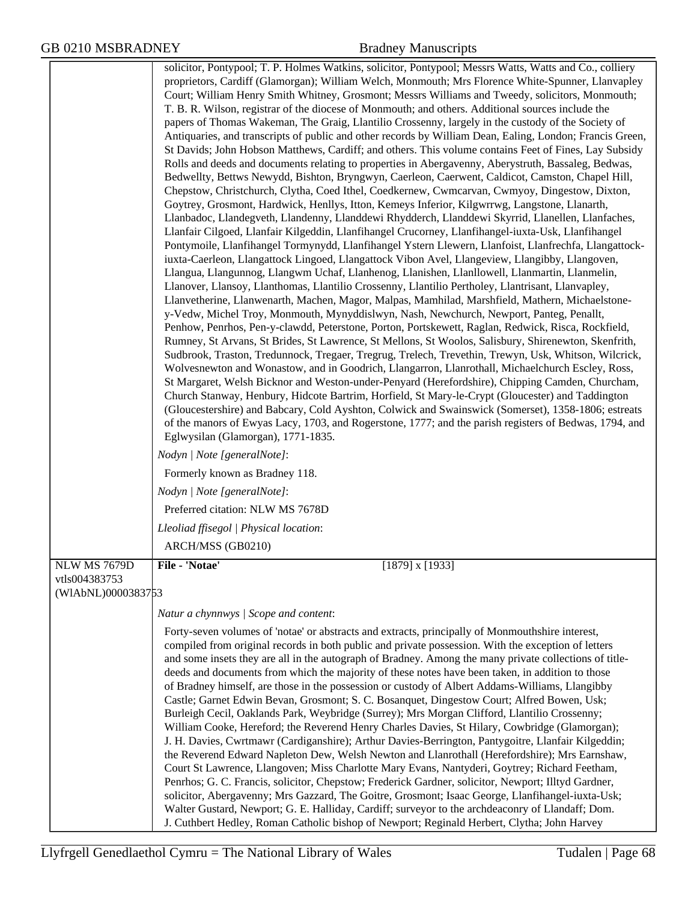solicitor, Pontypool; T. P. Holmes Watkins, solicitor, Pontypool; Messrs Watts, Watts and Co., colliery proprietors, Cardiff (Glamorgan); William Welch, Monmouth; Mrs Florence White-Spunner, Llanvapley Court; William Henry Smith Whitney, Grosmont; Messrs Williams and Tweedy, solicitors, Monmouth; T. B. R. Wilson, registrar of the diocese of Monmouth; and others. Additional sources include the papers of Thomas Wakeman, The Graig, Llantilio Crossenny, largely in the custody of the Society of Antiquaries, and transcripts of public and other records by William Dean, Ealing, London; Francis Green, St Davids; John Hobson Matthews, Cardiff; and others. This volume contains Feet of Fines, Lay Subsidy Rolls and deeds and documents relating to properties in Abergavenny, Aberystruth, Bassaleg, Bedwas, Bedwellty, Bettws Newydd, Bishton, Bryngwyn, Caerleon, Caerwent, Caldicot, Camston, Chapel Hill, Chepstow, Christchurch, Clytha, Coed Ithel, Coedkernew, Cwmcarvan, Cwmyoy, Dingestow, Dixton, Goytrey, Grosmont, Hardwick, Henllys, Itton, Kemeys Inferior, Kilgwrrwg, Langstone, Llanarth, Llanbadoc, Llandegveth, Llandenny, Llanddewi Rhydderch, Llanddewi Skyrrid, Llanellen, Llanfaches, Llanfair Cilgoed, Llanfair Kilgeddin, Llanfihangel Crucorney, Llanfihangel-iuxta-Usk, Llanfihangel Pontymoile, Llanfihangel Tormynydd, Llanfihangel Ystern Llewern, Llanfoist, Llanfrechfa, Llangattock-iuxta-Caerleon, Llangattock Lingoed, Llangattock Vibon Avel, Llangeview, Llangibby, Llangoven, Llangua, Llangunnog, Llangwm Uchaf, Llanhenog, Llanishen, Llanllowell, Llanmartin, Llanmelin, Llanover, Llansoy, Llanthomas, Llantilio Crossenny, Llantilio Pertholey, Llantrisant, Llanvapley, Llanvetherine, Llanwenarth, Machen, Magor, Malpas, Mamhilad, Marshfield, Mathern, Michaelstone-y-Vedw, Michel Troy, Monmouth, Mynyddislwyn, Nash, Newchurch, Newport, Panteg, Penallt, Penhow, Penrhos, Pen-y-clawdd, Peterstone, Porton, Portskewett, Raglan, Redwick, Risca, Rockfield, Rumney, St Arvans, St Brides, St Lawrence, St Mellons, St Woolos, Salisbury, Shirenewton, Skenfrith, Sudbrook, Traston, Tredunnock, Tregaer, Tregrug, Trelech, Trevethin, Trewyn, Usk, Whitson, Wilcrick, Wolvesnewton and Wonastow, and in Goodrich, Llangarron, Llanrothall, Michaelchurch Escley, Ross, St Margaret, Welsh Bicknor and Weston-under-Penyard (Herefordshire), Chipping Camden, Churcham, Church Stanway, Henbury, Hidcote Bartrim, Horfield, St Mary-le-Crypt (Gloucester) and Taddington (Gloucestershire) and Babcary, Cold Ayshton, Colwick and Swainswick (Somerset), 1358-1806; estreats of the manors of Ewyas Lacy, 1703, and Rogerstone, 1777; and the parish registers of Bedwas, 1794, and Eglwysilan (Glamorgan), 1771-1835.

*Nodyn | Note [generalNote]*:

Formerly known as Bradney 118.

*Nodyn | Note [generalNote]*:

Preferred citation: NLW MS 7678D

*Lleoliad ffisegol | Physical location*:

ARCH/MSS (GB0210)

---

NLW MS 7679D
vtls004383753
(WlAbNL)0000383753

**File - 'Notae'** [1879] x [1933]

*Natur a chynnwys | Scope and content*:

Forty-seven volumes of 'notae' or abstracts and extracts, principally of Monmouthshire interest, compiled from original records in both public and private possession. With the exception of letters and some insets they are all in the autograph of Bradney. Among the many private collections of title-deeds and documents from which the majority of these notes have been taken, in addition to those of Bradney himself, are those in the possession or custody of Albert Addams-Williams, Llangibby Castle; Garnet Edwin Bevan, Grosmont; S. C. Bosanquet, Dingestow Court; Alfred Bowen, Usk; Burleigh Cecil, Oaklands Park, Weybridge (Surrey); Mrs Morgan Clifford, Llantilio Crossenny; William Cooke, Hereford; the Reverend Henry Charles Davies, St Hilary, Cowbridge (Glamorgan); J. H. Davies, Cwrtmawr (Cardiganshire); Arthur Davies-Berrington, Pantygoitre, Llanfair Kilgeddin; the Reverend Edward Napleton Dew, Welsh Newton and Llanrothall (Herefordshire); Mrs Earnshaw, Court St Lawrence, Llangoven; Miss Charlotte Mary Evans, Nantyderi, Goytrey; Richard Feetham, Penrhos; G. C. Francis, solicitor, Chepstow; Frederick Gardner, solicitor, Newport; Illtyd Gardner, solicitor, Abergavenny; Mrs Gazzard, The Goitre, Grosmont; Isaac George, Llanfihangel-iuxta-Usk; Walter Gustard, Newport; G. E. Halliday, Cardiff; surveyor to the archdeaconry of Llandaff; Dom. J. Cuthbert Hedley, Roman Catholic bishop of Newport; Reginald Herbert, Clytha; John Harvey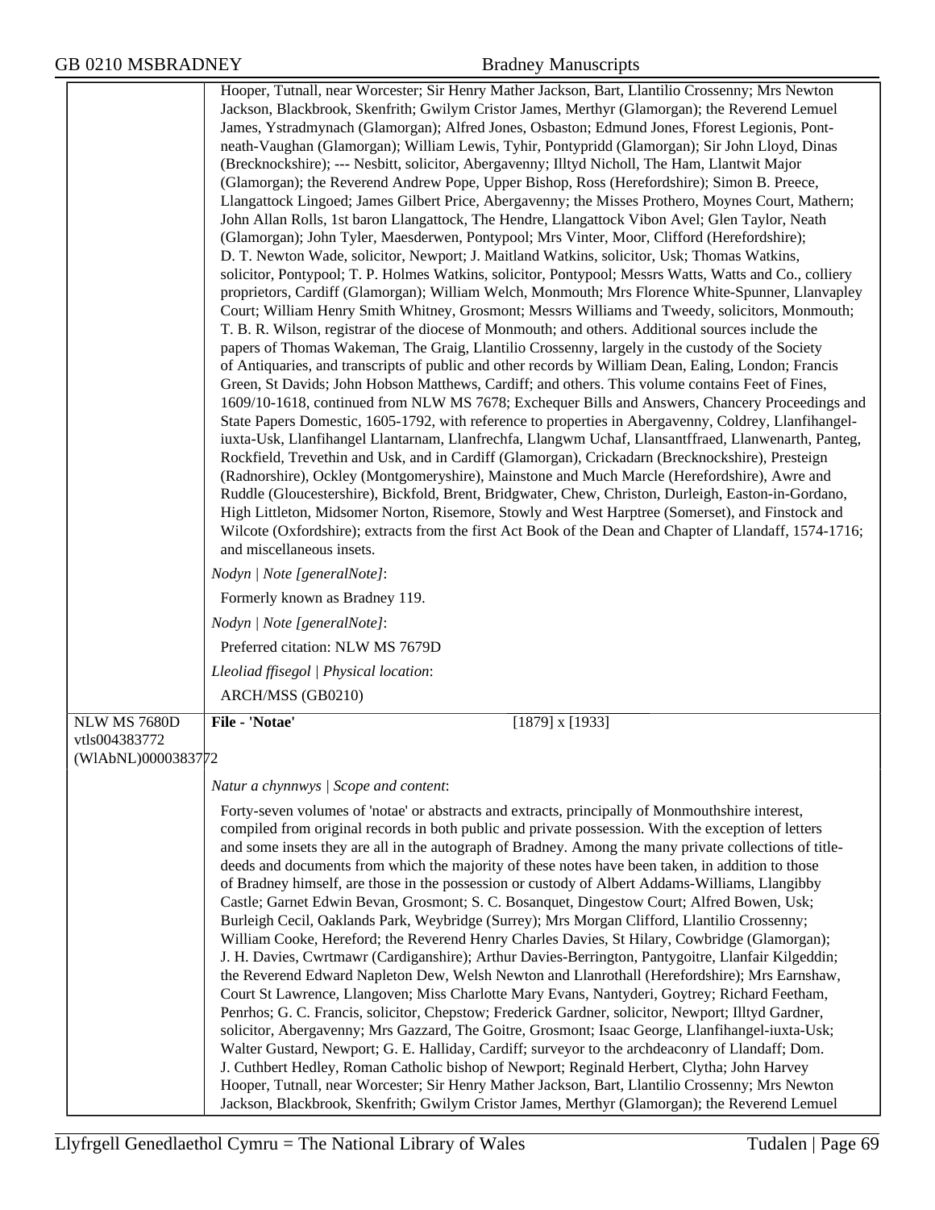Hooper, Tutnall, near Worcester; Sir Henry Mather Jackson, Bart, Llantilio Crossenny; Mrs Newton Jackson, Blackbrook, Skenfrith; Gwilym Cristor James, Merthyr (Glamorgan); the Reverend Lemuel James, Ystradmynach (Glamorgan); Alfred Jones, Osbaston; Edmund Jones, Fforest Legionis, Pont-neath-Vaughan (Glamorgan); William Lewis, Tyhir, Pontypridd (Glamorgan); Sir John Lloyd, Dinas (Brecknockshire); --- Nesbitt, solicitor, Abergavenny; Illtyd Nicholl, The Ham, Llantwit Major (Glamorgan); the Reverend Andrew Pope, Upper Bishop, Ross (Herefordshire); Simon B. Preece, Llangattock Lingoed; James Gilbert Price, Abergavenny; the Misses Prothero, Moynes Court, Mathern; John Allan Rolls, 1st baron Llangattock, The Hendre, Llangattock Vibon Avel; Glen Taylor, Neath (Glamorgan); John Tyler, Maesderwen, Pontypool; Mrs Vinter, Moor, Clifford (Herefordshire); D. T. Newton Wade, solicitor, Newport; J. Maitland Watkins, solicitor, Usk; Thomas Watkins, solicitor, Pontypool; T. P. Holmes Watkins, solicitor, Pontypool; Messrs Watts, Watts and Co., colliery proprietors, Cardiff (Glamorgan); William Welch, Monmouth; Mrs Florence White-Spunner, Llanvapley Court; William Henry Smith Whitney, Grosmont; Messrs Williams and Tweedy, solicitors, Monmouth; T. B. R. Wilson, registrar of the diocese of Monmouth; and others. Additional sources include the papers of Thomas Wakeman, The Graig, Llantilio Crossenny, largely in the custody of the Society of Antiquaries, and transcripts of public and other records by William Dean, Ealing, London; Francis Green, St Davids; John Hobson Matthews, Cardiff; and others. This volume contains Feet of Fines, 1609/10-1618, continued from NLW MS 7678; Exchequer Bills and Answers, Chancery Proceedings and State Papers Domestic, 1605-1792, with reference to properties in Abergavenny, Coldrey, Llanfihangel-iuxta-Usk, Llanfihangel Llantarnam, Llanfrechfa, Llangwm Uchaf, Llansantffraed, Llanwenarth, Panteg, Rockfield, Trevethin and Usk, and in Cardiff (Glamorgan), Crickadarn (Brecknockshire), Presteign (Radnorshire), Ockley (Montgomeryshire), Mainstone and Much Marcle (Herefordshire), Awre and Ruddle (Gloucestershire), Bickfold, Brent, Bridgwater, Chew, Christon, Durleigh, Easton-in-Gordano, High Littleton, Midsomer Norton, Risemore, Stowly and West Harptree (Somerset), and Finstock and Wilcote (Oxfordshire); extracts from the first Act Book of the Dean and Chapter of Llandaff, 1574-1716; and miscellaneous insets.

*Nodyn | Note [generalNote]*:

Formerly known as Bradney 119.

*Nodyn | Note [generalNote]*:

Preferred citation: NLW MS 7679D

*Lleoliad ffisegol | Physical location*:

ARCH/MSS (GB0210)

---

NLW MS 7680D
vtls004383772
(WlAbNL)0000383772

**File - 'Notae'** [1879] x [1933]

*Natur a chynnwys | Scope and content*:

Forty-seven volumes of 'notae' or abstracts and extracts, principally of Monmouthshire interest, compiled from original records in both public and private possession. With the exception of letters and some insets they are all in the autograph of Bradney. Among the many private collections of title-deeds and documents from which the majority of these notes have been taken, in addition to those of Bradney himself, are those in the possession or custody of Albert Addams-Williams, Llangibby Castle; Garnet Edwin Bevan, Grosmont; S. C. Bosanquet, Dingestow Court; Alfred Bowen, Usk; Burleigh Cecil, Oaklands Park, Weybridge (Surrey); Mrs Morgan Clifford, Llantilio Crossenny; William Cooke, Hereford; the Reverend Henry Charles Davies, St Hilary, Cowbridge (Glamorgan); J. H. Davies, Cwrtmawr (Cardiganshire); Arthur Davies-Berrington, Pantygoitre, Llanfair Kilgeddin; the Reverend Edward Napleton Dew, Welsh Newton and Llanrothall (Herefordshire); Mrs Earnshaw, Court St Lawrence, Llangoven; Miss Charlotte Mary Evans, Nantyderi, Goytrey; Richard Feetham, Penrhos; G. C. Francis, solicitor, Chepstow; Frederick Gardner, solicitor, Newport; Illtyd Gardner, solicitor, Abergavenny; Mrs Gazzard, The Goitre, Grosmont; Isaac George, Llanfihangel-iuxta-Usk; Walter Gustard, Newport; G. E. Halliday, Cardiff; surveyor to the archdeaconry of Llandaff; Dom. J. Cuthbert Hedley, Roman Catholic bishop of Newport; Reginald Herbert, Clytha; John Harvey Hooper, Tutnall, near Worcester; Sir Henry Mather Jackson, Bart, Llantilio Crossenny; Mrs Newton Jackson, Blackbrook, Skenfrith; Gwilym Cristor James, Merthyr (Glamorgan); the Reverend Lemuel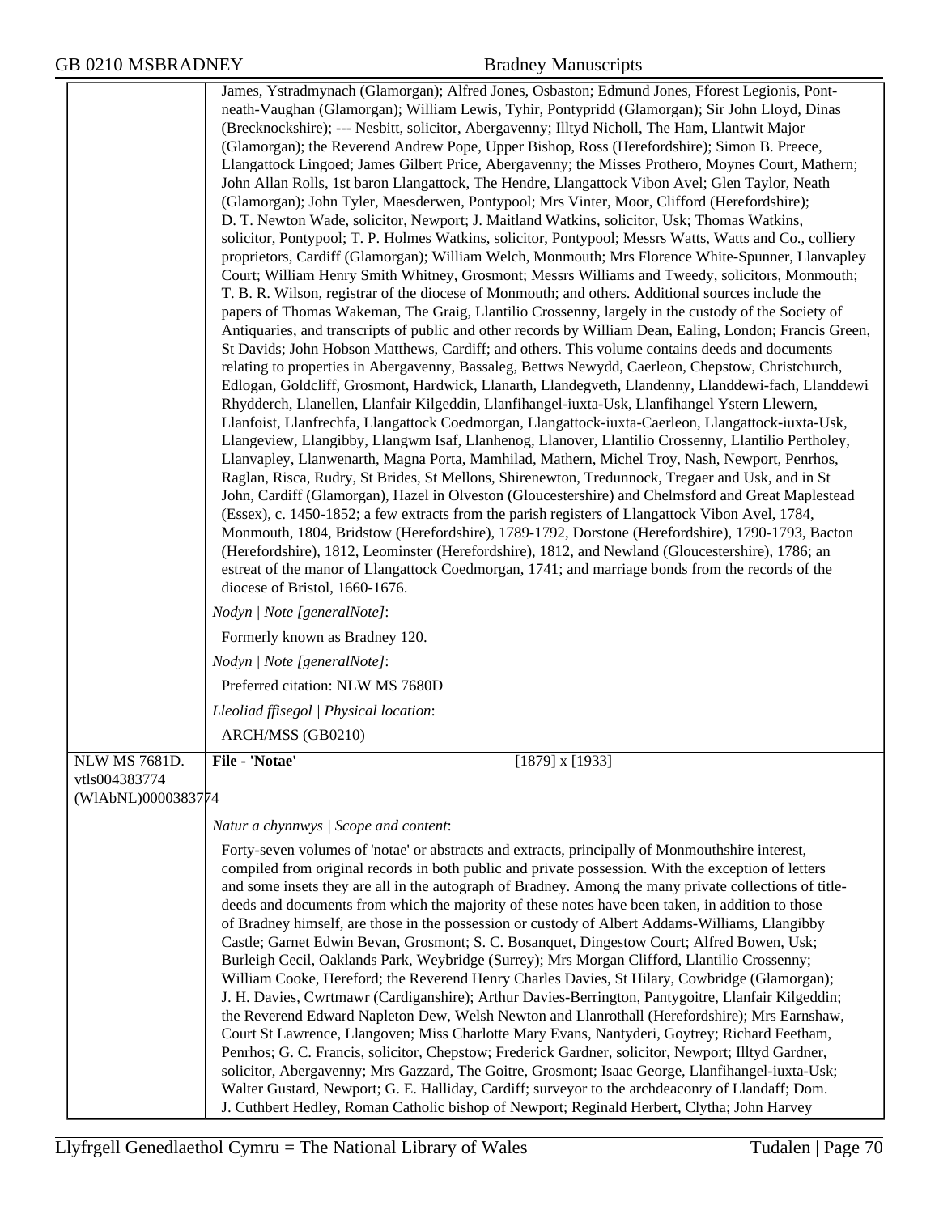| | |
|---|---|
| | James, Ystradmynach (Glamorgan); Alfred Jones, Osbaston; Edmund Jones, Fforest Legionis, Pont-neath-Vaughan (Glamorgan); William Lewis, Tyhir, Pontypridd (Glamorgan); Sir John Lloyd, Dinas (Brecknockshire); --- Nesbitt, solicitor, Abergavenny; Illtyd Nicholl, The Ham, Llantwit Major (Glamorgan); the Reverend Andrew Pope, Upper Bishop, Ross (Herefordshire); Simon B. Preece, Llangattock Lingoed; James Gilbert Price, Abergavenny; the Misses Prothero, Moynes Court, Mathern; John Allan Rolls, 1st baron Llangattock, The Hendre, Llangattock Vibon Avel; Glen Taylor, Neath (Glamorgan); John Tyler, Maesderwen, Pontypool; Mrs Vinter, Moor, Clifford (Herefordshire); D. T. Newton Wade, solicitor, Newport; J. Maitland Watkins, solicitor, Usk; Thomas Watkins, solicitor, Pontypool; T. P. Holmes Watkins, solicitor, Pontypool; Messrs Watts, Watts and Co., colliery proprietors, Cardiff (Glamorgan); William Welch, Monmouth; Mrs Florence White-Spunner, Llanvapley Court; William Henry Smith Whitney, Grosmont; Messrs Williams and Tweedy, solicitors, Monmouth; T. B. R. Wilson, registrar of the diocese of Monmouth; and others. Additional sources include the papers of Thomas Wakeman, The Graig, Llantilio Crossenny, largely in the custody of the Society of Antiquaries, and transcripts of public and other records by William Dean, Ealing, London; Francis Green, St Davids; John Hobson Matthews, Cardiff; and others. This volume contains deeds and documents relating to properties in Abergavenny, Bassaleg, Bettws Newydd, Caerleon, Chepstow, Christchurch, Edlogan, Goldcliff, Grosmont, Hardwick, Llanarth, Llandegveth, Llandenny, Llanddewi-fach, Llanddewi Rhydderch, Llanellen, Llanfair Kilgeddin, Llanfihangel-iuxta-Usk, Llanfihangel Ystern Llewern, Llanfoist, Llanfrechfa, Llangattock Coedmorgan, Llangattock-iuxta-Caerleon, Llangattock-iuxta-Usk, Llangeview, Llangibby, Llangwm Isaf, Llanhenog, Llanover, Llantilio Crossenny, Llantilio Pertholey, Llanvapley, Llanwenarth, Magna Porta, Mamhilad, Mathern, Michel Troy, Nash, Newport, Penrhos, Raglan, Risca, Rudry, St Brides, St Mellons, Shirenewton, Tredunnock, Tregaer and Usk, and in St John, Cardiff (Glamorgan), Hazel in Olveston (Gloucestershire) and Chelmsford and Great Maplestead (Essex), c. 1450-1852; a few extracts from the parish registers of Llangattock Vibon Avel, 1784, Monmouth, 1804, Bridstow (Herefordshire), 1789-1792, Dorstone (Herefordshire), 1790-1793, Bacton (Herefordshire), 1812, Leominster (Herefordshire), 1812, and Newland (Gloucestershire), 1786; an estreat of the manor of Llangattock Coedmorgan, 1741; and marriage bonds from the records of the diocese of Bristol, 1660-1676.<br><br>*Nodyn \| Note [generalNote]*:<br><br>Formerly known as Bradney 120.<br><br>*Nodyn \| Note [generalNote]*:<br><br>Preferred citation: NLW MS 7680D<br><br>*Lleoliad ffisegol \| Physical location*:<br><br>ARCH/MSS (GB0210) |
| NLW MS 7681D.<br>vtls004383774<br>(WlAbNL)0000383774 | **File - 'Notae'** [1879] x [1933]<br><br>*Natur a chynnwys \| Scope and content*:<br><br>Forty-seven volumes of 'notae' or abstracts and extracts, principally of Monmouthshire interest, compiled from original records in both public and private possession. With the exception of letters and some insets they are all in the autograph of Bradney. Among the many private collections of title-deeds and documents from which the majority of these notes have been taken, in addition to those of Bradney himself, are those in the possession or custody of Albert Addams-Williams, Llangibby Castle; Garnet Edwin Bevan, Grosmont; S. C. Bosanquet, Dingestow Court; Alfred Bowen, Usk; Burleigh Cecil, Oaklands Park, Weybridge (Surrey); Mrs Morgan Clifford, Llantilio Crossenny; William Cooke, Hereford; the Reverend Henry Charles Davies, St Hilary, Cowbridge (Glamorgan); J. H. Davies, Cwrtmawr (Cardiganshire); Arthur Davies-Berrington, Pantygoitre, Llanfair Kilgeddin; the Reverend Edward Napleton Dew, Welsh Newton and Llanrothall (Herefordshire); Mrs Earnshaw, Court St Lawrence, Llangoven; Miss Charlotte Mary Evans, Nantyderi, Goytrey; Richard Feetham, Penrhos; G. C. Francis, solicitor, Chepstow; Frederick Gardner, solicitor, Newport; Illtyd Gardner, solicitor, Abergavenny; Mrs Gazzard, The Goitre, Grosmont; Isaac George, Llanfihangel-iuxta-Usk; Walter Gustard, Newport; G. E. Halliday, Cardiff; surveyor to the archdeaconry of Llandaff; Dom. J. Cuthbert Hedley, Roman Catholic bishop of Newport; Reginald Herbert, Clytha; John Harvey |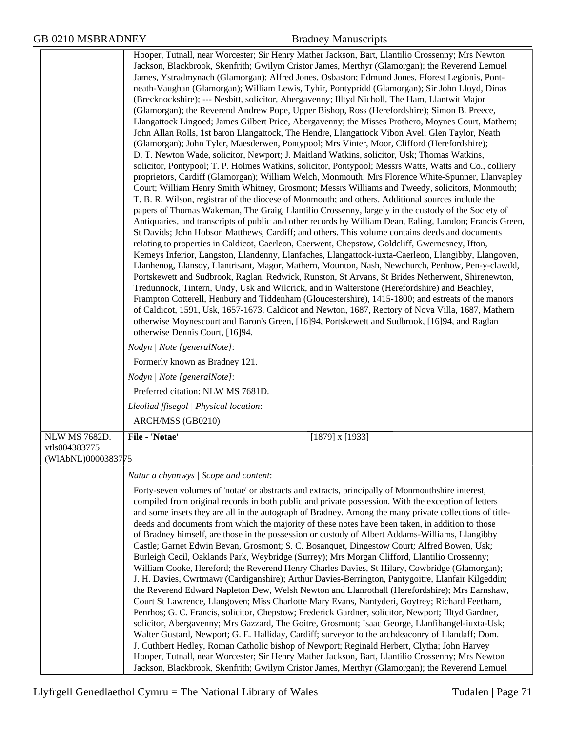Hooper, Tutnall, near Worcester; Sir Henry Mather Jackson, Bart, Llantilio Crossenny; Mrs Newton Jackson, Blackbrook, Skenfrith; Gwilym Cristor James, Merthyr (Glamorgan); the Reverend Lemuel James, Ystradmynach (Glamorgan); Alfred Jones, Osbaston; Edmund Jones, Fforest Legionis, Pont-neath-Vaughan (Glamorgan); William Lewis, Tyhir, Pontypridd (Glamorgan); Sir John Lloyd, Dinas (Brecknockshire); --- Nesbitt, solicitor, Abergavenny; Illtyd Nicholl, The Ham, Llantwit Major (Glamorgan); the Reverend Andrew Pope, Upper Bishop, Ross (Herefordshire); Simon B. Preece, Llangattock Lingoed; James Gilbert Price, Abergavenny; the Misses Prothero, Moynes Court, Mathern; John Allan Rolls, 1st baron Llangattock, The Hendre, Llangattock Vibon Avel; Glen Taylor, Neath (Glamorgan); John Tyler, Maesderwen, Pontypool; Mrs Vinter, Moor, Clifford (Herefordshire); D. T. Newton Wade, solicitor, Newport; J. Maitland Watkins, solicitor, Usk; Thomas Watkins, solicitor, Pontypool; T. P. Holmes Watkins, solicitor, Pontypool; Messrs Watts, Watts and Co., colliery proprietors, Cardiff (Glamorgan); William Welch, Monmouth; Mrs Florence White-Spunner, Llanvapley Court; William Henry Smith Whitney, Grosmont; Messrs Williams and Tweedy, solicitors, Monmouth; T. B. R. Wilson, registrar of the diocese of Monmouth; and others. Additional sources include the papers of Thomas Wakeman, The Graig, Llantilio Crossenny, largely in the custody of the Society of Antiquaries, and transcripts of public and other records by William Dean, Ealing, London; Francis Green, St Davids; John Hobson Matthews, Cardiff; and others. This volume contains deeds and documents relating to properties in Caldicot, Caerleon, Caerwent, Chepstow, Goldcliff, Gwernesney, Ifton, Kemeys Inferior, Langston, Llandenny, Llanfaches, Llangattock-iuxta-Caerleon, Llangibby, Llangoven, Llanhenog, Llansoy, Llantrisant, Magor, Mathern, Mounton, Nash, Newchurch, Penhow, Pen-y-clawdd, Portskewett and Sudbrook, Raglan, Redwick, Runston, St Arvans, St Brides Netherwent, Shirenewton, Tredunnock, Tintern, Undy, Usk and Wilcrick, and in Walterstone (Herefordshire) and Beachley, Frampton Cotterell, Henbury and Tiddenham (Gloucestershire), 1415-1800; and estreats of the manors of Caldicot, 1591, Usk, 1657-1673, Caldicot and Newton, 1687, Rectory of Nova Villa, 1687, Mathern otherwise Moynescourt and Baron's Green, [16]94, Portskewett and Sudbrook, [16]94, and Raglan otherwise Dennis Court, [16]94.

*Nodyn | Note [generalNote]*:

Formerly known as Bradney 121.

*Nodyn | Note [generalNote]*:

Preferred citation: NLW MS 7681D.

*Lleoliad ffisegol | Physical location*:

ARCH/MSS (GB0210)

---

NLW MS 7682D.
vtls004383775
(WlAbNL)0000383775

**File - 'Notae'** [1879] x [1933]

*Natur a chynnwys | Scope and content*:

Forty-seven volumes of 'notae' or abstracts and extracts, principally of Monmouthshire interest, compiled from original records in both public and private possession. With the exception of letters and some insets they are all in the autograph of Bradney. Among the many private collections of title-deeds and documents from which the majority of these notes have been taken, in addition to those of Bradney himself, are those in the possession or custody of Albert Addams-Williams, Llangibby Castle; Garnet Edwin Bevan, Grosmont; S. C. Bosanquet, Dingestow Court; Alfred Bowen, Usk; Burleigh Cecil, Oaklands Park, Weybridge (Surrey); Mrs Morgan Clifford, Llantilio Crossenny; William Cooke, Hereford; the Reverend Henry Charles Davies, St Hilary, Cowbridge (Glamorgan); J. H. Davies, Cwrtmawr (Cardiganshire); Arthur Davies-Berrington, Pantygoitre, Llanfair Kilgeddin; the Reverend Edward Napleton Dew, Welsh Newton and Llanrothall (Herefordshire); Mrs Earnshaw, Court St Lawrence, Llangoven; Miss Charlotte Mary Evans, Nantyderi, Goytrey; Richard Feetham, Penrhos; G. C. Francis, solicitor, Chepstow; Frederick Gardner, solicitor, Newport; Illtyd Gardner, solicitor, Abergavenny; Mrs Gazzard, The Goitre, Grosmont; Isaac George, Llanfihangel-iuxta-Usk; Walter Gustard, Newport; G. E. Halliday, Cardiff; surveyor to the archdeaconry of Llandaff; Dom. J. Cuthbert Hedley, Roman Catholic bishop of Newport; Reginald Herbert, Clytha; John Harvey Hooper, Tutnall, near Worcester; Sir Henry Mather Jackson, Bart, Llantilio Crossenny; Mrs Newton Jackson, Blackbrook, Skenfrith; Gwilym Cristor James, Merthyr (Glamorgan); the Reverend Lemuel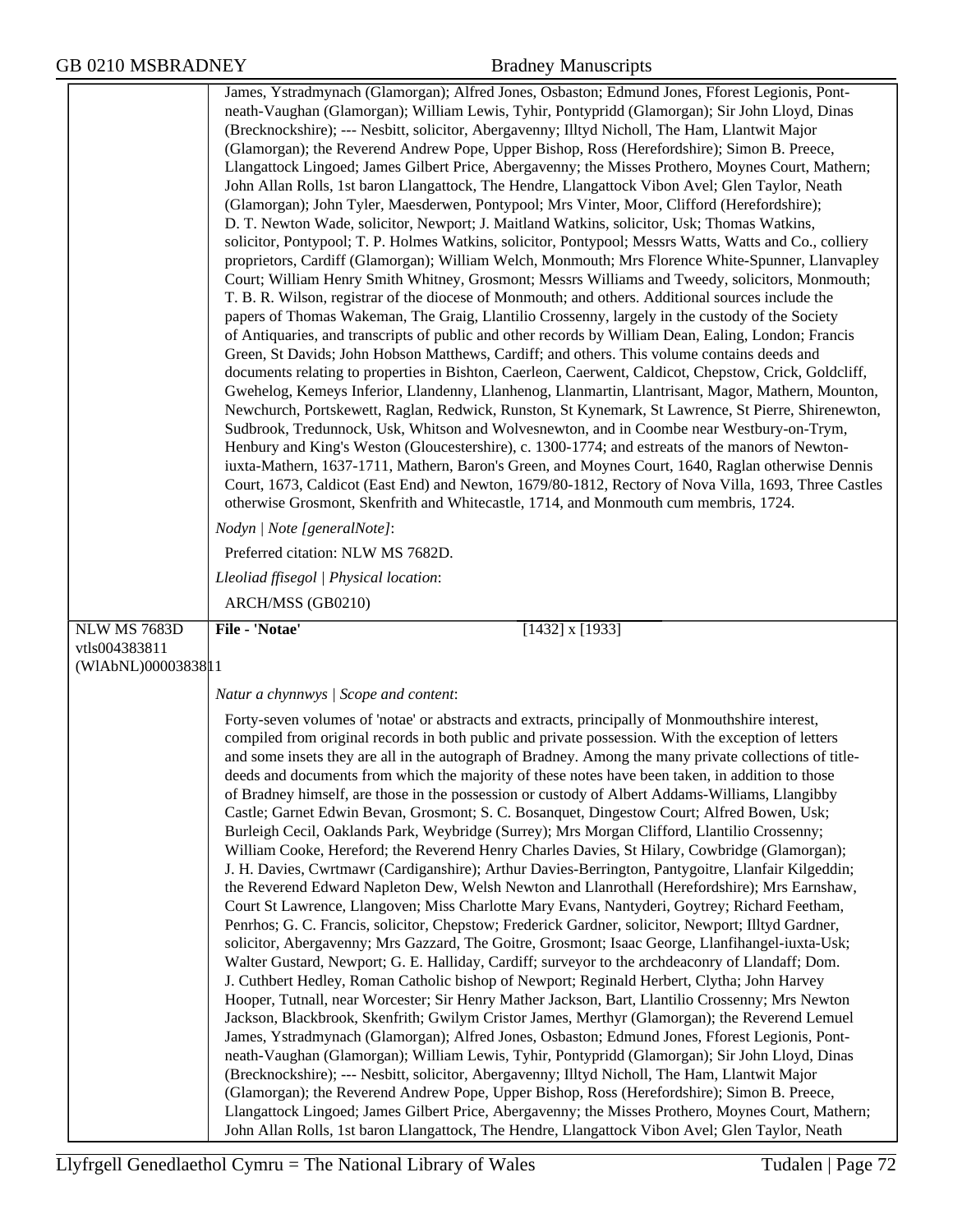James, Ystradmynach (Glamorgan); Alfred Jones, Osbaston; Edmund Jones, Fforest Legionis, Pont-neath-Vaughan (Glamorgan); William Lewis, Tyhir, Pontypridd (Glamorgan); Sir John Lloyd, Dinas (Brecknockshire); --- Nesbitt, solicitor, Abergavenny; Illtyd Nicholl, The Ham, Llantwit Major (Glamorgan); the Reverend Andrew Pope, Upper Bishop, Ross (Herefordshire); Simon B. Preece, Llangattock Lingoed; James Gilbert Price, Abergavenny; the Misses Prothero, Moynes Court, Mathern; John Allan Rolls, 1st baron Llangattock, The Hendre, Llangattock Vibon Avel; Glen Taylor, Neath (Glamorgan); John Tyler, Maesderwen, Pontypool; Mrs Vinter, Moor, Clifford (Herefordshire); D. T. Newton Wade, solicitor, Newport; J. Maitland Watkins, solicitor, Usk; Thomas Watkins, solicitor, Pontypool; T. P. Holmes Watkins, solicitor, Pontypool; Messrs Watts, Watts and Co., colliery proprietors, Cardiff (Glamorgan); William Welch, Monmouth; Mrs Florence White-Spunner, Llanvapley Court; William Henry Smith Whitney, Grosmont; Messrs Williams and Tweedy, solicitors, Monmouth; T. B. R. Wilson, registrar of the diocese of Monmouth; and others. Additional sources include the papers of Thomas Wakeman, The Graig, Llantilio Crossenny, largely in the custody of the Society of Antiquaries, and transcripts of public and other records by William Dean, Ealing, London; Francis Green, St Davids; John Hobson Matthews, Cardiff; and others. This volume contains deeds and documents relating to properties in Bishton, Caerleon, Caerwent, Caldicot, Chepstow, Crick, Goldcliff, Gwehelog, Kemeys Inferior, Llandenny, Llanhenog, Llanmartin, Llantrisant, Magor, Mathern, Mounton, Newchurch, Portskewett, Raglan, Redwick, Runston, St Kynemark, St Lawrence, St Pierre, Shirenewton, Sudbrook, Tredunnock, Usk, Whitson and Wolvesnewton, and in Coombe near Westbury-on-Trym, Henbury and King's Weston (Gloucestershire), c. 1300-1774; and estreats of the manors of Newton-iuxta-Mathern, 1637-1711, Mathern, Baron's Green, and Moynes Court, 1640, Raglan otherwise Dennis Court, 1673, Caldicot (East End) and Newton, 1679/80-1812, Rectory of Nova Villa, 1693, Three Castles otherwise Grosmont, Skenfrith and Whitecastle, 1714, and Monmouth cum membris, 1724.

*Nodyn | Note [generalNote]*:

Preferred citation: NLW MS 7682D.

*Lleoliad ffisegol | Physical location*:

ARCH/MSS (GB0210)

---

NLW MS 7683D
vtls004383811
(WlAbNL)0000383811

**File - 'Notae'** [1432] x [1933]

*Natur a chynnwys | Scope and content*:

Forty-seven volumes of 'notae' or abstracts and extracts, principally of Monmouthshire interest, compiled from original records in both public and private possession. With the exception of letters and some insets they are all in the autograph of Bradney. Among the many private collections of title-deeds and documents from which the majority of these notes have been taken, in addition to those of Bradney himself, are those in the possession or custody of Albert Addams-Williams, Llangibby Castle; Garnet Edwin Bevan, Grosmont; S. C. Bosanquet, Dingestow Court; Alfred Bowen, Usk; Burleigh Cecil, Oaklands Park, Weybridge (Surrey); Mrs Morgan Clifford, Llantilio Crossenny; William Cooke, Hereford; the Reverend Henry Charles Davies, St Hilary, Cowbridge (Glamorgan); J. H. Davies, Cwrtmawr (Cardiganshire); Arthur Davies-Berrington, Pantygoitre, Llanfair Kilgeddin; the Reverend Edward Napleton Dew, Welsh Newton and Llanrothall (Herefordshire); Mrs Earnshaw, Court St Lawrence, Llangoven; Miss Charlotte Mary Evans, Nantyderi, Goytrey; Richard Feetham, Penrhos; G. C. Francis, solicitor, Chepstow; Frederick Gardner, solicitor, Newport; Illtyd Gardner, solicitor, Abergavenny; Mrs Gazzard, The Goitre, Grosmont; Isaac George, Llanfihangel-iuxta-Usk; Walter Gustard, Newport; G. E. Halliday, Cardiff; surveyor to the archdeaconry of Llandaff; Dom. J. Cuthbert Hedley, Roman Catholic bishop of Newport; Reginald Herbert, Clytha; John Harvey Hooper, Tutnall, near Worcester; Sir Henry Mather Jackson, Bart, Llantilio Crossenny; Mrs Newton Jackson, Blackbrook, Skenfrith; Gwilym Cristor James, Merthyr (Glamorgan); the Reverend Lemuel James, Ystradmynach (Glamorgan); Alfred Jones, Osbaston; Edmund Jones, Fforest Legionis, Pont-neath-Vaughan (Glamorgan); William Lewis, Tyhir, Pontypridd (Glamorgan); Sir John Lloyd, Dinas (Brecknockshire); --- Nesbitt, solicitor, Abergavenny; Illtyd Nicholl, The Ham, Llantwit Major (Glamorgan); the Reverend Andrew Pope, Upper Bishop, Ross (Herefordshire); Simon B. Preece, Llangattock Lingoed; James Gilbert Price, Abergavenny; the Misses Prothero, Moynes Court, Mathern; John Allan Rolls, 1st baron Llangattock, The Hendre, Llangattock Vibon Avel; Glen Taylor, Neath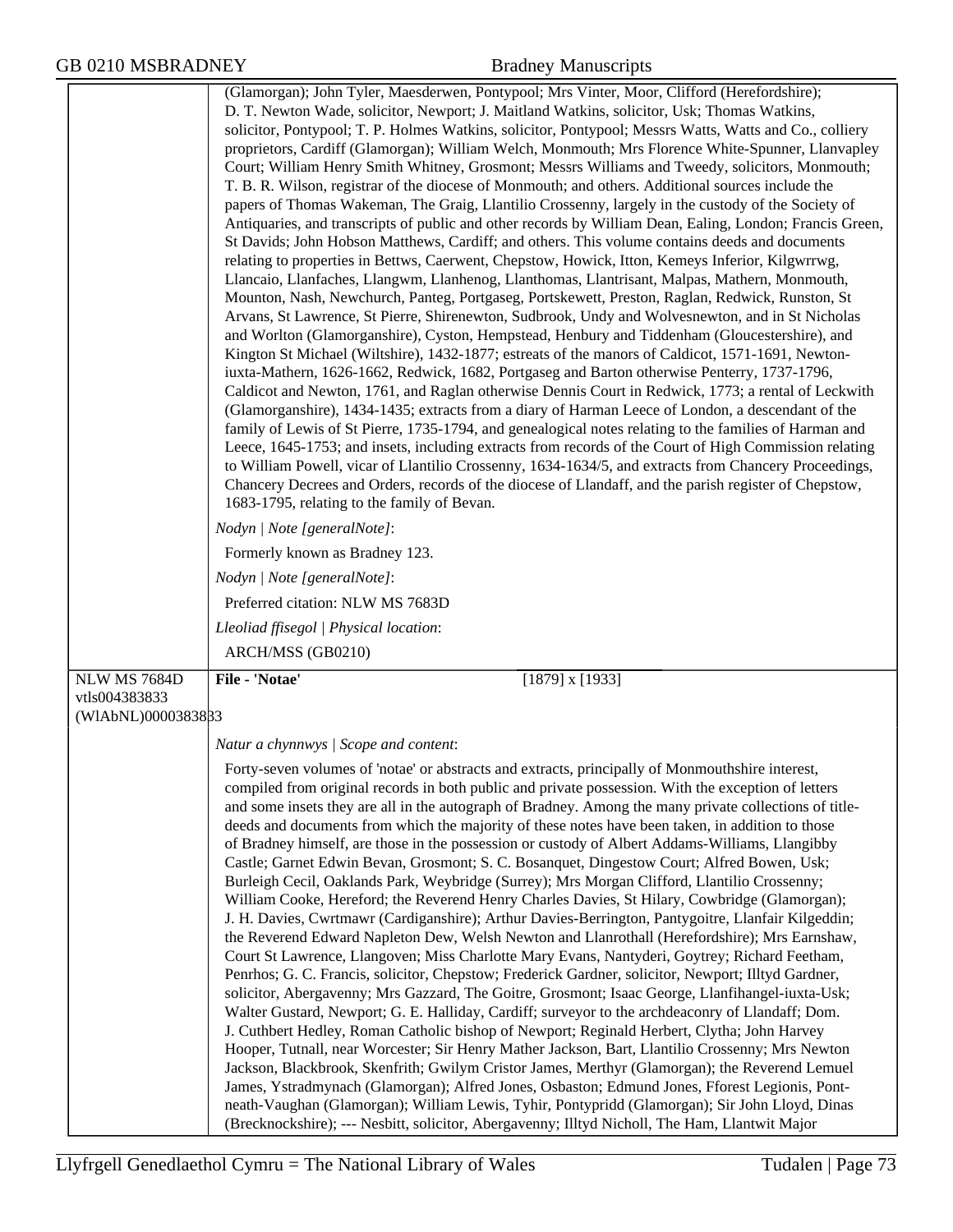(Glamorgan); John Tyler, Maesderwen, Pontypool; Mrs Vinter, Moor, Clifford (Herefordshire); D. T. Newton Wade, solicitor, Newport; J. Maitland Watkins, solicitor, Usk; Thomas Watkins, solicitor, Pontypool; T. P. Holmes Watkins, solicitor, Pontypool; Messrs Watts, Watts and Co., colliery proprietors, Cardiff (Glamorgan); William Welch, Monmouth; Mrs Florence White-Spunner, Llanvapley Court; William Henry Smith Whitney, Grosmont; Messrs Williams and Tweedy, solicitors, Monmouth; T. B. R. Wilson, registrar of the diocese of Monmouth; and others. Additional sources include the papers of Thomas Wakeman, The Graig, Llantilio Crossenny, largely in the custody of the Society of Antiquaries, and transcripts of public and other records by William Dean, Ealing, London; Francis Green, St Davids; John Hobson Matthews, Cardiff; and others. This volume contains deeds and documents relating to properties in Bettws, Caerwent, Chepstow, Howick, Itton, Kemeys Inferior, Kilgwrrwg, Llancaio, Llanfaches, Llangwm, Llanhenog, Llanthomas, Llantrisant, Malpas, Mathern, Monmouth, Mounton, Nash, Newchurch, Panteg, Portgaseg, Portskewett, Preston, Raglan, Redwick, Runston, St Arvans, St Lawrence, St Pierre, Shirenewton, Sudbrook, Undy and Wolvesnewton, and in St Nicholas and Worlton (Glamorganshire), Cyston, Hempstead, Henbury and Tiddenham (Gloucestershire), and Kington St Michael (Wiltshire), 1432-1877; estreats of the manors of Caldicot, 1571-1691, Newton-iuxta-Mathern, 1626-1662, Redwick, 1682, Portgaseg and Barton otherwise Penterry, 1737-1796, Caldicot and Newton, 1761, and Raglan otherwise Dennis Court in Redwick, 1773; a rental of Leckwith (Glamorganshire), 1434-1435; extracts from a diary of Harman Leece of London, a descendant of the family of Lewis of St Pierre, 1735-1794, and genealogical notes relating to the families of Harman and Leece, 1645-1753; and insets, including extracts from records of the Court of High Commission relating to William Powell, vicar of Llantilio Crossenny, 1634-1634/5, and extracts from Chancery Proceedings, Chancery Decrees and Orders, records of the diocese of Llandaff, and the parish register of Chepstow, 1683-1795, relating to the family of Bevan.

*Nodyn | Note [generalNote]*:

Formerly known as Bradney 123.

*Nodyn | Note [generalNote]*:

Preferred citation: NLW MS 7683D

*Lleoliad ffisegol | Physical location*:

ARCH/MSS (GB0210)

---

NLW MS 7684D
vtls004383833
(WlAbNL)0000383833

**File - 'Notae'** [1879] x [1933]

*Natur a chynnwys | Scope and content*:

Forty-seven volumes of 'notae' or abstracts and extracts, principally of Monmouthshire interest, compiled from original records in both public and private possession. With the exception of letters and some insets they are all in the autograph of Bradney. Among the many private collections of title-deeds and documents from which the majority of these notes have been taken, in addition to those of Bradney himself, are those in the possession or custody of Albert Addams-Williams, Llangibby Castle; Garnet Edwin Bevan, Grosmont; S. C. Bosanquet, Dingestow Court; Alfred Bowen, Usk; Burleigh Cecil, Oaklands Park, Weybridge (Surrey); Mrs Morgan Clifford, Llantilio Crossenny; William Cooke, Hereford; the Reverend Henry Charles Davies, St Hilary, Cowbridge (Glamorgan); J. H. Davies, Cwrtmawr (Cardiganshire); Arthur Davies-Berrington, Pantygoitre, Llanfair Kilgeddin; the Reverend Edward Napleton Dew, Welsh Newton and Llanrothall (Herefordshire); Mrs Earnshaw, Court St Lawrence, Llangoven; Miss Charlotte Mary Evans, Nantyderi, Goytrey; Richard Feetham, Penrhos; G. C. Francis, solicitor, Chepstow; Frederick Gardner, solicitor, Newport; Illtyd Gardner, solicitor, Abergavenny; Mrs Gazzard, The Goitre, Grosmont; Isaac George, Llanfihangel-iuxta-Usk; Walter Gustard, Newport; G. E. Halliday, Cardiff; surveyor to the archdeaconry of Llandaff; Dom. J. Cuthbert Hedley, Roman Catholic bishop of Newport; Reginald Herbert, Clytha; John Harvey Hooper, Tutnall, near Worcester; Sir Henry Mather Jackson, Bart, Llantilio Crossenny; Mrs Newton Jackson, Blackbrook, Skenfrith; Gwilym Cristor James, Merthyr (Glamorgan); the Reverend Lemuel James, Ystradmynach (Glamorgan); Alfred Jones, Osbaston; Edmund Jones, Fforest Legionis, Pont-neath-Vaughan (Glamorgan); William Lewis, Tyhir, Pontypridd (Glamorgan); Sir John Lloyd, Dinas (Brecknockshire); --- Nesbitt, solicitor, Abergavenny; Illtyd Nicholl, The Ham, Llantwit Major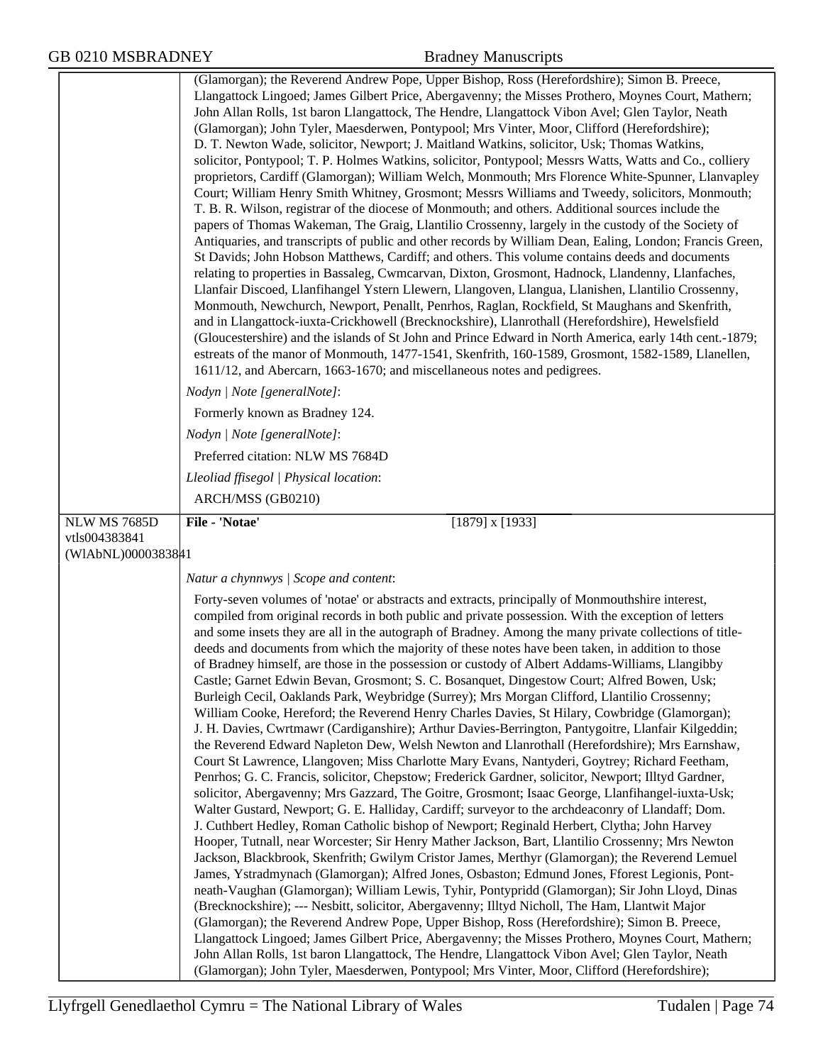(Glamorgan); the Reverend Andrew Pope, Upper Bishop, Ross (Herefordshire); Simon B. Preece, Llangattock Lingoed; James Gilbert Price, Abergavenny; the Misses Prothero, Moynes Court, Mathern; John Allan Rolls, 1st baron Llangattock, The Hendre, Llangattock Vibon Avel; Glen Taylor, Neath (Glamorgan); John Tyler, Maesderwen, Pontypool; Mrs Vinter, Moor, Clifford (Herefordshire); D. T. Newton Wade, solicitor, Newport; J. Maitland Watkins, solicitor, Usk; Thomas Watkins, solicitor, Pontypool; T. P. Holmes Watkins, solicitor, Pontypool; Messrs Watts, Watts and Co., colliery proprietors, Cardiff (Glamorgan); William Welch, Monmouth; Mrs Florence White-Spunner, Llanvapley Court; William Henry Smith Whitney, Grosmont; Messrs Williams and Tweedy, solicitors, Monmouth; T. B. R. Wilson, registrar of the diocese of Monmouth; and others. Additional sources include the papers of Thomas Wakeman, The Graig, Llantilio Crossenny, largely in the custody of the Society of Antiquaries, and transcripts of public and other records by William Dean, Ealing, London; Francis Green, St Davids; John Hobson Matthews, Cardiff; and others. This volume contains deeds and documents relating to properties in Bassaleg, Cwmcarvan, Dixton, Grosmont, Hadnock, Llandenny, Llanfaches, Llanfair Discoed, Llanfihangel Ystern Llewern, Llangoven, Llangua, Llanishen, Llantilio Crossenny, Monmouth, Newchurch, Newport, Penallt, Penrhos, Raglan, Rockfield, St Maughans and Skenfrith, and in Llangattock-iuxta-Crickhowell (Brecknockshire), Llanrothall (Herefordshire), Hewelsfield (Gloucestershire) and the islands of St John and Prince Edward in North America, early 14th cent.-1879; estreats of the manor of Monmouth, 1477-1541, Skenfrith, 160-1589, Grosmont, 1582-1589, Llanellen, 1611/12, and Abercarn, 1663-1670; and miscellaneous notes and pedigrees.

*Nodyn | Note [generalNote]*:

Formerly known as Bradney 124.

*Nodyn | Note [generalNote]*:

Preferred citation: NLW MS 7684D

*Lleoliad ffisegol | Physical location*:

ARCH/MSS (GB0210)

NLW MS 7685D
vtls004383841
(WlAbNL)0000383841

**File - 'Notae'** [1879] x [1933]

*Natur a chynnwys | Scope and content*:

Forty-seven volumes of 'notae' or abstracts and extracts, principally of Monmouthshire interest, compiled from original records in both public and private possession. With the exception of letters and some insets they are all in the autograph of Bradney. Among the many private collections of title-deeds and documents from which the majority of these notes have been taken, in addition to those of Bradney himself, are those in the possession or custody of Albert Addams-Williams, Llangibby Castle; Garnet Edwin Bevan, Grosmont; S. C. Bosanquet, Dingestow Court; Alfred Bowen, Usk; Burleigh Cecil, Oaklands Park, Weybridge (Surrey); Mrs Morgan Clifford, Llantilio Crossenny; William Cooke, Hereford; the Reverend Henry Charles Davies, St Hilary, Cowbridge (Glamorgan); J. H. Davies, Cwrtmawr (Cardiganshire); Arthur Davies-Berrington, Pantygoitre, Llanfair Kilgeddin; the Reverend Edward Napleton Dew, Welsh Newton and Llanrothall (Herefordshire); Mrs Earnshaw, Court St Lawrence, Llangoven; Miss Charlotte Mary Evans, Nantyderi, Goytrey; Richard Feetham, Penrhos; G. C. Francis, solicitor, Chepstow; Frederick Gardner, solicitor, Newport; Illtyd Gardner, solicitor, Abergavenny; Mrs Gazzard, The Goitre, Grosmont; Isaac George, Llanfihangel-iuxta-Usk; Walter Gustard, Newport; G. E. Halliday, Cardiff; surveyor to the archdeaconry of Llandaff; Dom. J. Cuthbert Hedley, Roman Catholic bishop of Newport; Reginald Herbert, Clytha; John Harvey Hooper, Tutnall, near Worcester; Sir Henry Mather Jackson, Bart, Llantilio Crossenny; Mrs Newton Jackson, Blackbrook, Skenfrith; Gwilym Cristor James, Merthyr (Glamorgan); the Reverend Lemuel James, Ystradmynach (Glamorgan); Alfred Jones, Osbaston; Edmund Jones, Fforest Legionis, Pont-neath-Vaughan (Glamorgan); William Lewis, Tyhir, Pontypridd (Glamorgan); Sir John Lloyd, Dinas (Brecknockshire); --- Nesbitt, solicitor, Abergavenny; Illtyd Nicholl, The Ham, Llantwit Major (Glamorgan); the Reverend Andrew Pope, Upper Bishop, Ross (Herefordshire); Simon B. Preece, Llangattock Lingoed; James Gilbert Price, Abergavenny; the Misses Prothero, Moynes Court, Mathern; John Allan Rolls, 1st baron Llangattock, The Hendre, Llangattock Vibon Avel; Glen Taylor, Neath (Glamorgan); John Tyler, Maesderwen, Pontypool; Mrs Vinter, Moor, Clifford (Herefordshire);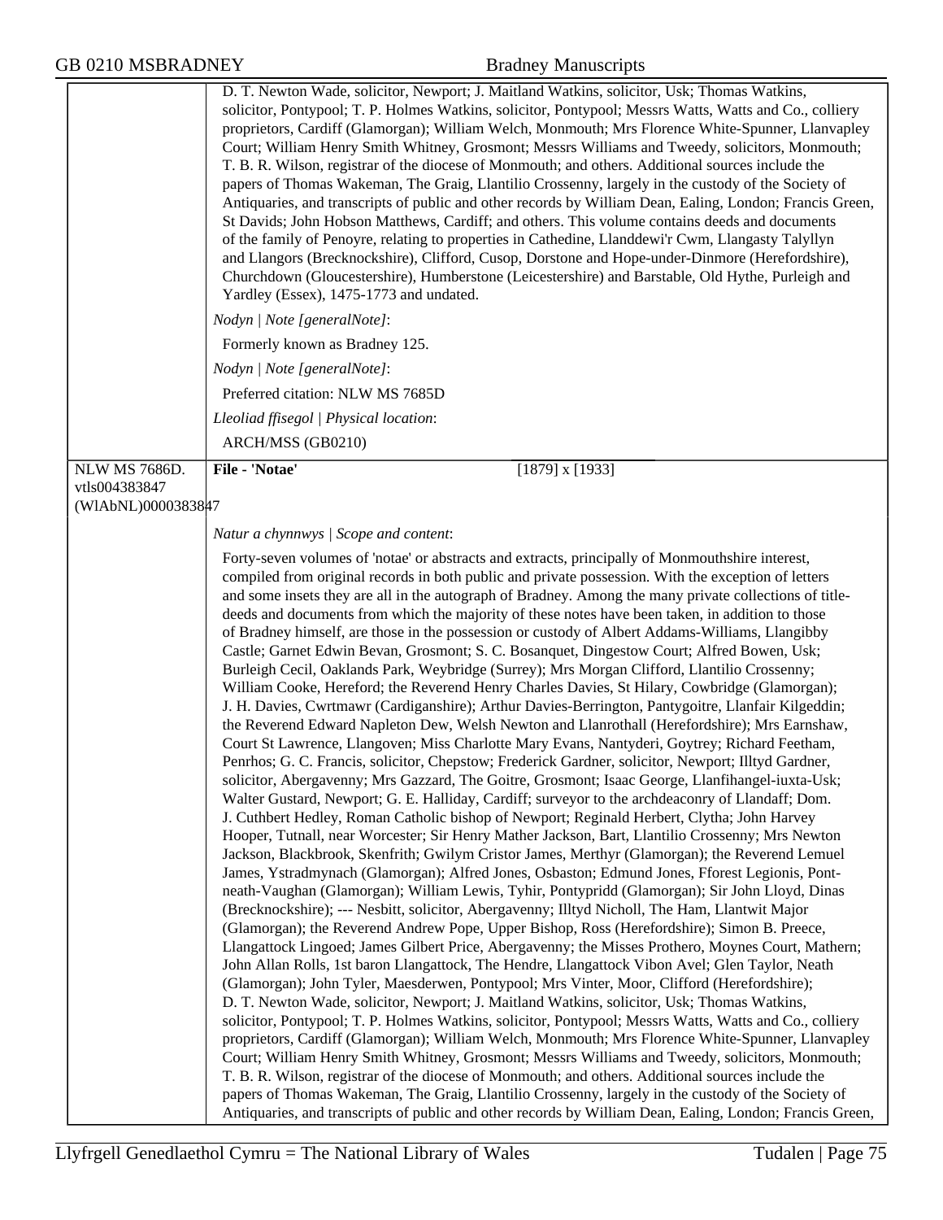D. T. Newton Wade, solicitor, Newport; J. Maitland Watkins, solicitor, Usk; Thomas Watkins, solicitor, Pontypool; T. P. Holmes Watkins, solicitor, Pontypool; Messrs Watts, Watts and Co., colliery proprietors, Cardiff (Glamorgan); William Welch, Monmouth; Mrs Florence White-Spunner, Llanvapley Court; William Henry Smith Whitney, Grosmont; Messrs Williams and Tweedy, solicitors, Monmouth; T. B. R. Wilson, registrar of the diocese of Monmouth; and others. Additional sources include the papers of Thomas Wakeman, The Graig, Llantilio Crossenny, largely in the custody of the Society of Antiquaries, and transcripts of public and other records by William Dean, Ealing, London; Francis Green, St Davids; John Hobson Matthews, Cardiff; and others. This volume contains deeds and documents of the family of Penoyre, relating to properties in Cathedine, Llanddewi'r Cwm, Llangasty Talyllyn and Llangors (Brecknockshire), Clifford, Cusop, Dorstone and Hope-under-Dinmore (Herefordshire), Churchdown (Gloucestershire), Humberstone (Leicestershire) and Barstable, Old Hythe, Purleigh and Yardley (Essex), 1475-1773 and undated.

*Nodyn | Note [generalNote]*:

Formerly known as Bradney 125.

*Nodyn | Note [generalNote]*:

Preferred citation: NLW MS 7685D

*Lleoliad ffisegol | Physical location*:

ARCH/MSS (GB0210)

---

NLW MS 7686D.
vtls004383847
(WlAbNL)0000383847

**File - 'Notae'** [1879] x [1933]

*Natur a chynnwys | Scope and content*:

Forty-seven volumes of 'notae' or abstracts and extracts, principally of Monmouthshire interest, compiled from original records in both public and private possession. With the exception of letters and some insets they are all in the autograph of Bradney. Among the many private collections of title-deeds and documents from which the majority of these notes have been taken, in addition to those of Bradney himself, are those in the possession or custody of Albert Addams-Williams, Llangibby Castle; Garnet Edwin Bevan, Grosmont; S. C. Bosanquet, Dingestow Court; Alfred Bowen, Usk; Burleigh Cecil, Oaklands Park, Weybridge (Surrey); Mrs Morgan Clifford, Llantilio Crossenny; William Cooke, Hereford; the Reverend Henry Charles Davies, St Hilary, Cowbridge (Glamorgan); J. H. Davies, Cwrtmawr (Cardiganshire); Arthur Davies-Berrington, Pantygoitre, Llanfair Kilgeddin; the Reverend Edward Napleton Dew, Welsh Newton and Llanrothall (Herefordshire); Mrs Earnshaw, Court St Lawrence, Llangoven; Miss Charlotte Mary Evans, Nantyderi, Goytrey; Richard Feetham, Penrhos; G. C. Francis, solicitor, Chepstow; Frederick Gardner, solicitor, Newport; Illtyd Gardner, solicitor, Abergavenny; Mrs Gazzard, The Goitre, Grosmont; Isaac George, Llanfihangel-iuxta-Usk; Walter Gustard, Newport; G. E. Halliday, Cardiff; surveyor to the archdeaconry of Llandaff; Dom. J. Cuthbert Hedley, Roman Catholic bishop of Newport; Reginald Herbert, Clytha; John Harvey Hooper, Tutnall, near Worcester; Sir Henry Mather Jackson, Bart, Llantilio Crossenny; Mrs Newton Jackson, Blackbrook, Skenfrith; Gwilym Cristor James, Merthyr (Glamorgan); the Reverend Lemuel James, Ystradmynach (Glamorgan); Alfred Jones, Osbaston; Edmund Jones, Fforest Legionis, Pont-neath-Vaughan (Glamorgan); William Lewis, Tyhir, Pontypridd (Glamorgan); Sir John Lloyd, Dinas (Brecknockshire); --- Nesbitt, solicitor, Abergavenny; Illtyd Nicholl, The Ham, Llantwit Major (Glamorgan); the Reverend Andrew Pope, Upper Bishop, Ross (Herefordshire); Simon B. Preece, Llangattock Lingoed; James Gilbert Price, Abergavenny; the Misses Prothero, Moynes Court, Mathern; John Allan Rolls, 1st baron Llangattock, The Hendre, Llangattock Vibon Avel; Glen Taylor, Neath (Glamorgan); John Tyler, Maesderwen, Pontypool; Mrs Vinter, Moor, Clifford (Herefordshire); D. T. Newton Wade, solicitor, Newport; J. Maitland Watkins, solicitor, Usk; Thomas Watkins, solicitor, Pontypool; T. P. Holmes Watkins, solicitor, Pontypool; Messrs Watts, Watts and Co., colliery proprietors, Cardiff (Glamorgan); William Welch, Monmouth; Mrs Florence White-Spunner, Llanvapley Court; William Henry Smith Whitney, Grosmont; Messrs Williams and Tweedy, solicitors, Monmouth; T. B. R. Wilson, registrar of the diocese of Monmouth; and others. Additional sources include the papers of Thomas Wakeman, The Graig, Llantilio Crossenny, largely in the custody of the Society of Antiquaries, and transcripts of public and other records by William Dean, Ealing, London; Francis Green,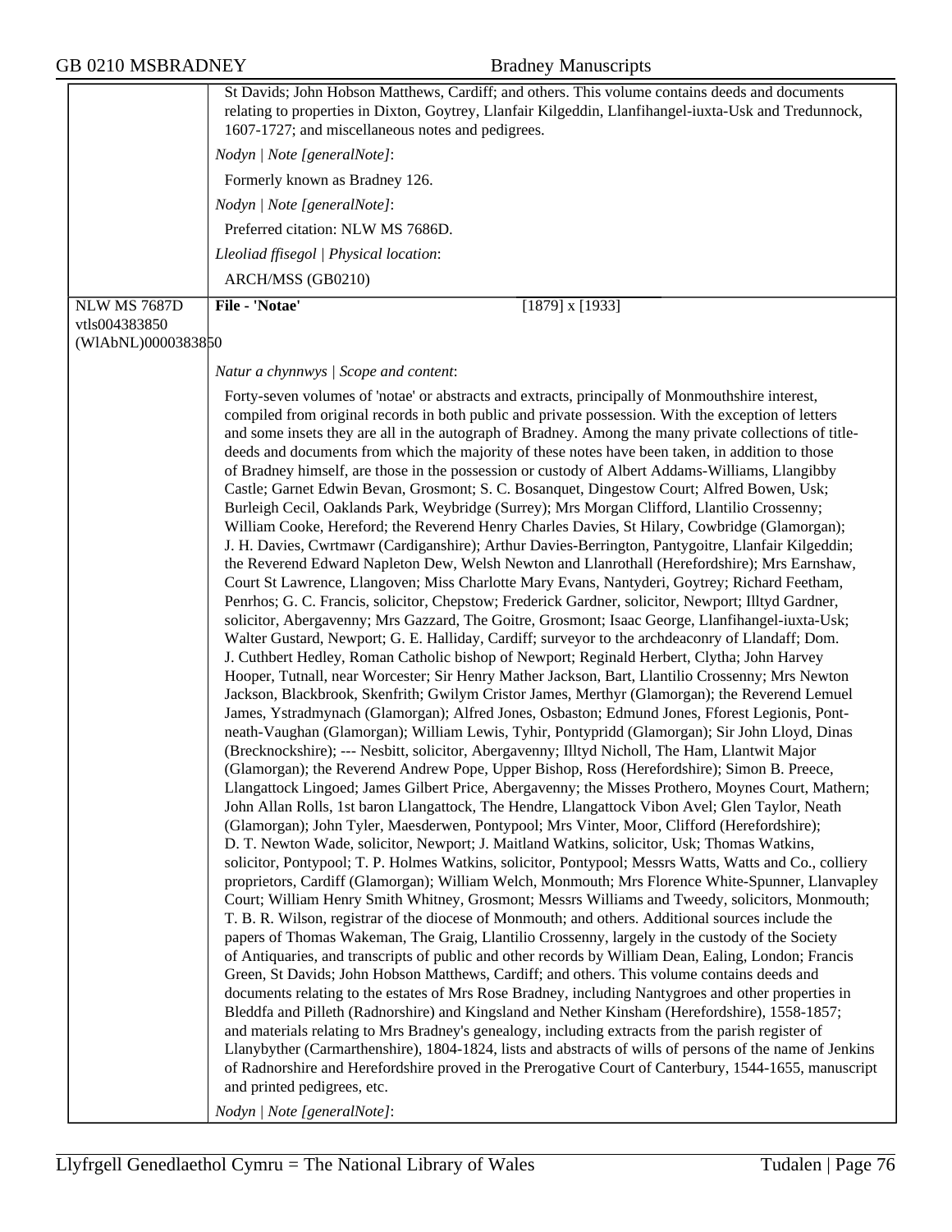St Davids; John Hobson Matthews, Cardiff; and others. This volume contains deeds and documents relating to properties in Dixton, Goytrey, Llanfair Kilgeddin, Llanfihangel-iuxta-Usk and Tredunnock, 1607-1727; and miscellaneous notes and pedigrees.

*Nodyn | Note [generalNote]*:

Formerly known as Bradney 126.

*Nodyn | Note [generalNote]*:

Preferred citation: NLW MS 7686D.

*Lleoliad ffisegol | Physical location*:

ARCH/MSS (GB0210)

---

NLW MS 7687D
vtls004383850
(WlAbNL)0000383850

**File - 'Notae'** [1879] x [1933]

*Natur a chynnwys | Scope and content*:

Forty-seven volumes of 'notae' or abstracts and extracts, principally of Monmouthshire interest, compiled from original records in both public and private possession. With the exception of letters and some insets they are all in the autograph of Bradney. Among the many private collections of title-deeds and documents from which the majority of these notes have been taken, in addition to those of Bradney himself, are those in the possession or custody of Albert Addams-Williams, Llangibby Castle; Garnet Edwin Bevan, Grosmont; S. C. Bosanquet, Dingestow Court; Alfred Bowen, Usk; Burleigh Cecil, Oaklands Park, Weybridge (Surrey); Mrs Morgan Clifford, Llantilio Crossenny; William Cooke, Hereford; the Reverend Henry Charles Davies, St Hilary, Cowbridge (Glamorgan); J. H. Davies, Cwrtmawr (Cardiganshire); Arthur Davies-Berrington, Pantygoitre, Llanfair Kilgeddin; the Reverend Edward Napleton Dew, Welsh Newton and Llanrothall (Herefordshire); Mrs Earnshaw, Court St Lawrence, Llangoven; Miss Charlotte Mary Evans, Nantyderi, Goytrey; Richard Feetham, Penrhos; G. C. Francis, solicitor, Chepstow; Frederick Gardner, solicitor, Newport; Illtyd Gardner, solicitor, Abergavenny; Mrs Gazzard, The Goitre, Grosmont; Isaac George, Llanfihangel-iuxta-Usk; Walter Gustard, Newport; G. E. Halliday, Cardiff; surveyor to the archdeaconry of Llandaff; Dom. J. Cuthbert Hedley, Roman Catholic bishop of Newport; Reginald Herbert, Clytha; John Harvey Hooper, Tutnall, near Worcester; Sir Henry Mather Jackson, Bart, Llantilio Crossenny; Mrs Newton Jackson, Blackbrook, Skenfrith; Gwilym Cristor James, Merthyr (Glamorgan); the Reverend Lemuel James, Ystradmynach (Glamorgan); Alfred Jones, Osbaston; Edmund Jones, Fforest Legionis, Pont-neath-Vaughan (Glamorgan); William Lewis, Tyhir, Pontypridd (Glamorgan); Sir John Lloyd, Dinas (Brecknockshire); --- Nesbitt, solicitor, Abergavenny; Illtyd Nicholl, The Ham, Llantwit Major (Glamorgan); the Reverend Andrew Pope, Upper Bishop, Ross (Herefordshire); Simon B. Preece, Llangattock Lingoed; James Gilbert Price, Abergavenny; the Misses Prothero, Moynes Court, Mathern; John Allan Rolls, 1st baron Llangattock, The Hendre, Llangattock Vibon Avel; Glen Taylor, Neath (Glamorgan); John Tyler, Maesderwen, Pontypool; Mrs Vinter, Moor, Clifford (Herefordshire); D. T. Newton Wade, solicitor, Newport; J. Maitland Watkins, solicitor, Usk; Thomas Watkins, solicitor, Pontypool; T. P. Holmes Watkins, solicitor, Pontypool; Messrs Watts, Watts and Co., colliery proprietors, Cardiff (Glamorgan); William Welch, Monmouth; Mrs Florence White-Spunner, Llanvapley Court; William Henry Smith Whitney, Grosmont; Messrs Williams and Tweedy, solicitors, Monmouth; T. B. R. Wilson, registrar of the diocese of Monmouth; and others. Additional sources include the papers of Thomas Wakeman, The Graig, Llantilio Crossenny, largely in the custody of the Society of Antiquaries, and transcripts of public and other records by William Dean, Ealing, London; Francis Green, St Davids; John Hobson Matthews, Cardiff; and others. This volume contains deeds and documents relating to the estates of Mrs Rose Bradney, including Nantygroes and other properties in Bleddfa and Pilleth (Radnorshire) and Kingsland and Nether Kinsham (Herefordshire), 1558-1857; and materials relating to Mrs Bradney's genealogy, including extracts from the parish register of Llanybyther (Carmarthenshire), 1804-1824, lists and abstracts of wills of persons of the name of Jenkins of Radnorshire and Herefordshire proved in the Prerogative Court of Canterbury, 1544-1655, manuscript and printed pedigrees, etc.

*Nodyn | Note [generalNote]*: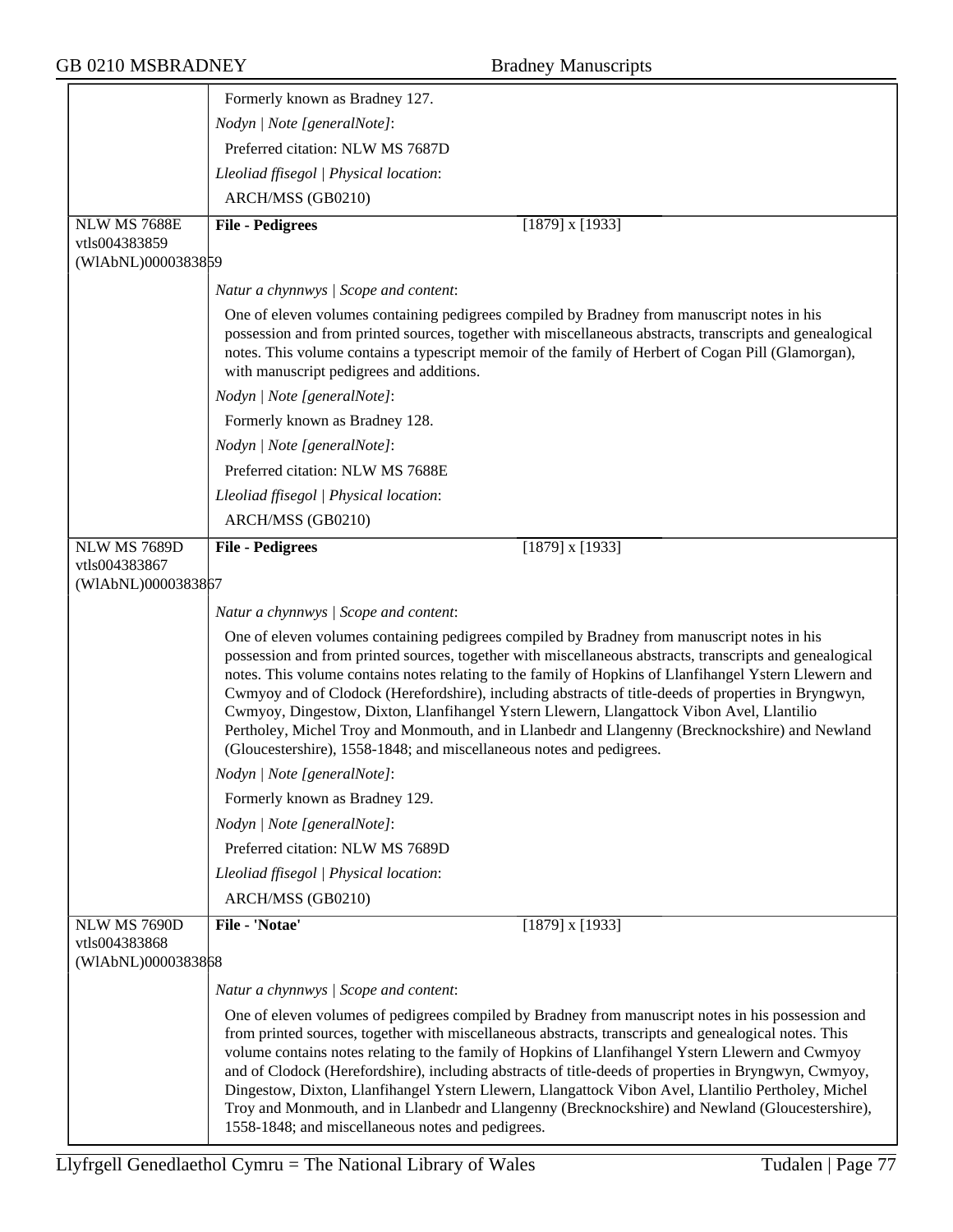Formerly known as Bradney 127.

*Nodyn | Note [generalNote]*:

Preferred citation: NLW MS 7687D

*Lleoliad ffisegol | Physical location*:

ARCH/MSS (GB0210)

---

NLW MS 7688E
vtls004383859
(WlAbNL)0000383859

**File - Pedigrees** [1879] x [1933]

*Natur a chynnwys | Scope and content*:

One of eleven volumes containing pedigrees compiled by Bradney from manuscript notes in his possession and from printed sources, together with miscellaneous abstracts, transcripts and genealogical notes. This volume contains a typescript memoir of the family of Herbert of Cogan Pill (Glamorgan), with manuscript pedigrees and additions.

*Nodyn | Note [generalNote]*:

Formerly known as Bradney 128.

*Nodyn | Note [generalNote]*:

Preferred citation: NLW MS 7688E

*Lleoliad ffisegol | Physical location*:

ARCH/MSS (GB0210)

---

NLW MS 7689D
vtls004383867
(WlAbNL)0000383867

**File - Pedigrees** [1879] x [1933]

*Natur a chynnwys | Scope and content*:

One of eleven volumes containing pedigrees compiled by Bradney from manuscript notes in his possession and from printed sources, together with miscellaneous abstracts, transcripts and genealogical notes. This volume contains notes relating to the family of Hopkins of Llanfihangel Ystern Llewern and Cwmyoy and of Clodock (Herefordshire), including abstracts of title-deeds of properties in Bryngwyn, Cwmyoy, Dingestow, Dixton, Llanfihangel Ystern Llewern, Llangattock Vibon Avel, Llantilio Pertholey, Michel Troy and Monmouth, and in Llanbedr and Llangenny (Brecknockshire) and Newland (Gloucestershire), 1558-1848; and miscellaneous notes and pedigrees.

*Nodyn | Note [generalNote]*:

Formerly known as Bradney 129.

*Nodyn | Note [generalNote]*:

Preferred citation: NLW MS 7689D

*Lleoliad ffisegol | Physical location*:

ARCH/MSS (GB0210)

---

NLW MS 7690D
vtls004383868
(WlAbNL)0000383868

**File - 'Notae'** [1879] x [1933]

*Natur a chynnwys | Scope and content*:

One of eleven volumes of pedigrees compiled by Bradney from manuscript notes in his possession and from printed sources, together with miscellaneous abstracts, transcripts and genealogical notes. This volume contains notes relating to the family of Hopkins of Llanfihangel Ystern Llewern and Cwmyoy and of Clodock (Herefordshire), including abstracts of title-deeds of properties in Bryngwyn, Cwmyoy, Dingestow, Dixton, Llanfihangel Ystern Llewern, Llangattock Vibon Avel, Llantilio Pertholey, Michel Troy and Monmouth, and in Llanbedr and Llangenny (Brecknockshire) and Newland (Gloucestershire), 1558-1848; and miscellaneous notes and pedigrees.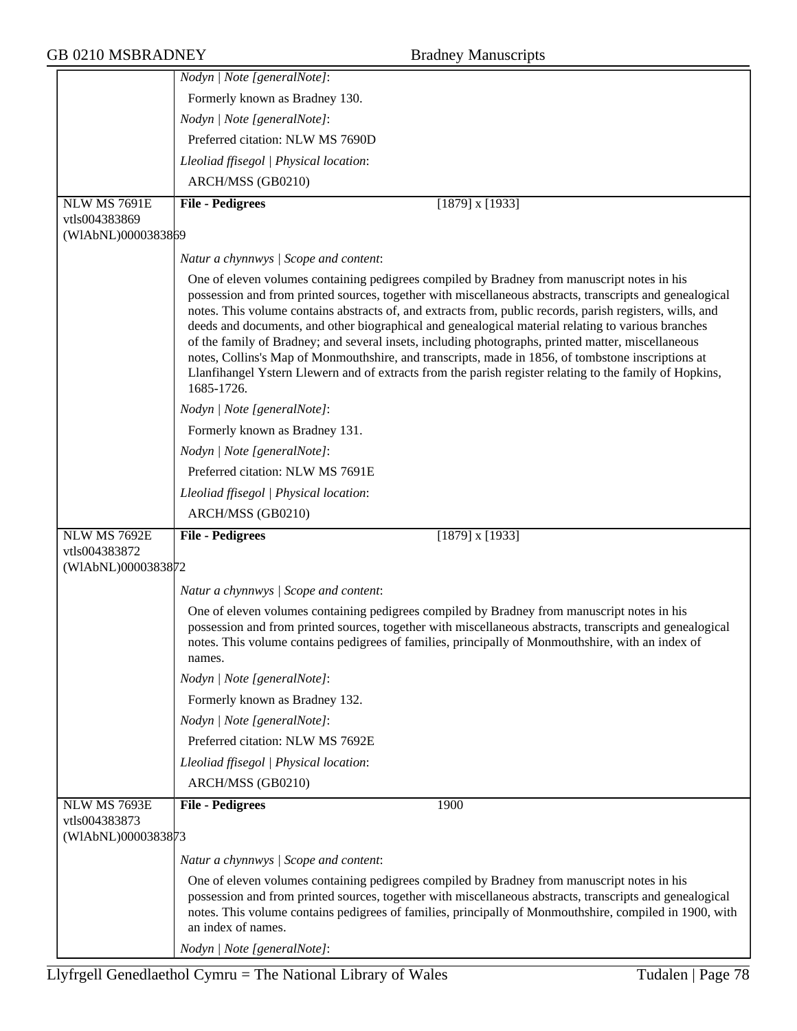*Nodyn | Note [generalNote]*:

Formerly known as Bradney 130.

*Nodyn | Note [generalNote]*:

Preferred citation: NLW MS 7690D

*Lleoliad ffisegol | Physical location*:

ARCH/MSS (GB0210)

---

NLW MS 7691E
vtls004383869
(WlAbNL)0000383869

**File - Pedigrees** [1879] x [1933]

*Natur a chynnwys | Scope and content*:

One of eleven volumes containing pedigrees compiled by Bradney from manuscript notes in his possession and from printed sources, together with miscellaneous abstracts, transcripts and genealogical notes. This volume contains abstracts of, and extracts from, public records, parish registers, wills, and deeds and documents, and other biographical and genealogical material relating to various branches of the family of Bradney; and several insets, including photographs, printed matter, miscellaneous notes, Collins's Map of Monmouthshire, and transcripts, made in 1856, of tombstone inscriptions at Llanfihangel Ystern Llewern and of extracts from the parish register relating to the family of Hopkins, 1685-1726.

*Nodyn | Note [generalNote]*:

Formerly known as Bradney 131.

*Nodyn | Note [generalNote]*:

Preferred citation: NLW MS 7691E

*Lleoliad ffisegol | Physical location*:

ARCH/MSS (GB0210)

---

NLW MS 7692E
vtls004383872
(WlAbNL)0000383872

**File - Pedigrees** [1879] x [1933]

*Natur a chynnwys | Scope and content*:

One of eleven volumes containing pedigrees compiled by Bradney from manuscript notes in his possession and from printed sources, together with miscellaneous abstracts, transcripts and genealogical notes. This volume contains pedigrees of families, principally of Monmouthshire, with an index of names.

*Nodyn | Note [generalNote]*:

Formerly known as Bradney 132.

*Nodyn | Note [generalNote]*:

Preferred citation: NLW MS 7692E

*Lleoliad ffisegol | Physical location*:

ARCH/MSS (GB0210)

---

NLW MS 7693E
vtls004383873
(WlAbNL)0000383873

**File - Pedigrees** 1900

*Natur a chynnwys | Scope and content*:

One of eleven volumes containing pedigrees compiled by Bradney from manuscript notes in his possession and from printed sources, together with miscellaneous abstracts, transcripts and genealogical notes. This volume contains pedigrees of families, principally of Monmouthshire, compiled in 1900, with an index of names.

*Nodyn | Note [generalNote]*: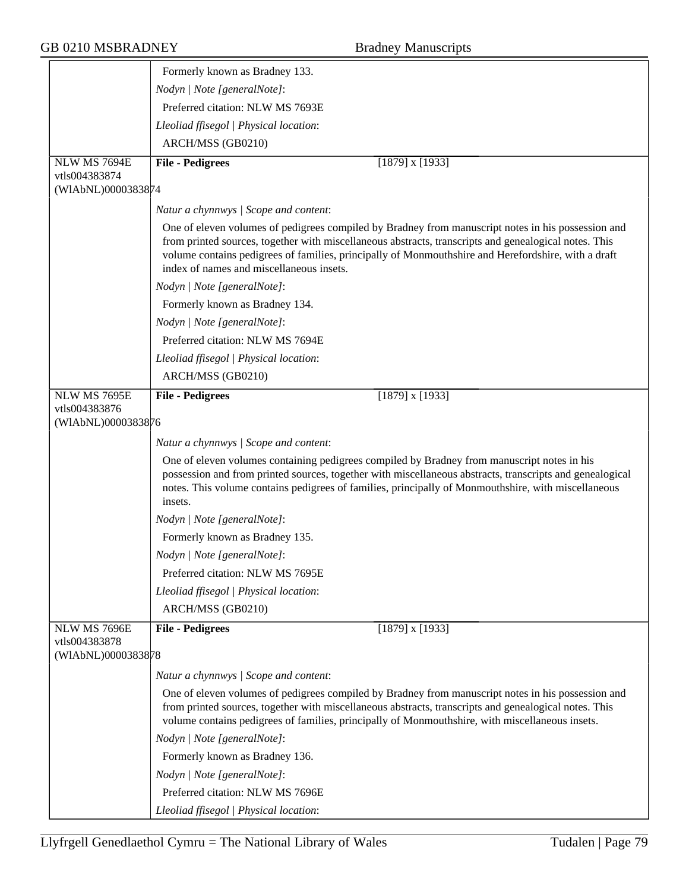Formerly known as Bradney 133.

*Nodyn | Note [generalNote]*:

Preferred citation: NLW MS 7693E

*Lleoliad ffisegol | Physical location*:

ARCH/MSS (GB0210)

---

NLW MS 7694E
vtls004383874
(WlAbNL)0000383874

**File - Pedigrees** [1879] x [1933]

*Natur a chynnwys | Scope and content*:

One of eleven volumes of pedigrees compiled by Bradney from manuscript notes in his possession and from printed sources, together with miscellaneous abstracts, transcripts and genealogical notes. This volume contains pedigrees of families, principally of Monmouthshire and Herefordshire, with a draft index of names and miscellaneous insets.

*Nodyn | Note [generalNote]*:

Formerly known as Bradney 134.

*Nodyn | Note [generalNote]*:

Preferred citation: NLW MS 7694E

*Lleoliad ffisegol | Physical location*:

ARCH/MSS (GB0210)

---

NLW MS 7695E
vtls004383876
(WlAbNL)0000383876

**File - Pedigrees** [1879] x [1933]

*Natur a chynnwys | Scope and content*:

One of eleven volumes containing pedigrees compiled by Bradney from manuscript notes in his possession and from printed sources, together with miscellaneous abstracts, transcripts and genealogical notes. This volume contains pedigrees of families, principally of Monmouthshire, with miscellaneous insets.

*Nodyn | Note [generalNote]*:

Formerly known as Bradney 135.

*Nodyn | Note [generalNote]*:

Preferred citation: NLW MS 7695E

*Lleoliad ffisegol | Physical location*:

ARCH/MSS (GB0210)

---

NLW MS 7696E
vtls004383878
(WlAbNL)0000383878

**File - Pedigrees** [1879] x [1933]

*Natur a chynnwys | Scope and content*:

One of eleven volumes of pedigrees compiled by Bradney from manuscript notes in his possession and from printed sources, together with miscellaneous abstracts, transcripts and genealogical notes. This volume contains pedigrees of families, principally of Monmouthshire, with miscellaneous insets.

*Nodyn | Note [generalNote]*:

Formerly known as Bradney 136.

*Nodyn | Note [generalNote]*:

Preferred citation: NLW MS 7696E

*Lleoliad ffisegol | Physical location*: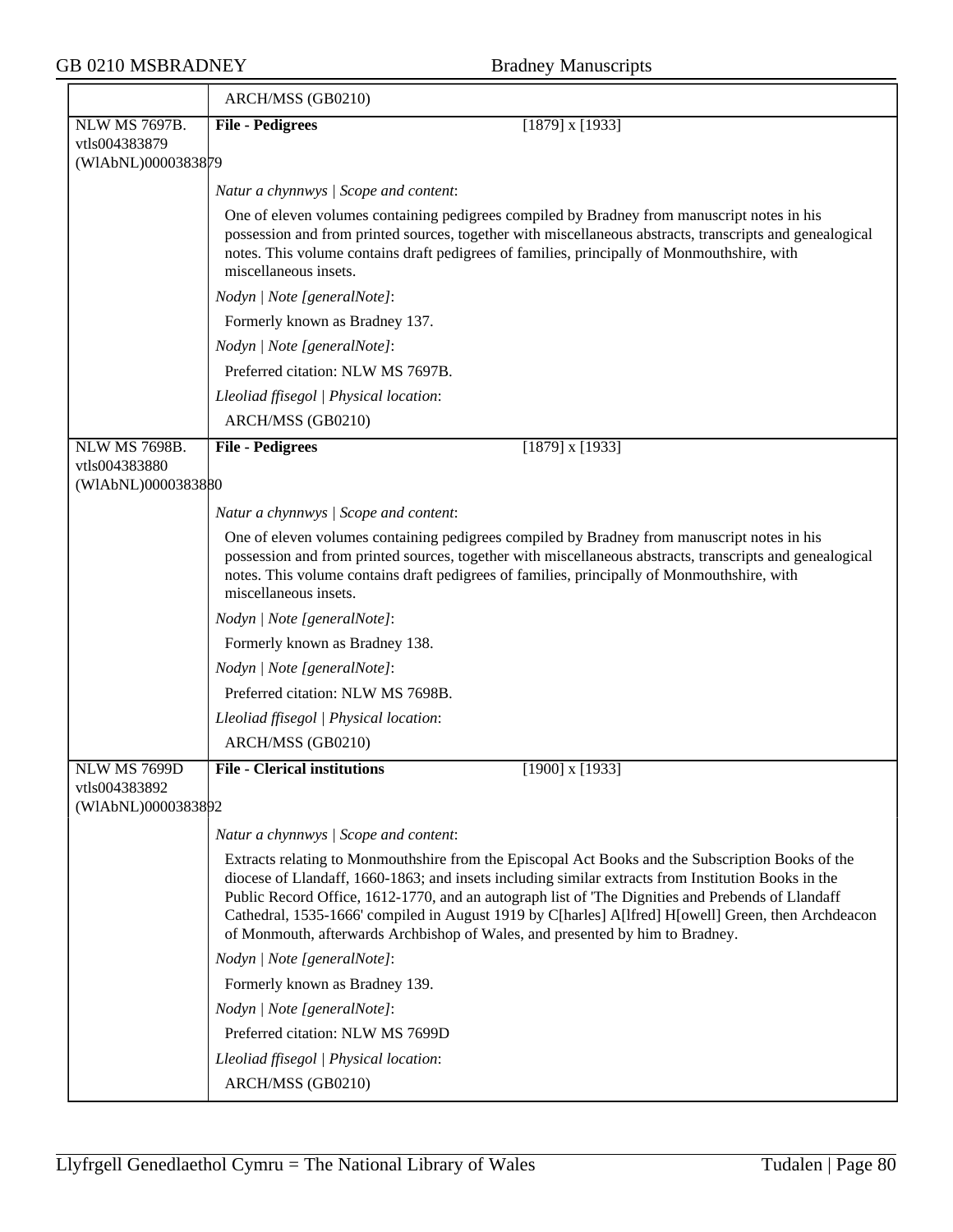ARCH/MSS (GB0210)

**NLW MS 7697B.**
vtls004383879
(WlAbNL)0000383879

**File - Pedigrees** [1879] x [1933]

*Natur a chynnwys | Scope and content*:

One of eleven volumes containing pedigrees compiled by Bradney from manuscript notes in his possession and from printed sources, together with miscellaneous abstracts, transcripts and genealogical notes. This volume contains draft pedigrees of families, principally of Monmouthshire, with miscellaneous insets.

*Nodyn | Note [generalNote]*:

Formerly known as Bradney 137.

*Nodyn | Note [generalNote]*:

Preferred citation: NLW MS 7697B.

*Lleoliad ffisegol | Physical location*:

ARCH/MSS (GB0210)

**NLW MS 7698B.**
vtls004383880
(WlAbNL)0000383880

**File - Pedigrees** [1879] x [1933]

*Natur a chynnwys | Scope and content*:

One of eleven volumes containing pedigrees compiled by Bradney from manuscript notes in his possession and from printed sources, together with miscellaneous abstracts, transcripts and genealogical notes. This volume contains draft pedigrees of families, principally of Monmouthshire, with miscellaneous insets.

*Nodyn | Note [generalNote]*:

Formerly known as Bradney 138.

*Nodyn | Note [generalNote]*:

Preferred citation: NLW MS 7698B.

*Lleoliad ffisegol | Physical location*:

ARCH/MSS (GB0210)

**NLW MS 7699D**
vtls004383892
(WlAbNL)0000383892

**File - Clerical institutions** [1900] x [1933]

*Natur a chynnwys | Scope and content*:

Extracts relating to Monmouthshire from the Episcopal Act Books and the Subscription Books of the diocese of Llandaff, 1660-1863; and insets including similar extracts from Institution Books in the Public Record Office, 1612-1770, and an autograph list of 'The Dignities and Prebends of Llandaff Cathedral, 1535-1666' compiled in August 1919 by C[harles] A[lfred] H[owell] Green, then Archdeacon of Monmouth, afterwards Archbishop of Wales, and presented by him to Bradney.

*Nodyn | Note [generalNote]*:

Formerly known as Bradney 139.

*Nodyn | Note [generalNote]*:

Preferred citation: NLW MS 7699D

*Lleoliad ffisegol | Physical location*:

ARCH/MSS (GB0210)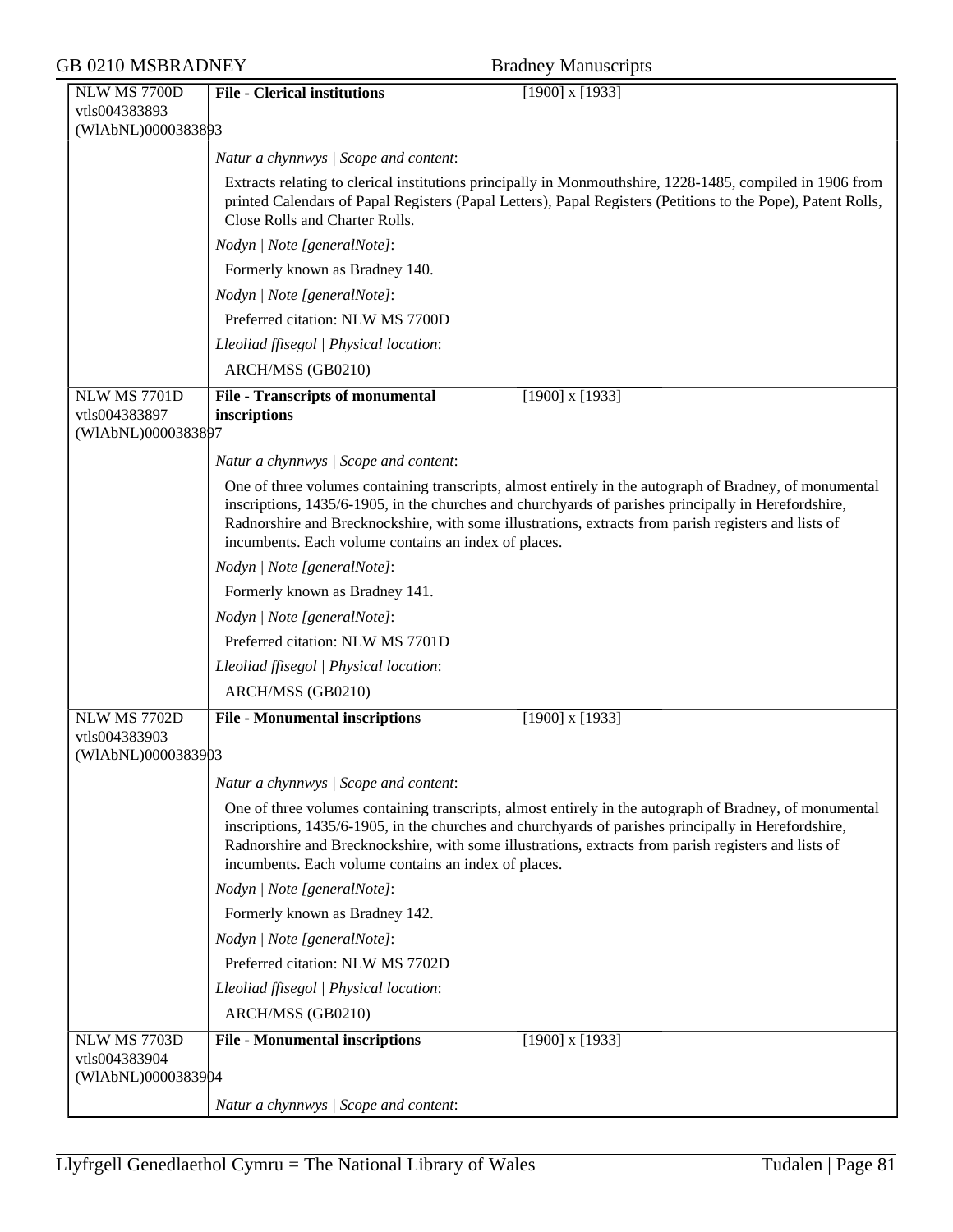| NLW MS 7700D vtls004383893 (WlAbNL)0000383893 | **File - Clerical institutions** | [1900] x [1933] |
|---|---|---|

*Natur a chynnwys | Scope and content*:

Extracts relating to clerical institutions principally in Monmouthshire, 1228-1485, compiled in 1906 from printed Calendars of Papal Registers (Papal Letters), Papal Registers (Petitions to the Pope), Patent Rolls, Close Rolls and Charter Rolls.

*Nodyn | Note [generalNote]*:

Formerly known as Bradney 140.

*Nodyn | Note [generalNote]*:

Preferred citation: NLW MS 7700D

*Lleoliad ffisegol | Physical location*:

ARCH/MSS (GB0210)

| NLW MS 7701D vtls004383897 (WlAbNL)0000383897 | **File - Transcripts of monumental inscriptions** | [1900] x [1933] |
|---|---|---|

*Natur a chynnwys | Scope and content*:

One of three volumes containing transcripts, almost entirely in the autograph of Bradney, of monumental inscriptions, 1435/6-1905, in the churches and churchyards of parishes principally in Herefordshire, Radnorshire and Brecknockshire, with some illustrations, extracts from parish registers and lists of incumbents. Each volume contains an index of places.

*Nodyn | Note [generalNote]*:

Formerly known as Bradney 141.

*Nodyn | Note [generalNote]*:

Preferred citation: NLW MS 7701D

*Lleoliad ffisegol | Physical location*:

ARCH/MSS (GB0210)

| NLW MS 7702D vtls004383903 (WlAbNL)0000383903 | **File - Monumental inscriptions** | [1900] x [1933] |
|---|---|---|

*Natur a chynnwys | Scope and content*:

One of three volumes containing transcripts, almost entirely in the autograph of Bradney, of monumental inscriptions, 1435/6-1905, in the churches and churchyards of parishes principally in Herefordshire, Radnorshire and Brecknockshire, with some illustrations, extracts from parish registers and lists of incumbents. Each volume contains an index of places.

*Nodyn | Note [generalNote]*:

Formerly known as Bradney 142.

*Nodyn | Note [generalNote]*:

Preferred citation: NLW MS 7702D

*Lleoliad ffisegol | Physical location*:

ARCH/MSS (GB0210)

| NLW MS 7703D vtls004383904 (WlAbNL)0000383904 | **File - Monumental inscriptions** | [1900] x [1933] |
|---|---|---|

*Natur a chynnwys | Scope and content*: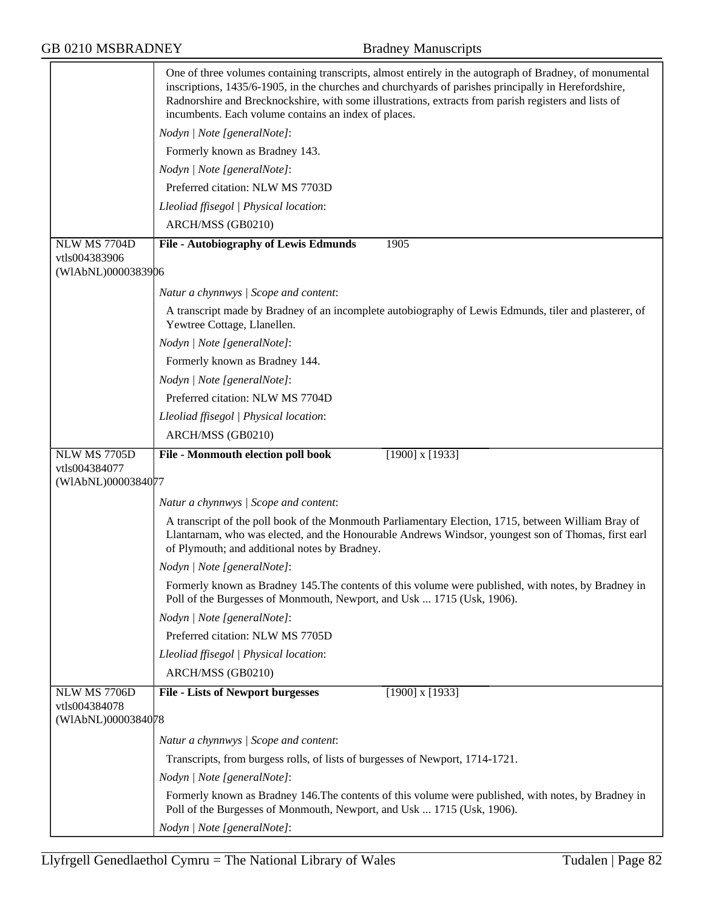One of three volumes containing transcripts, almost entirely in the autograph of Bradney, of monumental inscriptions, 1435/6-1905, in the churches and churchyards of parishes principally in Herefordshire, Radnorshire and Brecknockshire, with some illustrations, extracts from parish registers and lists of incumbents. Each volume contains an index of places.

*Nodyn | Note [generalNote]*:

Formerly known as Bradney 143.

*Nodyn | Note [generalNote]*:

Preferred citation: NLW MS 7703D

*Lleoliad ffisegol | Physical location*:

ARCH/MSS (GB0210)

---

NLW MS 7704D
vtls004383906
(WlAbNL)0000383906

**File - Autobiography of Lewis Edmunds** 1905

*Natur a chynnwys | Scope and content*:

A transcript made by Bradney of an incomplete autobiography of Lewis Edmunds, tiler and plasterer, of Yewtree Cottage, Llanellen.

*Nodyn | Note [generalNote]*:

Formerly known as Bradney 144.

*Nodyn | Note [generalNote]*:

Preferred citation: NLW MS 7704D

*Lleoliad ffisegol | Physical location*:

ARCH/MSS (GB0210)

---

NLW MS 7705D
vtls004384077
(WlAbNL)0000384077

**File - Monmouth election poll book** [1900] x [1933]

*Natur a chynnwys | Scope and content*:

A transcript of the poll book of the Monmouth Parliamentary Election, 1715, between William Bray of Llantarnam, who was elected, and the Honourable Andrews Windsor, youngest son of Thomas, first earl of Plymouth; and additional notes by Bradney.

*Nodyn | Note [generalNote]*:

Formerly known as Bradney 145.The contents of this volume were published, with notes, by Bradney in Poll of the Burgesses of Monmouth, Newport, and Usk ... 1715 (Usk, 1906).

*Nodyn | Note [generalNote]*:

Preferred citation: NLW MS 7705D

*Lleoliad ffisegol | Physical location*:

ARCH/MSS (GB0210)

---

NLW MS 7706D
vtls004384078
(WlAbNL)0000384078

**File - Lists of Newport burgesses** [1900] x [1933]

*Natur a chynnwys | Scope and content*:

Transcripts, from burgess rolls, of lists of burgesses of Newport, 1714-1721.

*Nodyn | Note [generalNote]*:

Formerly known as Bradney 146.The contents of this volume were published, with notes, by Bradney in Poll of the Burgesses of Monmouth, Newport, and Usk ... 1715 (Usk, 1906).

*Nodyn | Note [generalNote]*: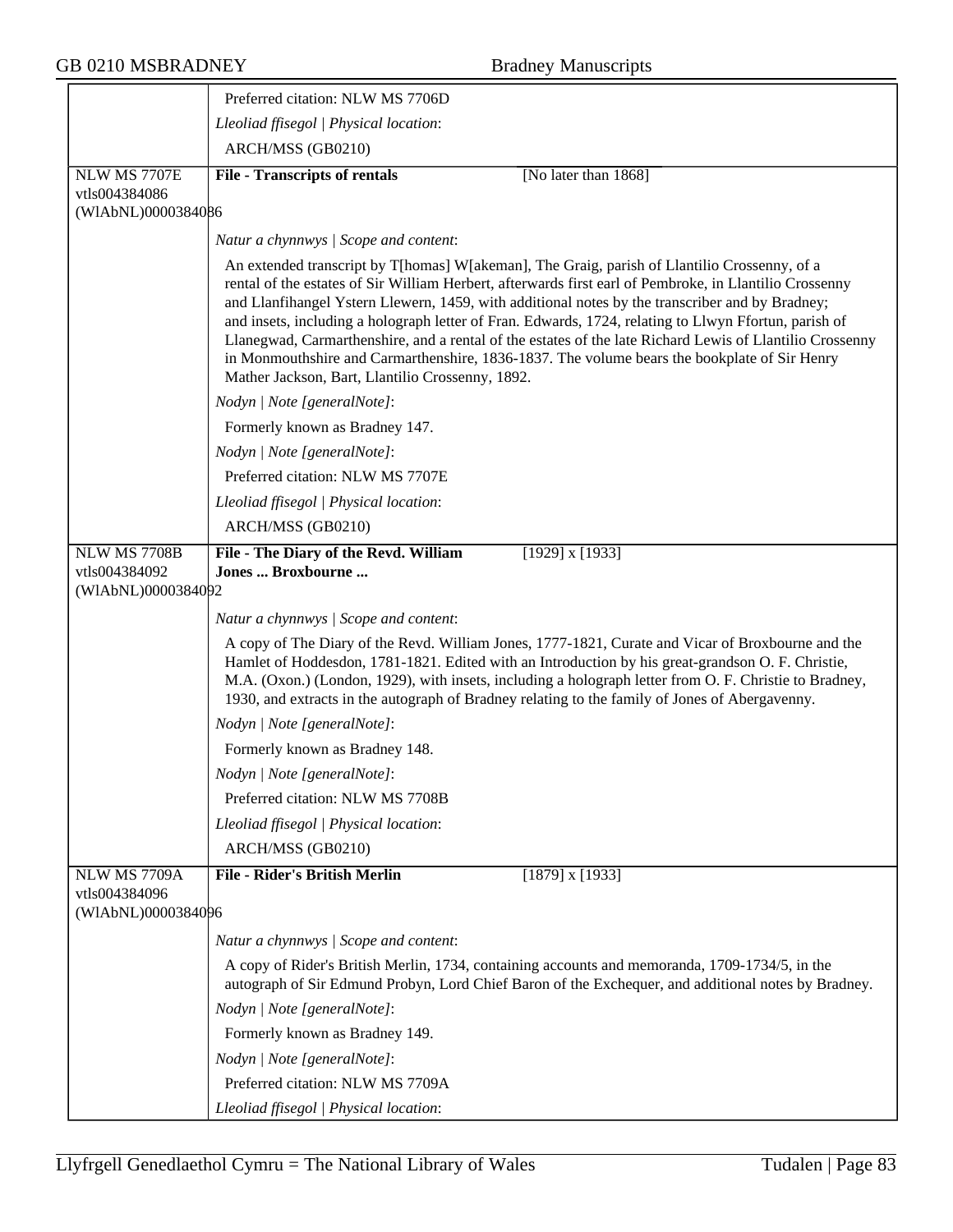Preferred citation: NLW MS 7706D

*Lleoliad ffisegol | Physical location*:

ARCH/MSS (GB0210)

---

NLW MS 7707E
vtls004384086
(WlAbNL)0000384086

**File - Transcripts of rentals** [No later than 1868]

*Natur a chynnwys | Scope and content*:

An extended transcript by T[homas] W[akeman], The Graig, parish of Llantilio Crossenny, of a rental of the estates of Sir William Herbert, afterwards first earl of Pembroke, in Llantilio Crossenny and Llanfihangel Ystern Llewern, 1459, with additional notes by the transcriber and by Bradney; and insets, including a holograph letter of Fran. Edwards, 1724, relating to Llwyn Ffortun, parish of Llanegwad, Carmarthenshire, and a rental of the estates of the late Richard Lewis of Llantilio Crossenny in Monmouthshire and Carmarthenshire, 1836-1837. The volume bears the bookplate of Sir Henry Mather Jackson, Bart, Llantilio Crossenny, 1892.

*Nodyn | Note [generalNote]*:

Formerly known as Bradney 147.

*Nodyn | Note [generalNote]*:

Preferred citation: NLW MS 7707E

*Lleoliad ffisegol | Physical location*:

ARCH/MSS (GB0210)

---

NLW MS 7708B
vtls004384092
(WlAbNL)0000384092

**File - The Diary of the Revd. William Jones ... Broxbourne ...** [1929] x [1933]

*Natur a chynnwys | Scope and content*:

A copy of The Diary of the Revd. William Jones, 1777-1821, Curate and Vicar of Broxbourne and the Hamlet of Hoddesdon, 1781-1821. Edited with an Introduction by his great-grandson O. F. Christie, M.A. (Oxon.) (London, 1929), with insets, including a holograph letter from O. F. Christie to Bradney, 1930, and extracts in the autograph of Bradney relating to the family of Jones of Abergavenny.

*Nodyn | Note [generalNote]*:

Formerly known as Bradney 148.

*Nodyn | Note [generalNote]*:

Preferred citation: NLW MS 7708B

*Lleoliad ffisegol | Physical location*:

ARCH/MSS (GB0210)

---

NLW MS 7709A
vtls004384096
(WlAbNL)0000384096

**File - Rider's British Merlin** [1879] x [1933]

*Natur a chynnwys | Scope and content*:

A copy of Rider's British Merlin, 1734, containing accounts and memoranda, 1709-1734/5, in the autograph of Sir Edmund Probyn, Lord Chief Baron of the Exchequer, and additional notes by Bradney.

*Nodyn | Note [generalNote]*:

Formerly known as Bradney 149.

*Nodyn | Note [generalNote]*:

Preferred citation: NLW MS 7709A

*Lleoliad ffisegol | Physical location*: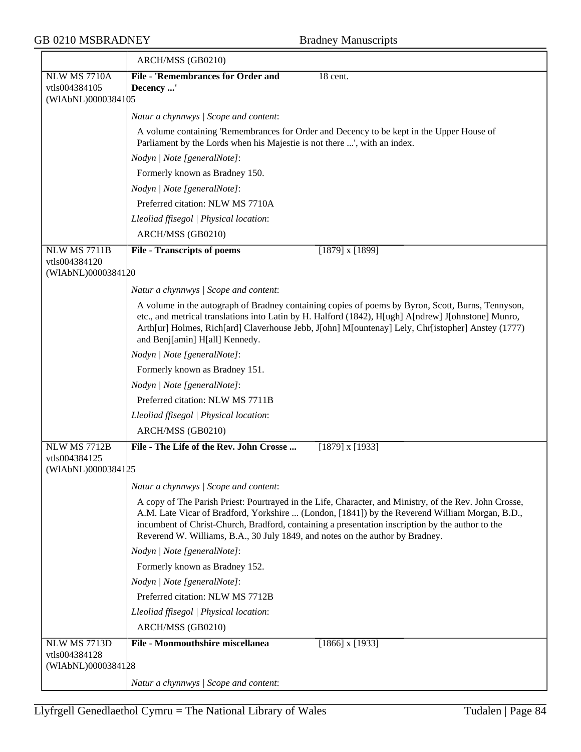| | ARCH/MSS (GB0210) |
|---|---|
| NLW MS 7710A<br>vtls004384105<br>(WlAbNL)0000384105 | **File - 'Remembrances for Order and Decency ...'** 18 cent. |
| | *Natur a chynnwys \| Scope and content*:<br>A volume containing 'Remembrances for Order and Decency to be kept in the Upper House of Parliament by the Lords when his Majestie is not there ...', with an index.<br>*Nodyn \| Note [generalNote]*:<br>Formerly known as Bradney 150.<br>*Nodyn \| Note [generalNote]*:<br>Preferred citation: NLW MS 7710A<br>*Lleoliad ffisegol \| Physical location*:<br>ARCH/MSS (GB0210) |
| NLW MS 7711B<br>vtls004384120<br>(WlAbNL)0000384120 | **File - Transcripts of poems** [1879] x [1899] |
| | *Natur a chynnwys \| Scope and content*:<br>A volume in the autograph of Bradney containing copies of poems by Byron, Scott, Burns, Tennyson, etc., and metrical translations into Latin by H. Halford (1842), H[ugh] A[ndrew] J[ohnstone] Munro, Arth[ur] Holmes, Rich[ard] Claverhouse Jebb, J[ohn] M[ountenay] Lely, Chr[istopher] Anstey (1777) and Benj[amin] H[all] Kennedy.<br>*Nodyn \| Note [generalNote]*:<br>Formerly known as Bradney 151.<br>*Nodyn \| Note [generalNote]*:<br>Preferred citation: NLW MS 7711B<br>*Lleoliad ffisegol \| Physical location*:<br>ARCH/MSS (GB0210) |
| NLW MS 7712B<br>vtls004384125<br>(WlAbNL)0000384125 | **File - The Life of the Rev. John Crosse ...** [1879] x [1933] |
| | *Natur a chynnwys \| Scope and content*:<br>A copy of The Parish Priest: Pourtrayed in the Life, Character, and Ministry, of the Rev. John Crosse, A.M. Late Vicar of Bradford, Yorkshire ... (London, [1841]) by the Reverend William Morgan, B.D., incumbent of Christ-Church, Bradford, containing a presentation inscription by the author to the Reverend W. Williams, B.A., 30 July 1849, and notes on the author by Bradney.<br>*Nodyn \| Note [generalNote]*:<br>Formerly known as Bradney 152.<br>*Nodyn \| Note [generalNote]*:<br>Preferred citation: NLW MS 7712B<br>*Lleoliad ffisegol \| Physical location*:<br>ARCH/MSS (GB0210) |
| NLW MS 7713D<br>vtls004384128<br>(WlAbNL)0000384128 | **File - Monmouthshire miscellanea** [1866] x [1933] |
| | *Natur a chynnwys \| Scope and content*: |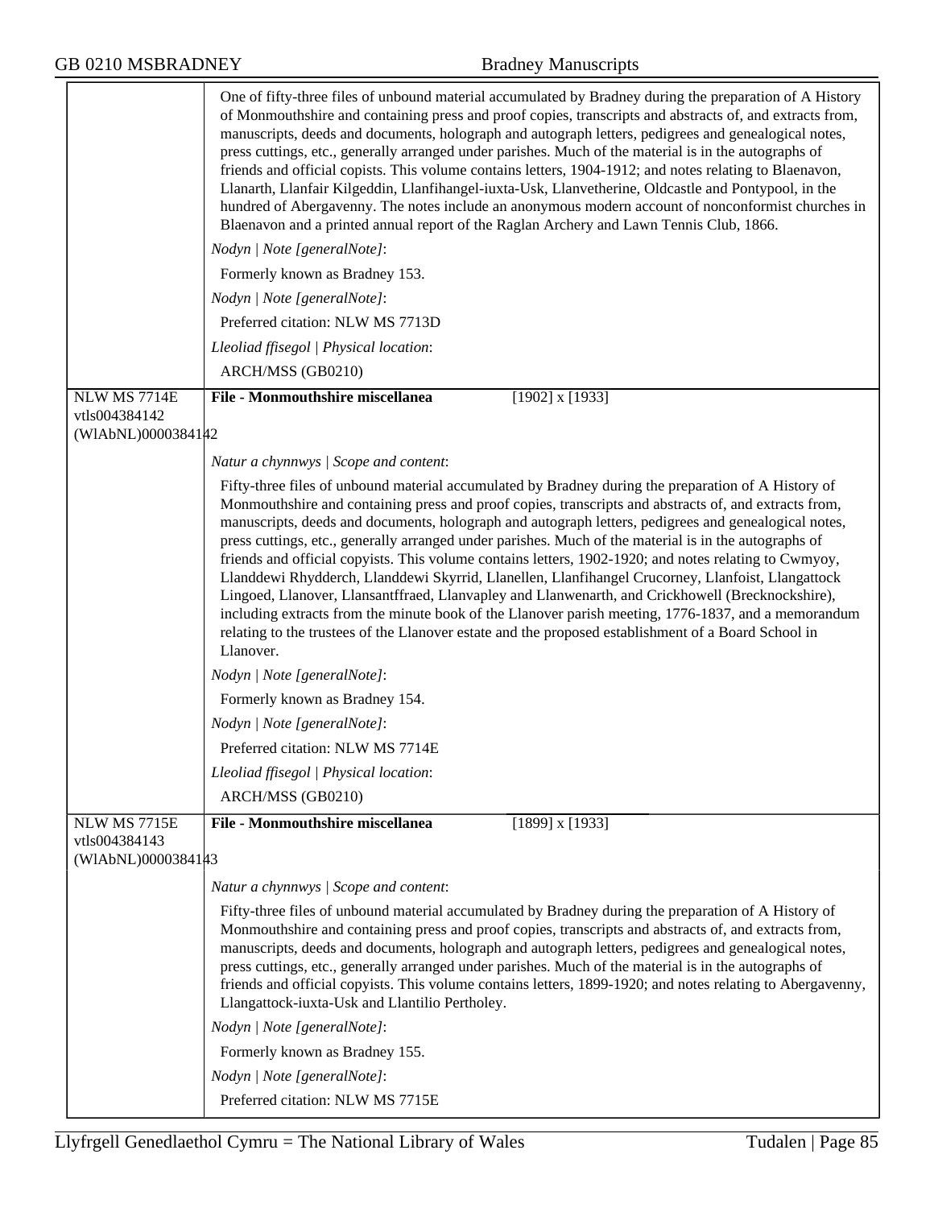One of fifty-three files of unbound material accumulated by Bradney during the preparation of A History of Monmouthshire and containing press and proof copies, transcripts and abstracts of, and extracts from, manuscripts, deeds and documents, holograph and autograph letters, pedigrees and genealogical notes, press cuttings, etc., generally arranged under parishes. Much of the material is in the autographs of friends and official copists. This volume contains letters, 1904-1912; and notes relating to Blaenavon, Llanarth, Llanfair Kilgeddin, Llanfihangel-iuxta-Usk, Llanvetherine, Oldcastle and Pontypool, in the hundred of Abergavenny. The notes include an anonymous modern account of nonconformist churches in Blaenavon and a printed annual report of the Raglan Archery and Lawn Tennis Club, 1866.

*Nodyn | Note [generalNote]*:

Formerly known as Bradney 153.

*Nodyn | Note [generalNote]*:

Preferred citation: NLW MS 7713D

*Lleoliad ffisegol | Physical location*:

ARCH/MSS (GB0210)

---

NLW MS 7714E
vtls004384142
(WlAbNL)0000384142

**File - Monmouthshire miscellanea** [1902] x [1933]

*Natur a chynnwys | Scope and content*:

Fifty-three files of unbound material accumulated by Bradney during the preparation of A History of Monmouthshire and containing press and proof copies, transcripts and abstracts of, and extracts from, manuscripts, deeds and documents, holograph and autograph letters, pedigrees and genealogical notes, press cuttings, etc., generally arranged under parishes. Much of the material is in the autographs of friends and official copyists. This volume contains letters, 1902-1920; and notes relating to Cwmyoy, Llanddewi Rhydderch, Llanddewi Skyrrid, Llanellen, Llanfihangel Crucorney, Llanfoist, Llangattock Lingoed, Llanover, Llansantffraed, Llanvapley and Llanwenarth, and Crickhowell (Brecknockshire), including extracts from the minute book of the Llanover parish meeting, 1776-1837, and a memorandum relating to the trustees of the Llanover estate and the proposed establishment of a Board School in Llanover.

*Nodyn | Note [generalNote]*:

Formerly known as Bradney 154.

*Nodyn | Note [generalNote]*:

Preferred citation: NLW MS 7714E

*Lleoliad ffisegol | Physical location*:

ARCH/MSS (GB0210)

---

NLW MS 7715E
vtls004384143
(WlAbNL)0000384143

**File - Monmouthshire miscellanea** [1899] x [1933]

*Natur a chynnwys | Scope and content*:

Fifty-three files of unbound material accumulated by Bradney during the preparation of A History of Monmouthshire and containing press and proof copies, transcripts and abstracts of, and extracts from, manuscripts, deeds and documents, holograph and autograph letters, pedigrees and genealogical notes, press cuttings, etc., generally arranged under parishes. Much of the material is in the autographs of friends and official copyists. This volume contains letters, 1899-1920; and notes relating to Abergavenny, Llangattock-iuxta-Usk and Llantilio Pertholey.

*Nodyn | Note [generalNote]*:

Formerly known as Bradney 155.

*Nodyn | Note [generalNote]*:

Preferred citation: NLW MS 7715E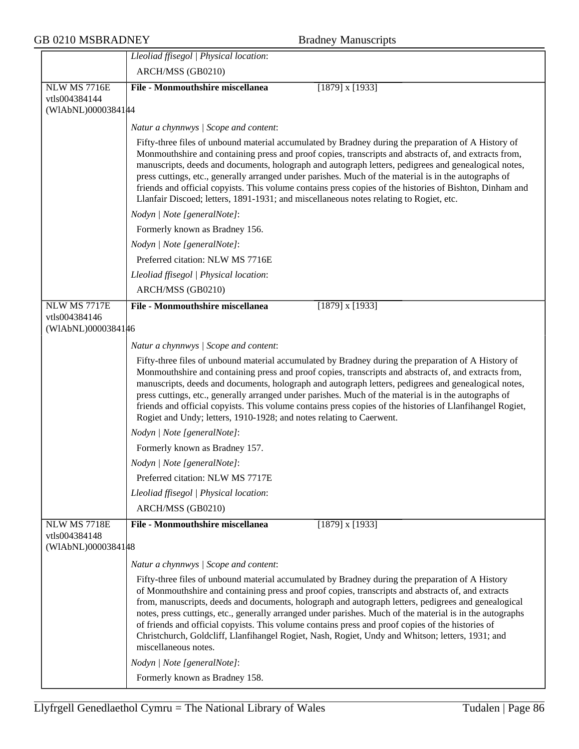*Lleoliad ffisegol | Physical location*:

ARCH/MSS (GB0210)

| NLW MS 7716E vtls004384144 (WlAbNL)0003384144 | **File - Monmouthshire miscellanea** [1879] x [1933] |
|---|---|

*Natur a chynnwys | Scope and content*:

Fifty-three files of unbound material accumulated by Bradney during the preparation of A History of Monmouthshire and containing press and proof copies, transcripts and abstracts of, and extracts from, manuscripts, deeds and documents, holograph and autograph letters, pedigrees and genealogical notes, press cuttings, etc., generally arranged under parishes. Much of the material is in the autographs of friends and official copyists. This volume contains press copies of the histories of Bishton, Dinham and Llanfair Discoed; letters, 1891-1931; and miscellaneous notes relating to Rogiet, etc.

*Nodyn | Note [generalNote]*:

Formerly known as Bradney 156.

*Nodyn | Note [generalNote]*:

Preferred citation: NLW MS 7716E

*Lleoliad ffisegol | Physical location*:

ARCH/MSS (GB0210)

| NLW MS 7717E vtls004384146 (WlAbNL)0003384146 | **File - Monmouthshire miscellanea** [1879] x [1933] |
|---|---|

*Natur a chynnwys | Scope and content*:

Fifty-three files of unbound material accumulated by Bradney during the preparation of A History of Monmouthshire and containing press and proof copies, transcripts and abstracts of, and extracts from, manuscripts, deeds and documents, holograph and autograph letters, pedigrees and genealogical notes, press cuttings, etc., generally arranged under parishes. Much of the material is in the autographs of friends and official copyists. This volume contains press copies of the histories of Llanfihangel Rogiet, Rogiet and Undy; letters, 1910-1928; and notes relating to Caerwent.

*Nodyn | Note [generalNote]*:

Formerly known as Bradney 157.

*Nodyn | Note [generalNote]*:

Preferred citation: NLW MS 7717E

*Lleoliad ffisegol | Physical location*:

ARCH/MSS (GB0210)

| NLW MS 7718E vtls004384148 (WlAbNL)0003384148 | **File - Monmouthshire miscellanea** [1879] x [1933] |
|---|---|

*Natur a chynnwys | Scope and content*:

Fifty-three files of unbound material accumulated by Bradney during the preparation of A History of Monmouthshire and containing press and proof copies, transcripts and abstracts of, and extracts from, manuscripts, deeds and documents, holograph and autograph letters, pedigrees and genealogical notes, press cuttings, etc., generally arranged under parishes. Much of the material is in the autographs of friends and official copyists. This volume contains press and proof copies of the histories of Christchurch, Goldcliff, Llanfihangel Rogiet, Nash, Rogiet, Undy and Whitson; letters, 1931; and miscellaneous notes.

*Nodyn | Note [generalNote]*:

Formerly known as Bradney 158.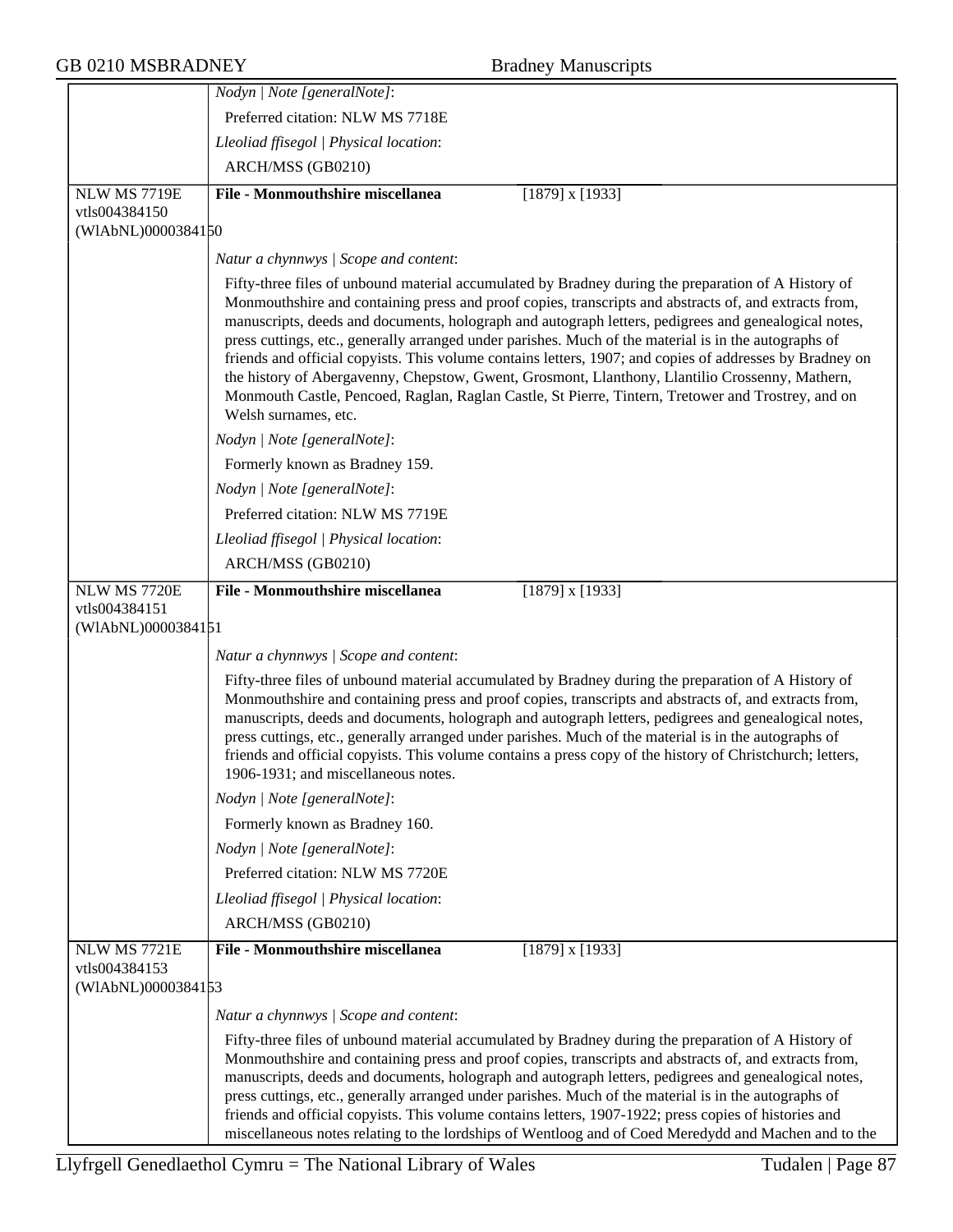*Nodyn | Note [generalNote]*:

Preferred citation: NLW MS 7718E

*Lleoliad ffisegol | Physical location*:

ARCH/MSS (GB0210)

---

NLW MS 7719E
vtls004384150
(WlAbNL)0000384150

**File - Monmouthshire miscellanea** [1879] x [1933]

*Natur a chynnwys | Scope and content*:

Fifty-three files of unbound material accumulated by Bradney during the preparation of A History of Monmouthshire and containing press and proof copies, transcripts and abstracts of, and extracts from, manuscripts, deeds and documents, holograph and autograph letters, pedigrees and genealogical notes, press cuttings, etc., generally arranged under parishes. Much of the material is in the autographs of friends and official copyists. This volume contains letters, 1907; and copies of addresses by Bradney on the history of Abergavenny, Chepstow, Gwent, Grosmont, Llanthony, Llantilio Crossenny, Mathern, Monmouth Castle, Pencoed, Raglan, Raglan Castle, St Pierre, Tintern, Tretower and Trostrey, and on Welsh surnames, etc.

*Nodyn | Note [generalNote]*:

Formerly known as Bradney 159.

*Nodyn | Note [generalNote]*:

Preferred citation: NLW MS 7719E

*Lleoliad ffisegol | Physical location*:

ARCH/MSS (GB0210)

---

NLW MS 7720E
vtls004384151
(WlAbNL)0000384151

**File - Monmouthshire miscellanea** [1879] x [1933]

*Natur a chynnwys | Scope and content*:

Fifty-three files of unbound material accumulated by Bradney during the preparation of A History of Monmouthshire and containing press and proof copies, transcripts and abstracts of, and extracts from, manuscripts, deeds and documents, holograph and autograph letters, pedigrees and genealogical notes, press cuttings, etc., generally arranged under parishes. Much of the material is in the autographs of friends and official copyists. This volume contains a press copy of the history of Christchurch; letters, 1906-1931; and miscellaneous notes.

*Nodyn | Note [generalNote]*:

Formerly known as Bradney 160.

*Nodyn | Note [generalNote]*:

Preferred citation: NLW MS 7720E

*Lleoliad ffisegol | Physical location*:

ARCH/MSS (GB0210)

---

NLW MS 7721E
vtls004384153
(WlAbNL)0000384153

**File - Monmouthshire miscellanea** [1879] x [1933]

*Natur a chynnwys | Scope and content*:

Fifty-three files of unbound material accumulated by Bradney during the preparation of A History of Monmouthshire and containing press and proof copies, transcripts and abstracts of, and extracts from, manuscripts, deeds and documents, holograph and autograph letters, pedigrees and genealogical notes, press cuttings, etc., generally arranged under parishes. Much of the material is in the autographs of friends and official copyists. This volume contains letters, 1907-1922; press copies of histories and miscellaneous notes relating to the lordships of Wentloog and of Coed Meredydd and Machen and to the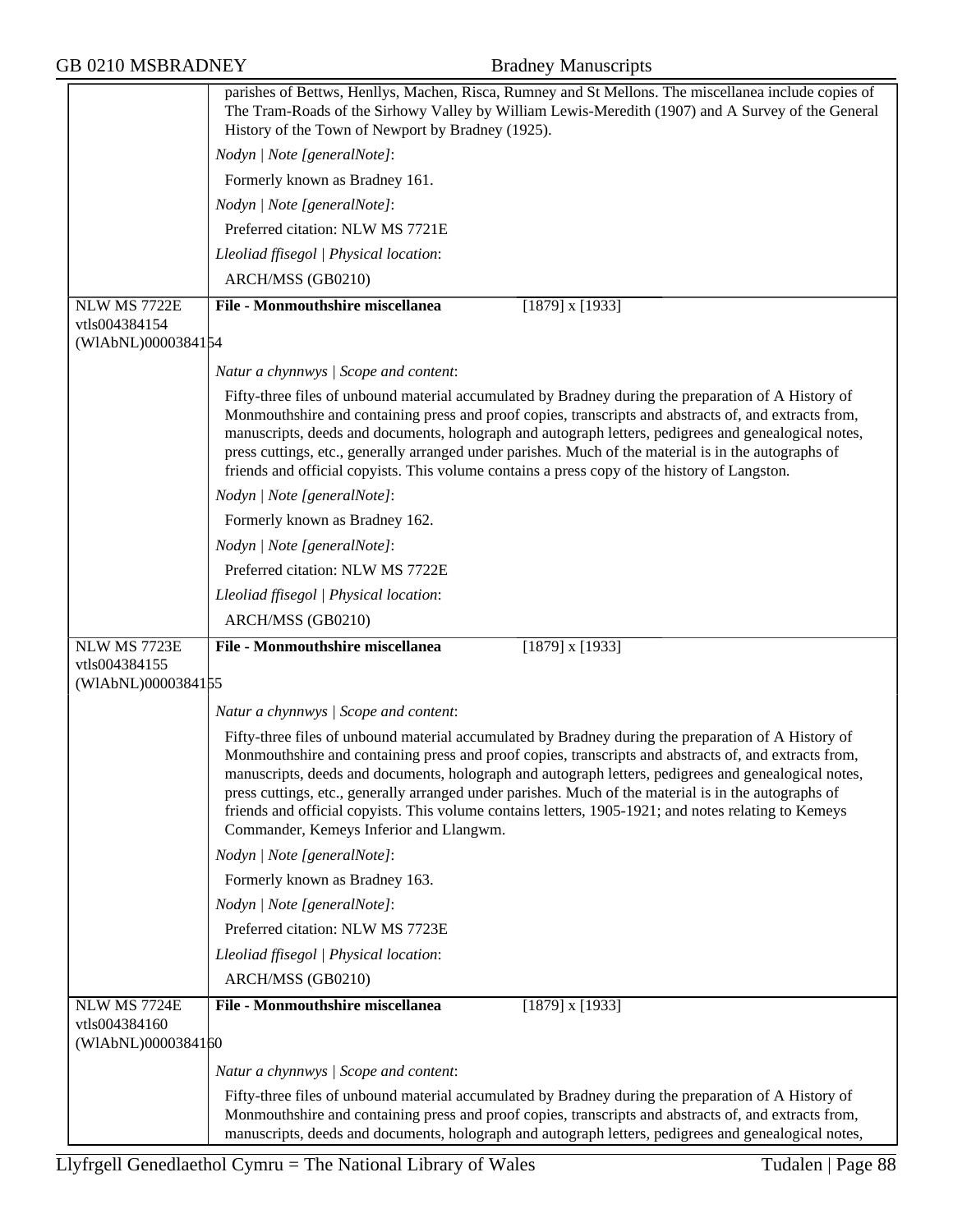parishes of Bettws, Henllys, Machen, Risca, Rumney and St Mellons. The miscellanea include copies of The Tram-Roads of the Sirhowy Valley by William Lewis-Meredith (1907) and A Survey of the General History of the Town of Newport by Bradney (1925).

*Nodyn | Note [generalNote]*:

Formerly known as Bradney 161.

*Nodyn | Note [generalNote]*:

Preferred citation: NLW MS 7721E

*Lleoliad ffisegol | Physical location*:

ARCH/MSS (GB0210)

---

NLW MS 7722E
vtls004384154
(WlAbNL)0000384154

**File - Monmouthshire miscellanea** [1879] x [1933]

*Natur a chynnwys | Scope and content*:

Fifty-three files of unbound material accumulated by Bradney during the preparation of A History of Monmouthshire and containing press and proof copies, transcripts and abstracts of, and extracts from, manuscripts, deeds and documents, holograph and autograph letters, pedigrees and genealogical notes, press cuttings, etc., generally arranged under parishes. Much of the material is in the autographs of friends and official copyists. This volume contains a press copy of the history of Langston.

*Nodyn | Note [generalNote]*:

Formerly known as Bradney 162.

*Nodyn | Note [generalNote]*:

Preferred citation: NLW MS 7722E

*Lleoliad ffisegol | Physical location*:

ARCH/MSS (GB0210)

---

NLW MS 7723E
vtls004384155
(WlAbNL)0000384155

**File - Monmouthshire miscellanea** [1879] x [1933]

*Natur a chynnwys | Scope and content*:

Fifty-three files of unbound material accumulated by Bradney during the preparation of A History of Monmouthshire and containing press and proof copies, transcripts and abstracts of, and extracts from, manuscripts, deeds and documents, holograph and autograph letters, pedigrees and genealogical notes, press cuttings, etc., generally arranged under parishes. Much of the material is in the autographs of friends and official copyists. This volume contains letters, 1905-1921; and notes relating to Kemeys Commander, Kemeys Inferior and Llangwm.

*Nodyn | Note [generalNote]*:

Formerly known as Bradney 163.

*Nodyn | Note [generalNote]*:

Preferred citation: NLW MS 7723E

*Lleoliad ffisegol | Physical location*:

ARCH/MSS (GB0210)

---

NLW MS 7724E
vtls004384160
(WlAbNL)0000384160

**File - Monmouthshire miscellanea** [1879] x [1933]

*Natur a chynnwys | Scope and content*:

Fifty-three files of unbound material accumulated by Bradney during the preparation of A History of Monmouthshire and containing press and proof copies, transcripts and abstracts of, and extracts from, manuscripts, deeds and documents, holograph and autograph letters, pedigrees and genealogical notes,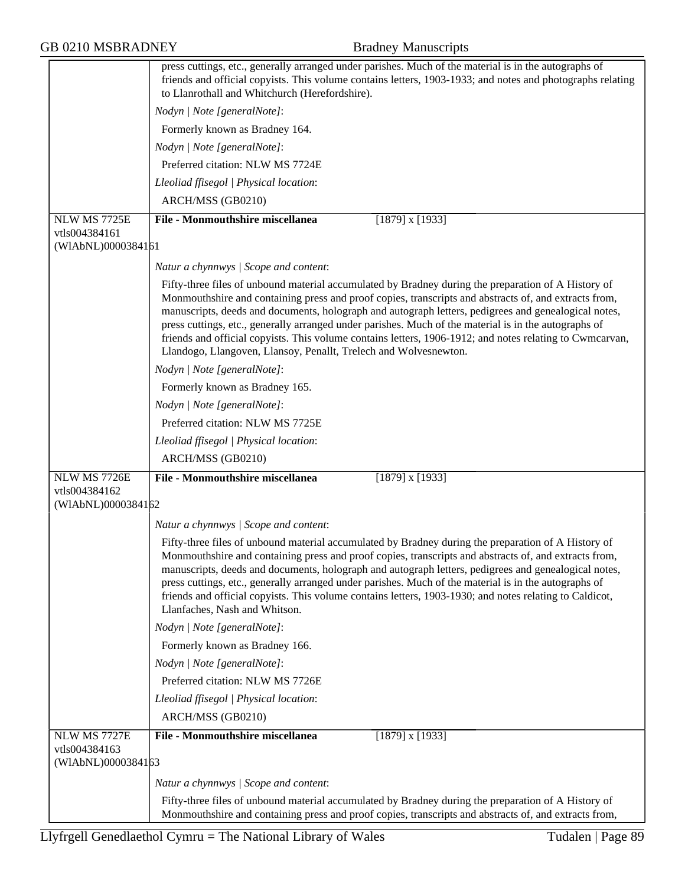press cuttings, etc., generally arranged under parishes. Much of the material is in the autographs of friends and official copyists. This volume contains letters, 1903-1933; and notes and photographs relating to Llanrothall and Whitchurch (Herefordshire).

*Nodyn | Note [generalNote]*:

Formerly known as Bradney 164.

*Nodyn | Note [generalNote]*:

Preferred citation: NLW MS 7724E

*Lleoliad ffisegol | Physical location*:

ARCH/MSS (GB0210)

---

NLW MS 7725E
vtls004384161
(WlAbNL)0000384161

**File - Monmouthshire miscellanea** [1879] x [1933]

*Natur a chynnwys | Scope and content*:

Fifty-three files of unbound material accumulated by Bradney during the preparation of A History of Monmouthshire and containing press and proof copies, transcripts and abstracts of, and extracts from, manuscripts, deeds and documents, holograph and autograph letters, pedigrees and genealogical notes, press cuttings, etc., generally arranged under parishes. Much of the material is in the autographs of friends and official copyists. This volume contains letters, 1906-1912; and notes relating to Cwmcarvan, Llandogo, Llangoven, Llansoy, Penallt, Trelech and Wolvesnewton.

*Nodyn | Note [generalNote]*:

Formerly known as Bradney 165.

*Nodyn | Note [generalNote]*:

Preferred citation: NLW MS 7725E

*Lleoliad ffisegol | Physical location*:

ARCH/MSS (GB0210)

---

NLW MS 7726E
vtls004384162
(WlAbNL)0000384162

**File - Monmouthshire miscellanea** [1879] x [1933]

*Natur a chynnwys | Scope and content*:

Fifty-three files of unbound material accumulated by Bradney during the preparation of A History of Monmouthshire and containing press and proof copies, transcripts and abstracts of, and extracts from, manuscripts, deeds and documents, holograph and autograph letters, pedigrees and genealogical notes, press cuttings, etc., generally arranged under parishes. Much of the material is in the autographs of friends and official copyists. This volume contains letters, 1903-1930; and notes relating to Caldicot, Llanfaches, Nash and Whitson.

*Nodyn | Note [generalNote]*:

Formerly known as Bradney 166.

*Nodyn | Note [generalNote]*:

Preferred citation: NLW MS 7726E

*Lleoliad ffisegol | Physical location*:

ARCH/MSS (GB0210)

---

NLW MS 7727E
vtls004384163
(WlAbNL)0000384163

**File - Monmouthshire miscellanea** [1879] x [1933]

*Natur a chynnwys | Scope and content*:

Fifty-three files of unbound material accumulated by Bradney during the preparation of A History of Monmouthshire and containing press and proof copies, transcripts and abstracts of, and extracts from,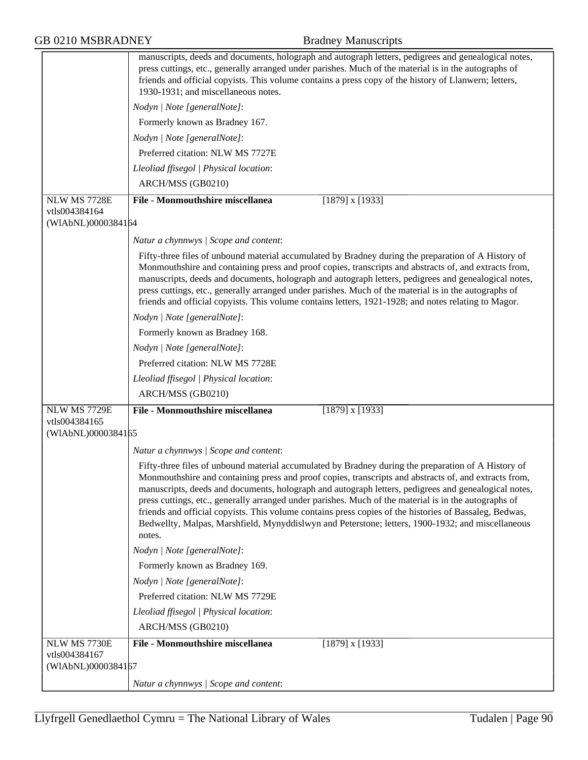manuscripts, deeds and documents, holograph and autograph letters, pedigrees and genealogical notes, press cuttings, etc., generally arranged under parishes. Much of the material is in the autographs of friends and official copyists. This volume contains a press copy of the history of Llanwern; letters, 1930-1931; and miscellaneous notes.

*Nodyn | Note [generalNote]*:

Formerly known as Bradney 167.

*Nodyn | Note [generalNote]*:

Preferred citation: NLW MS 7727E

*Lleoliad ffisegol | Physical location*:

ARCH/MSS (GB0210)

---

NLW MS 7728E
vtls004384164
(WlAbNL)0000384164

**File - Monmouthshire miscellanea** [1879] x [1933]

*Natur a chynnwys | Scope and content*:

Fifty-three files of unbound material accumulated by Bradney during the preparation of A History of Monmouthshire and containing press and proof copies, transcripts and abstracts of, and extracts from, manuscripts, deeds and documents, holograph and autograph letters, pedigrees and genealogical notes, press cuttings, etc., generally arranged under parishes. Much of the material is in the autographs of friends and official copyists. This volume contains letters, 1921-1928; and notes relating to Magor.

*Nodyn | Note [generalNote]*:

Formerly known as Bradney 168.

*Nodyn | Note [generalNote]*:

Preferred citation: NLW MS 7728E

*Lleoliad ffisegol | Physical location*:

ARCH/MSS (GB0210)

---

NLW MS 7729E
vtls004384165
(WlAbNL)0000384165

**File - Monmouthshire miscellanea** [1879] x [1933]

*Natur a chynnwys | Scope and content*:

Fifty-three files of unbound material accumulated by Bradney during the preparation of A History of Monmouthshire and containing press and proof copies, transcripts and abstracts of, and extracts from, manuscripts, deeds and documents, holograph and autograph letters, pedigrees and genealogical notes, press cuttings, etc., generally arranged under parishes. Much of the material is in the autographs of friends and official copyists. This volume contains press copies of the histories of Bassaleg, Bedwas, Bedwellty, Malpas, Marshfield, Mynyddislwyn and Peterstone; letters, 1900-1932; and miscellaneous notes.

*Nodyn | Note [generalNote]*:

Formerly known as Bradney 169.

*Nodyn | Note [generalNote]*:

Preferred citation: NLW MS 7729E

*Lleoliad ffisegol | Physical location*:

ARCH/MSS (GB0210)

---

NLW MS 7730E
vtls004384167
(WlAbNL)0000384167

**File - Monmouthshire miscellanea** [1879] x [1933]

*Natur a chynnwys | Scope and content*: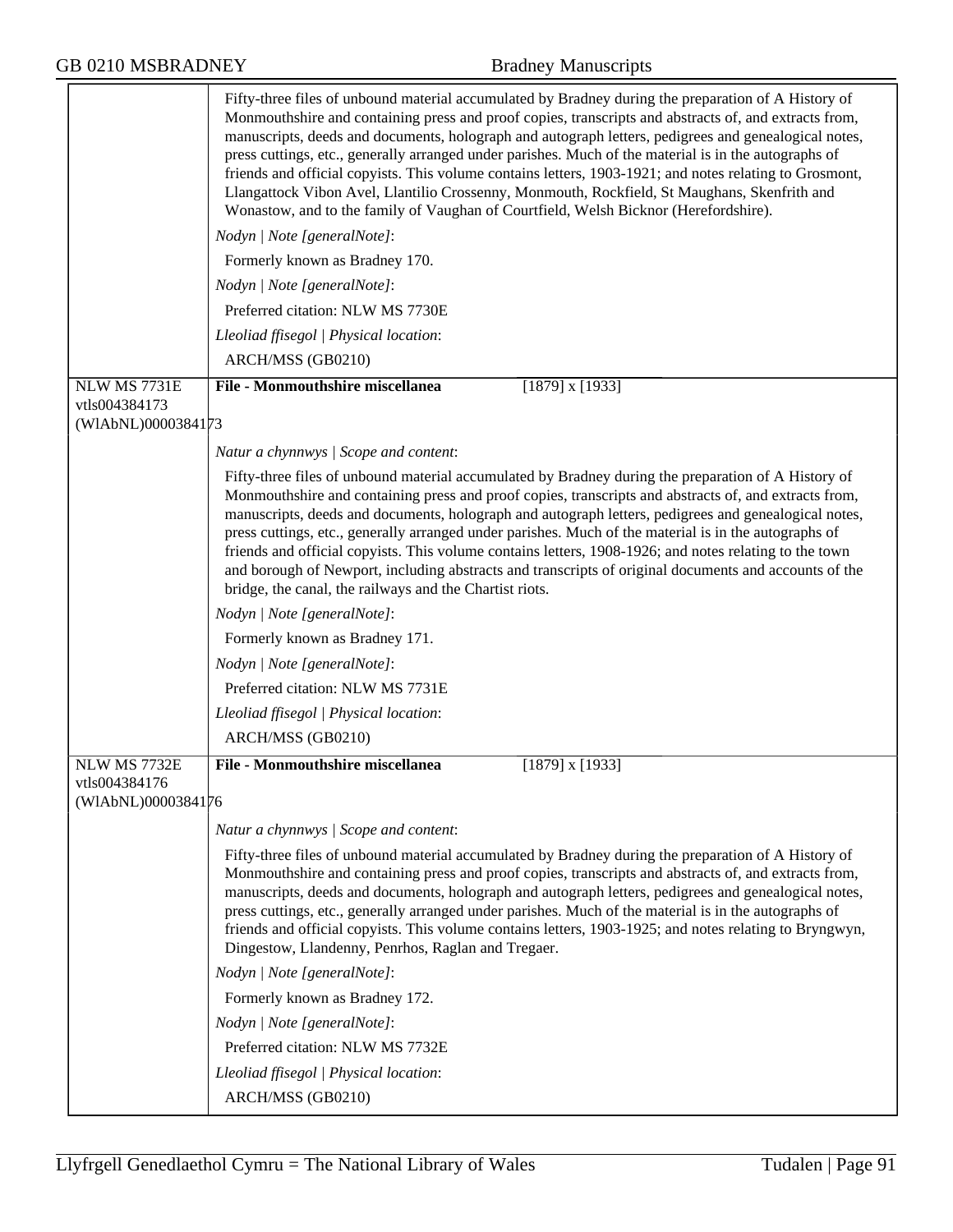Fifty-three files of unbound material accumulated by Bradney during the preparation of A History of Monmouthshire and containing press and proof copies, transcripts and abstracts of, and extracts from, manuscripts, deeds and documents, holograph and autograph letters, pedigrees and genealogical notes, press cuttings, etc., generally arranged under parishes. Much of the material is in the autographs of friends and official copyists. This volume contains letters, 1903-1921; and notes relating to Grosmont, Llangattock Vibon Avel, Llantilio Crossenny, Monmouth, Rockfield, St Maughans, Skenfrith and Wonastow, and to the family of Vaughan of Courtfield, Welsh Bicknor (Herefordshire).

*Nodyn | Note [generalNote]*:

Formerly known as Bradney 170.

*Nodyn | Note [generalNote]*:

Preferred citation: NLW MS 7730E

*Lleoliad ffisegol | Physical location*:

ARCH/MSS (GB0210)

---

NLW MS 7731E
vtls004384173
(WlAbNL)0000384173

**File - Monmouthshire miscellanea** [1879] x [1933]

*Natur a chynnwys | Scope and content*:

Fifty-three files of unbound material accumulated by Bradney during the preparation of A History of Monmouthshire and containing press and proof copies, transcripts and abstracts of, and extracts from, manuscripts, deeds and documents, holograph and autograph letters, pedigrees and genealogical notes, press cuttings, etc., generally arranged under parishes. Much of the material is in the autographs of friends and official copyists. This volume contains letters, 1908-1926; and notes relating to the town and borough of Newport, including abstracts and transcripts of original documents and accounts of the bridge, the canal, the railways and the Chartist riots.

*Nodyn | Note [generalNote]*:

Formerly known as Bradney 171.

*Nodyn | Note [generalNote]*:

Preferred citation: NLW MS 7731E

*Lleoliad ffisegol | Physical location*:

ARCH/MSS (GB0210)

---

NLW MS 7732E
vtls004384176
(WlAbNL)0000384176

**File - Monmouthshire miscellanea** [1879] x [1933]

*Natur a chynnwys | Scope and content*:

Fifty-three files of unbound material accumulated by Bradney during the preparation of A History of Monmouthshire and containing press and proof copies, transcripts and abstracts of, and extracts from, manuscripts, deeds and documents, holograph and autograph letters, pedigrees and genealogical notes, press cuttings, etc., generally arranged under parishes. Much of the material is in the autographs of friends and official copyists. This volume contains letters, 1903-1925; and notes relating to Bryngwyn, Dingestow, Llandenny, Penrhos, Raglan and Tregaer.

*Nodyn | Note [generalNote]*:

Formerly known as Bradney 172.

*Nodyn | Note [generalNote]*:

Preferred citation: NLW MS 7732E

*Lleoliad ffisegol | Physical location*:

ARCH/MSS (GB0210)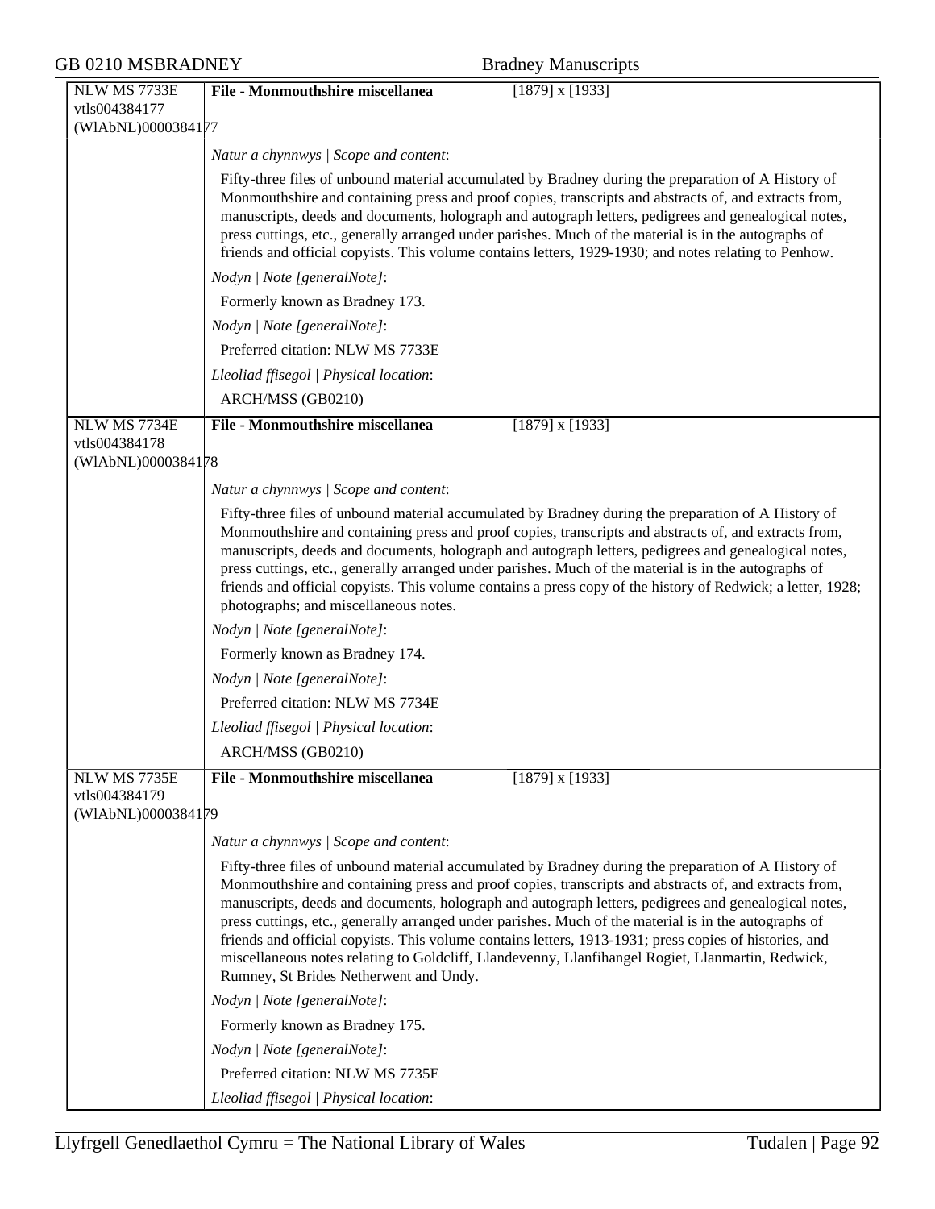| | |
|---|---|
| NLW MS 7733E<br>vtls004384177<br>(WlAbNL)0000384177 | **File - Monmouthshire miscellanea** [1879] x [1933] |
| | *Natur a chynnwys \| Scope and content*: |
| | Fifty-three files of unbound material accumulated by Bradney during the preparation of A History of Monmouthshire and containing press and proof copies, transcripts and abstracts of, and extracts from, manuscripts, deeds and documents, holograph and autograph letters, pedigrees and genealogical notes, press cuttings, etc., generally arranged under parishes. Much of the material is in the autographs of friends and official copyists. This volume contains letters, 1929-1930; and notes relating to Penhow. |
| | *Nodyn \| Note [generalNote]*: |
| | Formerly known as Bradney 173. |
| | *Nodyn \| Note [generalNote]*: |
| | Preferred citation: NLW MS 7733E |
| | *Lleoliad ffisegol \| Physical location*: |
| | ARCH/MSS (GB0210) |
| NLW MS 7734E<br>vtls004384178<br>(WlAbNL)0000384178 | **File - Monmouthshire miscellanea** [1879] x [1933] |
| | *Natur a chynnwys \| Scope and content*: |
| | Fifty-three files of unbound material accumulated by Bradney during the preparation of A History of Monmouthshire and containing press and proof copies, transcripts and abstracts of, and extracts from, manuscripts, deeds and documents, holograph and autograph letters, pedigrees and genealogical notes, press cuttings, etc., generally arranged under parishes. Much of the material is in the autographs of friends and official copyists. This volume contains a press copy of the history of Redwick; a letter, 1928; photographs; and miscellaneous notes. |
| | *Nodyn \| Note [generalNote]*: |
| | Formerly known as Bradney 174. |
| | *Nodyn \| Note [generalNote]*: |
| | Preferred citation: NLW MS 7734E |
| | *Lleoliad ffisegol \| Physical location*: |
| | ARCH/MSS (GB0210) |
| NLW MS 7735E<br>vtls004384179<br>(WlAbNL)0000384179 | **File - Monmouthshire miscellanea** [1879] x [1933] |
| | *Natur a chynnwys \| Scope and content*: |
| | Fifty-three files of unbound material accumulated by Bradney during the preparation of A History of Monmouthshire and containing press and proof copies, transcripts and abstracts of, and extracts from, manuscripts, deeds and documents, holograph and autograph letters, pedigrees and genealogical notes, press cuttings, etc., generally arranged under parishes. Much of the material is in the autographs of friends and official copyists. This volume contains letters, 1913-1931; press copies of histories, and miscellaneous notes relating to Goldcliff, Llandevenny, Llanfihangel Rogiet, Llanmartin, Redwick, Rumney, St Brides Netherwent and Undy. |
| | *Nodyn \| Note [generalNote]*: |
| | Formerly known as Bradney 175. |
| | *Nodyn \| Note [generalNote]*: |
| | Preferred citation: NLW MS 7735E |
| | *Lleoliad ffisegol \| Physical location*: |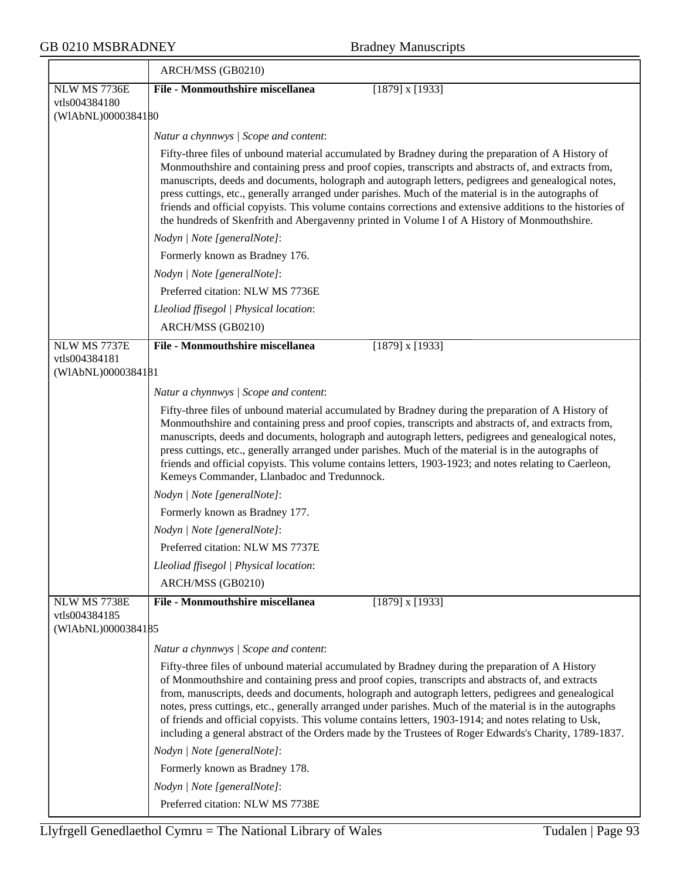ARCH/MSS (GB0210)

**NLW MS 7736E**
vtls004384180
(WlAbNL)0000384180

**File - Monmouthshire miscellanea** [1879] x [1933]

*Natur a chynnwys | Scope and content*:

Fifty-three files of unbound material accumulated by Bradney during the preparation of A History of Monmouthshire and containing press and proof copies, transcripts and abstracts of, and extracts from, manuscripts, deeds and documents, holograph and autograph letters, pedigrees and genealogical notes, press cuttings, etc., generally arranged under parishes. Much of the material is in the autographs of friends and official copyists. This volume contains corrections and extensive additions to the histories of the hundreds of Skenfrith and Abergavenny printed in Volume I of A History of Monmouthshire.

*Nodyn | Note [generalNote]*:

Formerly known as Bradney 176.

*Nodyn | Note [generalNote]*:

Preferred citation: NLW MS 7736E

*Lleoliad ffisegol | Physical location*:

ARCH/MSS (GB0210)

**NLW MS 7737E**
vtls004384181
(WlAbNL)0000384181

**File - Monmouthshire miscellanea** [1879] x [1933]

*Natur a chynnwys | Scope and content*:

Fifty-three files of unbound material accumulated by Bradney during the preparation of A History of Monmouthshire and containing press and proof copies, transcripts and abstracts of, and extracts from, manuscripts, deeds and documents, holograph and autograph letters, pedigrees and genealogical notes, press cuttings, etc., generally arranged under parishes. Much of the material is in the autographs of friends and official copyists. This volume contains letters, 1903-1923; and notes relating to Caerleon, Kemeys Commander, Llanbadoc and Tredunnock.

*Nodyn | Note [generalNote]*:

Formerly known as Bradney 177.

*Nodyn | Note [generalNote]*:

Preferred citation: NLW MS 7737E

*Lleoliad ffisegol | Physical location*:

ARCH/MSS (GB0210)

**NLW MS 7738E**
vtls004384185
(WlAbNL)0000384185

**File - Monmouthshire miscellanea** [1879] x [1933]

*Natur a chynnwys | Scope and content*:

Fifty-three files of unbound material accumulated by Bradney during the preparation of A History of Monmouthshire and containing press and proof copies, transcripts and abstracts of, and extracts from, manuscripts, deeds and documents, holograph and autograph letters, pedigrees and genealogical notes, press cuttings, etc., generally arranged under parishes. Much of the material is in the autographs of friends and official copyists. This volume contains letters, 1903-1914; and notes relating to Usk, including a general abstract of the Orders made by the Trustees of Roger Edwards's Charity, 1789-1837.

*Nodyn | Note [generalNote]*:

Formerly known as Bradney 178.

*Nodyn | Note [generalNote]*:

Preferred citation: NLW MS 7738E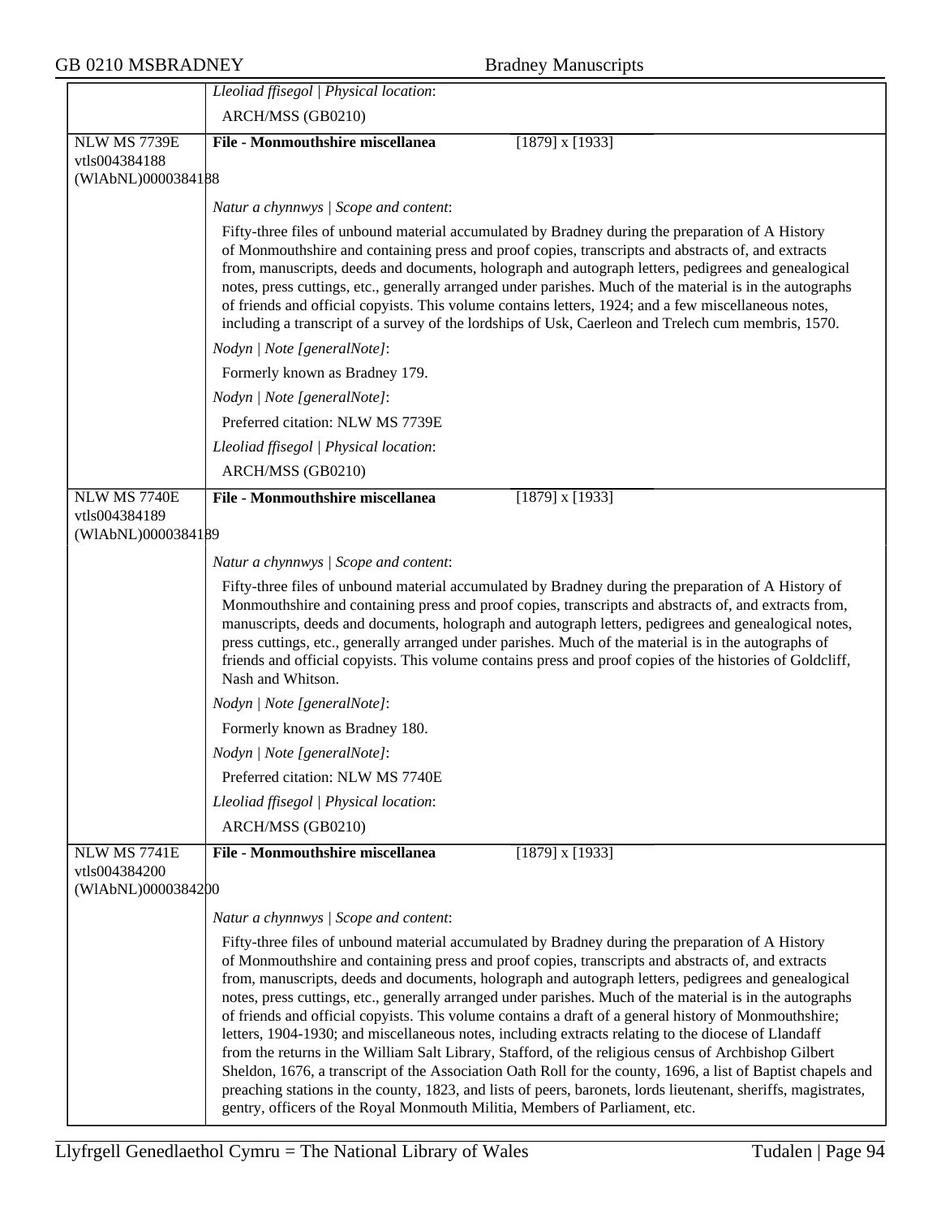*Lleoliad ffisegol | Physical location*:

ARCH/MSS (GB0210)

---

**NLW MS 7739E**
vtls004384188
(WlAbNL)0000384188

**File - Monmouthshire miscellanea** [1879] x [1933]

*Natur a chynnwys | Scope and content*:

Fifty-three files of unbound material accumulated by Bradney during the preparation of A History of Monmouthshire and containing press and proof copies, transcripts and abstracts of, and extracts from, manuscripts, deeds and documents, holograph and autograph letters, pedigrees and genealogical notes, press cuttings, etc., generally arranged under parishes. Much of the material is in the autographs of friends and official copyists. This volume contains letters, 1924; and a few miscellaneous notes, including a transcript of a survey of the lordships of Usk, Caerleon and Trelech cum membris, 1570.

*Nodyn | Note [generalNote]*:

Formerly known as Bradney 179.

*Nodyn | Note [generalNote]*:

Preferred citation: NLW MS 7739E

*Lleoliad ffisegol | Physical location*:

ARCH/MSS (GB0210)

---

**NLW MS 7740E**
vtls004384189
(WlAbNL)0000384189

**File - Monmouthshire miscellanea** [1879] x [1933]

*Natur a chynnwys | Scope and content*:

Fifty-three files of unbound material accumulated by Bradney during the preparation of A History of Monmouthshire and containing press and proof copies, transcripts and abstracts of, and extracts from, manuscripts, deeds and documents, holograph and autograph letters, pedigrees and genealogical notes, press cuttings, etc., generally arranged under parishes. Much of the material is in the autographs of friends and official copyists. This volume contains press and proof copies of the histories of Goldcliff, Nash and Whitson.

*Nodyn | Note [generalNote]*:

Formerly known as Bradney 180.

*Nodyn | Note [generalNote]*:

Preferred citation: NLW MS 7740E

*Lleoliad ffisegol | Physical location*:

ARCH/MSS (GB0210)

---

**NLW MS 7741E**
vtls004384200
(WlAbNL)0000384200

**File - Monmouthshire miscellanea** [1879] x [1933]

*Natur a chynnwys | Scope and content*:

Fifty-three files of unbound material accumulated by Bradney during the preparation of A History of Monmouthshire and containing press and proof copies, transcripts and abstracts of, and extracts from, manuscripts, deeds and documents, holograph and autograph letters, pedigrees and genealogical notes, press cuttings, etc., generally arranged under parishes. Much of the material is in the autographs of friends and official copyists. This volume contains a draft of a general history of Monmouthshire; letters, 1904-1930; and miscellaneous notes, including extracts relating to the diocese of Llandaff from the returns in the William Salt Library, Stafford, of the religious census of Archbishop Gilbert Sheldon, 1676, a transcript of the Association Oath Roll for the county, 1696, a list of Baptist chapels and preaching stations in the county, 1823, and lists of peers, baronets, lords lieutenant, sheriffs, magistrates, gentry, officers of the Royal Monmouth Militia, Members of Parliament, etc.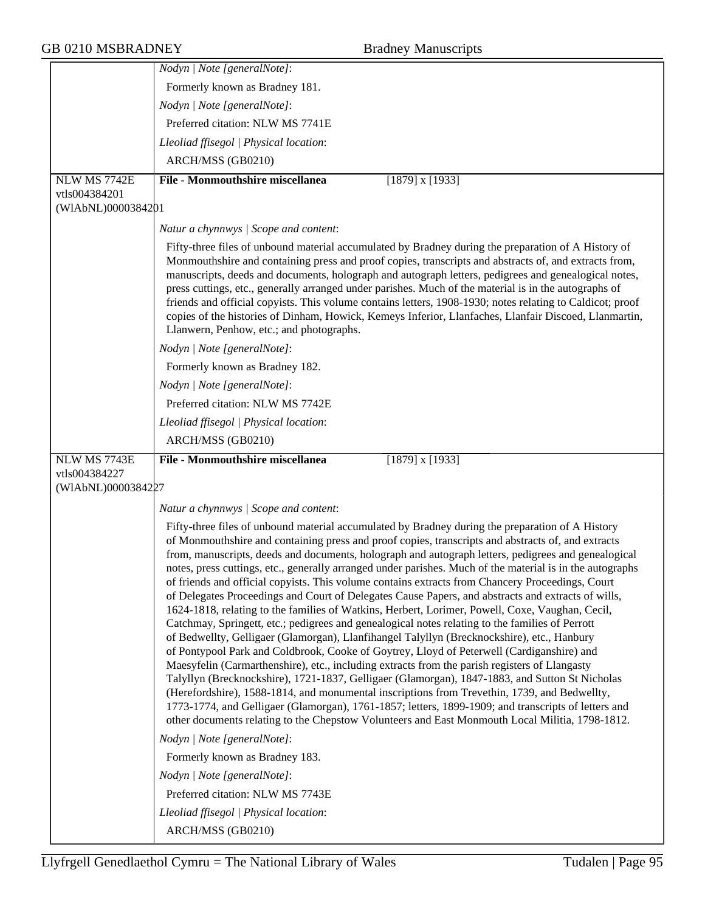*Nodyn | Note [generalNote]*:

Formerly known as Bradney 181.

*Nodyn | Note [generalNote]*:

Preferred citation: NLW MS 7741E

*Lleoliad ffisegol | Physical location*:

ARCH/MSS (GB0210)

---

NLW MS 7742E
vtls004384201
(WlAbNL)0000384201

**File - Monmouthshire miscellanea** [1879] x [1933]

*Natur a chynnwys | Scope and content*:

Fifty-three files of unbound material accumulated by Bradney during the preparation of A History of Monmouthshire and containing press and proof copies, transcripts and abstracts of, and extracts from, manuscripts, deeds and documents, holograph and autograph letters, pedigrees and genealogical notes, press cuttings, etc., generally arranged under parishes. Much of the material is in the autographs of friends and official copyists. This volume contains letters, 1908-1930; notes relating to Caldicot; proof copies of the histories of Dinham, Howick, Kemeys Inferior, Llanfaches, Llanfair Discoed, Llanmartin, Llanwern, Penhow, etc.; and photographs.

*Nodyn | Note [generalNote]*:

Formerly known as Bradney 182.

*Nodyn | Note [generalNote]*:

Preferred citation: NLW MS 7742E

*Lleoliad ffisegol | Physical location*:

ARCH/MSS (GB0210)

---

NLW MS 7743E
vtls004384227
(WlAbNL)0000384227

**File - Monmouthshire miscellanea** [1879] x [1933]

*Natur a chynnwys | Scope and content*:

Fifty-three files of unbound material accumulated by Bradney during the preparation of A History of Monmouthshire and containing press and proof copies, transcripts and abstracts of, and extracts from, manuscripts, deeds and documents, holograph and autograph letters, pedigrees and genealogical notes, press cuttings, etc., generally arranged under parishes. Much of the material is in the autographs of friends and official copyists. This volume contains extracts from Chancery Proceedings, Court of Delegates Proceedings and Court of Delegates Cause Papers, and abstracts and extracts of wills, 1624-1818, relating to the families of Watkins, Herbert, Lorimer, Powell, Coxe, Vaughan, Cecil, Catchmay, Springett, etc.; pedigrees and genealogical notes relating to the families of Perrott of Bedwellty, Gelligaer (Glamorgan), Llanfihangel Talyllyn (Brecknockshire), etc., Hanbury of Pontypool Park and Coldbrook, Cooke of Goytrey, Lloyd of Peterwell (Cardiganshire) and Maesyfelin (Carmarthenshire), etc., including extracts from the parish registers of Llangasty Talyllyn (Brecknockshire), 1721-1837, Gelligaer (Glamorgan), 1847-1883, and Sutton St Nicholas (Herefordshire), 1588-1814, and monumental inscriptions from Trevethin, 1739, and Bedwellty, 1773-1774, and Gelligaer (Glamorgan), 1761-1857; letters, 1899-1909; and transcripts of letters and other documents relating to the Chepstow Volunteers and East Monmouth Local Militia, 1798-1812.

*Nodyn | Note [generalNote]*:

Formerly known as Bradney 183.

*Nodyn | Note [generalNote]*:

Preferred citation: NLW MS 7743E

*Lleoliad ffisegol | Physical location*:

ARCH/MSS (GB0210)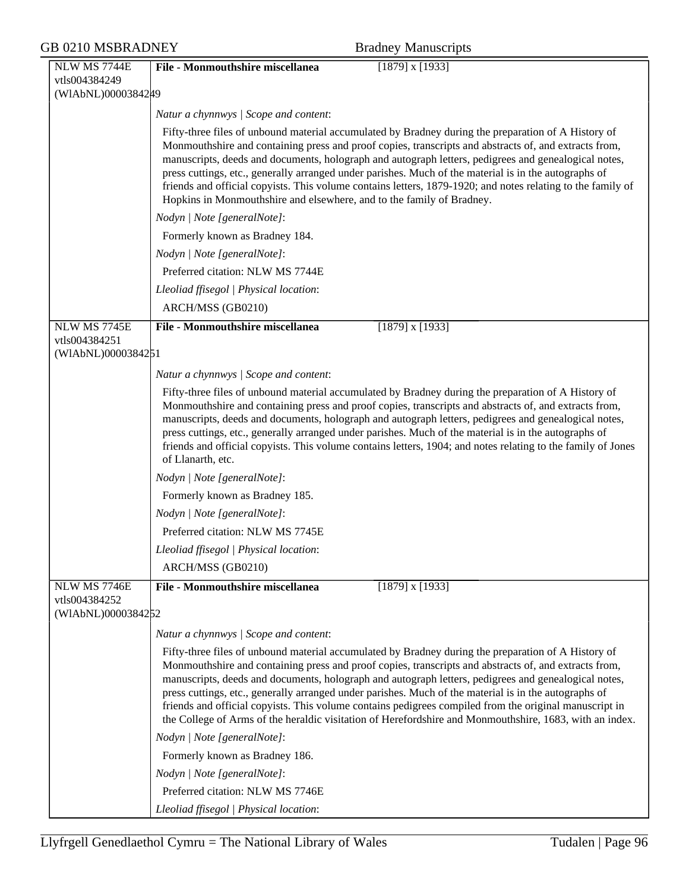| NLW MS 7744E<br>vtls004384249<br>(WlAbNL)0000384249 | **File - Monmouthshire miscellanea** | [1879] x [1933] |
|---|---|---|

*Natur a chynnwys | Scope and content*:

Fifty-three files of unbound material accumulated by Bradney during the preparation of A History of Monmouthshire and containing press and proof copies, transcripts and abstracts of, and extracts from, manuscripts, deeds and documents, holograph and autograph letters, pedigrees and genealogical notes, press cuttings, etc., generally arranged under parishes. Much of the material is in the autographs of friends and official copyists. This volume contains letters, 1879-1920; and notes relating to the family of Hopkins in Monmouthshire and elsewhere, and to the family of Bradney.

*Nodyn | Note [generalNote]*:

Formerly known as Bradney 184.

*Nodyn | Note [generalNote]*:

Preferred citation: NLW MS 7744E

*Lleoliad ffisegol | Physical location*:

ARCH/MSS (GB0210)

| NLW MS 7745E<br>vtls004384251<br>(WlAbNL)0000384251 | **File - Monmouthshire miscellanea** | [1879] x [1933] |
|---|---|---|

*Natur a chynnwys | Scope and content*:

Fifty-three files of unbound material accumulated by Bradney during the preparation of A History of Monmouthshire and containing press and proof copies, transcripts and abstracts of, and extracts from, manuscripts, deeds and documents, holograph and autograph letters, pedigrees and genealogical notes, press cuttings, etc., generally arranged under parishes. Much of the material is in the autographs of friends and official copyists. This volume contains letters, 1904; and notes relating to the family of Jones of Llanarth, etc.

*Nodyn | Note [generalNote]*:

Formerly known as Bradney 185.

*Nodyn | Note [generalNote]*:

Preferred citation: NLW MS 7745E

*Lleoliad ffisegol | Physical location*:

ARCH/MSS (GB0210)

| NLW MS 7746E<br>vtls004384252<br>(WlAbNL)0000384252 | **File - Monmouthshire miscellanea** | [1879] x [1933] |
|---|---|---|

*Natur a chynnwys | Scope and content*:

Fifty-three files of unbound material accumulated by Bradney during the preparation of A History of Monmouthshire and containing press and proof copies, transcripts and abstracts of, and extracts from, manuscripts, deeds and documents, holograph and autograph letters, pedigrees and genealogical notes, press cuttings, etc., generally arranged under parishes. Much of the material is in the autographs of friends and official copyists. This volume contains pedigrees compiled from the original manuscript in the College of Arms of the heraldic visitation of Herefordshire and Monmouthshire, 1683, with an index.

*Nodyn | Note [generalNote]*:

Formerly known as Bradney 186.

*Nodyn | Note [generalNote]*:

Preferred citation: NLW MS 7746E

*Lleoliad ffisegol | Physical location*: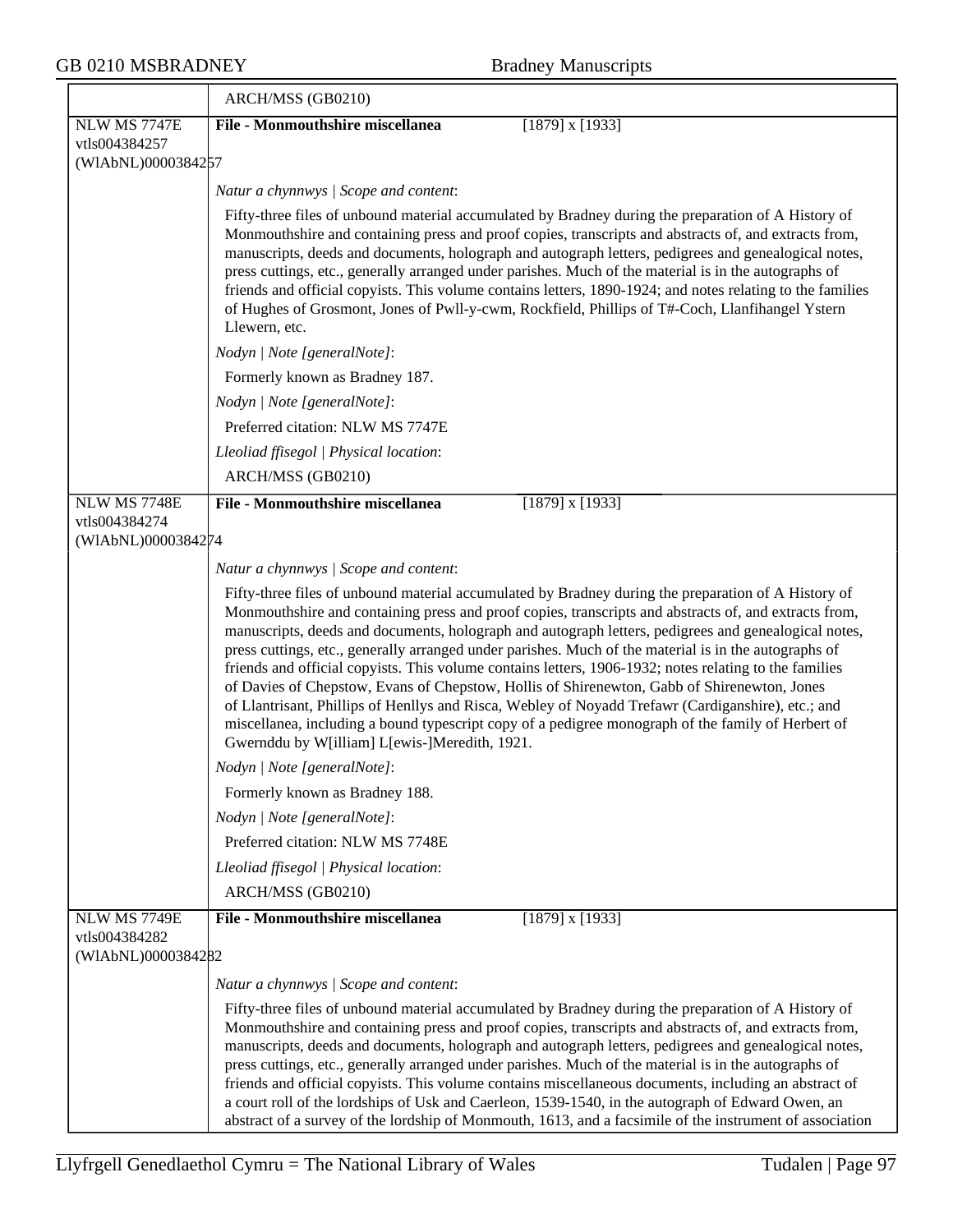| | ARCH/MSS (GB0210) |
|---|---|
| NLW MS 7747E vtls004384257 (WlAbNL)0000384257 | **File - Monmouthshire miscellanea** [1879] x [1933] |
| | *Natur a chynnwys \| Scope and content*: |
| | Fifty-three files of unbound material accumulated by Bradney during the preparation of A History of Monmouthshire and containing press and proof copies, transcripts and abstracts of, and extracts from, manuscripts, deeds and documents, holograph and autograph letters, pedigrees and genealogical notes, press cuttings, etc., generally arranged under parishes. Much of the material is in the autographs of friends and official copyists. This volume contains letters, 1890-1924; and notes relating to the families of Hughes of Grosmont, Jones of Pwll-y-cwm, Rockfield, Phillips of T#-Coch, Llanfihangel Ystern Llewern, etc. |
| | *Nodyn \| Note [generalNote]*: |
| | Formerly known as Bradney 187. |
| | *Nodyn \| Note [generalNote]*: |
| | Preferred citation: NLW MS 7747E |
| | *Lleoliad ffisegol \| Physical location*: |
| | ARCH/MSS (GB0210) |
| NLW MS 7748E vtls004384274 (WlAbNL)0000384274 | **File - Monmouthshire miscellanea** [1879] x [1933] |
| | *Natur a chynnwys \| Scope and content*: |
| | Fifty-three files of unbound material accumulated by Bradney during the preparation of A History of Monmouthshire and containing press and proof copies, transcripts and abstracts of, and extracts from, manuscripts, deeds and documents, holograph and autograph letters, pedigrees and genealogical notes, press cuttings, etc., generally arranged under parishes. Much of the material is in the autographs of friends and official copyists. This volume contains letters, 1906-1932; notes relating to the families of Davies of Chepstow, Evans of Chepstow, Hollis of Shirenewton, Gabb of Shirenewton, Jones of Llantrisant, Phillips of Henllys and Risca, Webley of Noyadd Trefawr (Cardiganshire), etc.; and miscellanea, including a bound typescript copy of a pedigree monograph of the family of Herbert of Gwernddu by W[illiam] L[ewis-]Meredith, 1921. |
| | *Nodyn \| Note [generalNote]*: |
| | Formerly known as Bradney 188. |
| | *Nodyn \| Note [generalNote]*: |
| | Preferred citation: NLW MS 7748E |
| | *Lleoliad ffisegol \| Physical location*: |
| | ARCH/MSS (GB0210) |
| NLW MS 7749E vtls004384282 (WlAbNL)0000384282 | **File - Monmouthshire miscellanea** [1879] x [1933] |
| | *Natur a chynnwys \| Scope and content*: |
| | Fifty-three files of unbound material accumulated by Bradney during the preparation of A History of Monmouthshire and containing press and proof copies, transcripts and abstracts of, and extracts from, manuscripts, deeds and documents, holograph and autograph letters, pedigrees and genealogical notes, press cuttings, etc., generally arranged under parishes. Much of the material is in the autographs of friends and official copyists. This volume contains miscellaneous documents, including an abstract of a court roll of the lordships of Usk and Caerleon, 1539-1540, in the autograph of Edward Owen, an abstract of a survey of the lordship of Monmouth, 1613, and a facsimile of the instrument of association |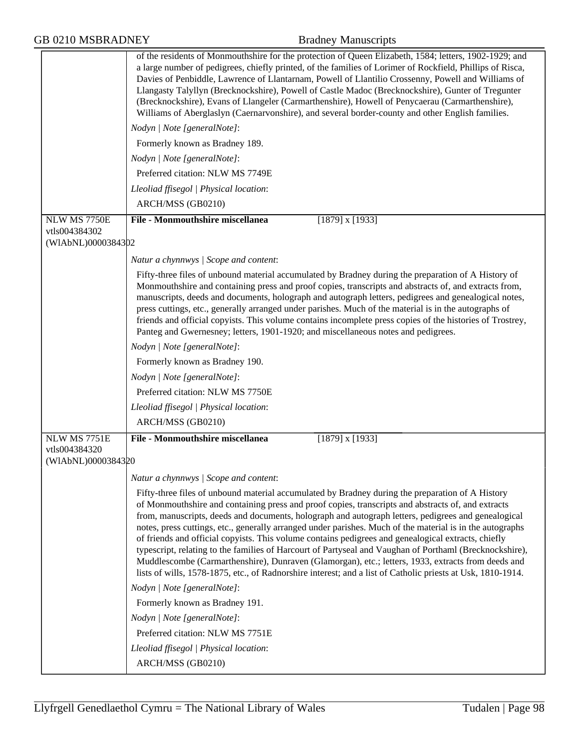of the residents of Monmouthshire for the protection of Queen Elizabeth, 1584; letters, 1902-1929; and a large number of pedigrees, chiefly printed, of the families of Lorimer of Rockfield, Phillips of Risca, Davies of Penbiddle, Lawrence of Llantarnam, Powell of Llantilio Crossenny, Powell and Williams of Llangasty Talyllyn (Brecknockshire), Powell of Castle Madoc (Brecknockshire), Gunter of Tregunter (Brecknockshire), Evans of Llangeler (Carmarthenshire), Howell of Penycaerau (Carmarthenshire), Williams of Aberglaslyn (Caernarvonshire), and several border-county and other English families.

*Nodyn | Note [generalNote]*:

Formerly known as Bradney 189.

*Nodyn | Note [generalNote]*:

Preferred citation: NLW MS 7749E

*Lleoliad ffisegol | Physical location*:

ARCH/MSS (GB0210)

---

NLW MS 7750E
vtls004384302
(WlAbNL)0000384302

**File - Monmouthshire miscellanea** [1879] x [1933]

*Natur a chynnwys | Scope and content*:

Fifty-three files of unbound material accumulated by Bradney during the preparation of A History of Monmouthshire and containing press and proof copies, transcripts and abstracts of, and extracts from, manuscripts, deeds and documents, holograph and autograph letters, pedigrees and genealogical notes, press cuttings, etc., generally arranged under parishes. Much of the material is in the autographs of friends and official copyists. This volume contains incomplete press copies of the histories of Trostrey, Panteg and Gwernesney; letters, 1901-1920; and miscellaneous notes and pedigrees.

*Nodyn | Note [generalNote]*:

Formerly known as Bradney 190.

*Nodyn | Note [generalNote]*:

Preferred citation: NLW MS 7750E

*Lleoliad ffisegol | Physical location*:

ARCH/MSS (GB0210)

---

NLW MS 7751E
vtls004384320
(WlAbNL)0000384320

**File - Monmouthshire miscellanea** [1879] x [1933]

*Natur a chynnwys | Scope and content*:

Fifty-three files of unbound material accumulated by Bradney during the preparation of A History of Monmouthshire and containing press and proof copies, transcripts and abstracts of, and extracts from, manuscripts, deeds and documents, holograph and autograph letters, pedigrees and genealogical notes, press cuttings, etc., generally arranged under parishes. Much of the material is in the autographs of friends and official copyists. This volume contains pedigrees and genealogical extracts, chiefly typescript, relating to the families of Harcourt of Partyseal and Vaughan of Porthaml (Brecknockshire), Muddlescombe (Carmarthenshire), Dunraven (Glamorgan), etc.; letters, 1933, extracts from deeds and lists of wills, 1578-1875, etc., of Radnorshire interest; and a list of Catholic priests at Usk, 1810-1914.

*Nodyn | Note [generalNote]*:

Formerly known as Bradney 191.

*Nodyn | Note [generalNote]*:

Preferred citation: NLW MS 7751E

*Lleoliad ffisegol | Physical location*:

ARCH/MSS (GB0210)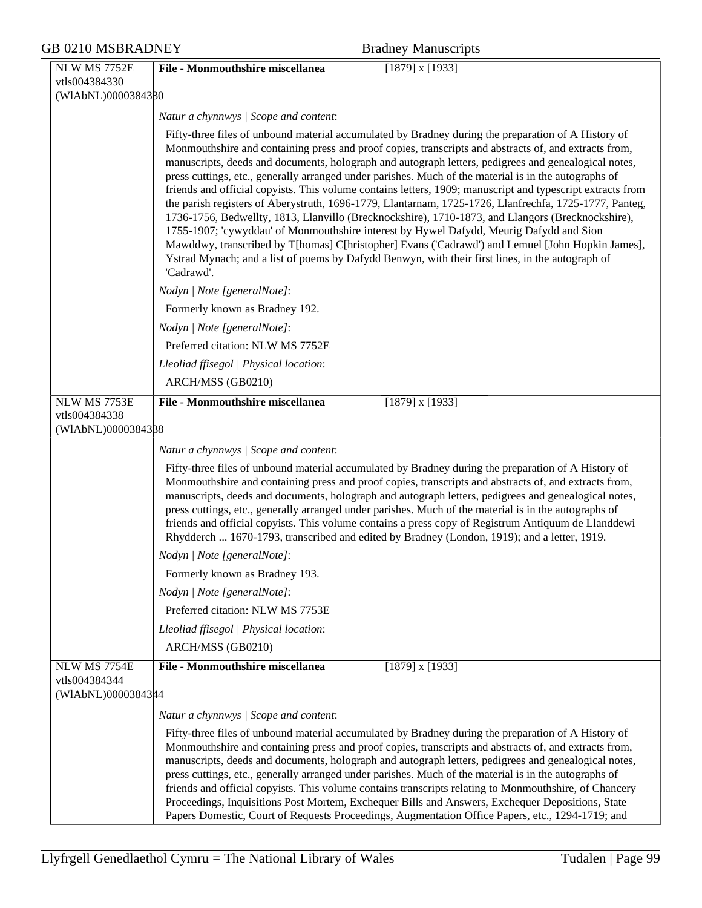| NLW MS 7752E<br>vtls004384330<br>(WlAbNL)0000384330 | **File - Monmouthshire miscellanea** [1879] x [1933] |
|---|---|
| | *Natur a chynnwys \| Scope and content*:<br><br>Fifty-three files of unbound material accumulated by Bradney during the preparation of A History of Monmouthshire and containing press and proof copies, transcripts and abstracts of, and extracts from, manuscripts, deeds and documents, holograph and autograph letters, pedigrees and genealogical notes, press cuttings, etc., generally arranged under parishes. Much of the material is in the autographs of friends and official copyists. This volume contains letters, 1909; manuscript and typescript extracts from the parish registers of Aberystruth, 1696-1779, Llantarnam, 1725-1726, Llanfrechfa, 1725-1777, Panteg, 1736-1756, Bedwellty, 1813, Llanvillo (Brecknockshire), 1710-1873, and Llangors (Brecknockshire), 1755-1907; 'cywyddau' of Monmouthshire interest by Hywel Dafydd, Meurig Dafydd and Sion Mawddwy, transcribed by T[homas] C[hristopher] Evans ('Cadrawd') and Lemuel [John Hopkin James], Ystrad Mynach; and a list of poems by Dafydd Benwyn, with their first lines, in the autograph of 'Cadrawd'.<br><br>*Nodyn \| Note [generalNote]*:<br><br>Formerly known as Bradney 192.<br><br>*Nodyn \| Note [generalNote]*:<br><br>Preferred citation: NLW MS 7752E<br><br>*Lleoliad ffisegol \| Physical location*:<br><br>ARCH/MSS (GB0210) |
| NLW MS 7753E<br>vtls004384338<br>(WlAbNL)0000384338 | **File - Monmouthshire miscellanea** [1879] x [1933] |
| | *Natur a chynnwys \| Scope and content*:<br><br>Fifty-three files of unbound material accumulated by Bradney during the preparation of A History of Monmouthshire and containing press and proof copies, transcripts and abstracts of, and extracts from, manuscripts, deeds and documents, holograph and autograph letters, pedigrees and genealogical notes, press cuttings, etc., generally arranged under parishes. Much of the material is in the autographs of friends and official copyists. This volume contains a press copy of Registrum Antiquum de Llanddewi Rhydderch ... 1670-1793, transcribed and edited by Bradney (London, 1919); and a letter, 1919.<br><br>*Nodyn \| Note [generalNote]*:<br><br>Formerly known as Bradney 193.<br><br>*Nodyn \| Note [generalNote]*:<br><br>Preferred citation: NLW MS 7753E<br><br>*Lleoliad ffisegol \| Physical location*:<br><br>ARCH/MSS (GB0210) |
| NLW MS 7754E<br>vtls004384344<br>(WlAbNL)0000384344 | **File - Monmouthshire miscellanea** [1879] x [1933] |
| | *Natur a chynnwys \| Scope and content*:<br><br>Fifty-three files of unbound material accumulated by Bradney during the preparation of A History of Monmouthshire and containing press and proof copies, transcripts and abstracts of, and extracts from, manuscripts, deeds and documents, holograph and autograph letters, pedigrees and genealogical notes, press cuttings, etc., generally arranged under parishes. Much of the material is in the autographs of friends and official copyists. This volume contains transcripts relating to Monmouthshire, of Chancery Proceedings, Inquisitions Post Mortem, Exchequer Bills and Answers, Exchequer Depositions, State Papers Domestic, Court of Requests Proceedings, Augmentation Office Papers, etc., 1294-1719; and |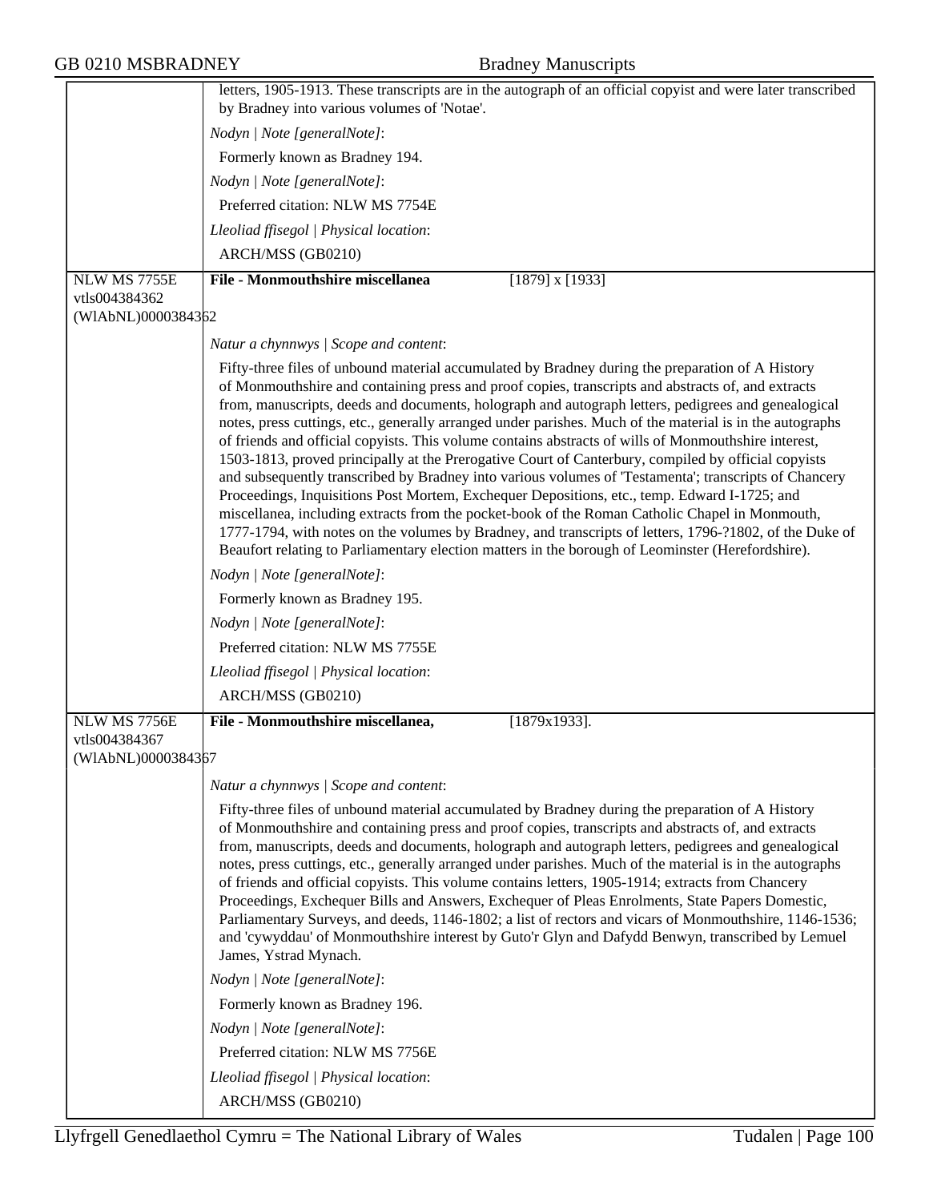letters, 1905-1913. These transcripts are in the autograph of an official copyist and were later transcribed by Bradney into various volumes of 'Notae'.

*Nodyn | Note [generalNote]*:

Formerly known as Bradney 194.

*Nodyn | Note [generalNote]*:

Preferred citation: NLW MS 7754E

*Lleoliad ffisegol | Physical location*:

ARCH/MSS (GB0210)

---

NLW MS 7755E
vtls004384362
(WlAbNL)0000384362

**File - Monmouthshire miscellanea** [1879] x [1933]

*Natur a chynnwys | Scope and content*:

Fifty-three files of unbound material accumulated by Bradney during the preparation of A History of Monmouthshire and containing press and proof copies, transcripts and abstracts of, and extracts from, manuscripts, deeds and documents, holograph and autograph letters, pedigrees and genealogical notes, press cuttings, etc., generally arranged under parishes. Much of the material is in the autographs of friends and official copyists. This volume contains abstracts of wills of Monmouthshire interest, 1503-1813, proved principally at the Prerogative Court of Canterbury, compiled by official copyists and subsequently transcribed by Bradney into various volumes of 'Testamenta'; transcripts of Chancery Proceedings, Inquisitions Post Mortem, Exchequer Depositions, etc., temp. Edward I-1725; and miscellanea, including extracts from the pocket-book of the Roman Catholic Chapel in Monmouth, 1777-1794, with notes on the volumes by Bradney, and transcripts of letters, 1796-?1802, of the Duke of Beaufort relating to Parliamentary election matters in the borough of Leominster (Herefordshire).

*Nodyn | Note [generalNote]*:

Formerly known as Bradney 195.

*Nodyn | Note [generalNote]*:

Preferred citation: NLW MS 7755E

*Lleoliad ffisegol | Physical location*:

ARCH/MSS (GB0210)

---

NLW MS 7756E
vtls004384367
(WlAbNL)0000384367

**File - Monmouthshire miscellanea,** [1879x1933].

*Natur a chynnwys | Scope and content*:

Fifty-three files of unbound material accumulated by Bradney during the preparation of A History of Monmouthshire and containing press and proof copies, transcripts and abstracts of, and extracts from, manuscripts, deeds and documents, holograph and autograph letters, pedigrees and genealogical notes, press cuttings, etc., generally arranged under parishes. Much of the material is in the autographs of friends and official copyists. This volume contains letters, 1905-1914; extracts from Chancery Proceedings, Exchequer Bills and Answers, Exchequer of Pleas Enrolments, State Papers Domestic, Parliamentary Surveys, and deeds, 1146-1802; a list of rectors and vicars of Monmouthshire, 1146-1536; and 'cywyddau' of Monmouthshire interest by Guto'r Glyn and Dafydd Benwyn, transcribed by Lemuel James, Ystrad Mynach.

*Nodyn | Note [generalNote]*:

Formerly known as Bradney 196.

*Nodyn | Note [generalNote]*:

Preferred citation: NLW MS 7756E

*Lleoliad ffisegol | Physical location*:

ARCH/MSS (GB0210)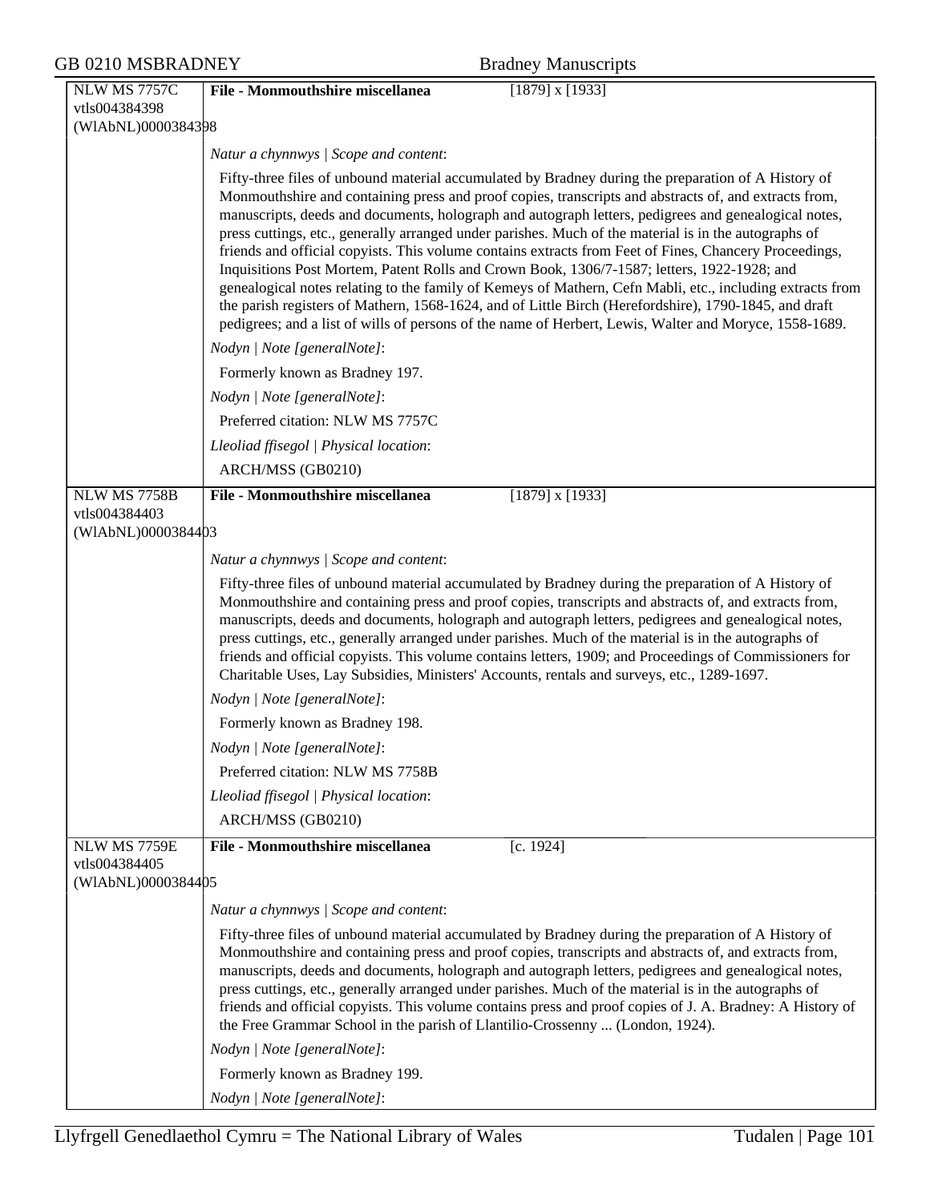| NLW MS 7757C vtls004384398 (WlAbNL)0000384398 | **File - Monmouthshire miscellanea** [1879] x [1933] |
|---|---|
| | *Natur a chynnwys \| Scope and content*: |
| | Fifty-three files of unbound material accumulated by Bradney during the preparation of A History of Monmouthshire and containing press and proof copies, transcripts and abstracts of, and extracts from, manuscripts, deeds and documents, holograph and autograph letters, pedigrees and genealogical notes, press cuttings, etc., generally arranged under parishes. Much of the material is in the autographs of friends and official copyists. This volume contains extracts from Feet of Fines, Chancery Proceedings, Inquisitions Post Mortem, Patent Rolls and Crown Book, 1306/7-1587; letters, 1922-1928; and genealogical notes relating to the family of Kemeys of Mathern, Cefn Mabli, etc., including extracts from the parish registers of Mathern, 1568-1624, and of Little Birch (Herefordshire), 1790-1845, and draft pedigrees; and a list of wills of persons of the name of Herbert, Lewis, Walter and Moryce, 1558-1689. |
| | *Nodyn \| Note [generalNote]*: |
| | Formerly known as Bradney 197. |
| | *Nodyn \| Note [generalNote]*: |
| | Preferred citation: NLW MS 7757C |
| | *Lleoliad ffisegol \| Physical location*: |
| | ARCH/MSS (GB0210) |
| NLW MS 7758B vtls004384403 (WlAbNL)0000384403 | **File - Monmouthshire miscellanea** [1879] x [1933] |
| | *Natur a chynnwys \| Scope and content*: |
| | Fifty-three files of unbound material accumulated by Bradney during the preparation of A History of Monmouthshire and containing press and proof copies, transcripts and abstracts of, and extracts from, manuscripts, deeds and documents, holograph and autograph letters, pedigrees and genealogical notes, press cuttings, etc., generally arranged under parishes. Much of the material is in the autographs of friends and official copyists. This volume contains letters, 1909; and Proceedings of Commissioners for Charitable Uses, Lay Subsidies, Ministers' Accounts, rentals and surveys, etc., 1289-1697. |
| | *Nodyn \| Note [generalNote]*: |
| | Formerly known as Bradney 198. |
| | *Nodyn \| Note [generalNote]*: |
| | Preferred citation: NLW MS 7758B |
| | *Lleoliad ffisegol \| Physical location*: |
| | ARCH/MSS (GB0210) |
| NLW MS 7759E vtls004384405 (WlAbNL)0000384405 | **File - Monmouthshire miscellanea** [c. 1924] |
| | *Natur a chynnwys \| Scope and content*: |
| | Fifty-three files of unbound material accumulated by Bradney during the preparation of A History of Monmouthshire and containing press and proof copies, transcripts and abstracts of, and extracts from, manuscripts, deeds and documents, holograph and autograph letters, pedigrees and genealogical notes, press cuttings, etc., generally arranged under parishes. Much of the material is in the autographs of friends and official copyists. This volume contains press and proof copies of J. A. Bradney: A History of the Free Grammar School in the parish of Llantilio-Crossenny ... (London, 1924). |
| | *Nodyn \| Note [generalNote]*: |
| | Formerly known as Bradney 199. |
| | *Nodyn \| Note [generalNote]*: |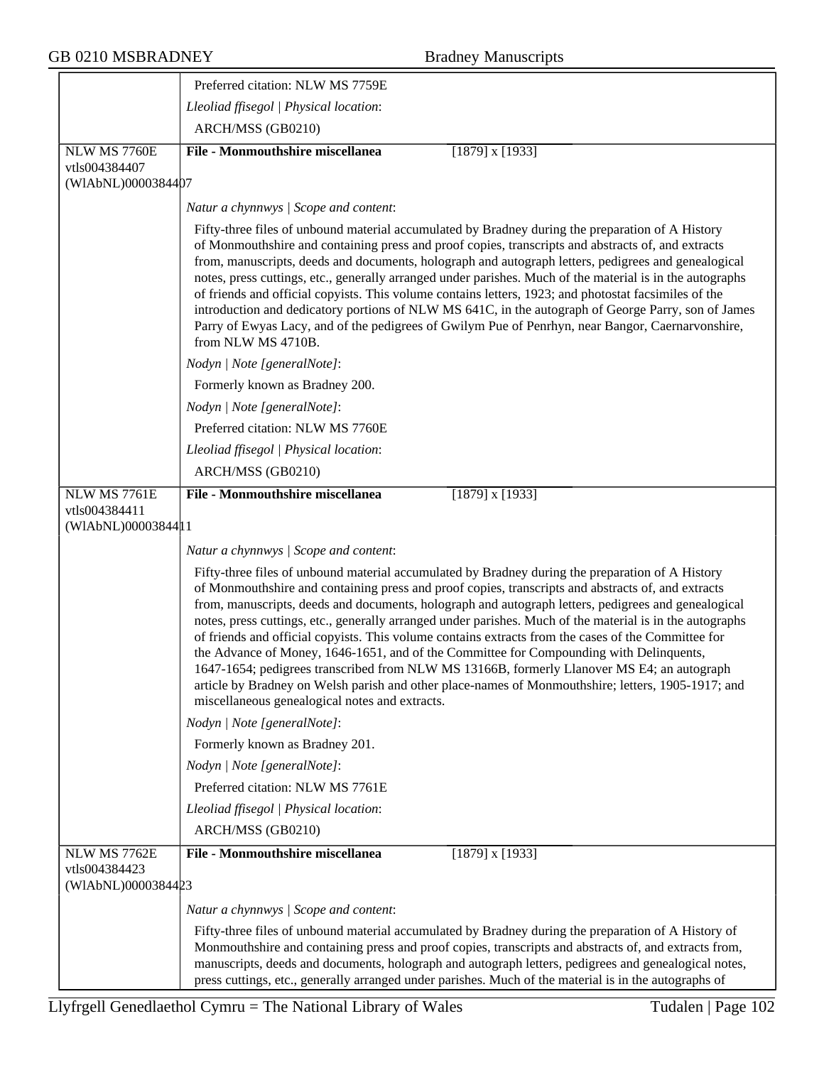| | |
|---|---|
| | Preferred citation: NLW MS 7759E |
| | *Lleoliad ffisegol \| Physical location*: |
| | ARCH/MSS (GB0210) |
| NLW MS 7760E<br>vtls004384407<br>(WlAbNL)0000384407 | **File - Monmouthshire miscellanea** [1879] x [1933] |
| | *Natur a chynnwys \| Scope and content*: |
| | Fifty-three files of unbound material accumulated by Bradney during the preparation of A History of Monmouthshire and containing press and proof copies, transcripts and abstracts of, and extracts from, manuscripts, deeds and documents, holograph and autograph letters, pedigrees and genealogical notes, press cuttings, etc., generally arranged under parishes. Much of the material is in the autographs of friends and official copyists. This volume contains letters, 1923; and photostat facsimiles of the introduction and dedicatory portions of NLW MS 641C, in the autograph of George Parry, son of James Parry of Ewyas Lacy, and of the pedigrees of Gwilym Pue of Penrhyn, near Bangor, Caernarvonshire, from NLW MS 4710B. |
| | *Nodyn \| Note [generalNote]*: |
| | Formerly known as Bradney 200. |
| | *Nodyn \| Note [generalNote]*: |
| | Preferred citation: NLW MS 7760E |
| | *Lleoliad ffisegol \| Physical location*: |
| | ARCH/MSS (GB0210) |
| NLW MS 7761E<br>vtls004384411<br>(WlAbNL)0000384411 | **File - Monmouthshire miscellanea** [1879] x [1933] |
| | *Natur a chynnwys \| Scope and content*: |
| | Fifty-three files of unbound material accumulated by Bradney during the preparation of A History of Monmouthshire and containing press and proof copies, transcripts and abstracts of, and extracts from, manuscripts, deeds and documents, holograph and autograph letters, pedigrees and genealogical notes, press cuttings, etc., generally arranged under parishes. Much of the material is in the autographs of friends and official copyists. This volume contains extracts from the cases of the Committee for the Advance of Money, 1646-1651, and of the Committee for Compounding with Delinquents, 1647-1654; pedigrees transcribed from NLW MS 13166B, formerly Llanover MS E4; an autograph article by Bradney on Welsh parish and other place-names of Monmouthshire; letters, 1905-1917; and miscellaneous genealogical notes and extracts. |
| | *Nodyn \| Note [generalNote]*: |
| | Formerly known as Bradney 201. |
| | *Nodyn \| Note [generalNote]*: |
| | Preferred citation: NLW MS 7761E |
| | *Lleoliad ffisegol \| Physical location*: |
| | ARCH/MSS (GB0210) |
| NLW MS 7762E<br>vtls004384423<br>(WlAbNL)0000384423 | **File - Monmouthshire miscellanea** [1879] x [1933] |
| | *Natur a chynnwys \| Scope and content*: |
| | Fifty-three files of unbound material accumulated by Bradney during the preparation of A History of Monmouthshire and containing press and proof copies, transcripts and abstracts of, and extracts from, manuscripts, deeds and documents, holograph and autograph letters, pedigrees and genealogical notes, press cuttings, etc., generally arranged under parishes. Much of the material is in the autographs of |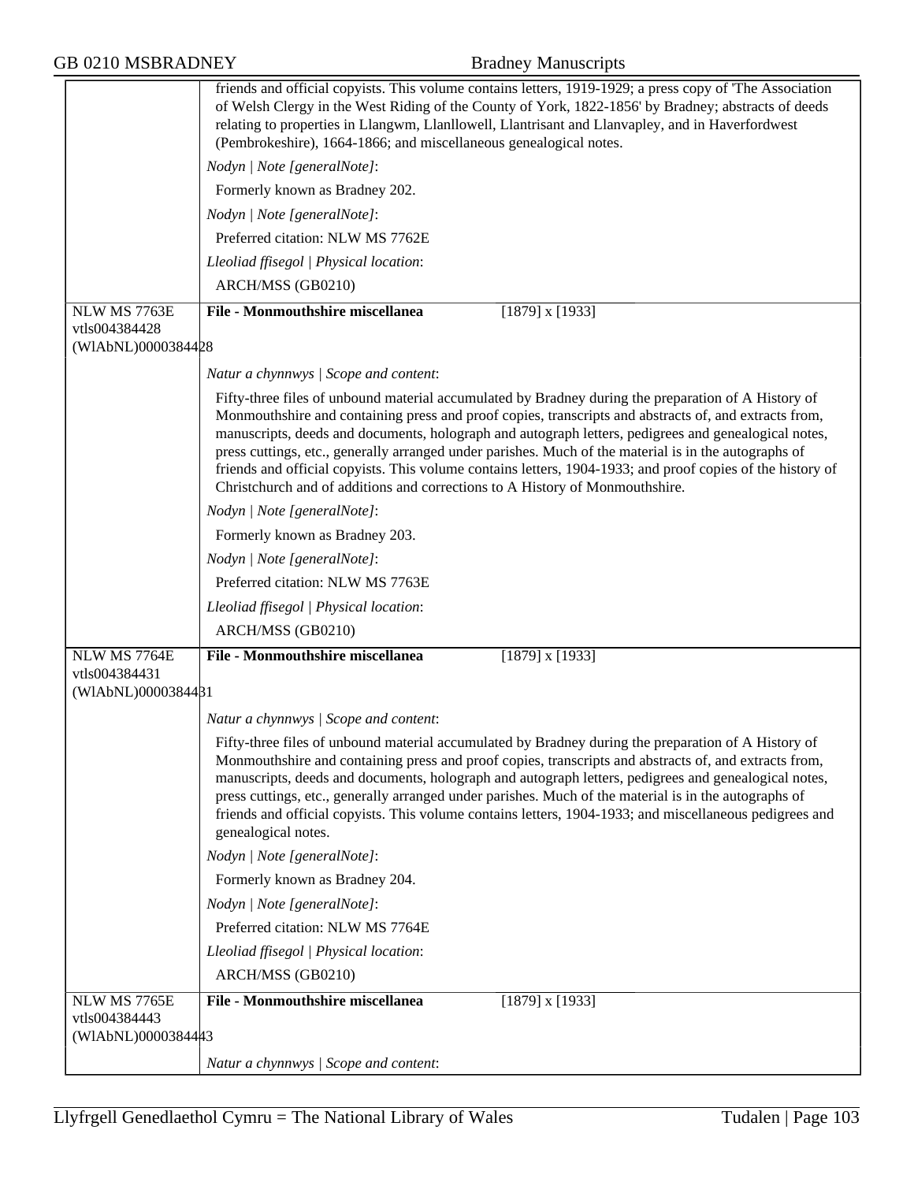friends and official copyists. This volume contains letters, 1919-1929; a press copy of 'The Association of Welsh Clergy in the West Riding of the County of York, 1822-1856' by Bradney; abstracts of deeds relating to properties in Llangwm, Llanllowell, Llantrisant and Llanvapley, and in Haverfordwest (Pembrokeshire), 1664-1866; and miscellaneous genealogical notes.

*Nodyn | Note [generalNote]*:

Formerly known as Bradney 202.

*Nodyn | Note [generalNote]*:

Preferred citation: NLW MS 7762E

*Lleoliad ffisegol | Physical location*:

ARCH/MSS (GB0210)

---

NLW MS 7763E
vtls004384428
(WlAbNL)0000384428

**File - Monmouthshire miscellanea** [1879] x [1933]

*Natur a chynnwys | Scope and content*:

Fifty-three files of unbound material accumulated by Bradney during the preparation of A History of Monmouthshire and containing press and proof copies, transcripts and abstracts of, and extracts from, manuscripts, deeds and documents, holograph and autograph letters, pedigrees and genealogical notes, press cuttings, etc., generally arranged under parishes. Much of the material is in the autographs of friends and official copyists. This volume contains letters, 1904-1933; and proof copies of the history of Christchurch and of additions and corrections to A History of Monmouthshire.

*Nodyn | Note [generalNote]*:

Formerly known as Bradney 203.

*Nodyn | Note [generalNote]*:

Preferred citation: NLW MS 7763E

*Lleoliad ffisegol | Physical location*:

ARCH/MSS (GB0210)

---

NLW MS 7764E
vtls004384431
(WlAbNL)0000384431

**File - Monmouthshire miscellanea** [1879] x [1933]

*Natur a chynnwys | Scope and content*:

Fifty-three files of unbound material accumulated by Bradney during the preparation of A History of Monmouthshire and containing press and proof copies, transcripts and abstracts of, and extracts from, manuscripts, deeds and documents, holograph and autograph letters, pedigrees and genealogical notes, press cuttings, etc., generally arranged under parishes. Much of the material is in the autographs of friends and official copyists. This volume contains letters, 1904-1933; and miscellaneous pedigrees and genealogical notes.

*Nodyn | Note [generalNote]*:

Formerly known as Bradney 204.

*Nodyn | Note [generalNote]*:

Preferred citation: NLW MS 7764E

*Lleoliad ffisegol | Physical location*:

ARCH/MSS (GB0210)

---

NLW MS 7765E
vtls004384443
(WlAbNL)0000384443

**File - Monmouthshire miscellanea** [1879] x [1933]

*Natur a chynnwys | Scope and content*: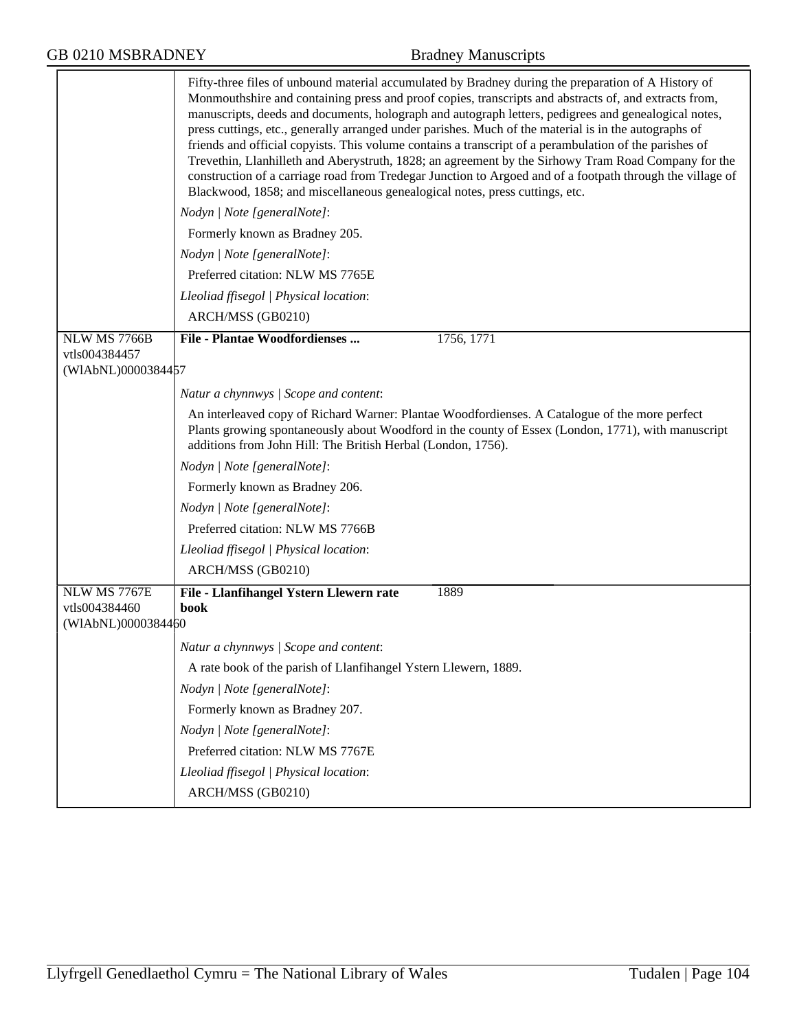| | |
|---|---|
| | Fifty-three files of unbound material accumulated by Bradney during the preparation of A History of Monmouthshire and containing press and proof copies, transcripts and abstracts of, and extracts from, manuscripts, deeds and documents, holograph and autograph letters, pedigrees and genealogical notes, press cuttings, etc., generally arranged under parishes. Much of the material is in the autographs of friends and official copyists. This volume contains a transcript of a perambulation of the parishes of Trevethin, Llanhilleth and Aberystruth, 1828; an agreement by the Sirhowy Tram Road Company for the construction of a carriage road from Tredegar Junction to Argoed and of a footpath through the village of Blackwood, 1858; and miscellaneous genealogical notes, press cuttings, etc.<br>*Nodyn \| Note [generalNote]*:<br>Formerly known as Bradney 205.<br>*Nodyn \| Note [generalNote]*:<br>Preferred citation: NLW MS 7765E<br>*Lleoliad ffisegol \| Physical location*:<br>ARCH/MSS (GB0210) |
| NLW MS 7766B<br>vtls004384457<br>(WlAbNL)0000384457 | **File - Plantae Woodfordienses ...** 1756, 1771<br>*Natur a chynnwys \| Scope and content*:<br>An interleaved copy of Richard Warner: Plantae Woodfordienses. A Catalogue of the more perfect Plants growing spontaneously about Woodford in the county of Essex (London, 1771), with manuscript additions from John Hill: The British Herbal (London, 1756).<br>*Nodyn \| Note [generalNote]*:<br>Formerly known as Bradney 206.<br>*Nodyn \| Note [generalNote]*:<br>Preferred citation: NLW MS 7766B<br>*Lleoliad ffisegol \| Physical location*:<br>ARCH/MSS (GB0210) |
| NLW MS 7767E<br>vtls004384460<br>(WlAbNL)0000384460 | **File - Llanfihangel Ystern Llewern rate book** 1889<br>*Natur a chynnwys \| Scope and content*:<br>A rate book of the parish of Llanfihangel Ystern Llewern, 1889.<br>*Nodyn \| Note [generalNote]*:<br>Formerly known as Bradney 207.<br>*Nodyn \| Note [generalNote]*:<br>Preferred citation: NLW MS 7767E<br>*Lleoliad ffisegol \| Physical location*:<br>ARCH/MSS (GB0210) |